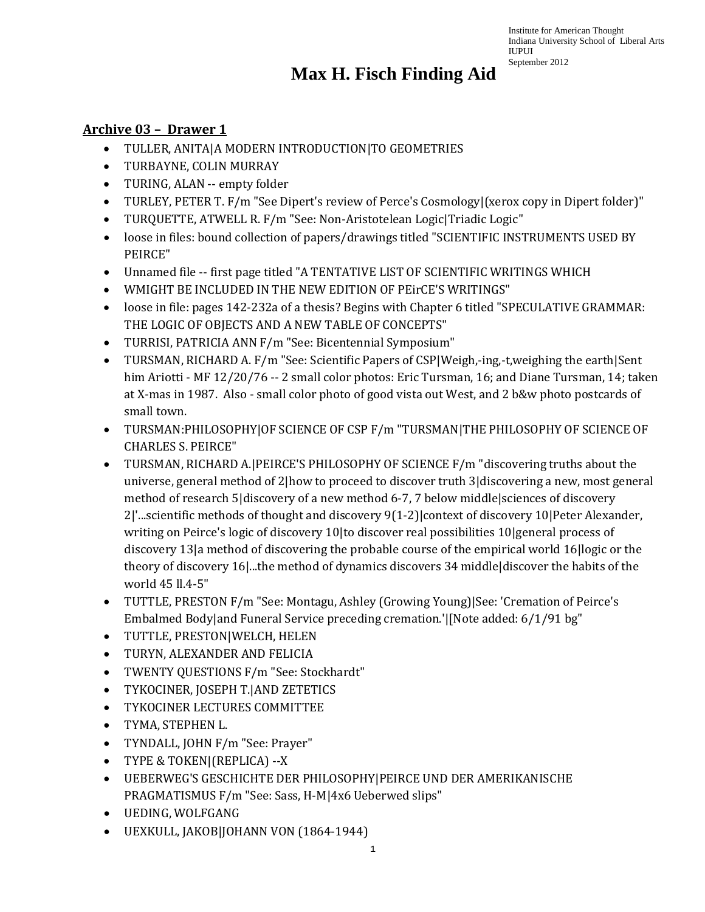Institute for American Thought
Indiana University School of Liberal Arts
IUPUI
September 2012

# Max H. Fisch Finding Aid

## Archive 03 – Drawer 1

- TULLER, ANITA|A MODERN INTRODUCTION|TO GEOMETRIES
- TURBAYNE, COLIN MURRAY
- TURING, ALAN -- empty folder
- TURLEY, PETER T. F/m "See Dipert's review of Perce's Cosmology|(xerox copy in Dipert folder)"
- TURQUETTE, ATWELL R. F/m "See: Non-Aristotelean Logic|Triadic Logic"
- loose in files: bound collection of papers/drawings titled "SCIENTIFIC INSTRUMENTS USED BY PEIRCE"
- Unnamed file -- first page titled "A TENTATIVE LIST OF SCIENTIFIC WRITINGS WHICH
- WMIGHT BE INCLUDED IN THE NEW EDITION OF PEirCE'S WRITINGS"
- loose in file: pages 142-232a of a thesis? Begins with Chapter 6 titled "SPECULATIVE GRAMMAR: THE LOGIC OF OBJECTS AND A NEW TABLE OF CONCEPTS"
- TURRISI, PATRICIA ANN F/m "See: Bicentennial Symposium"
- TURSMAN, RICHARD A. F/m "See: Scientific Papers of CSP|Weigh,-ing,-t,weighing the earth|Sent him Ariotti - MF 12/20/76 -- 2 small color photos: Eric Tursman, 16; and Diane Tursman, 14; taken at X-mas in 1987. Also - small color photo of good vista out West, and 2 b&w photo postcards of small town.
- TURSMAN:PHILOSOPHY|OF SCIENCE OF CSP F/m "TURSMAN|THE PHILOSOPHY OF SCIENCE OF CHARLES S. PEIRCE"
- TURSMAN, RICHARD A.|PEIRCE'S PHILOSOPHY OF SCIENCE F/m "discovering truths about the universe, general method of 2|how to proceed to discover truth 3|discovering a new, most general method of research 5|discovery of a new method 6-7, 7 below middle|sciences of discovery 2|'...scientific methods of thought and discovery 9(1-2)|context of discovery 10|Peter Alexander, writing on Peirce's logic of discovery 10|to discover real possibilities 10|general process of discovery 13|a method of discovering the probable course of the empirical world 16|logic or the theory of discovery 16|...the method of dynamics discovers 34 middle|discover the habits of the world 45 ll.4-5"
- TUTTLE, PRESTON F/m "See: Montagu, Ashley (Growing Young)|See: 'Cremation of Peirce's Embalmed Body|and Funeral Service preceding cremation.'|[Note added: 6/1/91 bg"
- TUTTLE, PRESTON|WELCH, HELEN
- TURYN, ALEXANDER AND FELICIA
- TWENTY QUESTIONS F/m "See: Stockhardt"
- TYKOCINER, JOSEPH T.|AND ZETETICS
- TYKOCINER LECTURES COMMITTEE
- TYMA, STEPHEN L.
- TYNDALL, JOHN F/m "See: Prayer"
- TYPE & TOKEN|(REPLICA) --X
- UEBERWEG'S GESCHICHTE DER PHILOSOPHY|PEIRCE UND DER AMERIKANISCHE PRAGMATISMUS F/m "See: Sass, H-M|4x6 Ueberwed slips"
- UEDING, WOLFGANG
- UEXKULL, JAKOB|JOHANN VON (1864-1944)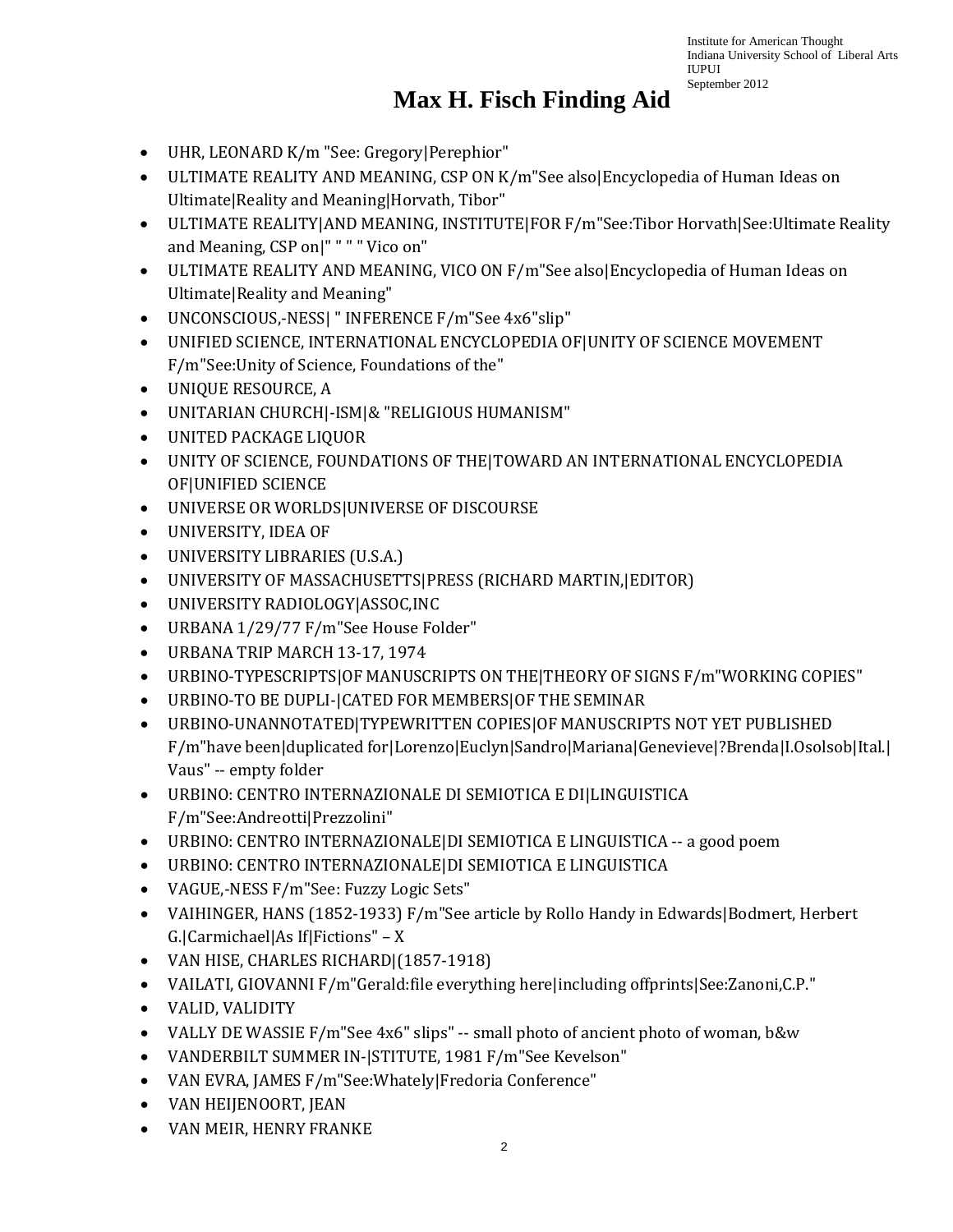# Max H. Fisch Finding Aid

- UHR, LEONARD K/m "See: Gregory|Perephior"
- ULTIMATE REALITY AND MEANING, CSP ON K/m"See also|Encyclopedia of Human Ideas on Ultimate|Reality and Meaning|Horvath, Tibor"
- ULTIMATE REALITY|AND MEANING, INSTITUTE|FOR F/m"See:Tibor Horvath|See:Ultimate Reality and Meaning, CSP on|" " " " Vico on"
- ULTIMATE REALITY AND MEANING, VICO ON F/m"See also|Encyclopedia of Human Ideas on Ultimate|Reality and Meaning"
- UNCONSCIOUS,-NESS| " INFERENCE F/m"See 4x6"slip"
- UNIFIED SCIENCE, INTERNATIONAL ENCYCLOPEDIA OF|UNITY OF SCIENCE MOVEMENT F/m"See:Unity of Science, Foundations of the"
- UNIQUE RESOURCE, A
- UNITARIAN CHURCH|-ISM|& "RELIGIOUS HUMANISM"
- UNITED PACKAGE LIQUOR
- UNITY OF SCIENCE, FOUNDATIONS OF THE|TOWARD AN INTERNATIONAL ENCYCLOPEDIA OF|UNIFIED SCIENCE
- UNIVERSE OR WORLDS|UNIVERSE OF DISCOURSE
- UNIVERSITY, IDEA OF
- UNIVERSITY LIBRARIES (U.S.A.)
- UNIVERSITY OF MASSACHUSETTS|PRESS (RICHARD MARTIN,|EDITOR)
- UNIVERSITY RADIOLOGY|ASSOC,INC
- URBANA 1/29/77 F/m"See House Folder"
- URBANA TRIP MARCH 13-17, 1974
- URBINO-TYPESCRIPTS|OF MANUSCRIPTS ON THE|THEORY OF SIGNS F/m"WORKING COPIES"
- URBINO-TO BE DUPLI-|CATED FOR MEMBERS|OF THE SEMINAR
- URBINO-UNANNOTATED|TYPEWRITTEN COPIES|OF MANUSCRIPTS NOT YET PUBLISHED F/m"have been|duplicated for|Lorenzo|Euclyn|Sandro|Mariana|Genevieve|?Brenda|I.Osolsob|Ital.|Vaus" -- empty folder
- URBINO: CENTRO INTERNAZIONALE DI SEMIOTICA E DI|LINGUISTICA F/m"See:Andreotti|Prezzolini"
- URBINO: CENTRO INTERNAZIONALE|DI SEMIOTICA E LINGUISTICA -- a good poem
- URBINO: CENTRO INTERNAZIONALE|DI SEMIOTICA E LINGUISTICA
- VAGUE,-NESS F/m"See: Fuzzy Logic Sets"
- VAIHINGER, HANS (1852-1933) F/m"See article by Rollo Handy in Edwards|Bodmert, Herbert G.|Carmichael|As If|Fictions" – X
- VAN HISE, CHARLES RICHARD|(1857-1918)
- VAILATI, GIOVANNI F/m"Gerald:file everything here|including offprints|See:Zanoni,C.P."
- VALID, VALIDITY
- VALLY DE WASSIE F/m"See 4x6" slips" -- small photo of ancient photo of woman, b&w
- VANDERBILT SUMMER IN-|STITUTE, 1981 F/m"See Kevelson"
- VAN EVRA, JAMES F/m"See:Whately|Fredoria Conference"
- VAN HEIJENOORT, JEAN
- VAN MEIR, HENRY FRANKE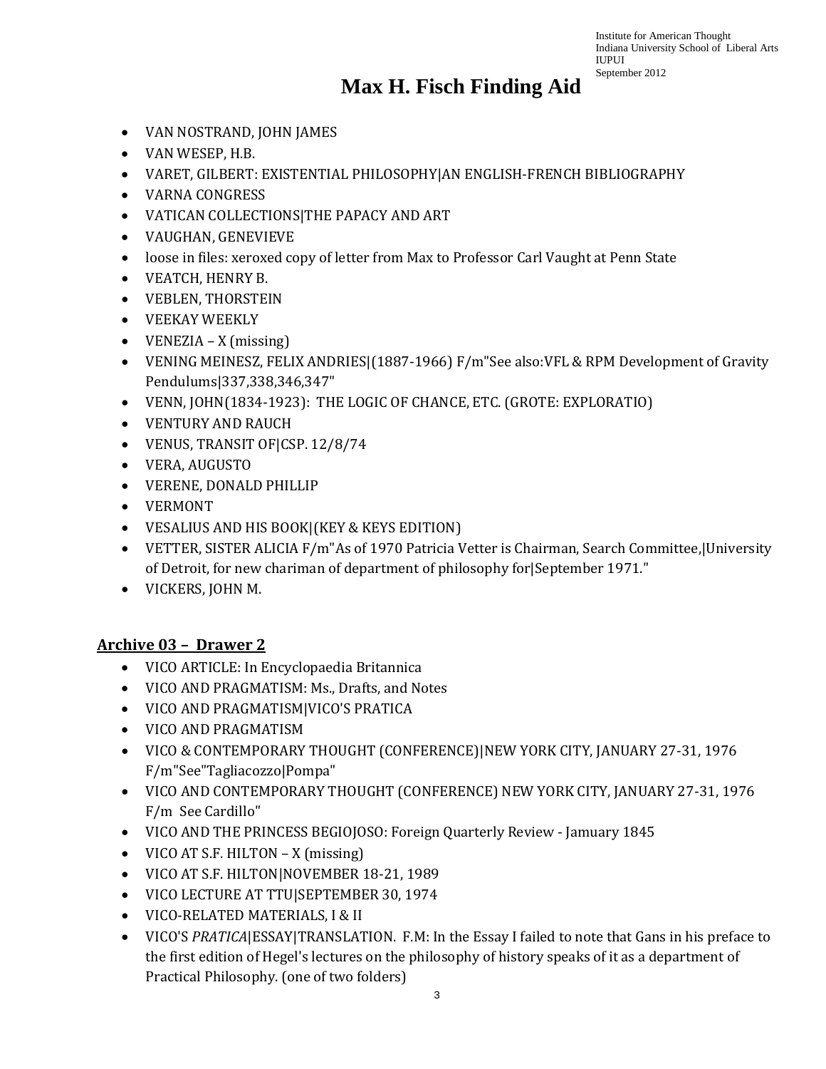# Max H. Fisch Finding Aid

- VAN NOSTRAND, JOHN JAMES
- VAN WESEP, H.B.
- VARET, GILBERT: EXISTENTIAL PHILOSOPHY|AN ENGLISH-FRENCH BIBLIOGRAPHY
- VARNA CONGRESS
- VATICAN COLLECTIONS|THE PAPACY AND ART
- VAUGHAN, GENEVIEVE
- loose in files: xeroxed copy of letter from Max to Professor Carl Vaught at Penn State
- VEATCH, HENRY B.
- VEBLEN, THORSTEIN
- VEEKAY WEEKLY
- VENEZIA – X (missing)
- VENING MEINESZ, FELIX ANDRIES|(1887-1966) F/m"See also:VFL & RPM Development of Gravity Pendulums|337,338,346,347"
- VENN, JOHN(1834-1923): THE LOGIC OF CHANCE, ETC. (GROTE: EXPLORATIO)
- VENTURY AND RAUCH
- VENUS, TRANSIT OF|CSP. 12/8/74
- VERA, AUGUSTO
- VERENE, DONALD PHILLIP
- VERMONT
- VESALIUS AND HIS BOOK|(KEY & KEYS EDITION)
- VETTER, SISTER ALICIA F/m"As of 1970 Patricia Vetter is Chairman, Search Committee,|University of Detroit, for new chariman of department of philosophy for|September 1971."
- VICKERS, JOHN M.

## Archive 03 – Drawer 2

- VICO ARTICLE: In Encyclopaedia Britannica
- VICO AND PRAGMATISM: Ms., Drafts, and Notes
- VICO AND PRAGMATISM|VICO'S PRATICA
- VICO AND PRAGMATISM
- VICO & CONTEMPORARY THOUGHT (CONFERENCE)|NEW YORK CITY, JANUARY 27-31, 1976 F/m"See"Tagliacozzo|Pompa"
- VICO AND CONTEMPORARY THOUGHT (CONFERENCE) NEW YORK CITY, JANUARY 27-31, 1976 F/m See Cardillo"
- VICO AND THE PRINCESS BEGIOJOSO: Foreign Quarterly Review - Jamuary 1845
- VICO AT S.F. HILTON – X (missing)
- VICO AT S.F. HILTON|NOVEMBER 18-21, 1989
- VICO LECTURE AT TTU|SEPTEMBER 30, 1974
- VICO-RELATED MATERIALS, I & II
- VICO'S *PRATICA*|ESSAY|TRANSLATION. F.M: In the Essay I failed to note that Gans in his preface to the first edition of Hegel's lectures on the philosophy of history speaks of it as a department of Practical Philosophy. (one of two folders)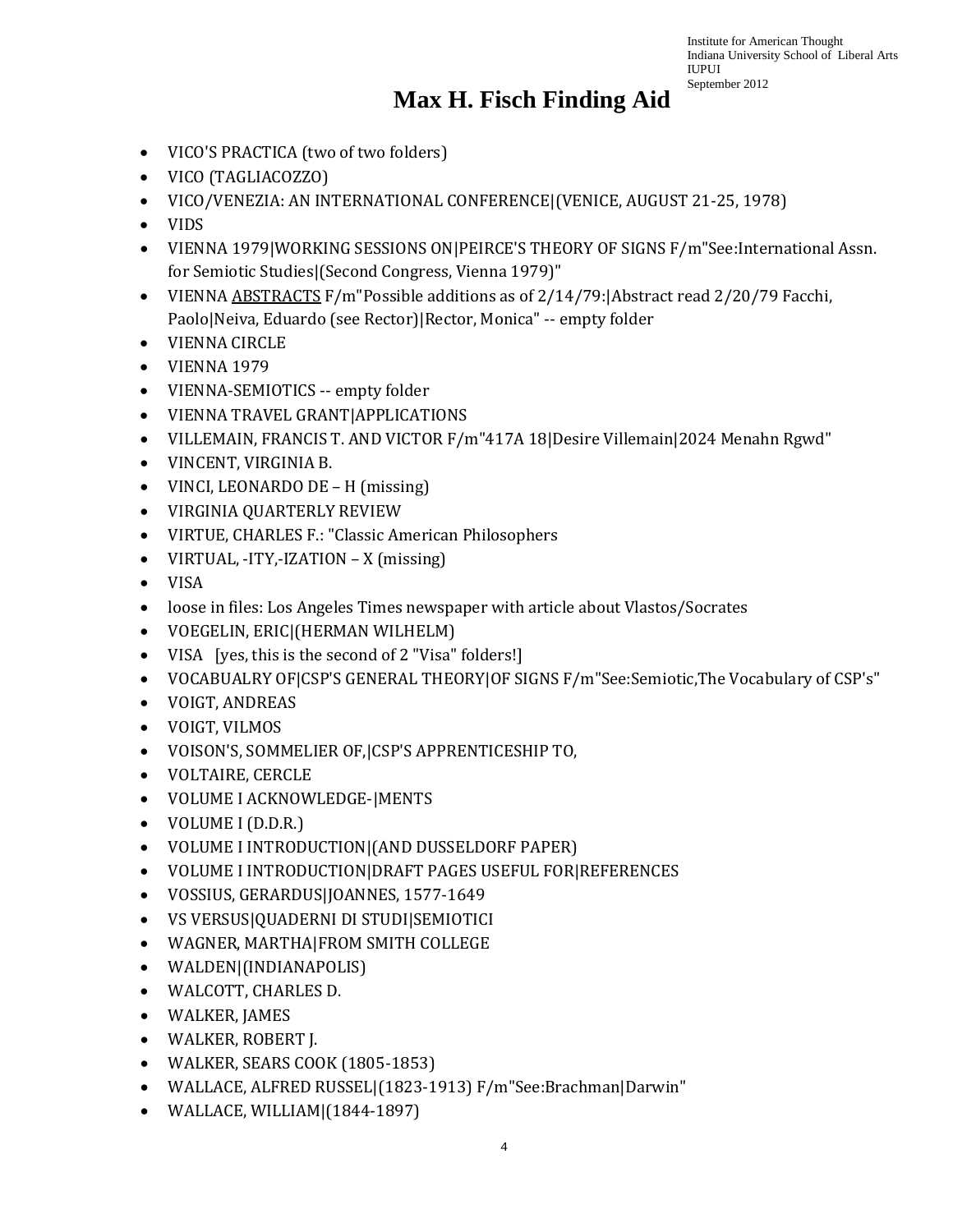# Max H. Fisch Finding Aid

- VICO'S PRACTICA (two of two folders)
- VICO (TAGLIACOZZO)
- VICO/VENEZIA: AN INTERNATIONAL CONFERENCE|(VENICE, AUGUST 21-25, 1978)
- VIDS
- VIENNA 1979|WORKING SESSIONS ON|PEIRCE'S THEORY OF SIGNS F/m"See:International Assn. for Semiotic Studies|(Second Congress, Vienna 1979)"
- VIENNA ABSTRACTS F/m"Possible additions as of 2/14/79:|Abstract read 2/20/79 Facchi, Paolo|Neiva, Eduardo (see Rector)|Rector, Monica" -- empty folder
- VIENNA CIRCLE
- VIENNA 1979
- VIENNA-SEMIOTICS -- empty folder
- VIENNA TRAVEL GRANT|APPLICATIONS
- VILLEMAIN, FRANCIS T. AND VICTOR F/m"417A 18|Desire Villemain|2024 Menahn Rgwd"
- VINCENT, VIRGINIA B.
- VINCI, LEONARDO DE – H (missing)
- VIRGINIA QUARTERLY REVIEW
- VIRTUE, CHARLES F.: "Classic American Philosophers
- VIRTUAL, -ITY,-IZATION – X (missing)
- VISA
- loose in files: Los Angeles Times newspaper with article about Vlastos/Socrates
- VOEGELIN, ERIC|(HERMAN WILHELM)
- VISA [yes, this is the second of 2 "Visa" folders!]
- VOCABUALRY OF|CSP'S GENERAL THEORY|OF SIGNS F/m"See:Semiotic,The Vocabulary of CSP's"
- VOIGT, ANDREAS
- VOIGT, VILMOS
- VOISON'S, SOMMELIER OF,|CSP'S APPRENTICESHIP TO,
- VOLTAIRE, CERCLE
- VOLUME I ACKNOWLEDGE-|MENTS
- VOLUME I (D.D.R.)
- VOLUME I INTRODUCTION|(AND DUSSELDORF PAPER)
- VOLUME I INTRODUCTION|DRAFT PAGES USEFUL FOR|REFERENCES
- VOSSIUS, GERARDUS|JOANNES, 1577-1649
- VS VERSUS|QUADERNI DI STUDI|SEMIOTICI
- WAGNER, MARTHA|FROM SMITH COLLEGE
- WALDEN|(INDIANAPOLIS)
- WALCOTT, CHARLES D.
- WALKER, JAMES
- WALKER, ROBERT J.
- WALKER, SEARS COOK (1805-1853)
- WALLACE, ALFRED RUSSEL|(1823-1913) F/m"See:Brachman|Darwin"
- WALLACE, WILLIAM|(1844-1897)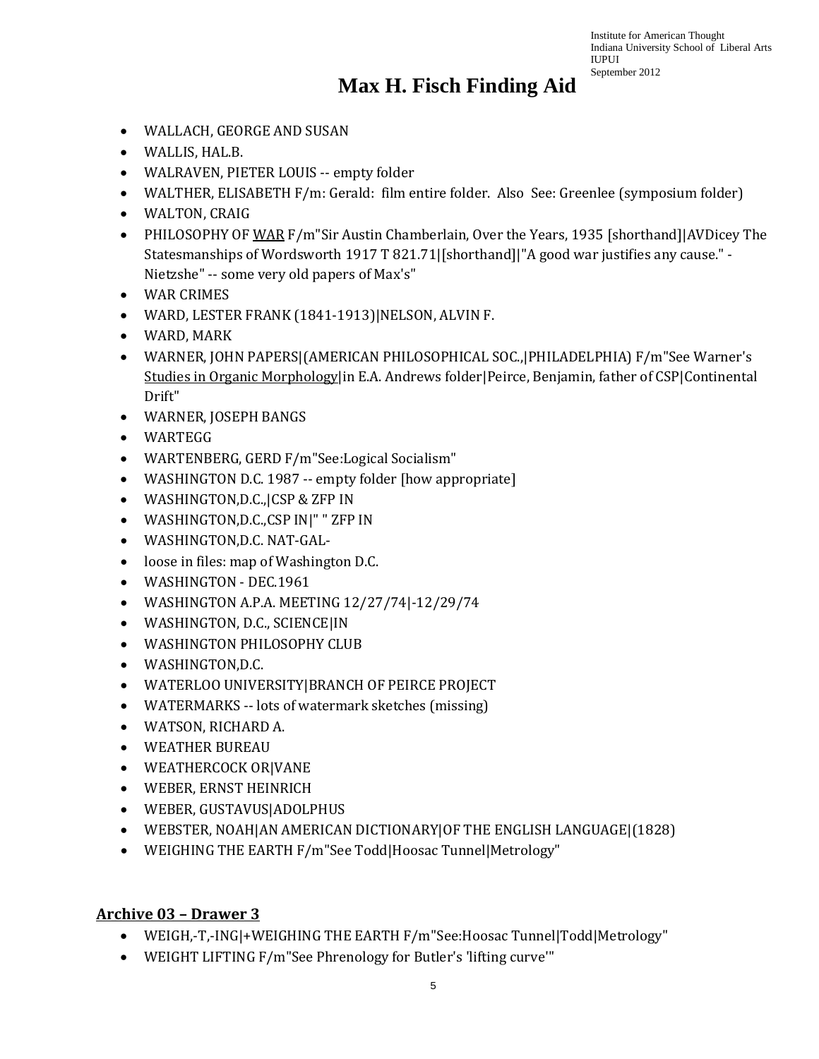# Max H. Fisch Finding Aid

- WALLACH, GEORGE AND SUSAN
- WALLIS, HAL.B.
- WALRAVEN, PIETER LOUIS -- empty folder
- WALTHER, ELISABETH F/m: Gerald: film entire folder. Also See: Greenlee (symposium folder)
- WALTON, CRAIG
- PHILOSOPHY OF WAR F/m"Sir Austin Chamberlain, Over the Years, 1935 [shorthand]|AVDicey The Statesmanships of Wordsworth 1917 T 821.71|[shorthand]|"A good war justifies any cause." -Nietzshe" -- some very old papers of Max's"
- WAR CRIMES
- WARD, LESTER FRANK (1841-1913)|NELSON, ALVIN F.
- WARD, MARK
- WARNER, JOHN PAPERS|(AMERICAN PHILOSOPHICAL SOC.,|PHILADELPHIA) F/m"See Warner's Studies in Organic Morphology|in E.A. Andrews folder|Peirce, Benjamin, father of CSP|Continental Drift"
- WARNER, JOSEPH BANGS
- WARTEGG
- WARTENBERG, GERD F/m"See:Logical Socialism"
- WASHINGTON D.C. 1987 -- empty folder [how appropriate]
- WASHINGTON,D.C.,|CSP & ZFP IN
- WASHINGTON,D.C.,CSP IN|" " ZFP IN
- WASHINGTON,D.C. NAT-GAL-
- loose in files: map of Washington D.C.
- WASHINGTON - DEC.1961
- WASHINGTON A.P.A. MEETING 12/27/74|-12/29/74
- WASHINGTON, D.C., SCIENCE|IN
- WASHINGTON PHILOSOPHY CLUB
- WASHINGTON,D.C.
- WATERLOO UNIVERSITY|BRANCH OF PEIRCE PROJECT
- WATERMARKS -- lots of watermark sketches (missing)
- WATSON, RICHARD A.
- WEATHER BUREAU
- WEATHERCOCK OR|VANE
- WEBER, ERNST HEINRICH
- WEBER, GUSTAVUS|ADOLPHUS
- WEBSTER, NOAH|AN AMERICAN DICTIONARY|OF THE ENGLISH LANGUAGE|(1828)
- WEIGHING THE EARTH F/m"See Todd|Hoosac Tunnel|Metrology"

## Archive 03 – Drawer 3

- WEIGH,-T,-ING|+WEIGHING THE EARTH F/m"See:Hoosac Tunnel|Todd|Metrology"
- WEIGHT LIFTING F/m"See Phrenology for Butler's 'lifting curve'"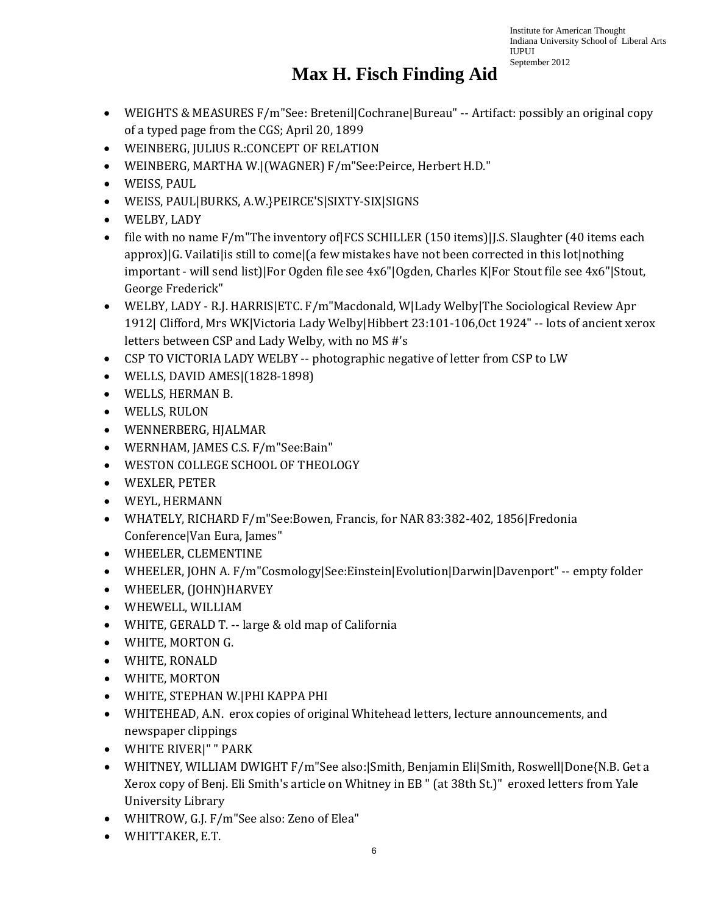# Max H. Fisch Finding Aid

- WEIGHTS & MEASURES F/m"See: Bretenil|Cochrane|Bureau" -- Artifact: possibly an original copy of a typed page from the CGS; April 20, 1899
- WEINBERG, JULIUS R.:CONCEPT OF RELATION
- WEINBERG, MARTHA W.|(WAGNER) F/m"See:Peirce, Herbert H.D."
- WEISS, PAUL
- WEISS, PAUL|BURKS, A.W.}PEIRCE'S|SIXTY-SIX|SIGNS
- WELBY, LADY
- file with no name F/m"The inventory of|FCS SCHILLER (150 items)|J.S. Slaughter (40 items each approx)|G. Vailati|is still to come|(a few mistakes have not been corrected in this lot|nothing important - will send list)|For Ogden file see 4x6"|Ogden, Charles K|For Stout file see 4x6"|Stout, George Frederick"
- WELBY, LADY - R.J. HARRIS|ETC. F/m"Macdonald, W|Lady Welby|The Sociological Review Apr 1912| Clifford, Mrs WK|Victoria Lady Welby|Hibbert 23:101-106,Oct 1924" -- lots of ancient xerox letters between CSP and Lady Welby, with no MS #'s
- CSP TO VICTORIA LADY WELBY -- photographic negative of letter from CSP to LW
- WELLS, DAVID AMES|(1828-1898)
- WELLS, HERMAN B.
- WELLS, RULON
- WENNERBERG, HJALMAR
- WERNHAM, JAMES C.S. F/m"See:Bain"
- WESTON COLLEGE SCHOOL OF THEOLOGY
- WEXLER, PETER
- WEYL, HERMANN
- WHATELY, RICHARD F/m"See:Bowen, Francis, for NAR 83:382-402, 1856|Fredonia Conference|Van Eura, James"
- WHEELER, CLEMENTINE
- WHEELER, JOHN A. F/m"Cosmology|See:Einstein|Evolution|Darwin|Davenport" -- empty folder
- WHEELER, (JOHN)HARVEY
- WHEWELL, WILLIAM
- WHITE, GERALD T. -- large & old map of California
- WHITE, MORTON G.
- WHITE, RONALD
- WHITE, MORTON
- WHITE, STEPHAN W.|PHI KAPPA PHI
- WHITEHEAD, A.N. erox copies of original Whitehead letters, lecture announcements, and newspaper clippings
- WHITE RIVER|" " PARK
- WHITNEY, WILLIAM DWIGHT F/m"See also:|Smith, Benjamin Eli|Smith, Roswell|Done{N.B. Get a Xerox copy of Benj. Eli Smith's article on Whitney in EB " (at 38th St.)" eroxed letters from Yale University Library
- WHITROW, G.J. F/m"See also: Zeno of Elea"
- WHITTAKER, E.T.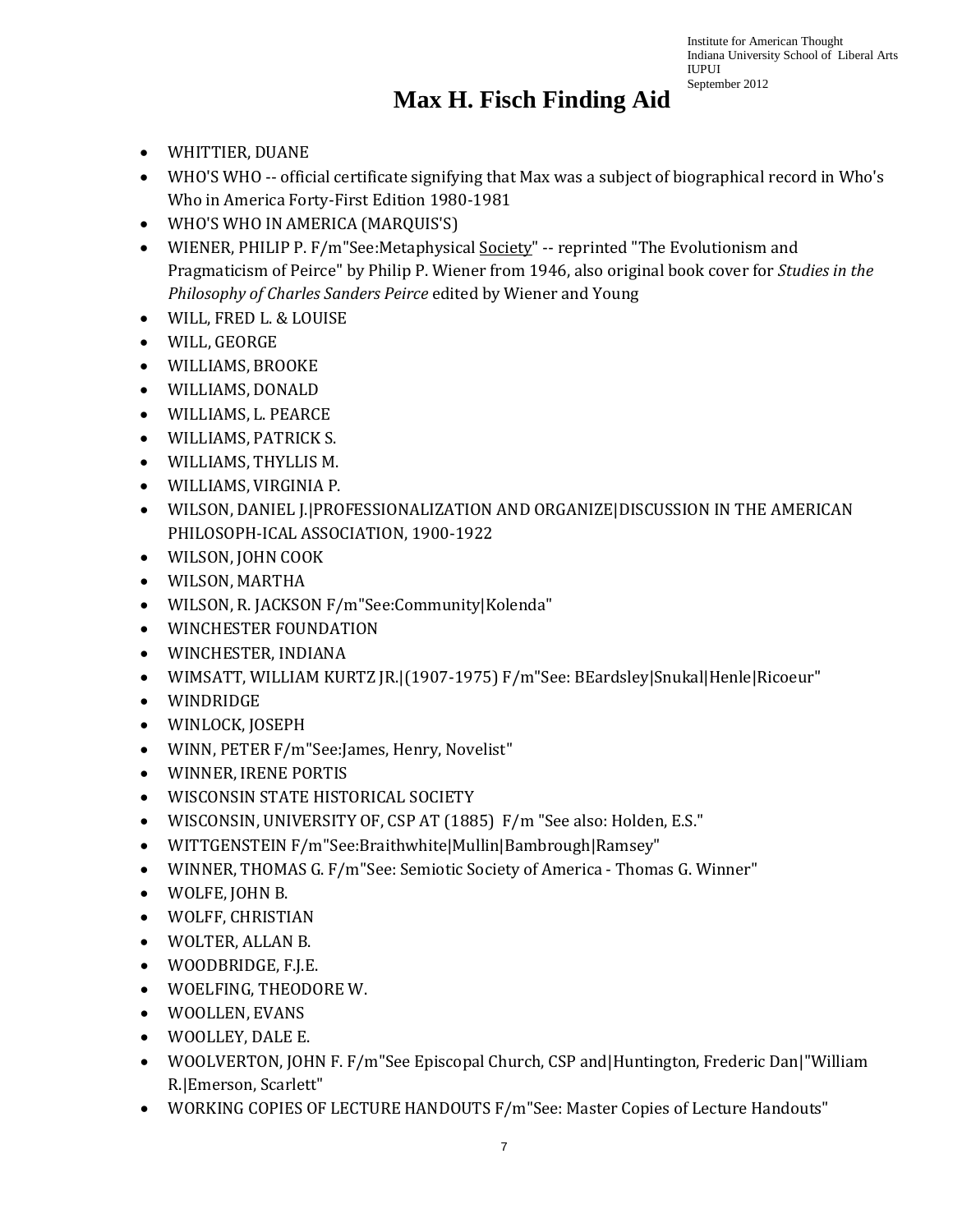# Max H. Fisch Finding Aid

- WHITTIER, DUANE
- WHO'S WHO -- official certificate signifying that Max was a subject of biographical record in Who's Who in America Forty-First Edition 1980-1981
- WHO'S WHO IN AMERICA (MARQUIS'S)
- WIENER, PHILIP P. F/m"See:Metaphysical Society" -- reprinted "The Evolutionism and Pragmaticism of Peirce" by Philip P. Wiener from 1946, also original book cover for *Studies in the Philosophy of Charles Sanders Peirce* edited by Wiener and Young
- WILL, FRED L. & LOUISE
- WILL, GEORGE
- WILLIAMS, BROOKE
- WILLIAMS, DONALD
- WILLIAMS, L. PEARCE
- WILLIAMS, PATRICK S.
- WILLIAMS, THYLLIS M.
- WILLIAMS, VIRGINIA P.
- WILSON, DANIEL J.|PROFESSIONALIZATION AND ORGANIZE|DISCUSSION IN THE AMERICAN PHILOSOPH-ICAL ASSOCIATION, 1900-1922
- WILSON, JOHN COOK
- WILSON, MARTHA
- WILSON, R. JACKSON F/m"See:Community|Kolenda"
- WINCHESTER FOUNDATION
- WINCHESTER, INDIANA
- WIMSATT, WILLIAM KURTZ JR.|(1907-1975) F/m"See: BEardsley|Snukal|Henle|Ricoeur"
- WINDRIDGE
- WINLOCK, JOSEPH
- WINN, PETER F/m"See:James, Henry, Novelist"
- WINNER, IRENE PORTIS
- WISCONSIN STATE HISTORICAL SOCIETY
- WISCONSIN, UNIVERSITY OF, CSP AT (1885) F/m "See also: Holden, E.S."
- WITTGENSTEIN F/m"See:Braithwhite|Mullin|Bambrough|Ramsey"
- WINNER, THOMAS G. F/m"See: Semiotic Society of America - Thomas G. Winner"
- WOLFE, JOHN B.
- WOLFF, CHRISTIAN
- WOLTER, ALLAN B.
- WOODBRIDGE, F.J.E.
- WOELFING, THEODORE W.
- WOOLLEN, EVANS
- WOOLLEY, DALE E.
- WOOLVERTON, JOHN F. F/m"See Episcopal Church, CSP and|Huntington, Frederic Dan|"William R.|Emerson, Scarlett"
- WORKING COPIES OF LECTURE HANDOUTS F/m"See: Master Copies of Lecture Handouts"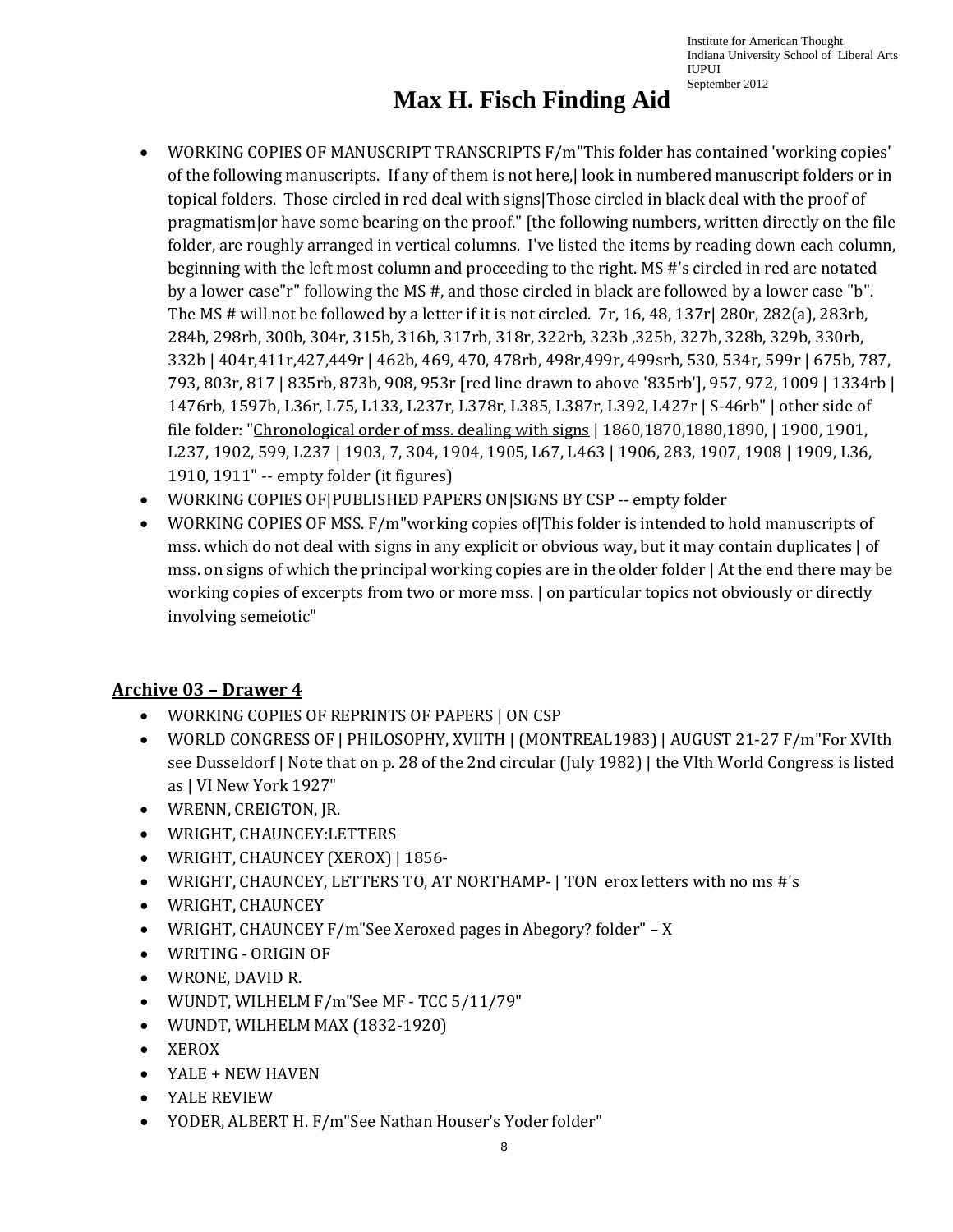- WORKING COPIES OF MANUSCRIPT TRANSCRIPTS F/m"This folder has contained 'working copies' of the following manuscripts. If any of them is not here,| look in numbered manuscript folders or in topical folders. Those circled in red deal with signs|Those circled in black deal with the proof of pragmatism|or have some bearing on the proof." [the following numbers, written directly on the file folder, are roughly arranged in vertical columns. I've listed the items by reading down each column, beginning with the left most column and proceeding to the right. MS #'s circled in red are notated by a lower case"r" following the MS #, and those circled in black are followed by a lower case "b". The MS # will not be followed by a letter if it is not circled. 7r, 16, 48, 137r| 280r, 282(a), 283rb, 284b, 298rb, 300b, 304r, 315b, 316b, 317rb, 318r, 322rb, 323b ,325b, 327b, 328b, 329b, 330rb, 332b | 404r,411r,427,449r | 462b, 469, 470, 478rb, 498r,499r, 499srb, 530, 534r, 599r | 675b, 787, 793, 803r, 817 | 835rb, 873b, 908, 953r [red line drawn to above '835rb'], 957, 972, 1009 | 1334rb | 1476rb, 1597b, L36r, L75, L133, L237r, L378r, L385, L387r, L392, L427r | S-46rb" | other side of file folder: "<u>Chronological order of mss. dealing with signs</u> | 1860,1870,1880,1890, | 1900, 1901, L237, 1902, 599, L237 | 1903, 7, 304, 1904, 1905, L67, L463 | 1906, 283, 1907, 1908 | 1909, L36, 1910, 1911" -- empty folder (it figures)
- WORKING COPIES OF|PUBLISHED PAPERS ON|SIGNS BY CSP -- empty folder
- WORKING COPIES OF MSS. F/m"working copies of|This folder is intended to hold manuscripts of mss. which do not deal with signs in any explicit or obvious way, but it may contain duplicates | of mss. on signs of which the principal working copies are in the older folder | At the end there may be working copies of excerpts from two or more mss. | on particular topics not obviously or directly involving semeiotic"

## Archive 03 – Drawer 4

- WORKING COPIES OF REPRINTS OF PAPERS | ON CSP
- WORLD CONGRESS OF | PHILOSOPHY, XVIITH | (MONTREAL1983) | AUGUST 21-27 F/m"For XVIth see Dusseldorf | Note that on p. 28 of the 2nd circular (July 1982) | the VIth World Congress is listed as | VI New York 1927"
- WRENN, CREIGTON, JR.
- WRIGHT, CHAUNCEY:LETTERS
- WRIGHT, CHAUNCEY (XEROX) | 1856-
- WRIGHT, CHAUNCEY, LETTERS TO, AT NORTHAMP- | TON erox letters with no ms #'s
- WRIGHT, CHAUNCEY
- WRIGHT, CHAUNCEY F/m"See Xeroxed pages in Abegory? folder" – X
- WRITING - ORIGIN OF
- WRONE, DAVID R.
- WUNDT, WILHELM F/m"See MF - TCC 5/11/79"
- WUNDT, WILHELM MAX (1832-1920)
- XEROX
- YALE + NEW HAVEN
- YALE REVIEW
- YODER, ALBERT H. F/m"See Nathan Houser's Yoder folder"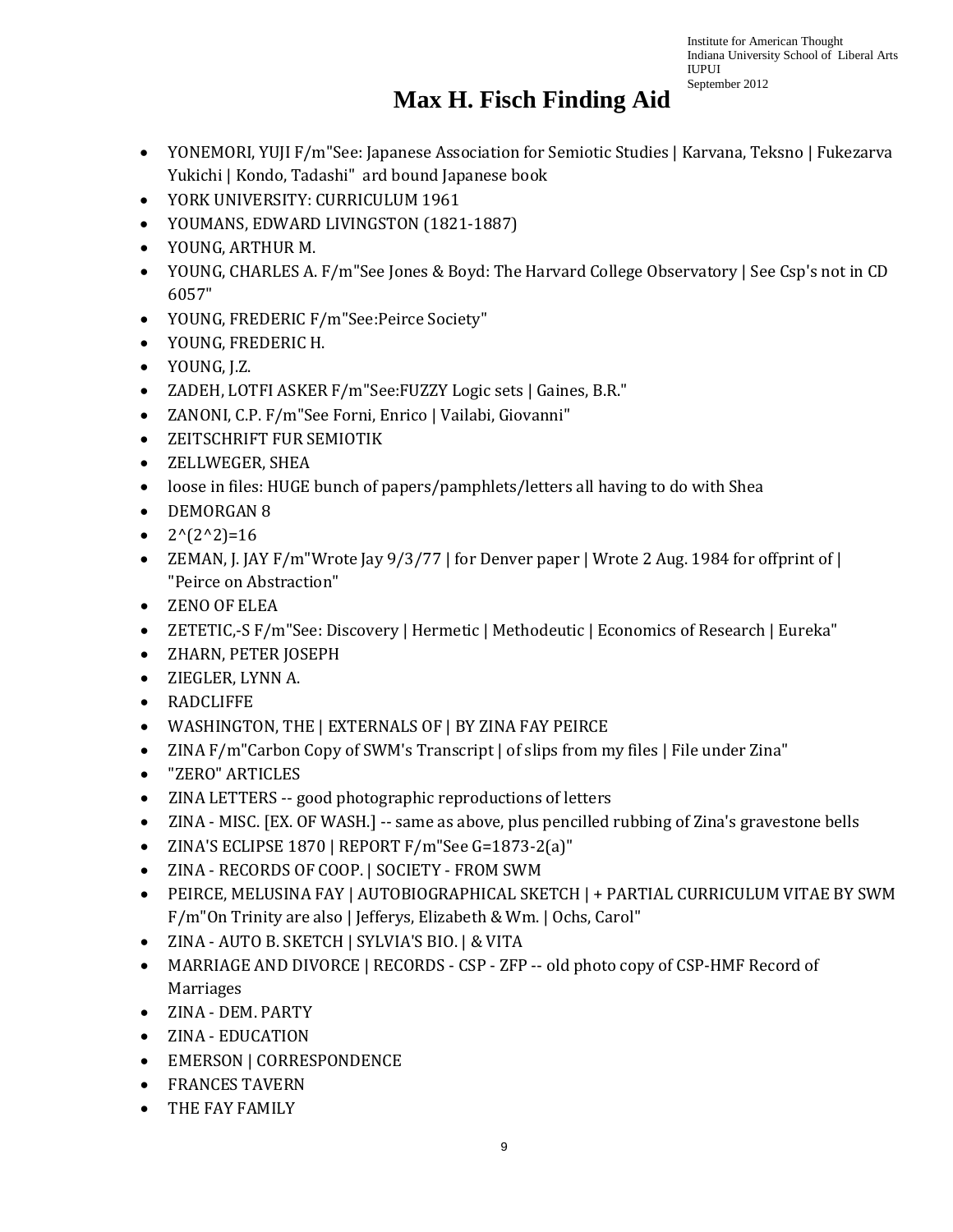# Max H. Fisch Finding Aid

- YONEMORI, YUJI F/m"See: Japanese Association for Semiotic Studies | Karvana, Teksno | Fukezarva Yukichi | Kondo, Tadashi"  ard bound Japanese book
- YORK UNIVERSITY: CURRICULUM 1961
- YOUMANS, EDWARD LIVINGSTON (1821-1887)
- YOUNG, ARTHUR M.
- YOUNG, CHARLES A. F/m"See Jones & Boyd: The Harvard College Observatory | See Csp's not in CD 6057"
- YOUNG, FREDERIC F/m"See:Peirce Society"
- YOUNG, FREDERIC H.
- YOUNG, J.Z.
- ZADEH, LOTFI ASKER F/m"See:FUZZY Logic sets | Gaines, B.R."
- ZANONI, C.P. F/m"See Forni, Enrico | Vailabi, Giovanni"
- ZEITSCHRIFT FUR SEMIOTIK
- ZELLWEGER, SHEA
- loose in files: HUGE bunch of papers/pamphlets/letters all having to do with Shea
- DEMORGAN 8
- 2^(2^2)=16
- ZEMAN, J. JAY F/m"Wrote Jay 9/3/77 | for Denver paper | Wrote 2 Aug. 1984 for offprint of | "Peirce on Abstraction"
- ZENO OF ELEA
- ZETETIC,-S F/m"See: Discovery | Hermetic | Methodeutic | Economics of Research | Eureka"
- ZHARN, PETER JOSEPH
- ZIEGLER, LYNN A.
- RADCLIFFE
- WASHINGTON, THE | EXTERNALS OF | BY ZINA FAY PEIRCE
- ZINA F/m"Carbon Copy of SWM's Transcript | of slips from my files | File under Zina"
- "ZERO" ARTICLES
- ZINA LETTERS -- good photographic reproductions of letters
- ZINA - MISC. [EX. OF WASH.] -- same as above, plus pencilled rubbing of Zina's gravestone bells
- ZINA'S ECLIPSE 1870 | REPORT F/m"See G=1873-2(a)"
- ZINA - RECORDS OF COOP. | SOCIETY - FROM SWM
- PEIRCE, MELUSINA FAY | AUTOBIOGRAPHICAL SKETCH | + PARTIAL CURRICULUM VITAE BY SWM F/m"On Trinity are also | Jefferys, Elizabeth & Wm. | Ochs, Carol"
- ZINA - AUTO B. SKETCH | SYLVIA'S BIO. | & VITA
- MARRIAGE AND DIVORCE | RECORDS - CSP - ZFP -- old photo copy of CSP-HMF Record of Marriages
- ZINA - DEM. PARTY
- ZINA - EDUCATION
- EMERSON | CORRESPONDENCE
- FRANCES TAVERN
- THE FAY FAMILY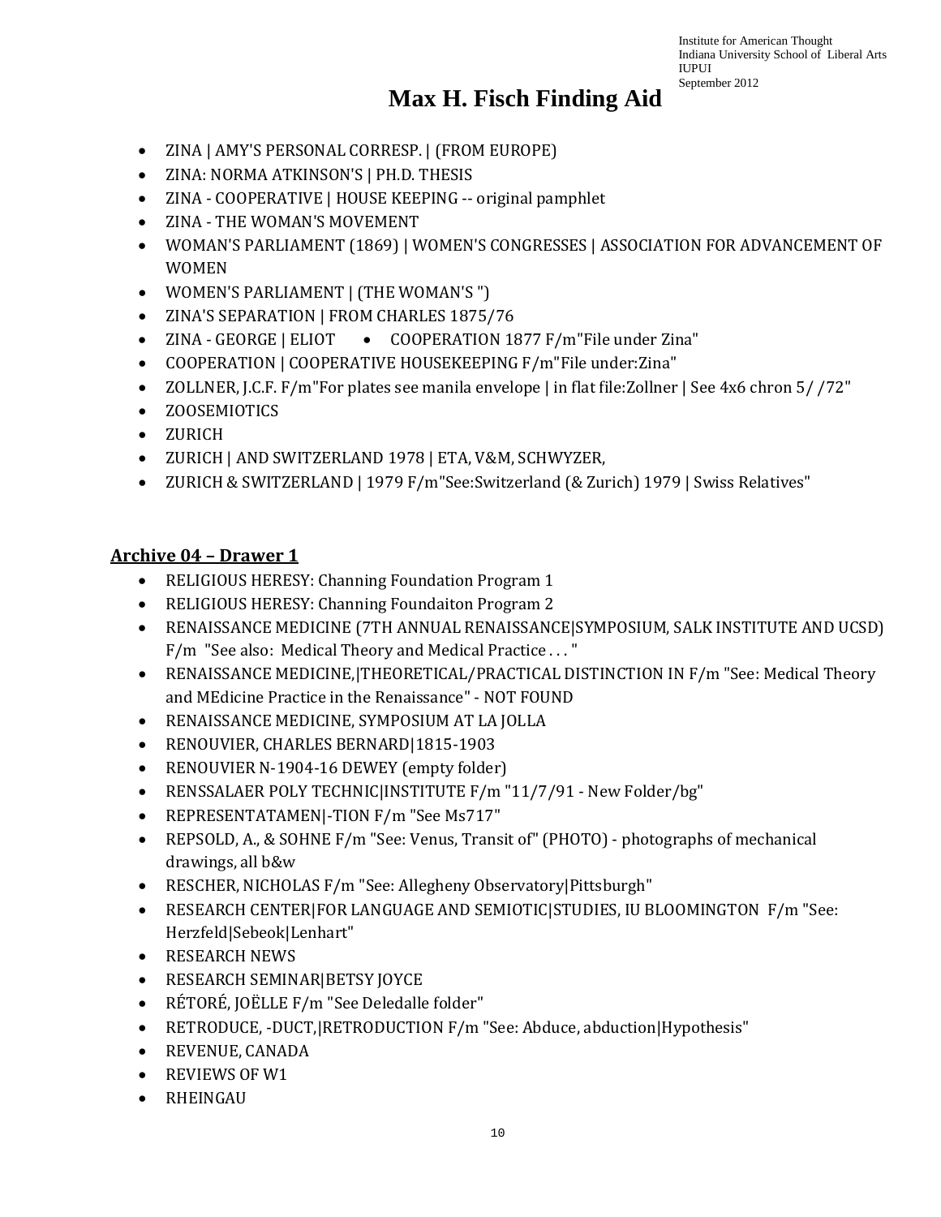# Max H. Fisch Finding Aid

- ZINA | AMY'S PERSONAL CORRESP. | (FROM EUROPE)
- ZINA: NORMA ATKINSON'S | PH.D. THESIS
- ZINA - COOPERATIVE | HOUSE KEEPING -- original pamphlet
- ZINA - THE WOMAN'S MOVEMENT
- WOMAN'S PARLIAMENT (1869) | WOMEN'S CONGRESSES | ASSOCIATION FOR ADVANCEMENT OF WOMEN
- WOMEN'S PARLIAMENT | (THE WOMAN'S ")
- ZINA'S SEPARATION | FROM CHARLES 1875/76
- ZINA - GEORGE | ELIOT
- COOPERATION 1877 F/m"File under Zina"
- COOPERATION | COOPERATIVE HOUSEKEEPING F/m"File under:Zina"
- ZOLLNER, J.C.F. F/m"For plates see manila envelope | in flat file:Zollner | See 4x6 chron 5/ /72"
- ZOOSEMIOTICS
- ZURICH
- ZURICH | AND SWITZERLAND 1978 | ETA, V&M, SCHWYZER,
- ZURICH & SWITZERLAND | 1979 F/m"See:Switzerland (& Zurich) 1979 | Swiss Relatives"

## Archive 04 – Drawer 1

- RELIGIOUS HERESY: Channing Foundation Program 1
- RELIGIOUS HERESY: Channing Foundaiton Program 2
- RENAISSANCE MEDICINE (7TH ANNUAL RENAISSANCE|SYMPOSIUM, SALK INSTITUTE AND UCSD) F/m "See also: Medical Theory and Medical Practice . . . "
- RENAISSANCE MEDICINE,|THEORETICAL/PRACTICAL DISTINCTION IN F/m "See: Medical Theory and MEdicine Practice in the Renaissance" - NOT FOUND
- RENAISSANCE MEDICINE, SYMPOSIUM AT LA JOLLA
- RENOUVIER, CHARLES BERNARD|1815-1903
- RENOUVIER N-1904-16 DEWEY (empty folder)
- RENSSALAER POLY TECHNIC|INSTITUTE F/m "11/7/91 - New Folder/bg"
- REPRESENTATAMEN|-TION F/m "See Ms717"
- REPSOLD, A., & SOHNE F/m "See: Venus, Transit of" (PHOTO) - photographs of mechanical drawings, all b&w
- RESCHER, NICHOLAS F/m "See: Allegheny Observatory|Pittsburgh"
- RESEARCH CENTER|FOR LANGUAGE AND SEMIOTIC|STUDIES, IU BLOOMINGTON F/m "See: Herzfeld|Sebeok|Lenhart"
- RESEARCH NEWS
- RESEARCH SEMINAR|BETSY JOYCE
- RÉTORÉ, JOËLLE F/m "See Deledalle folder"
- RETRODUCE, -DUCT,|RETRODUCTION F/m "See: Abduce, abduction|Hypothesis"
- REVENUE, CANADA
- REVIEWS OF W1
- RHEINGAU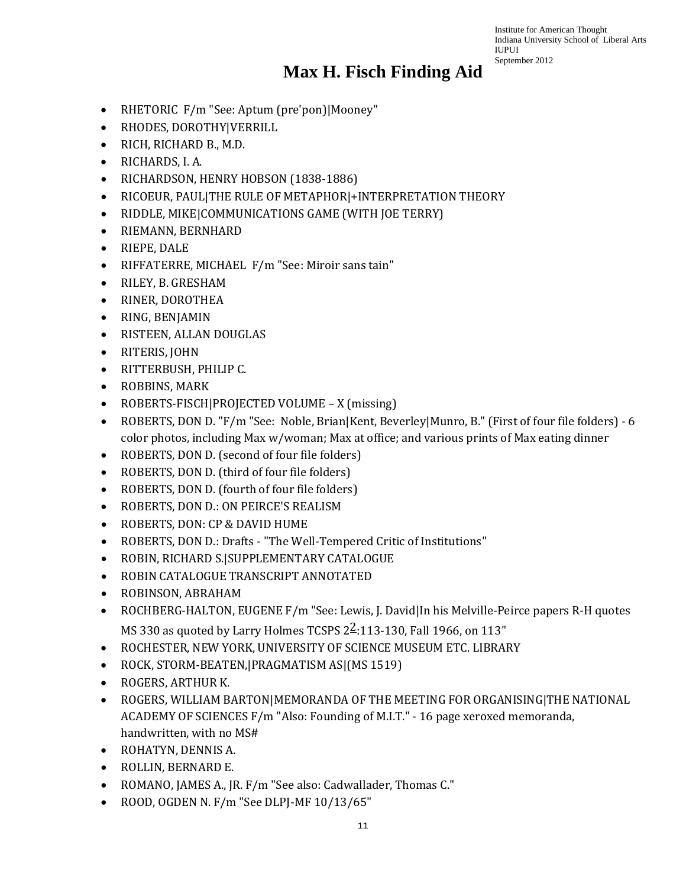# Max H. Fisch Finding Aid

- RHETORIC  F/m "See: Aptum (pre'pon)|Mooney"
- RHODES, DOROTHY|VERRILL
- RICH, RICHARD B., M.D.
- RICHARDS, I. A.
- RICHARDSON, HENRY HOBSON (1838-1886)
- RICOEUR, PAUL|THE RULE OF METAPHOR|+INTERPRETATION THEORY
- RIDDLE, MIKE|COMMUNICATIONS GAME (WITH JOE TERRY)
- RIEMANN, BERNHARD
- RIEPE, DALE
- RIFFATERRE, MICHAEL  F/m "See: Miroir sans tain"
- RILEY, B. GRESHAM
- RINER, DOROTHEA
- RING, BENJAMIN
- RISTEEN, ALLAN DOUGLAS
- RITERIS, JOHN
- RITTERBUSH, PHILIP C.
- ROBBINS, MARK
- ROBERTS-FISCH|PROJECTED VOLUME – X (missing)
- ROBERTS, DON D. "F/m "See:  Noble, Brian|Kent, Beverley|Munro, B." (First of four file folders) - 6 color photos, including Max w/woman; Max at office; and various prints of Max eating dinner
- ROBERTS, DON D. (second of four file folders)
- ROBERTS, DON D. (third of four file folders)
- ROBERTS, DON D. (fourth of four file folders)
- ROBERTS, DON D.: ON PEIRCE'S REALISM
- ROBERTS, DON: CP & DAVID HUME
- ROBERTS, DON D.: Drafts - "The Well-Tempered Critic of Institutions"
- ROBIN, RICHARD S.|SUPPLEMENTARY CATALOGUE
- ROBIN CATALOGUE TRANSCRIPT ANNOTATED
- ROBINSON, ABRAHAM
- ROCHBERG-HALTON, EUGENE F/m "See: Lewis, J. David|In his Melville-Peirce papers R-H quotes MS 330 as quoted by Larry Holmes TCSPS $2^{\underline{2}}$:113-130, Fall 1966, on 113"
- ROCHESTER, NEW YORK, UNIVERSITY OF SCIENCE MUSEUM ETC. LIBRARY
- ROCK, STORM-BEATEN,|PRAGMATISM AS|(MS 1519)
- ROGERS, ARTHUR K.
- ROGERS, WILLIAM BARTON|MEMORANDA OF THE MEETING FOR ORGANISING|THE NATIONAL ACADEMY OF SCIENCES F/m "Also: Founding of M.I.T." - 16 page xeroxed memoranda, handwritten, with no MS#
- ROHATYN, DENNIS A.
- ROLLIN, BERNARD E.
- ROMANO, JAMES A., JR. F/m "See also: Cadwallader, Thomas C."
- ROOD, OGDEN N. F/m "See DLPJ-MF 10/13/65"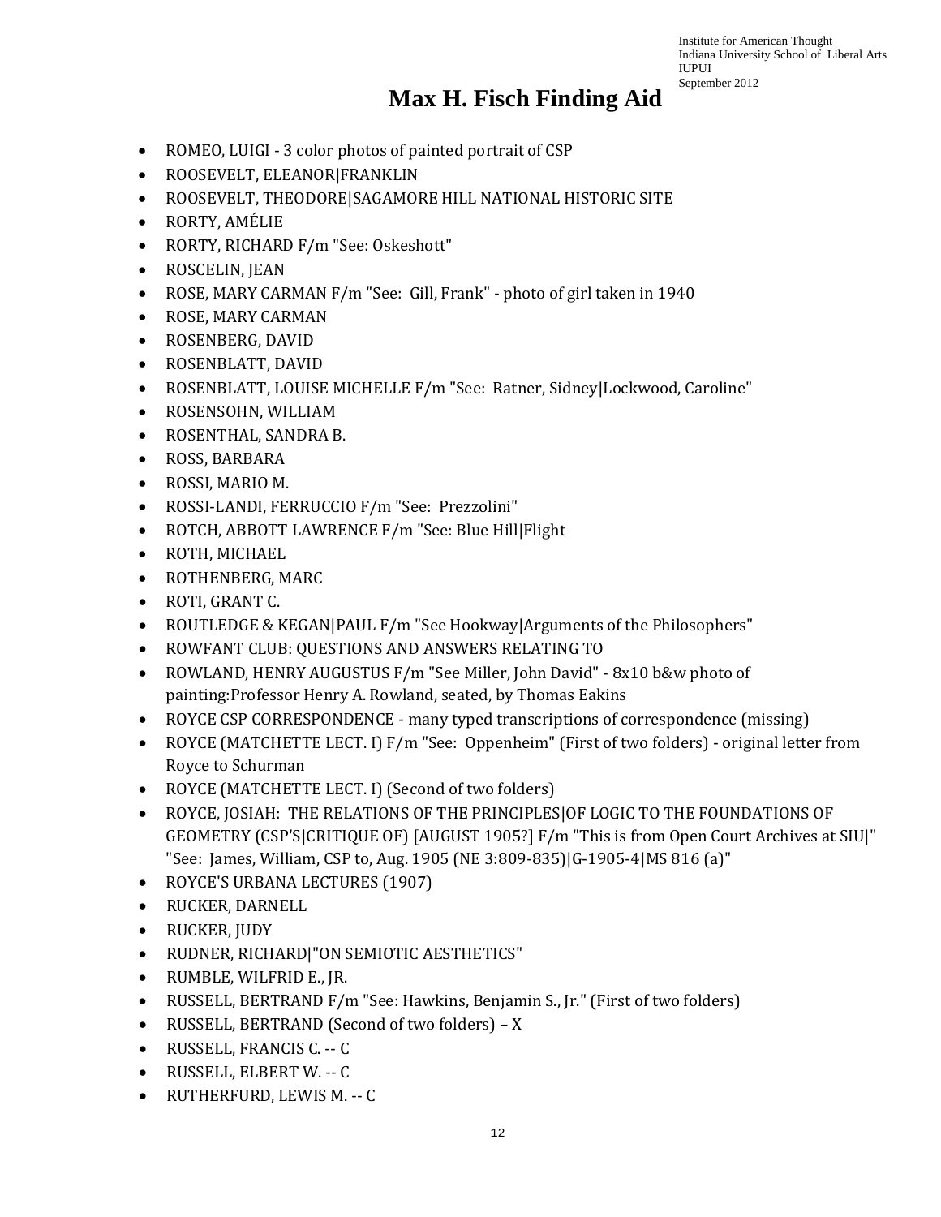# Max H. Fisch Finding Aid

- ROMEO, LUIGI - 3 color photos of painted portrait of CSP
- ROOSEVELT, ELEANOR|FRANKLIN
- ROOSEVELT, THEODORE|SAGAMORE HILL NATIONAL HISTORIC SITE
- RORTY, AMÉLIE
- RORTY, RICHARD F/m "See: Oskeshott"
- ROSCELIN, JEAN
- ROSE, MARY CARMAN F/m "See: Gill, Frank" - photo of girl taken in 1940
- ROSE, MARY CARMAN
- ROSENBERG, DAVID
- ROSENBLATT, DAVID
- ROSENBLATT, LOUISE MICHELLE F/m "See: Ratner, Sidney|Lockwood, Caroline"
- ROSENSOHN, WILLIAM
- ROSENTHAL, SANDRA B.
- ROSS, BARBARA
- ROSSI, MARIO M.
- ROSSI-LANDI, FERRUCCIO F/m "See: Prezzolini"
- ROTCH, ABBOTT LAWRENCE F/m "See: Blue Hill|Flight
- ROTH, MICHAEL
- ROTHENBERG, MARC
- ROTI, GRANT C.
- ROUTLEDGE & KEGAN|PAUL F/m "See Hookway|Arguments of the Philosophers"
- ROWFANT CLUB: QUESTIONS AND ANSWERS RELATING TO
- ROWLAND, HENRY AUGUSTUS F/m "See Miller, John David" - 8x10 b&w photo of painting:Professor Henry A. Rowland, seated, by Thomas Eakins
- ROYCE CSP CORRESPONDENCE - many typed transcriptions of correspondence (missing)
- ROYCE (MATCHETTE LECT. I) F/m "See: Oppenheim" (First of two folders) - original letter from Royce to Schurman
- ROYCE (MATCHETTE LECT. I) (Second of two folders)
- ROYCE, JOSIAH: THE RELATIONS OF THE PRINCIPLES|OF LOGIC TO THE FOUNDATIONS OF GEOMETRY (CSP'S|CRITIQUE OF) [AUGUST 1905?] F/m "This is from Open Court Archives at SIU|" "See: James, William, CSP to, Aug. 1905 (NE 3:809-835)|G-1905-4|MS 816 (a)"
- ROYCE'S URBANA LECTURES (1907)
- RUCKER, DARNELL
- RUCKER, JUDY
- RUDNER, RICHARD|"ON SEMIOTIC AESTHETICS"
- RUMBLE, WILFRID E., JR.
- RUSSELL, BERTRAND F/m "See: Hawkins, Benjamin S., Jr." (First of two folders)
- RUSSELL, BERTRAND (Second of two folders) – X
- RUSSELL, FRANCIS C. -- C
- RUSSELL, ELBERT W. -- C
- RUTHERFURD, LEWIS M. -- C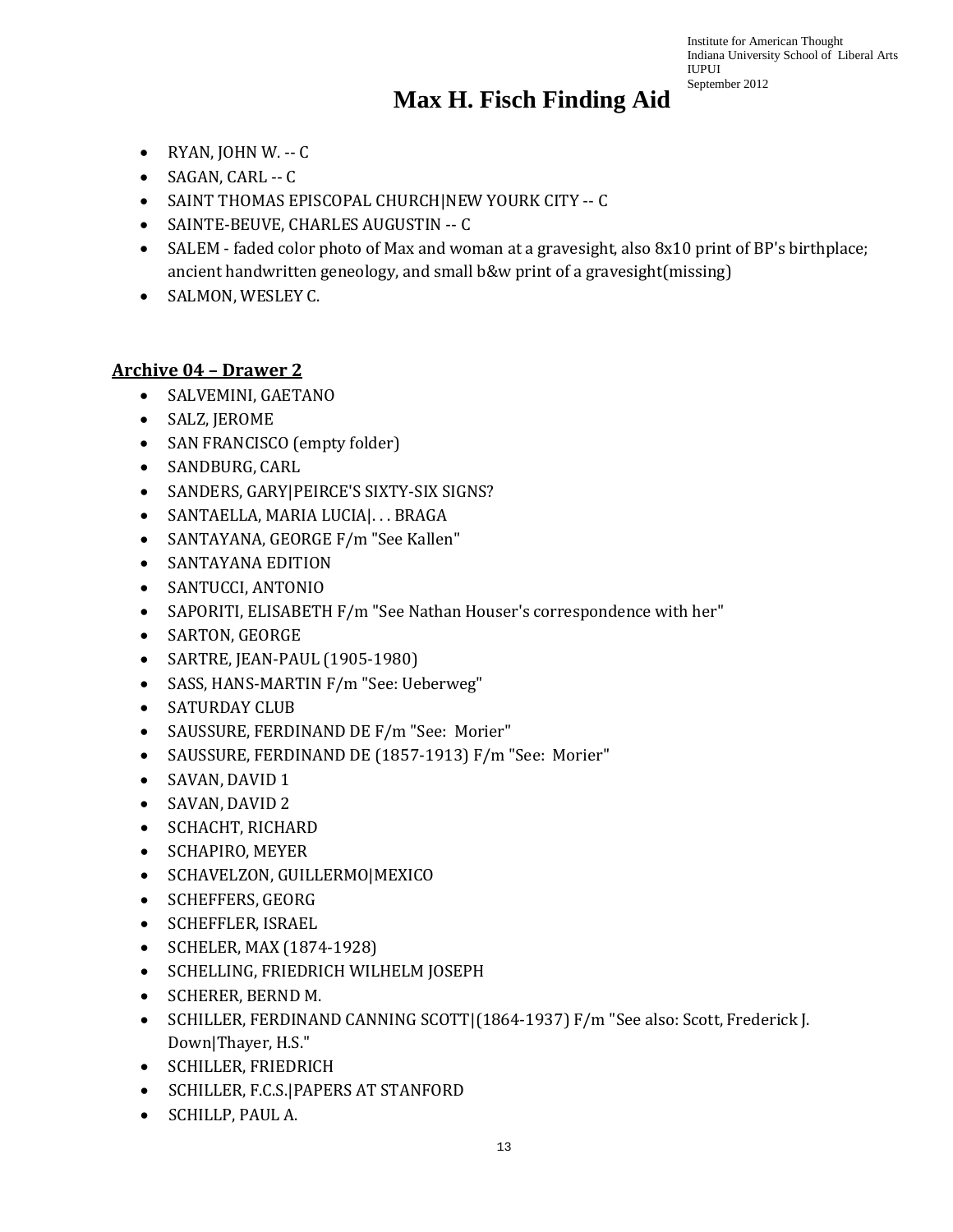# Max H. Fisch Finding Aid

- RYAN, JOHN W. -- C
- SAGAN, CARL -- C
- SAINT THOMAS EPISCOPAL CHURCH|NEW YOURK CITY -- C
- SAINTE-BEUVE, CHARLES AUGUSTIN -- C
- SALEM - faded color photo of Max and woman at a gravesight, also 8x10 print of BP's birthplace; ancient handwritten geneology, and small b&w print of a gravesight(missing)
- SALMON, WESLEY C.

## Archive 04 – Drawer 2

- SALVEMINI, GAETANO
- SALZ, JEROME
- SAN FRANCISCO (empty folder)
- SANDBURG, CARL
- SANDERS, GARY|PEIRCE'S SIXTY-SIX SIGNS?
- SANTAELLA, MARIA LUCIA|. . . BRAGA
- SANTAYANA, GEORGE F/m "See Kallen"
- SANTAYANA EDITION
- SANTUCCI, ANTONIO
- SAPORITI, ELISABETH F/m "See Nathan Houser's correspondence with her"
- SARTON, GEORGE
- SARTRE, JEAN-PAUL (1905-1980)
- SASS, HANS-MARTIN F/m "See: Ueberweg"
- SATURDAY CLUB
- SAUSSURE, FERDINAND DE F/m "See: Morier"
- SAUSSURE, FERDINAND DE (1857-1913) F/m "See: Morier"
- SAVAN, DAVID 1
- SAVAN, DAVID 2
- SCHACHT, RICHARD
- SCHAPIRO, MEYER
- SCHAVELZON, GUILLERMO|MEXICO
- SCHEFFERS, GEORG
- SCHEFFLER, ISRAEL
- SCHELER, MAX (1874-1928)
- SCHELLING, FRIEDRICH WILHELM JOSEPH
- SCHERER, BERND M.
- SCHILLER, FERDINAND CANNING SCOTT|(1864-1937) F/m "See also: Scott, Frederick J. Down|Thayer, H.S."
- SCHILLER, FRIEDRICH
- SCHILLER, F.C.S.|PAPERS AT STANFORD
- SCHILLP, PAUL A.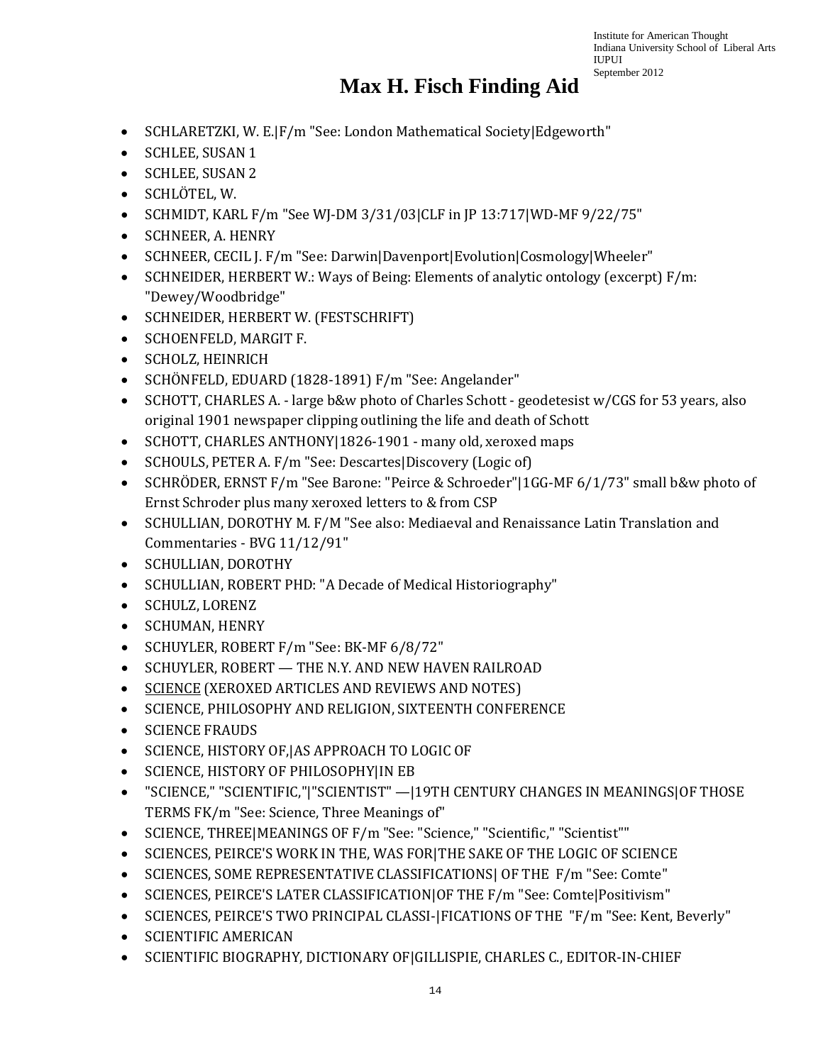# Max H. Fisch Finding Aid

- SCHLARETZKI, W. E.|F/m "See: London Mathematical Society|Edgeworth"
- SCHLEE, SUSAN 1
- SCHLEE, SUSAN 2
- SCHLÖTEL, W.
- SCHMIDT, KARL F/m "See WJ-DM 3/31/03|CLF in JP 13:717|WD-MF 9/22/75"
- SCHNEER, A. HENRY
- SCHNEER, CECIL J. F/m "See: Darwin|Davenport|Evolution|Cosmology|Wheeler"
- SCHNEIDER, HERBERT W.: Ways of Being: Elements of analytic ontology (excerpt) F/m: "Dewey/Woodbridge"
- SCHNEIDER, HERBERT W. (FESTSCHRIFT)
- SCHOENFELD, MARGIT F.
- SCHOLZ, HEINRICH
- SCHÖNFELD, EDUARD (1828-1891) F/m "See: Angelander"
- SCHOTT, CHARLES A. - large b&w photo of Charles Schott - geodetesist w/CGS for 53 years, also original 1901 newspaper clipping outlining the life and death of Schott
- SCHOTT, CHARLES ANTHONY|1826-1901 - many old, xeroxed maps
- SCHOULS, PETER A. F/m "See: Descartes|Discovery (Logic of)
- SCHRÖDER, ERNST F/m "See Barone: "Peirce & Schroeder"|1GG-MF 6/1/73" small b&w photo of Ernst Schroder plus many xeroxed letters to & from CSP
- SCHULLIAN, DOROTHY M. F/M "See also: Mediaeval and Renaissance Latin Translation and Commentaries - BVG 11/12/91"
- SCHULLIAN, DOROTHY
- SCHULLIAN, ROBERT PHD: "A Decade of Medical Historiography"
- SCHULZ, LORENZ
- SCHUMAN, HENRY
- SCHUYLER, ROBERT F/m "See: BK-MF 6/8/72"
- SCHUYLER, ROBERT — THE N.Y. AND NEW HAVEN RAILROAD
- SCIENCE (XEROXED ARTICLES AND REVIEWS AND NOTES)
- SCIENCE, PHILOSOPHY AND RELIGION, SIXTEENTH CONFERENCE
- SCIENCE FRAUDS
- SCIENCE, HISTORY OF,|AS APPROACH TO LOGIC OF
- SCIENCE, HISTORY OF PHILOSOPHY|IN EB
- "SCIENCE," "SCIENTIFIC,"|"SCIENTIST" —|19TH CENTURY CHANGES IN MEANINGS|OF THOSE TERMS FK/m "See: Science, Three Meanings of"
- SCIENCE, THREE|MEANINGS OF F/m "See: "Science," "Scientific," "Scientist""
- SCIENCES, PEIRCE'S WORK IN THE, WAS FOR|THE SAKE OF THE LOGIC OF SCIENCE
- SCIENCES, SOME REPRESENTATIVE CLASSIFICATIONS| OF THE F/m "See: Comte"
- SCIENCES, PEIRCE'S LATER CLASSIFICATION|OF THE F/m "See: Comte|Positivism"
- SCIENCES, PEIRCE'S TWO PRINCIPAL CLASSI-|FICATIONS OF THE "F/m "See: Kent, Beverly"
- SCIENTIFIC AMERICAN
- SCIENTIFIC BIOGRAPHY, DICTIONARY OF|GILLISPIE, CHARLES C., EDITOR-IN-CHIEF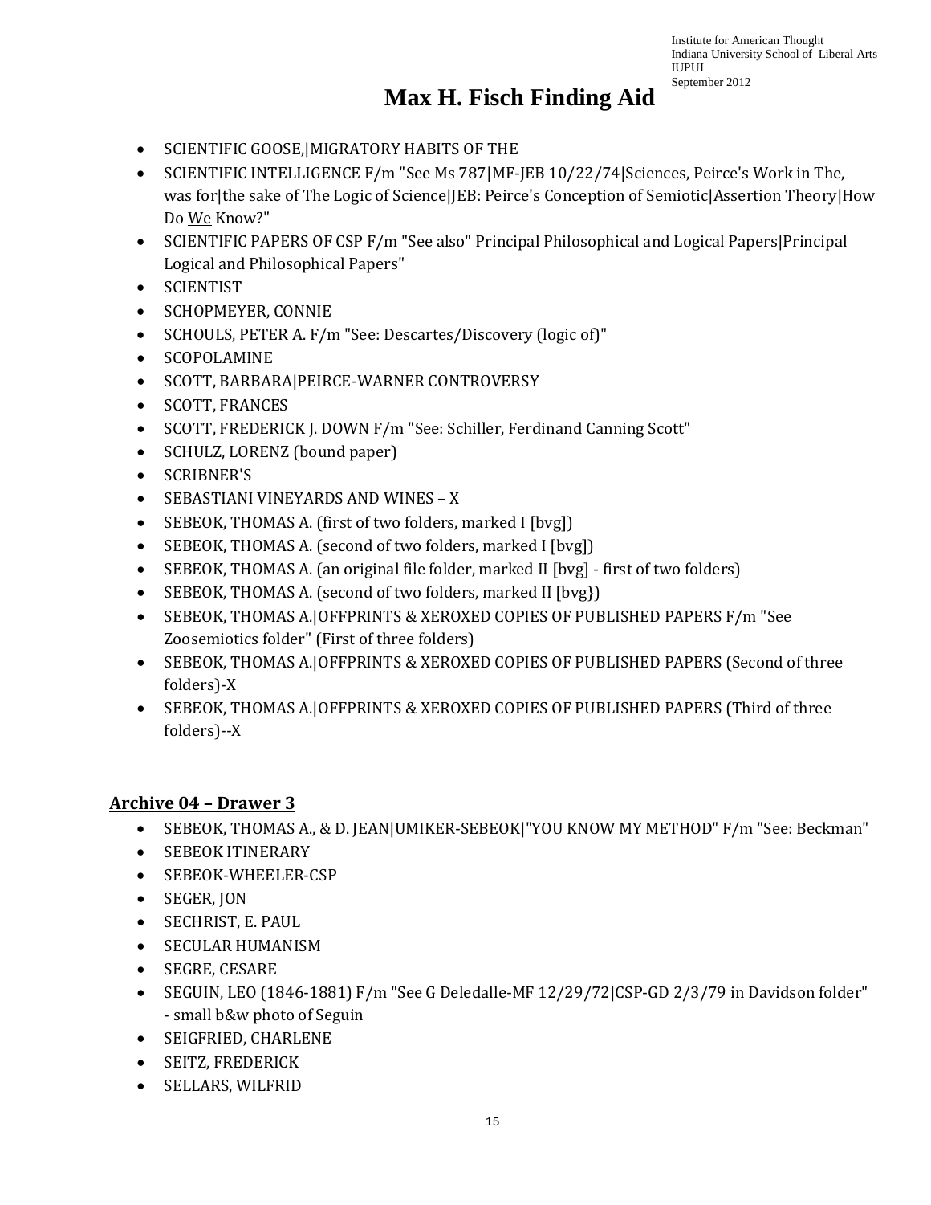- SCIENTIFIC GOOSE,|MIGRATORY HABITS OF THE
- SCIENTIFIC INTELLIGENCE F/m "See Ms 787|MF-JEB 10/22/74|Sciences, Peirce's Work in The, was for|the sake of The Logic of Science|JEB: Peirce's Conception of Semiotic|Assertion Theory|How Do We Know?"
- SCIENTIFIC PAPERS OF CSP F/m "See also" Principal Philosophical and Logical Papers|Principal Logical and Philosophical Papers"
- SCIENTIST
- SCHOPMEYER, CONNIE
- SCHOULS, PETER A. F/m "See: Descartes/Discovery (logic of)"
- SCOPOLAMINE
- SCOTT, BARBARA|PEIRCE-WARNER CONTROVERSY
- SCOTT, FRANCES
- SCOTT, FREDERICK J. DOWN F/m "See: Schiller, Ferdinand Canning Scott"
- SCHULZ, LORENZ (bound paper)
- SCRIBNER'S
- SEBASTIANI VINEYARDS AND WINES – X
- SEBEOK, THOMAS A. (first of two folders, marked I [bvg])
- SEBEOK, THOMAS A. (second of two folders, marked I [bvg])
- SEBEOK, THOMAS A. (an original file folder, marked II [bvg] - first of two folders)
- SEBEOK, THOMAS A. (second of two folders, marked II [bvg})
- SEBEOK, THOMAS A.|OFFPRINTS & XEROXED COPIES OF PUBLISHED PAPERS F/m "See Zoosemiotics folder" (First of three folders)
- SEBEOK, THOMAS A.|OFFPRINTS & XEROXED COPIES OF PUBLISHED PAPERS (Second of three folders)-X
- SEBEOK, THOMAS A.|OFFPRINTS & XEROXED COPIES OF PUBLISHED PAPERS (Third of three folders)--X

## Archive 04 – Drawer 3

- SEBEOK, THOMAS A., & D. JEAN|UMIKER-SEBEOK|"YOU KNOW MY METHOD" F/m "See: Beckman"
- SEBEOK ITINERARY
- SEBEOK-WHEELER-CSP
- SEGER, JON
- SECHRIST, E. PAUL
- SECULAR HUMANISM
- SEGRE, CESARE
- SEGUIN, LEO (1846-1881) F/m "See G Deledalle-MF 12/29/72|CSP-GD 2/3/79 in Davidson folder" - small b&w photo of Seguin
- SEIGFRIED, CHARLENE
- SEITZ, FREDERICK
- SELLARS, WILFRID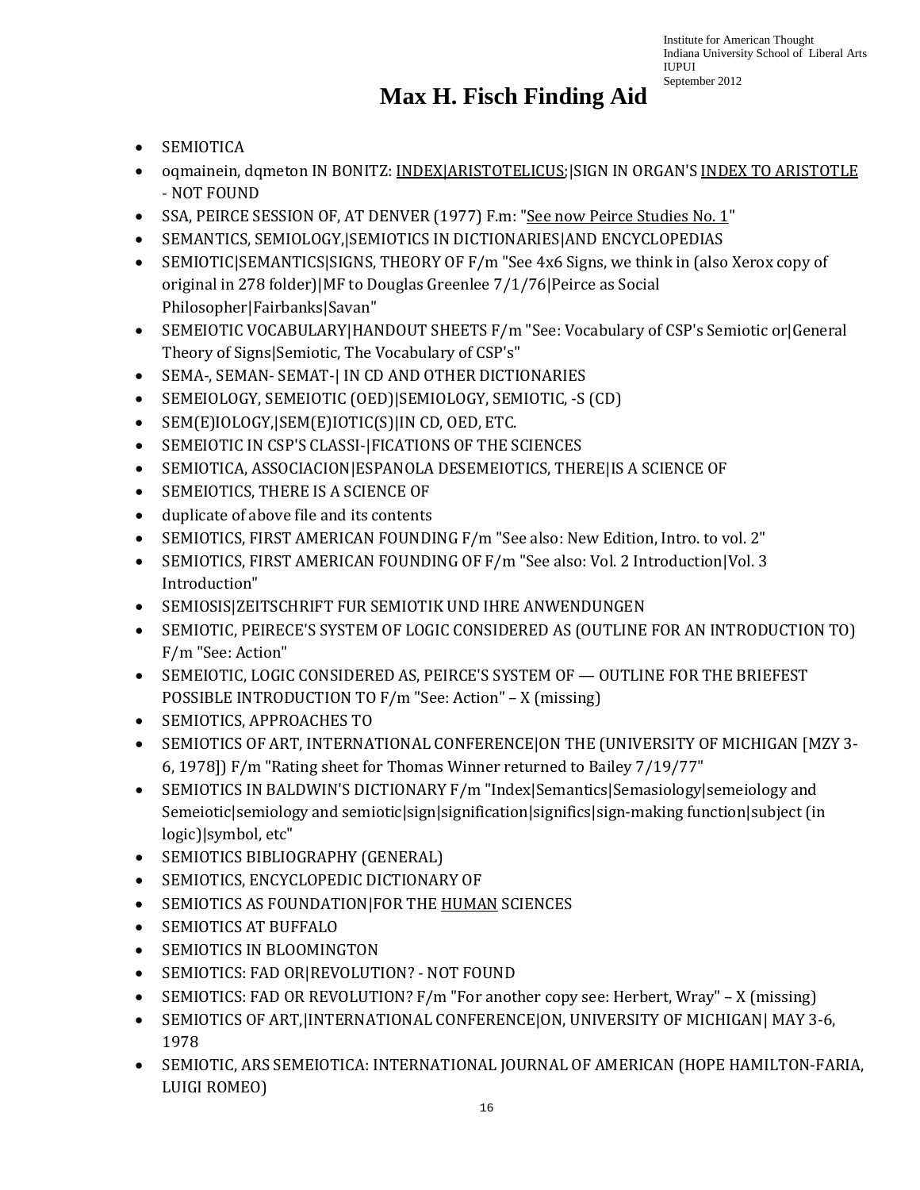# Max H. Fisch Finding Aid

- SEMIOTICA
- oqmainein, dqmeton IN BONITZ: <u>INDEX|ARISTOTELICUS</u>;|SIGN IN ORGAN'S <u>INDEX TO ARISTOTLE</u> - NOT FOUND
- SSA, PEIRCE SESSION OF, AT DENVER (1977) F.m: "<u>See now Peirce Studies No. 1</u>"
- SEMANTICS, SEMIOLOGY,|SEMIOTICS IN DICTIONARIES|AND ENCYCLOPEDIAS
- SEMIOTIC|SEMANTICS|SIGNS, THEORY OF F/m "See 4x6 Signs, we think in (also Xerox copy of original in 278 folder)|MF to Douglas Greenlee 7/1/76|Peirce as Social Philosopher|Fairbanks|Savan"
- SEMEIOTIC VOCABULARY|HANDOUT SHEETS F/m "See: Vocabulary of CSP's Semiotic or|General Theory of Signs|Semiotic, The Vocabulary of CSP's"
- SEMA-, SEMAN- SEMAT-| IN CD AND OTHER DICTIONARIES
- SEMEIOLOGY, SEMEIOTIC (OED)|SEMIOLOGY, SEMIOTIC, -S (CD)
- SEM(E)IOLOGY,|SEM(E)IOTIC(S)|IN CD, OED, ETC.
- SEMEIOTIC IN CSP'S CLASSI-|FICATIONS OF THE SCIENCES
- SEMIOTICA, ASSOCIACION|ESPANOLA DESEMEIOTICS, THERE|IS A SCIENCE OF
- SEMEIOTICS, THERE IS A SCIENCE OF
- duplicate of above file and its contents
- SEMIOTICS, FIRST AMERICAN FOUNDING F/m "See also: New Edition, Intro. to vol. 2"
- SEMIOTICS, FIRST AMERICAN FOUNDING OF F/m "See also: Vol. 2 Introduction|Vol. 3 Introduction"
- SEMIOSIS|ZEITSCHRIFT FUR SEMIOTIK UND IHRE ANWENDUNGEN
- SEMIOTIC, PEIRECE'S SYSTEM OF LOGIC CONSIDERED AS (OUTLINE FOR AN INTRODUCTION TO) F/m "See: Action"
- SEMEIOTIC, LOGIC CONSIDERED AS, PEIRCE'S SYSTEM OF — OUTLINE FOR THE BRIEFEST POSSIBLE INTRODUCTION TO F/m "See: Action" – X (missing)
- SEMIOTICS, APPROACHES TO
- SEMIOTICS OF ART, INTERNATIONAL CONFERENCE|ON THE (UNIVERSITY OF MICHIGAN [MZY 3-6, 1978]) F/m "Rating sheet for Thomas Winner returned to Bailey 7/19/77"
- SEMIOTICS IN BALDWIN'S DICTIONARY F/m "Index|Semantics|Semasiology|semeiology and Semeiotic|semiology and semiotic|sign|signification|significs|sign-making function|subject (in logic)|symbol, etc"
- SEMIOTICS BIBLIOGRAPHY (GENERAL)
- SEMIOTICS, ENCYCLOPEDIC DICTIONARY OF
- SEMIOTICS AS FOUNDATION|FOR THE <u>HUMAN</u> SCIENCES
- SEMIOTICS AT BUFFALO
- SEMIOTICS IN BLOOMINGTON
- SEMIOTICS: FAD OR|REVOLUTION? - NOT FOUND
- SEMIOTICS: FAD OR REVOLUTION? F/m "For another copy see: Herbert, Wray" – X (missing)
- SEMIOTICS OF ART,|INTERNATIONAL CONFERENCE|ON, UNIVERSITY OF MICHIGAN| MAY 3-6, 1978
- SEMIOTIC, ARS SEMEIOTICA: INTERNATIONAL JOURNAL OF AMERICAN (HOPE HAMILTON-FARIA, LUIGI ROMEO)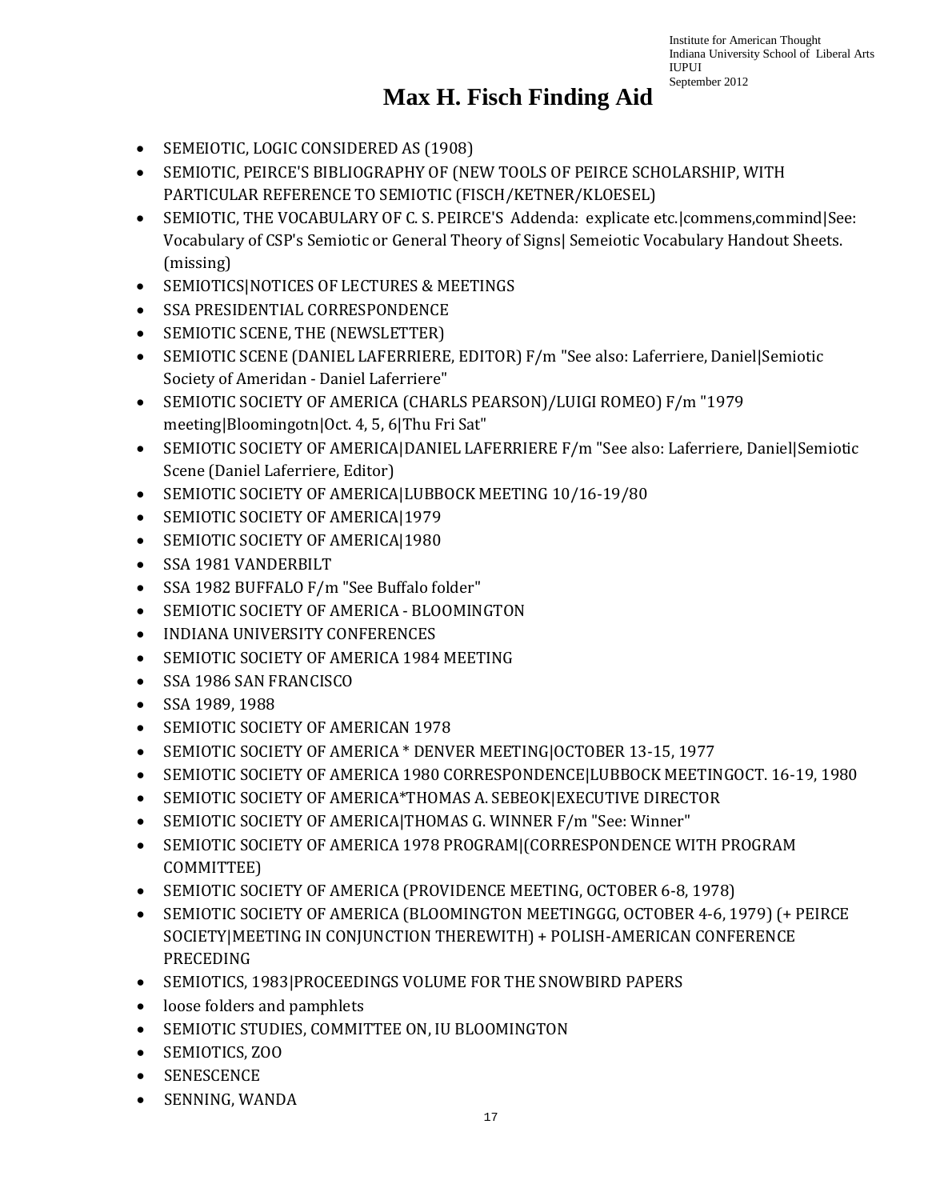# Max H. Fisch Finding Aid

- SEMEIOTIC, LOGIC CONSIDERED AS (1908)
- SEMIOTIC, PEIRCE'S BIBLIOGRAPHY OF (NEW TOOLS OF PEIRCE SCHOLARSHIP, WITH PARTICULAR REFERENCE TO SEMIOTIC (FISCH/KETNER/KLOESEL)
- SEMIOTIC, THE VOCABULARY OF C. S. PEIRCE'S Addenda: explicate etc.|commens,commind|See: Vocabulary of CSP's Semiotic or General Theory of Signs| Semeiotic Vocabulary Handout Sheets. (missing)
- SEMIOTICS|NOTICES OF LECTURES & MEETINGS
- SSA PRESIDENTIAL CORRESPONDENCE
- SEMIOTIC SCENE, THE (NEWSLETTER)
- SEMIOTIC SCENE (DANIEL LAFERRIERE, EDITOR) F/m "See also: Laferriere, Daniel|Semiotic Society of Ameridan - Daniel Laferriere"
- SEMIOTIC SOCIETY OF AMERICA (CHARLS PEARSON)/LUIGI ROMEO) F/m "1979 meeting|Bloomingotn|Oct. 4, 5, 6|Thu Fri Sat"
- SEMIOTIC SOCIETY OF AMERICA|DANIEL LAFERRIERE F/m "See also: Laferriere, Daniel|Semiotic Scene (Daniel Laferriere, Editor)
- SEMIOTIC SOCIETY OF AMERICA|LUBBOCK MEETING 10/16-19/80
- SEMIOTIC SOCIETY OF AMERICA|1979
- SEMIOTIC SOCIETY OF AMERICA|1980
- SSA 1981 VANDERBILT
- SSA 1982 BUFFALO F/m "See Buffalo folder"
- SEMIOTIC SOCIETY OF AMERICA - BLOOMINGTON
- INDIANA UNIVERSITY CONFERENCES
- SEMIOTIC SOCIETY OF AMERICA 1984 MEETING
- SSA 1986 SAN FRANCISCO
- SSA 1989, 1988
- SEMIOTIC SOCIETY OF AMERICAN 1978
- SEMIOTIC SOCIETY OF AMERICA * DENVER MEETING|OCTOBER 13-15, 1977
- SEMIOTIC SOCIETY OF AMERICA 1980 CORRESPONDENCE|LUBBOCK MEETINGOCT. 16-19, 1980
- SEMIOTIC SOCIETY OF AMERICA*THOMAS A. SEBEOK|EXECUTIVE DIRECTOR
- SEMIOTIC SOCIETY OF AMERICA|THOMAS G. WINNER F/m "See: Winner"
- SEMIOTIC SOCIETY OF AMERICA 1978 PROGRAM|(CORRESPONDENCE WITH PROGRAM COMMITTEE)
- SEMIOTIC SOCIETY OF AMERICA (PROVIDENCE MEETING, OCTOBER 6-8, 1978)
- SEMIOTIC SOCIETY OF AMERICA (BLOOMINGTON MEETINGGG, OCTOBER 4-6, 1979) (+ PEIRCE SOCIETY|MEETING IN CONJUNCTION THEREWITH) + POLISH-AMERICAN CONFERENCE PRECEDING
- SEMIOTICS, 1983|PROCEEDINGS VOLUME FOR THE SNOWBIRD PAPERS
- loose folders and pamphlets
- SEMIOTIC STUDIES, COMMITTEE ON, IU BLOOMINGTON
- SEMIOTICS, ZOO
- SENESCENCE
- SENNING, WANDA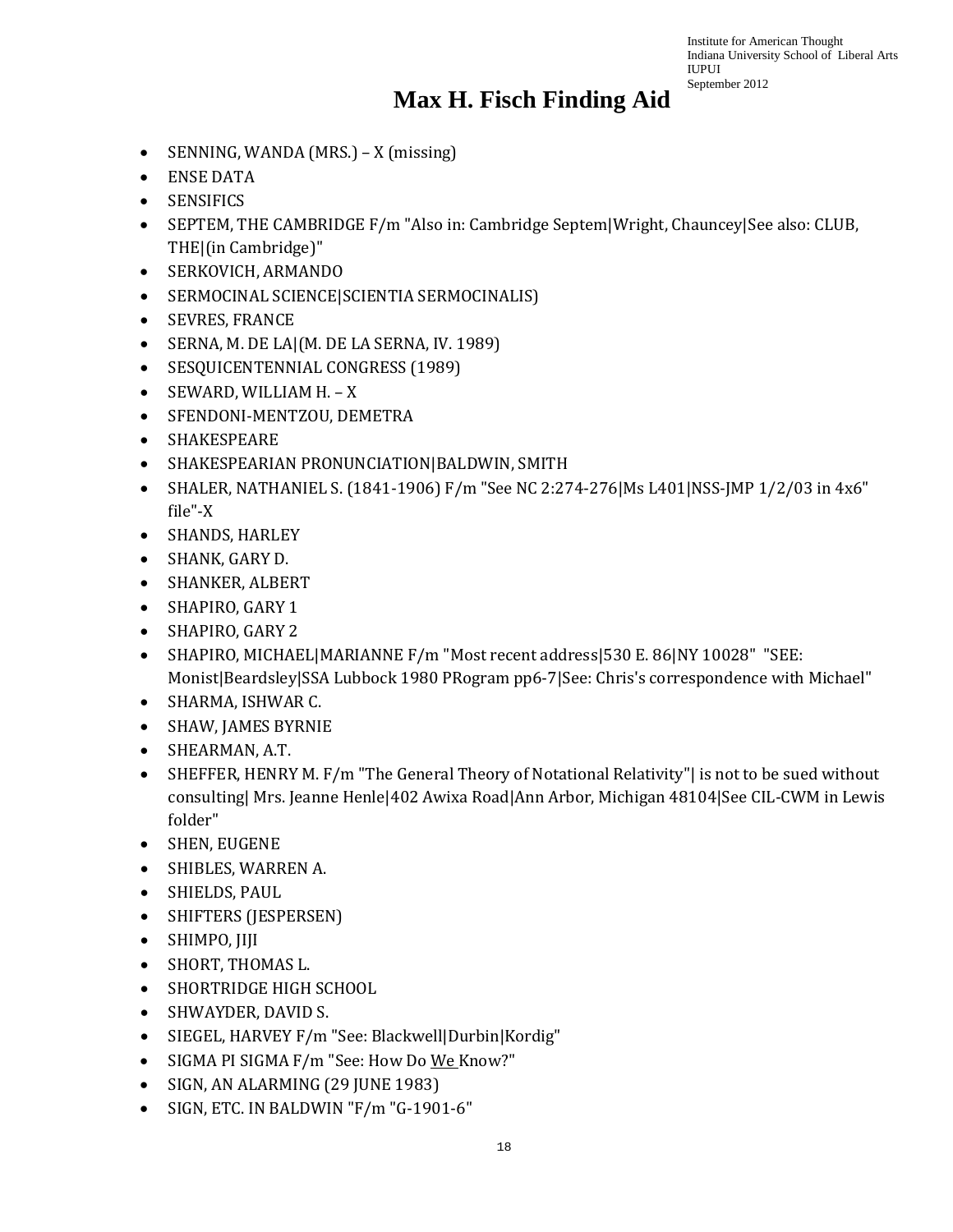# Max H. Fisch Finding Aid

- SENNING, WANDA (MRS.) – X (missing)
- ENSE DATA
- SENSIFICS
- SEPTEM, THE CAMBRIDGE F/m "Also in: Cambridge Septem|Wright, Chauncey|See also: CLUB, THE|(in Cambridge)"
- SERKOVICH, ARMANDO
- SERMOCINAL SCIENCE|SCIENTIA SERMOCINALIS)
- SEVRES, FRANCE
- SERNA, M. DE LA|(M. DE LA SERNA, IV. 1989)
- SESQUICENTENNIAL CONGRESS (1989)
- SEWARD, WILLIAM H. – X
- SFENDONI-MENTZOU, DEMETRA
- SHAKESPEARE
- SHAKESPEARIAN PRONUNCIATION|BALDWIN, SMITH
- SHALER, NATHANIEL S. (1841-1906) F/m "See NC 2:274-276|Ms L401|NSS-JMP 1/2/03 in 4x6" file"-X
- SHANDS, HARLEY
- SHANK, GARY D.
- SHANKER, ALBERT
- SHAPIRO, GARY 1
- SHAPIRO, GARY 2
- SHAPIRO, MICHAEL|MARIANNE F/m "Most recent address|530 E. 86|NY 10028" "SEE: Monist|Beardsley|SSA Lubbock 1980 PRogram pp6-7|See: Chris's correspondence with Michael"
- SHARMA, ISHWAR C.
- SHAW, JAMES BYRNIE
- SHEARMAN, A.T.
- SHEFFER, HENRY M. F/m "The General Theory of Notational Relativity"| is not to be sued without consulting| Mrs. Jeanne Henle|402 Awixa Road|Ann Arbor, Michigan 48104|See CIL-CWM in Lewis folder"
- SHEN, EUGENE
- SHIBLES, WARREN A.
- SHIELDS, PAUL
- SHIFTERS (JESPERSEN)
- SHIMPO, JIJI
- SHORT, THOMAS L.
- SHORTRIDGE HIGH SCHOOL
- SHWAYDER, DAVID S.
- SIEGEL, HARVEY F/m "See: Blackwell|Durbin|Kordig"
- SIGMA PI SIGMA F/m "See: How Do We Know?"
- SIGN, AN ALARMING (29 JUNE 1983)
- SIGN, ETC. IN BALDWIN "F/m "G-1901-6"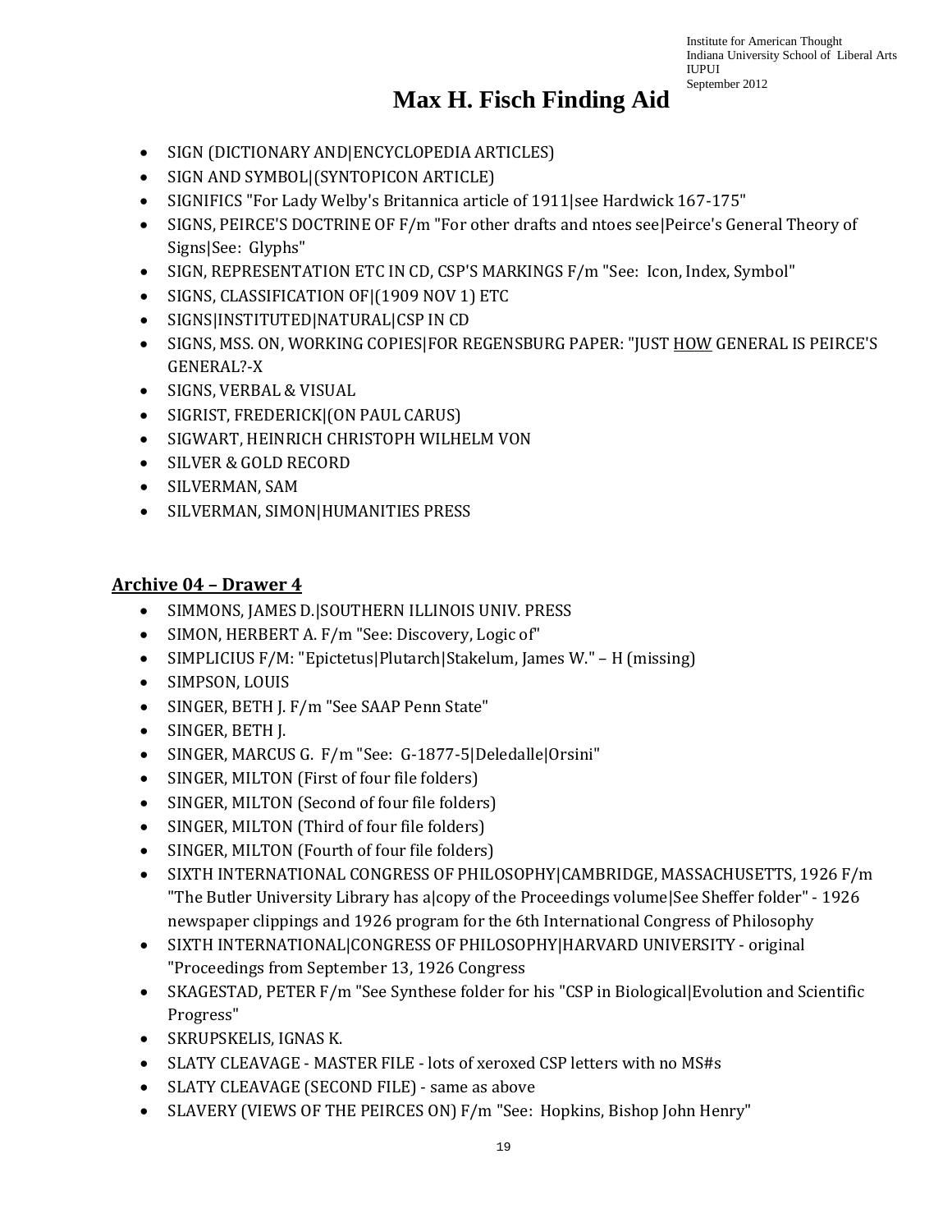- SIGN (DICTIONARY AND|ENCYCLOPEDIA ARTICLES)
- SIGN AND SYMBOL|(SYNTOPICON ARTICLE)
- SIGNIFICS "For Lady Welby's Britannica article of 1911|see Hardwick 167-175"
- SIGNS, PEIRCE'S DOCTRINE OF F/m "For other drafts and ntoes see|Peirce's General Theory of Signs|See: Glyphs"
- SIGN, REPRESENTATION ETC IN CD, CSP'S MARKINGS F/m "See: Icon, Index, Symbol"
- SIGNS, CLASSIFICATION OF|(1909 NOV 1) ETC
- SIGNS|INSTITUTED|NATURAL|CSP IN CD
- SIGNS, MSS. ON, WORKING COPIES|FOR REGENSBURG PAPER: "JUST <u>HOW</u> GENERAL IS PEIRCE'S GENERAL?-X
- SIGNS, VERBAL & VISUAL
- SIGRIST, FREDERICK|(ON PAUL CARUS)
- SIGWART, HEINRICH CHRISTOPH WILHELM VON
- SILVER & GOLD RECORD
- SILVERMAN, SAM
- SILVERMAN, SIMON|HUMANITIES PRESS

## Archive 04 – Drawer 4

- SIMMONS, JAMES D.|SOUTHERN ILLINOIS UNIV. PRESS
- SIMON, HERBERT A. F/m "See: Discovery, Logic of"
- SIMPLICIUS F/M: "Epictetus|Plutarch|Stakelum, James W." – H (missing)
- SIMPSON, LOUIS
- SINGER, BETH J. F/m "See SAAP Penn State"
- SINGER, BETH J.
- SINGER, MARCUS G. F/m "See: G-1877-5|Deledalle|Orsini"
- SINGER, MILTON (First of four file folders)
- SINGER, MILTON (Second of four file folders)
- SINGER, MILTON (Third of four file folders)
- SINGER, MILTON (Fourth of four file folders)
- SIXTH INTERNATIONAL CONGRESS OF PHILOSOPHY|CAMBRIDGE, MASSACHUSETTS, 1926 F/m "The Butler University Library has a|copy of the Proceedings volume|See Sheffer folder" - 1926 newspaper clippings and 1926 program for the 6th International Congress of Philosophy
- SIXTH INTERNATIONAL|CONGRESS OF PHILOSOPHY|HARVARD UNIVERSITY - original "Proceedings from September 13, 1926 Congress
- SKAGESTAD, PETER F/m "See Synthese folder for his "CSP in Biological|Evolution and Scientific Progress"
- SKRUPSKELIS, IGNAS K.
- SLATY CLEAVAGE - MASTER FILE - lots of xeroxed CSP letters with no MS#s
- SLATY CLEAVAGE (SECOND FILE) - same as above
- SLAVERY (VIEWS OF THE PEIRCES ON) F/m "See: Hopkins, Bishop John Henry"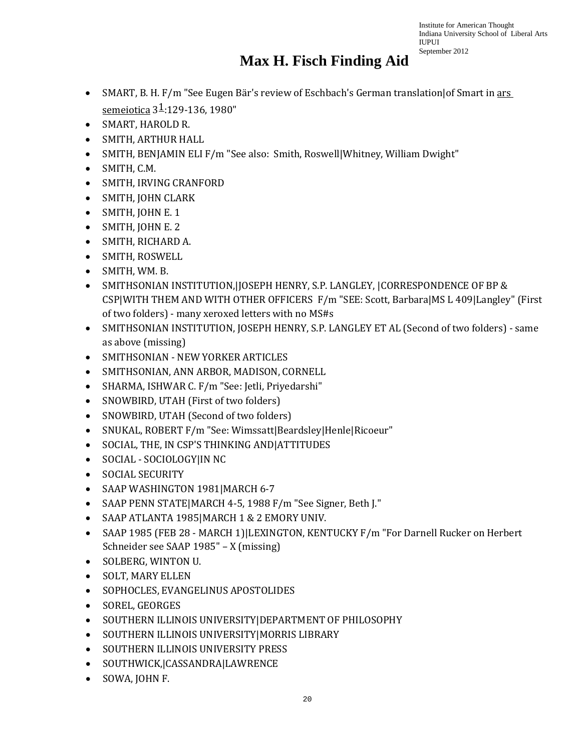# Max H. Fisch Finding Aid

- SMART, B. H. F/m "See Eugen Bär's review of Eschbach's German translation|of Smart in ars semeiotica 3[1]:129-136, 1980"
- SMART, HAROLD R.
- SMITH, ARTHUR HALL
- SMITH, BENJAMIN ELI F/m "See also: Smith, Roswell|Whitney, William Dwight"
- SMITH, C.M.
- SMITH, IRVING CRANFORD
- SMITH, JOHN CLARK
- SMITH, JOHN E. 1
- SMITH, JOHN E. 2
- SMITH, RICHARD A.
- SMITH, ROSWELL
- SMITH, WM. B.
- SMITHSONIAN INSTITUTION,|JOSEPH HENRY, S.P. LANGLEY, |CORRESPONDENCE OF BP & CSP|WITH THEM AND WITH OTHER OFFICERS F/m "SEE: Scott, Barbara|MS L 409|Langley" (First of two folders) - many xeroxed letters with no MS#s
- SMITHSONIAN INSTITUTION, JOSEPH HENRY, S.P. LANGLEY ET AL (Second of two folders) - same as above (missing)
- SMITHSONIAN - NEW YORKER ARTICLES
- SMITHSONIAN, ANN ARBOR, MADISON, CORNELL
- SHARMA, ISHWAR C. F/m "See: Jetli, Priyedarshi"
- SNOWBIRD, UTAH (First of two folders)
- SNOWBIRD, UTAH (Second of two folders)
- SNUKAL, ROBERT F/m "See: Wimssatt|Beardsley|Henle|Ricoeur"
- SOCIAL, THE, IN CSP'S THINKING AND|ATTITUDES
- SOCIAL - SOCIOLOGY|IN NC
- SOCIAL SECURITY
- SAAP WASHINGTON 1981|MARCH 6-7
- SAAP PENN STATE|MARCH 4-5, 1988 F/m "See Signer, Beth J."
- SAAP ATLANTA 1985|MARCH 1 & 2 EMORY UNIV.
- SAAP 1985 (FEB 28 - MARCH 1)|LEXINGTON, KENTUCKY F/m "For Darnell Rucker on Herbert Schneider see SAAP 1985" – X (missing)
- SOLBERG, WINTON U.
- SOLT, MARY ELLEN
- SOPHOCLES, EVANGELINUS APOSTOLIDES
- SOREL, GEORGES
- SOUTHERN ILLINOIS UNIVERSITY|DEPARTMENT OF PHILOSOPHY
- SOUTHERN ILLINOIS UNIVERSITY|MORRIS LIBRARY
- SOUTHERN ILLINOIS UNIVERSITY PRESS
- SOUTHWICK,|CASSANDRA|LAWRENCE
- SOWA, JOHN F.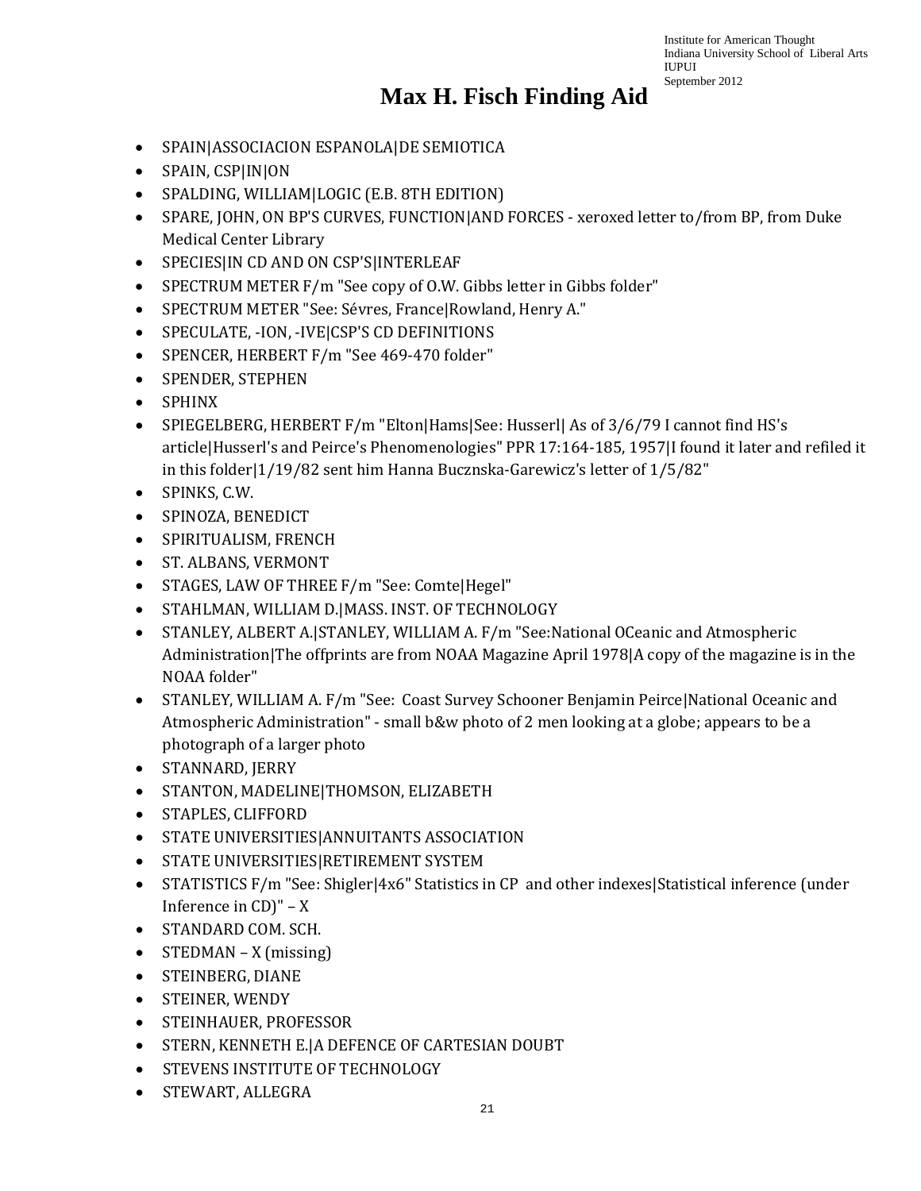# Max H. Fisch Finding Aid

- SPAIN|ASSOCIACION ESPANOLA|DE SEMIOTICA
- SPAIN, CSP|IN|ON
- SPALDING, WILLIAM|LOGIC (E.B. 8TH EDITION)
- SPARE, JOHN, ON BP'S CURVES, FUNCTION|AND FORCES - xeroxed letter to/from BP, from Duke Medical Center Library
- SPECIES|IN CD AND ON CSP'S|INTERLEAF
- SPECTRUM METER F/m "See copy of O.W. Gibbs letter in Gibbs folder"
- SPECTRUM METER "See: Sévres, France|Rowland, Henry A."
- SPECULATE, -ION, -IVE|CSP'S CD DEFINITIONS
- SPENCER, HERBERT F/m "See 469-470 folder"
- SPENDER, STEPHEN
- SPHINX
- SPIEGELBERG, HERBERT F/m "Elton|Hams|See: Husserl| As of 3/6/79 I cannot find HS's article|Husserl's and Peirce's Phenomenologies" PPR 17:164-185, 1957|I found it later and refiled it in this folder|1/19/82 sent him Hanna Bucznska-Garewicz's letter of 1/5/82"
- SPINKS, C.W.
- SPINOZA, BENEDICT
- SPIRITUALISM, FRENCH
- ST. ALBANS, VERMONT
- STAGES, LAW OF THREE F/m "See: Comte|Hegel"
- STAHLMAN, WILLIAM D.|MASS. INST. OF TECHNOLOGY
- STANLEY, ALBERT A.|STANLEY, WILLIAM A. F/m "See:National OCeanic and Atmospheric Administration|The offprints are from NOAA Magazine April 1978|A copy of the magazine is in the NOAA folder"
- STANLEY, WILLIAM A. F/m "See: Coast Survey Schooner Benjamin Peirce|National Oceanic and Atmospheric Administration" - small b&w photo of 2 men looking at a globe; appears to be a photograph of a larger photo
- STANNARD, JERRY
- STANTON, MADELINE|THOMSON, ELIZABETH
- STAPLES, CLIFFORD
- STATE UNIVERSITIES|ANNUITANTS ASSOCIATION
- STATE UNIVERSITIES|RETIREMENT SYSTEM
- STATISTICS F/m "See: Shigler|4x6" Statistics in CP and other indexes|Statistical inference (under Inference in CD)" – X
- STANDARD COM. SCH.
- STEDMAN – X (missing)
- STEINBERG, DIANE
- STEINER, WENDY
- STEINHAUER, PROFESSOR
- STERN, KENNETH E.|A DEFENCE OF CARTESIAN DOUBT
- STEVENS INSTITUTE OF TECHNOLOGY
- STEWART, ALLEGRA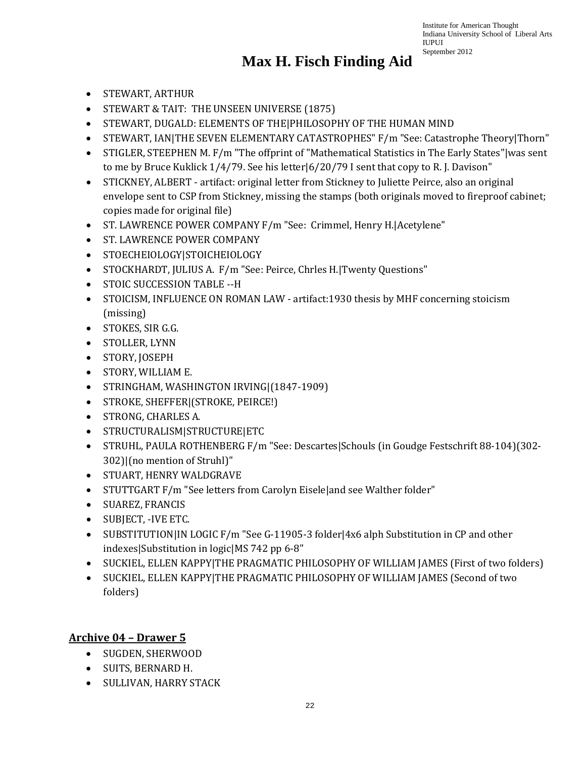# Max H. Fisch Finding Aid

- STEWART, ARTHUR
- STEWART & TAIT: THE UNSEEN UNIVERSE (1875)
- STEWART, DUGALD: ELEMENTS OF THE|PHILOSOPHY OF THE HUMAN MIND
- STEWART, IAN|THE SEVEN ELEMENTARY CATASTROPHES" F/m "See: Catastrophe Theory|Thorn"
- STIGLER, STEEPHEN M. F/m "The offprint of "Mathematical Statistics in The Early States"|was sent to me by Bruce Kuklick 1/4/79. See his letter|6/20/79 I sent that copy to R. J. Davison"
- STICKNEY, ALBERT - artifact: original letter from Stickney to Juliette Peirce, also an original envelope sent to CSP from Stickney, missing the stamps (both originals moved to fireproof cabinet; copies made for original file)
- ST. LAWRENCE POWER COMPANY F/m "See: Crimmel, Henry H.|Acetylene"
- ST. LAWRENCE POWER COMPANY
- STOECHEIOLOGY|STOICHEIOLOGY
- STOCKHARDT, JULIUS A. F/m "See: Peirce, Chrles H.|Twenty Questions"
- STOIC SUCCESSION TABLE --H
- STOICISM, INFLUENCE ON ROMAN LAW - artifact:1930 thesis by MHF concerning stoicism (missing)
- STOKES, SIR G.G.
- STOLLER, LYNN
- STORY, JOSEPH
- STORY, WILLIAM E.
- STRINGHAM, WASHINGTON IRVING|(1847-1909)
- STROKE, SHEFFER|(STROKE, PEIRCE!)
- STRONG, CHARLES A.
- STRUCTURALISM|STRUCTURE|ETC
- STRUHL, PAULA ROTHENBERG F/m "See: Descartes|Schouls (in Goudge Festschrift 88-104)(302-302)|(no mention of Struhl)"
- STUART, HENRY WALDGRAVE
- STUTTGART F/m "See letters from Carolyn Eisele|and see Walther folder"
- SUAREZ, FRANCIS
- SUBJECT, -IVE ETC.
- SUBSTITUTION|IN LOGIC F/m "See G-11905-3 folder|4x6 alph Substitution in CP and other indexes|Substitution in logic|MS 742 pp 6-8"
- SUCKIEL, ELLEN KAPPY|THE PRAGMATIC PHILOSOPHY OF WILLIAM JAMES (First of two folders)
- SUCKIEL, ELLEN KAPPY|THE PRAGMATIC PHILOSOPHY OF WILLIAM JAMES (Second of two folders)

## Archive 04 – Drawer 5

- SUGDEN, SHERWOOD
- SUITS, BERNARD H.
- SULLIVAN, HARRY STACK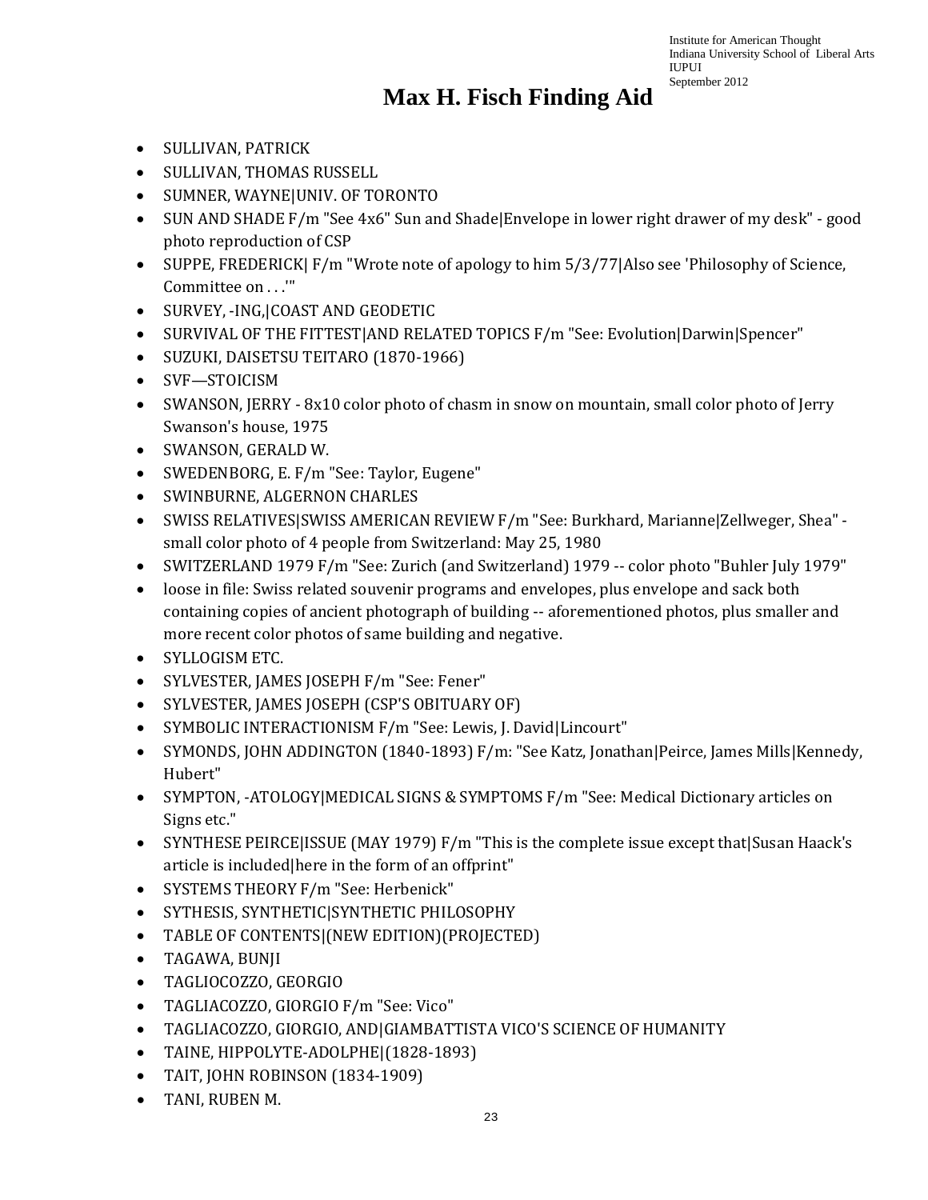# Max H. Fisch Finding Aid

- SULLIVAN, PATRICK
- SULLIVAN, THOMAS RUSSELL
- SUMNER, WAYNE|UNIV. OF TORONTO
- SUN AND SHADE F/m "See 4x6" Sun and Shade|Envelope in lower right drawer of my desk" - good photo reproduction of CSP
- SUPPE, FREDERICK| F/m "Wrote note of apology to him 5/3/77|Also see 'Philosophy of Science, Committee on . . .'"
- SURVEY, -ING,|COAST AND GEODETIC
- SURVIVAL OF THE FITTEST|AND RELATED TOPICS F/m "See: Evolution|Darwin|Spencer"
- SUZUKI, DAISETSU TEITARO (1870-1966)
- SVF—STOICISM
- SWANSON, JERRY - 8x10 color photo of chasm in snow on mountain, small color photo of Jerry Swanson's house, 1975
- SWANSON, GERALD W.
- SWEDENBORG, E. F/m "See: Taylor, Eugene"
- SWINBURNE, ALGERNON CHARLES
- SWISS RELATIVES|SWISS AMERICAN REVIEW F/m "See: Burkhard, Marianne|Zellweger, Shea" - small color photo of 4 people from Switzerland: May 25, 1980
- SWITZERLAND 1979 F/m "See: Zurich (and Switzerland) 1979 -- color photo "Buhler July 1979"
- loose in file: Swiss related souvenir programs and envelopes, plus envelope and sack both containing copies of ancient photograph of building -- aforementioned photos, plus smaller and more recent color photos of same building and negative.
- SYLLOGISM ETC.
- SYLVESTER, JAMES JOSEPH F/m "See: Fener"
- SYLVESTER, JAMES JOSEPH (CSP'S OBITUARY OF)
- SYMBOLIC INTERACTIONISM F/m "See: Lewis, J. David|Lincourt"
- SYMONDS, JOHN ADDINGTON (1840-1893) F/m: "See Katz, Jonathan|Peirce, James Mills|Kennedy, Hubert"
- SYMPTON, -ATOLOGY|MEDICAL SIGNS & SYMPTOMS F/m "See: Medical Dictionary articles on Signs etc."
- SYNTHESE PEIRCE|ISSUE (MAY 1979) F/m "This is the complete issue except that|Susan Haack's article is included|here in the form of an offprint"
- SYSTEMS THEORY F/m "See: Herbenick"
- SYTHESIS, SYNTHETIC|SYNTHETIC PHILOSOPHY
- TABLE OF CONTENTS|(NEW EDITION)(PROJECTED)
- TAGAWA, BUNJI
- TAGLIOCOZZO, GEORGIO
- TAGLIACOZZO, GIORGIO F/m "See: Vico"
- TAGLIACOZZO, GIORGIO, AND|GIAMBATTISTA VICO'S SCIENCE OF HUMANITY
- TAINE, HIPPOLYTE-ADOLPHE|(1828-1893)
- TAIT, JOHN ROBINSON (1834-1909)
- TANI, RUBEN M.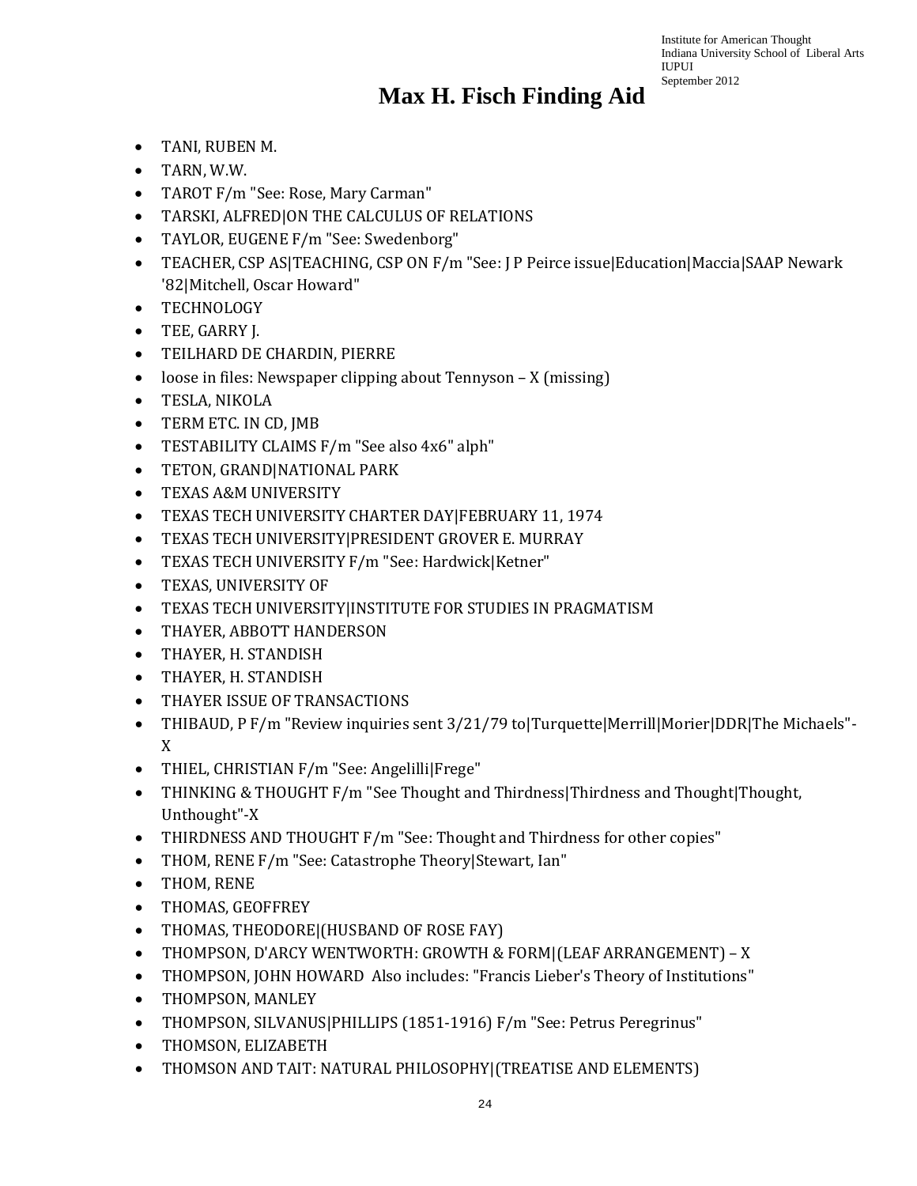# Max H. Fisch Finding Aid

- TANI, RUBEN M.
- TARN, W.W.
- TAROT F/m "See: Rose, Mary Carman"
- TARSKI, ALFRED|ON THE CALCULUS OF RELATIONS
- TAYLOR, EUGENE F/m "See: Swedenborg"
- TEACHER, CSP AS|TEACHING, CSP ON F/m "See: J P Peirce issue|Education|Maccia|SAAP Newark '82|Mitchell, Oscar Howard"
- TECHNOLOGY
- TEE, GARRY J.
- TEILHARD DE CHARDIN, PIERRE
- loose in files: Newspaper clipping about Tennyson – X (missing)
- TESLA, NIKOLA
- TERM ETC. IN CD, JMB
- TESTABILITY CLAIMS F/m "See also 4x6" alph"
- TETON, GRAND|NATIONAL PARK
- TEXAS A&M UNIVERSITY
- TEXAS TECH UNIVERSITY CHARTER DAY|FEBRUARY 11, 1974
- TEXAS TECH UNIVERSITY|PRESIDENT GROVER E. MURRAY
- TEXAS TECH UNIVERSITY F/m "See: Hardwick|Ketner"
- TEXAS, UNIVERSITY OF
- TEXAS TECH UNIVERSITY|INSTITUTE FOR STUDIES IN PRAGMATISM
- THAYER, ABBOTT HANDERSON
- THAYER, H. STANDISH
- THAYER, H. STANDISH
- THAYER ISSUE OF TRANSACTIONS
- THIBAUD, P F/m "Review inquiries sent 3/21/79 to|Turquette|Merrill|Morier|DDR|The Michaels"-X
- THIEL, CHRISTIAN F/m "See: Angelilli|Frege"
- THINKING & THOUGHT F/m "See Thought and Thirdness|Thirdness and Thought|Thought, Unthought"-X
- THIRDNESS AND THOUGHT F/m "See: Thought and Thirdness for other copies"
- THOM, RENE F/m "See: Catastrophe Theory|Stewart, Ian"
- THOM, RENE
- THOMAS, GEOFFREY
- THOMAS, THEODORE|(HUSBAND OF ROSE FAY)
- THOMPSON, D'ARCY WENTWORTH: GROWTH & FORM|(LEAF ARRANGEMENT) – X
- THOMPSON, JOHN HOWARD Also includes: "Francis Lieber's Theory of Institutions"
- THOMPSON, MANLEY
- THOMPSON, SILVANUS|PHILLIPS (1851-1916) F/m "See: Petrus Peregrinus"
- THOMSON, ELIZABETH
- THOMSON AND TAIT: NATURAL PHILOSOPHY|(TREATISE AND ELEMENTS)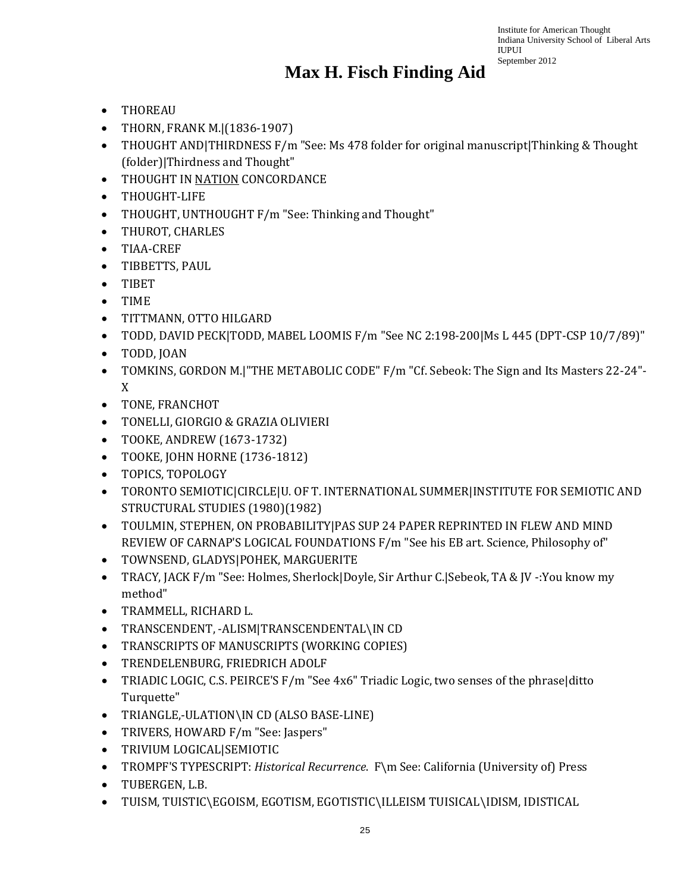# Max H. Fisch Finding Aid

- THOREAU
- THORN, FRANK M.|(1836-1907)
- THOUGHT AND|THIRDNESS F/m "See: Ms 478 folder for original manuscript|Thinking & Thought (folder)|Thirdness and Thought"
- THOUGHT IN <u>NATION</u> CONCORDANCE
- THOUGHT-LIFE
- THOUGHT, UNTHOUGHT F/m "See: Thinking and Thought"
- THUROT, CHARLES
- TIAA-CREF
- TIBBETTS, PAUL
- TIBET
- TIME
- TITTMANN, OTTO HILGARD
- TODD, DAVID PECK|TODD, MABEL LOOMIS F/m "See NC 2:198-200|Ms L 445 (DPT-CSP 10/7/89)"
- TODD, JOAN
- TOMKINS, GORDON M.|"THE METABOLIC CODE" F/m "Cf. Sebeok: The Sign and Its Masters 22-24"-X
- TONE, FRANCHOT
- TONELLI, GIORGIO & GRAZIA OLIVIERI
- TOOKE, ANDREW (1673-1732)
- TOOKE, JOHN HORNE (1736-1812)
- TOPICS, TOPOLOGY
- TORONTO SEMIOTIC|CIRCLE|U. OF T. INTERNATIONAL SUMMER|INSTITUTE FOR SEMIOTIC AND STRUCTURAL STUDIES (1980)(1982)
- TOULMIN, STEPHEN, ON PROBABILITY|PAS SUP 24 PAPER REPRINTED IN FLEW AND MIND REVIEW OF CARNAP'S LOGICAL FOUNDATIONS F/m "See his EB art. Science, Philosophy of"
- TOWNSEND, GLADYS|POHEK, MARGUERITE
- TRACY, JACK F/m "See: Holmes, Sherlock|Doyle, Sir Arthur C.|Sebeok, TA & JV -:You know my method"
- TRAMMELL, RICHARD L.
- TRANSCENDENT, -ALISM|TRANSCENDENTAL\IN CD
- TRANSCRIPTS OF MANUSCRIPTS (WORKING COPIES)
- TRENDELENBURG, FRIEDRICH ADOLF
- TRIADIC LOGIC, C.S. PEIRCE'S F/m "See 4x6" Triadic Logic, two senses of the phrase|ditto Turquette"
- TRIANGLE,-ULATION\IN CD (ALSO BASE-LINE)
- TRIVERS, HOWARD F/m "See: Jaspers"
- TRIVIUM LOGICAL|SEMIOTIC
- TROMPF'S TYPESCRIPT: *Historical Recurrence*. F\m See: California (University of) Press
- TUBERGEN, L.B.
- TUISM, TUISTIC\EGOISM, EGOTISM, EGOTISTIC\ILLEISM TUISICAL\IDISM, IDISTICAL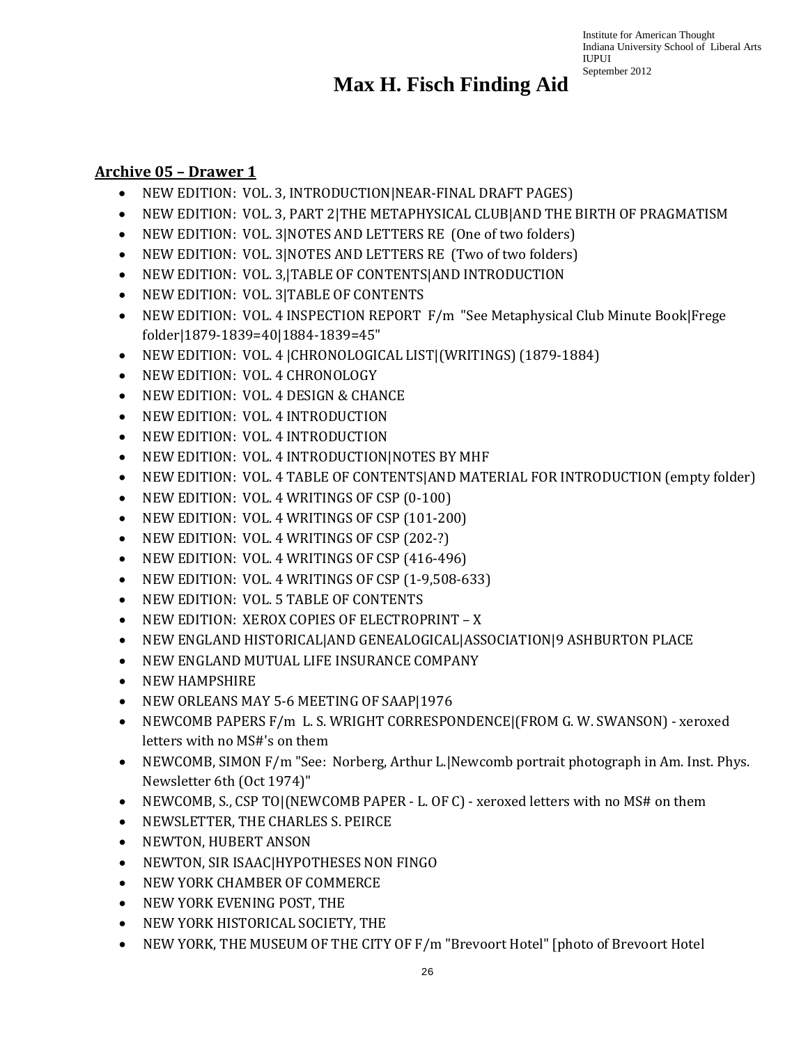# Max H. Fisch Finding Aid

Institute for American Thought
Indiana University School of Liberal Arts
IUPUI
September 2012

## Archive 05 – Drawer 1

- NEW EDITION: VOL. 3, INTRODUCTION|NEAR-FINAL DRAFT PAGES)
- NEW EDITION: VOL. 3, PART 2|THE METAPHYSICAL CLUB|AND THE BIRTH OF PRAGMATISM
- NEW EDITION: VOL. 3|NOTES AND LETTERS RE (One of two folders)
- NEW EDITION: VOL. 3|NOTES AND LETTERS RE (Two of two folders)
- NEW EDITION: VOL. 3,|TABLE OF CONTENTS|AND INTRODUCTION
- NEW EDITION: VOL. 3|TABLE OF CONTENTS
- NEW EDITION: VOL. 4 INSPECTION REPORT F/m "See Metaphysical Club Minute Book|Frege folder|1879-1839=40|1884-1839=45"
- NEW EDITION: VOL. 4 |CHRONOLOGICAL LIST|(WRITINGS) (1879-1884)
- NEW EDITION: VOL. 4 CHRONOLOGY
- NEW EDITION: VOL. 4 DESIGN & CHANCE
- NEW EDITION: VOL. 4 INTRODUCTION
- NEW EDITION: VOL. 4 INTRODUCTION
- NEW EDITION: VOL. 4 INTRODUCTION|NOTES BY MHF
- NEW EDITION: VOL. 4 TABLE OF CONTENTS|AND MATERIAL FOR INTRODUCTION (empty folder)
- NEW EDITION: VOL. 4 WRITINGS OF CSP (0-100)
- NEW EDITION: VOL. 4 WRITINGS OF CSP (101-200)
- NEW EDITION: VOL. 4 WRITINGS OF CSP (202-?)
- NEW EDITION: VOL. 4 WRITINGS OF CSP (416-496)
- NEW EDITION: VOL. 4 WRITINGS OF CSP (1-9,508-633)
- NEW EDITION: VOL. 5 TABLE OF CONTENTS
- NEW EDITION: XEROX COPIES OF ELECTROPRINT – X
- NEW ENGLAND HISTORICAL|AND GENEALOGICAL|ASSOCIATION|9 ASHBURTON PLACE
- NEW ENGLAND MUTUAL LIFE INSURANCE COMPANY
- NEW HAMPSHIRE
- NEW ORLEANS MAY 5-6 MEETING OF SAAP|1976
- NEWCOMB PAPERS F/m L. S. WRIGHT CORRESPONDENCE|(FROM G. W. SWANSON) - xeroxed letters with no MS#'s on them
- NEWCOMB, SIMON F/m "See: Norberg, Arthur L.|Newcomb portrait photograph in Am. Inst. Phys. Newsletter 6th (Oct 1974)"
- NEWCOMB, S., CSP TO|(NEWCOMB PAPER - L. OF C) - xeroxed letters with no MS# on them
- NEWSLETTER, THE CHARLES S. PEIRCE
- NEWTON, HUBERT ANSON
- NEWTON, SIR ISAAC|HYPOTHESES NON FINGO
- NEW YORK CHAMBER OF COMMERCE
- NEW YORK EVENING POST, THE
- NEW YORK HISTORICAL SOCIETY, THE
- NEW YORK, THE MUSEUM OF THE CITY OF F/m "Brevoort Hotel" [photo of Brevoort Hotel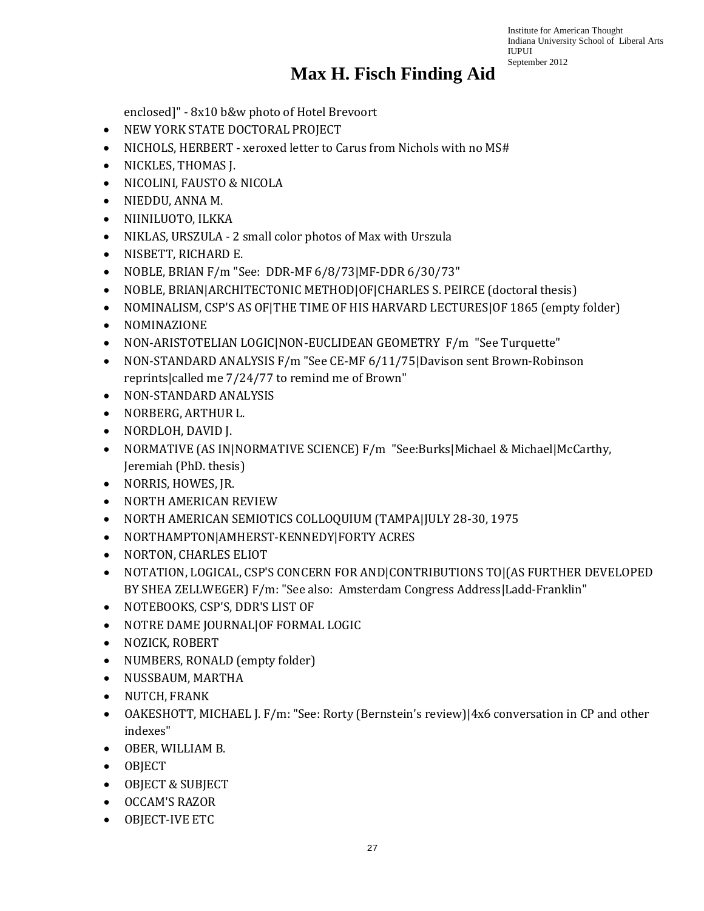enclosed]" - 8x10 b&w photo of Hotel Brevoort

- NEW YORK STATE DOCTORAL PROJECT
- NICHOLS, HERBERT - xeroxed letter to Carus from Nichols with no MS#
- NICKLES, THOMAS J.
- NICOLINI, FAUSTO & NICOLA
- NIEDDU, ANNA M.
- NIINILUOTO, ILKKA
- NIKLAS, URSZULA - 2 small color photos of Max with Urszula
- NISBETT, RICHARD E.
- NOBLE, BRIAN F/m "See: DDR-MF 6/8/73|MF-DDR 6/30/73"
- NOBLE, BRIAN|ARCHITECTONIC METHOD|OF|CHARLES S. PEIRCE (doctoral thesis)
- NOMINALISM, CSP'S AS OF|THE TIME OF HIS HARVARD LECTURES|OF 1865 (empty folder)
- NOMINAZIONE
- NON-ARISTOTELIAN LOGIC|NON-EUCLIDEAN GEOMETRY F/m "See Turquette"
- NON-STANDARD ANALYSIS F/m "See CE-MF 6/11/75|Davison sent Brown-Robinson reprints|called me 7/24/77 to remind me of Brown"
- NON-STANDARD ANALYSIS
- NORBERG, ARTHUR L.
- NORDLOH, DAVID J.
- NORMATIVE (AS IN|NORMATIVE SCIENCE) F/m "See:Burks|Michael & Michael|McCarthy, Jeremiah (PhD. thesis)
- NORRIS, HOWES, JR.
- NORTH AMERICAN REVIEW
- NORTH AMERICAN SEMIOTICS COLLOQUIUM (TAMPA|JULY 28-30, 1975
- NORTHAMPTON|AMHERST-KENNEDY|FORTY ACRES
- NORTON, CHARLES ELIOT
- NOTATION, LOGICAL, CSP'S CONCERN FOR AND|CONTRIBUTIONS TO|(AS FURTHER DEVELOPED BY SHEA ZELLWEGER) F/m: "See also: Amsterdam Congress Address|Ladd-Franklin"
- NOTEBOOKS, CSP'S, DDR'S LIST OF
- NOTRE DAME JOURNAL|OF FORMAL LOGIC
- NOZICK, ROBERT
- NUMBERS, RONALD (empty folder)
- NUSSBAUM, MARTHA
- NUTCH, FRANK
- OAKESHOTT, MICHAEL J. F/m: "See: Rorty (Bernstein's review)|4x6 conversation in CP and other indexes"
- OBER, WILLIAM B.
- OBJECT
- OBJECT & SUBJECT
- OCCAM'S RAZOR
- OBJECT-IVE ETC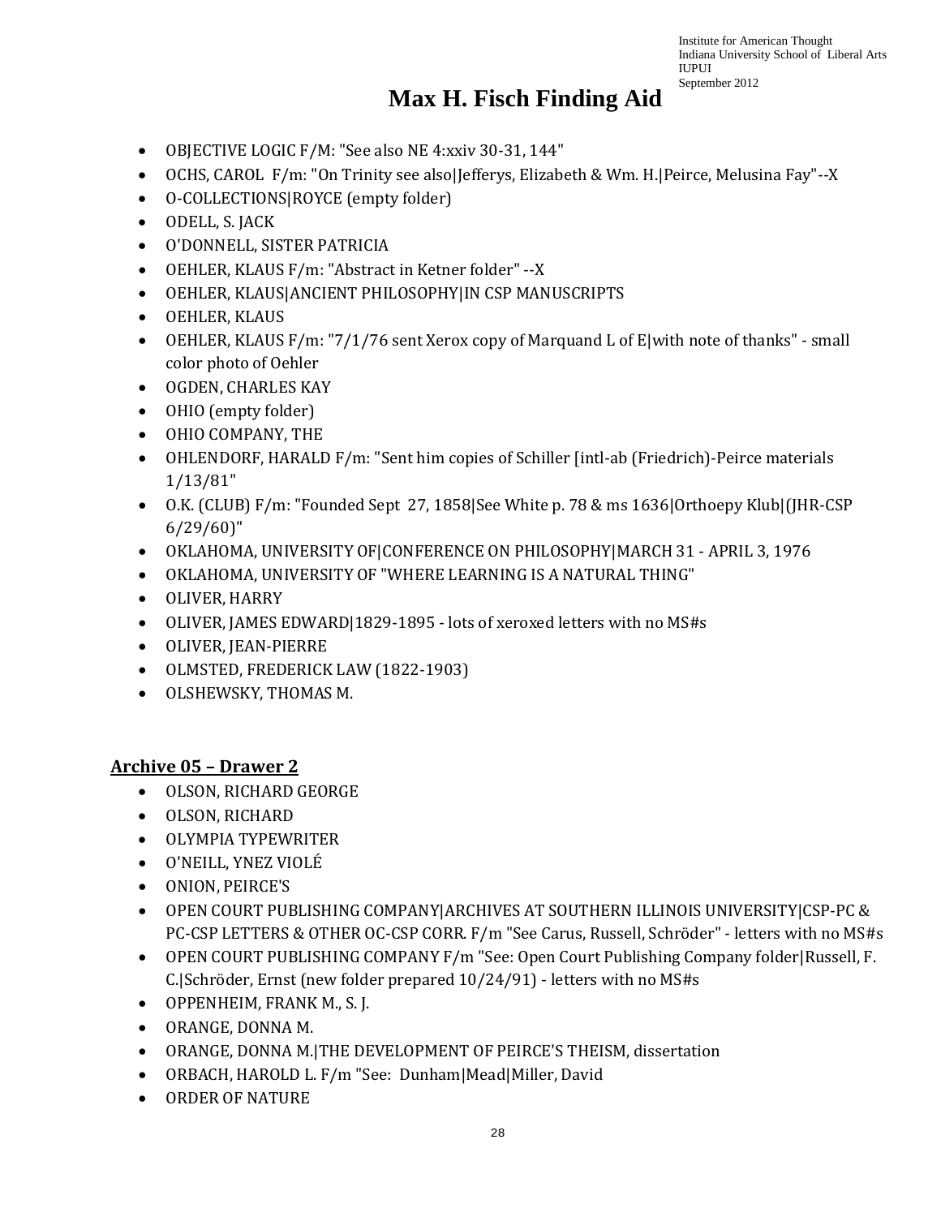- OBJECTIVE LOGIC F/M: "See also NE 4:xxiv 30-31, 144"
- OCHS, CAROL F/m: "On Trinity see also|Jefferys, Elizabeth & Wm. H.|Peirce, Melusina Fay"--X
- O-COLLECTIONS|ROYCE (empty folder)
- ODELL, S. JACK
- O'DONNELL, SISTER PATRICIA
- OEHLER, KLAUS F/m: "Abstract in Ketner folder" --X
- OEHLER, KLAUS|ANCIENT PHILOSOPHY|IN CSP MANUSCRIPTS
- OEHLER, KLAUS
- OEHLER, KLAUS F/m: "7/1/76 sent Xerox copy of Marquand L of E|with note of thanks" - small color photo of Oehler
- OGDEN, CHARLES KAY
- OHIO (empty folder)
- OHIO COMPANY, THE
- OHLENDORF, HARALD F/m: "Sent him copies of Schiller [intl-ab (Friedrich)-Peirce materials 1/13/81"
- O.K. (CLUB) F/m: "Founded Sept 27, 1858|See White p. 78 & ms 1636|Orthoepy Klub|(JHR-CSP 6/29/60)"
- OKLAHOMA, UNIVERSITY OF|CONFERENCE ON PHILOSOPHY|MARCH 31 - APRIL 3, 1976
- OKLAHOMA, UNIVERSITY OF "WHERE LEARNING IS A NATURAL THING"
- OLIVER, HARRY
- OLIVER, JAMES EDWARD|1829-1895 - lots of xeroxed letters with no MS#s
- OLIVER, JEAN-PIERRE
- OLMSTED, FREDERICK LAW (1822-1903)
- OLSHEWSKY, THOMAS M.

## Archive 05 – Drawer 2

- OLSON, RICHARD GEORGE
- OLSON, RICHARD
- OLYMPIA TYPEWRITER
- O'NEILL, YNEZ VIOLÉ
- ONION, PEIRCE'S
- OPEN COURT PUBLISHING COMPANY|ARCHIVES AT SOUTHERN ILLINOIS UNIVERSITY|CSP-PC & PC-CSP LETTERS & OTHER OC-CSP CORR. F/m "See Carus, Russell, Schröder" - letters with no MS#s
- OPEN COURT PUBLISHING COMPANY F/m "See: Open Court Publishing Company folder|Russell, F. C.|Schröder, Ernst (new folder prepared 10/24/91) - letters with no MS#s
- OPPENHEIM, FRANK M., S. J.
- ORANGE, DONNA M.
- ORANGE, DONNA M.|THE DEVELOPMENT OF PEIRCE'S THEISM, dissertation
- ORBACH, HAROLD L. F/m "See: Dunham|Mead|Miller, David
- ORDER OF NATURE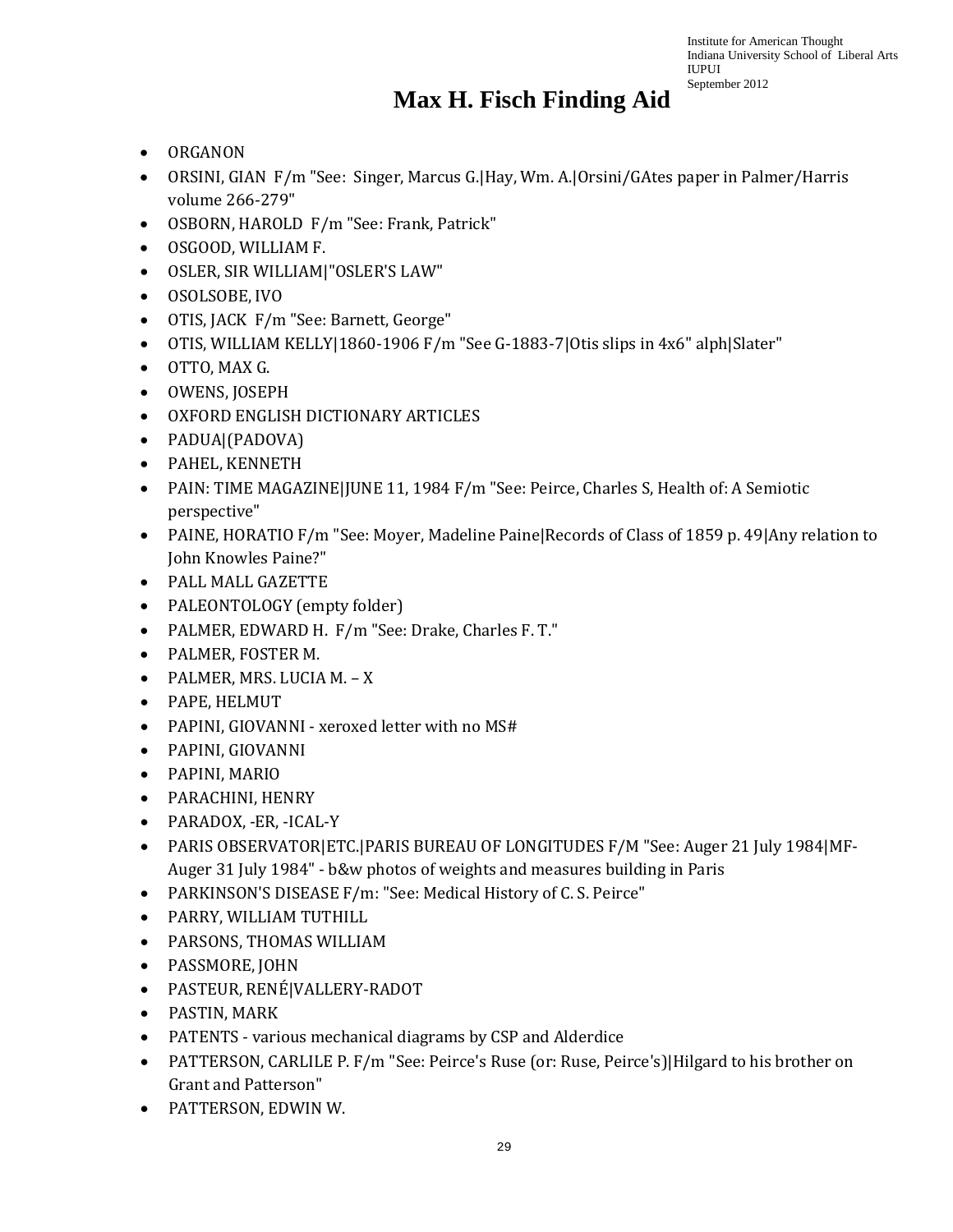# Max H. Fisch Finding Aid

- ORGANON
- ORSINI, GIAN F/m "See: Singer, Marcus G.|Hay, Wm. A.|Orsini/GAtes paper in Palmer/Harris volume 266-279"
- OSBORN, HAROLD F/m "See: Frank, Patrick"
- OSGOOD, WILLIAM F.
- OSLER, SIR WILLIAM|"OSLER'S LAW"
- OSOLSOBE, IVO
- OTIS, JACK F/m "See: Barnett, George"
- OTIS, WILLIAM KELLY|1860-1906 F/m "See G-1883-7|Otis slips in 4x6" alph|Slater"
- OTTO, MAX G.
- OWENS, JOSEPH
- OXFORD ENGLISH DICTIONARY ARTICLES
- PADUA|(PADOVA)
- PAHEL, KENNETH
- PAIN: TIME MAGAZINE|JUNE 11, 1984 F/m "See: Peirce, Charles S, Health of: A Semiotic perspective"
- PAINE, HORATIO F/m "See: Moyer, Madeline Paine|Records of Class of 1859 p. 49|Any relation to John Knowles Paine?"
- PALL MALL GAZETTE
- PALEONTOLOGY (empty folder)
- PALMER, EDWARD H. F/m "See: Drake, Charles F. T."
- PALMER, FOSTER M.
- PALMER, MRS. LUCIA M. – X
- PAPE, HELMUT
- PAPINI, GIOVANNI - xeroxed letter with no MS#
- PAPINI, GIOVANNI
- PAPINI, MARIO
- PARACHINI, HENRY
- PARADOX, -ER, -ICAL-Y
- PARIS OBSERVATOR|ETC.|PARIS BUREAU OF LONGITUDES F/M "See: Auger 21 July 1984|MF-Auger 31 July 1984" - b&w photos of weights and measures building in Paris
- PARKINSON'S DISEASE F/m: "See: Medical History of C. S. Peirce"
- PARRY, WILLIAM TUTHILL
- PARSONS, THOMAS WILLIAM
- PASSMORE, JOHN
- PASTEUR, RENÉ|VALLERY-RADOT
- PASTIN, MARK
- PATENTS - various mechanical diagrams by CSP and Alderdice
- PATTERSON, CARLILE P. F/m "See: Peirce's Ruse (or: Ruse, Peirce's)|Hilgard to his brother on Grant and Patterson"
- PATTERSON, EDWIN W.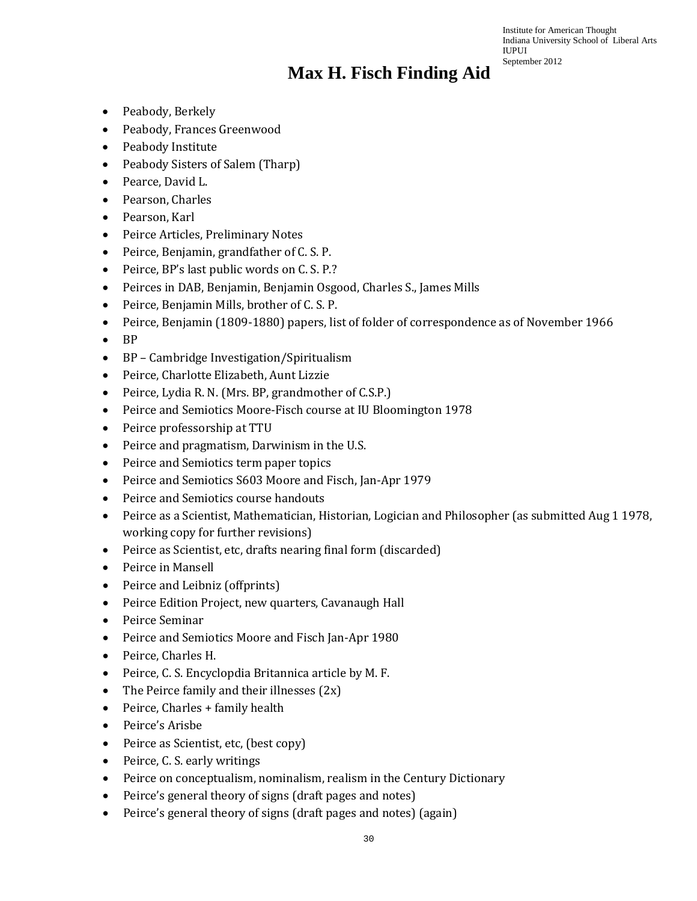- Peabody, Berkely
- Peabody, Frances Greenwood
- Peabody Institute
- Peabody Sisters of Salem (Tharp)
- Pearce, David L.
- Pearson, Charles
- Pearson, Karl
- Peirce Articles, Preliminary Notes
- Peirce, Benjamin, grandfather of C. S. P.
- Peirce, BP's last public words on C. S. P.?
- Peirces in DAB, Benjamin, Benjamin Osgood, Charles S., James Mills
- Peirce, Benjamin Mills, brother of C. S. P.
- Peirce, Benjamin (1809-1880) papers, list of folder of correspondence as of November 1966
- BP
- BP – Cambridge Investigation/Spiritualism
- Peirce, Charlotte Elizabeth, Aunt Lizzie
- Peirce, Lydia R. N. (Mrs. BP, grandmother of C.S.P.)
- Peirce and Semiotics Moore-Fisch course at IU Bloomington 1978
- Peirce professorship at TTU
- Peirce and pragmatism, Darwinism in the U.S.
- Peirce and Semiotics term paper topics
- Peirce and Semiotics S603 Moore and Fisch, Jan-Apr 1979
- Peirce and Semiotics course handouts
- Peirce as a Scientist, Mathematician, Historian, Logician and Philosopher (as submitted Aug 1 1978, working copy for further revisions)
- Peirce as Scientist, etc, drafts nearing final form (discarded)
- Peirce in Mansell
- Peirce and Leibniz (offprints)
- Peirce Edition Project, new quarters, Cavanaugh Hall
- Peirce Seminar
- Peirce and Semiotics Moore and Fisch Jan-Apr 1980
- Peirce, Charles H.
- Peirce, C. S. Encyclopdia Britannica article by M. F.
- The Peirce family and their illnesses (2x)
- Peirce, Charles + family health
- Peirce's Arisbe
- Peirce as Scientist, etc, (best copy)
- Peirce, C. S. early writings
- Peirce on conceptualism, nominalism, realism in the Century Dictionary
- Peirce's general theory of signs (draft pages and notes)
- Peirce's general theory of signs (draft pages and notes) (again)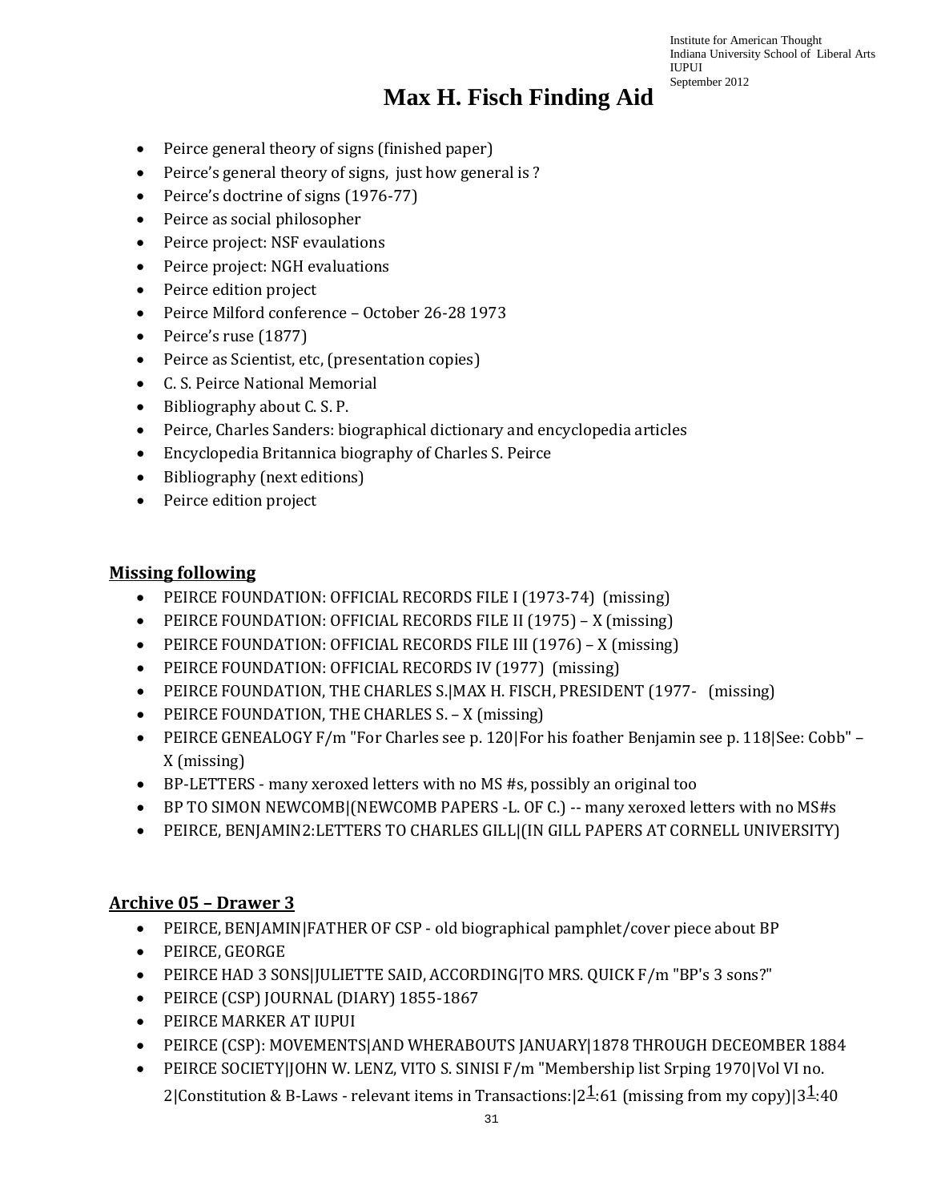- Peirce general theory of signs (finished paper)
- Peirce's general theory of signs, just how general is ?
- Peirce's doctrine of signs (1976-77)
- Peirce as social philosopher
- Peirce project: NSF evaulations
- Peirce project: NGH evaluations
- Peirce edition project
- Peirce Milford conference – October 26-28 1973
- Peirce's ruse (1877)
- Peirce as Scientist, etc, (presentation copies)
- C. S. Peirce National Memorial
- Bibliography about C. S. P.
- Peirce, Charles Sanders: biographical dictionary and encyclopedia articles
- Encyclopedia Britannica biography of Charles S. Peirce
- Bibliography (next editions)
- Peirce edition project

## Missing following

- PEIRCE FOUNDATION: OFFICIAL RECORDS FILE I (1973-74) (missing)
- PEIRCE FOUNDATION: OFFICIAL RECORDS FILE II (1975) – X (missing)
- PEIRCE FOUNDATION: OFFICIAL RECORDS FILE III (1976) – X (missing)
- PEIRCE FOUNDATION: OFFICIAL RECORDS IV (1977) (missing)
- PEIRCE FOUNDATION, THE CHARLES S.|MAX H. FISCH, PRESIDENT (1977- (missing)
- PEIRCE FOUNDATION, THE CHARLES S. – X (missing)
- PEIRCE GENEALOGY F/m "For Charles see p. 120|For his foather Benjamin see p. 118|See: Cobb" – X (missing)
- BP-LETTERS - many xeroxed letters with no MS #s, possibly an original too
- BP TO SIMON NEWCOMB|(NEWCOMB PAPERS -L. OF C.) -- many xeroxed letters with no MS#s
- PEIRCE, BENJAMIN2:LETTERS TO CHARLES GILL|(IN GILL PAPERS AT CORNELL UNIVERSITY)

## Archive 05 – Drawer 3

- PEIRCE, BENJAMIN|FATHER OF CSP - old biographical pamphlet/cover piece about BP
- PEIRCE, GEORGE
- PEIRCE HAD 3 SONS|JULIETTE SAID, ACCORDING|TO MRS. QUICK F/m "BP's 3 sons?"
- PEIRCE (CSP) JOURNAL (DIARY) 1855-1867
- PEIRCE MARKER AT IUPUI
- PEIRCE (CSP): MOVEMENTS|AND WHERABOUTS JANUARY|1878 THROUGH DECEOMBER 1884
- PEIRCE SOCIETY|JOHN W. LENZ, VITO S. SINISI F/m "Membership list Srping 1970|Vol VI no. 2|Constitution & B-Laws - relevant items in Transactions:|2$\frac{1}{}$:61 (missing from my copy)|3$\frac{1}{}$:40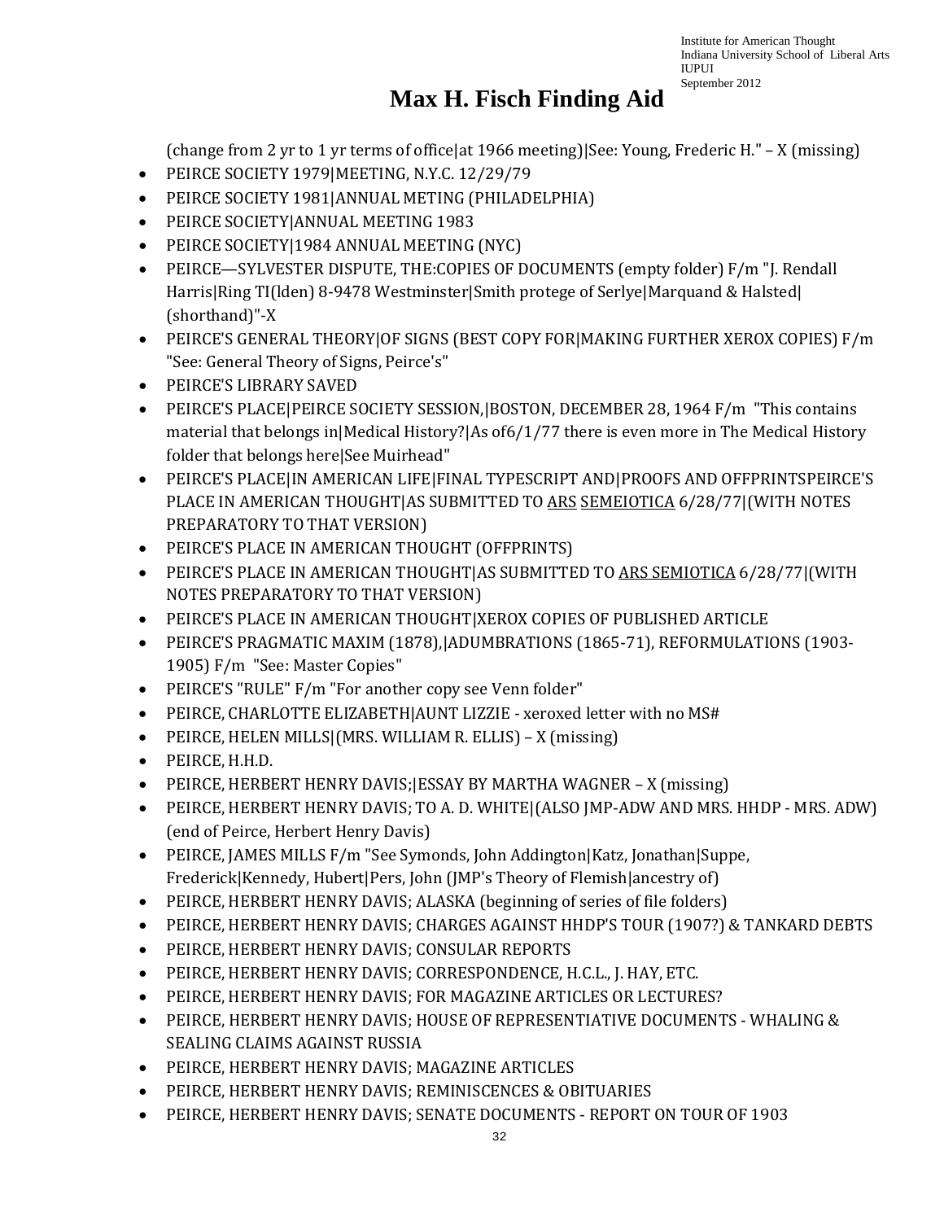# Max H. Fisch Finding Aid

(change from 2 yr to 1 yr terms of office|at 1966 meeting)|See: Young, Frederic H." – X (missing)

- PEIRCE SOCIETY 1979|MEETING, N.Y.C. 12/29/79
- PEIRCE SOCIETY 1981|ANNUAL METING (PHILADELPHIA)
- PEIRCE SOCIETY|ANNUAL MEETING 1983
- PEIRCE SOCIETY|1984 ANNUAL MEETING (NYC)
- PEIRCE—SYLVESTER DISPUTE, THE:COPIES OF DOCUMENTS (empty folder) F/m "J. Rendall Harris|Ring TI(lden) 8-9478 Westminster|Smith protege of Serlye|Marquand & Halsted|(shorthand)"-X
- PEIRCE'S GENERAL THEORY|OF SIGNS (BEST COPY FOR|MAKING FURTHER XEROX COPIES) F/m "See: General Theory of Signs, Peirce's"
- PEIRCE'S LIBRARY SAVED
- PEIRCE'S PLACE|PEIRCE SOCIETY SESSION,|BOSTON, DECEMBER 28, 1964 F/m "This contains material that belongs in|Medical History?|As of6/1/77 there is even more in The Medical History folder that belongs here|See Muirhead"
- PEIRCE'S PLACE|IN AMERICAN LIFE|FINAL TYPESCRIPT AND|PROOFS AND OFFPRINTSPEIRCE'S PLACE IN AMERICAN THOUGHT|AS SUBMITTED TO ARS SEMEIOTICA 6/28/77|(WITH NOTES PREPARATORY TO THAT VERSION)
- PEIRCE'S PLACE IN AMERICAN THOUGHT (OFFPRINTS)
- PEIRCE'S PLACE IN AMERICAN THOUGHT|AS SUBMITTED TO ARS SEMIOTICA 6/28/77|(WITH NOTES PREPARATORY TO THAT VERSION)
- PEIRCE'S PLACE IN AMERICAN THOUGHT|XEROX COPIES OF PUBLISHED ARTICLE
- PEIRCE'S PRAGMATIC MAXIM (1878),|ADUMBRATIONS (1865-71), REFORMULATIONS (1903-1905) F/m "See: Master Copies"
- PEIRCE'S "RULE" F/m "For another copy see Venn folder"
- PEIRCE, CHARLOTTE ELIZABETH|AUNT LIZZIE - xeroxed letter with no MS#
- PEIRCE, HELEN MILLS|(MRS. WILLIAM R. ELLIS) – X (missing)
- PEIRCE, H.H.D.
- PEIRCE, HERBERT HENRY DAVIS;|ESSAY BY MARTHA WAGNER – X (missing)
- PEIRCE, HERBERT HENRY DAVIS; TO A. D. WHITE|(ALSO JMP-ADW AND MRS. HHDP - MRS. ADW) (end of Peirce, Herbert Henry Davis)
- PEIRCE, JAMES MILLS F/m "See Symonds, John Addington|Katz, Jonathan|Suppe, Frederick|Kennedy, Hubert|Pers, John (JMP's Theory of Flemish|ancestry of)
- PEIRCE, HERBERT HENRY DAVIS; ALASKA (beginning of series of file folders)
- PEIRCE, HERBERT HENRY DAVIS; CHARGES AGAINST HHDP'S TOUR (1907?) & TANKARD DEBTS
- PEIRCE, HERBERT HENRY DAVIS; CONSULAR REPORTS
- PEIRCE, HERBERT HENRY DAVIS; CORRESPONDENCE, H.C.L., J. HAY, ETC.
- PEIRCE, HERBERT HENRY DAVIS; FOR MAGAZINE ARTICLES OR LECTURES?
- PEIRCE, HERBERT HENRY DAVIS; HOUSE OF REPRESENTIATIVE DOCUMENTS - WHALING & SEALING CLAIMS AGAINST RUSSIA
- PEIRCE, HERBERT HENRY DAVIS; MAGAZINE ARTICLES
- PEIRCE, HERBERT HENRY DAVIS; REMINISCENCES & OBITUARIES
- PEIRCE, HERBERT HENRY DAVIS; SENATE DOCUMENTS - REPORT ON TOUR OF 1903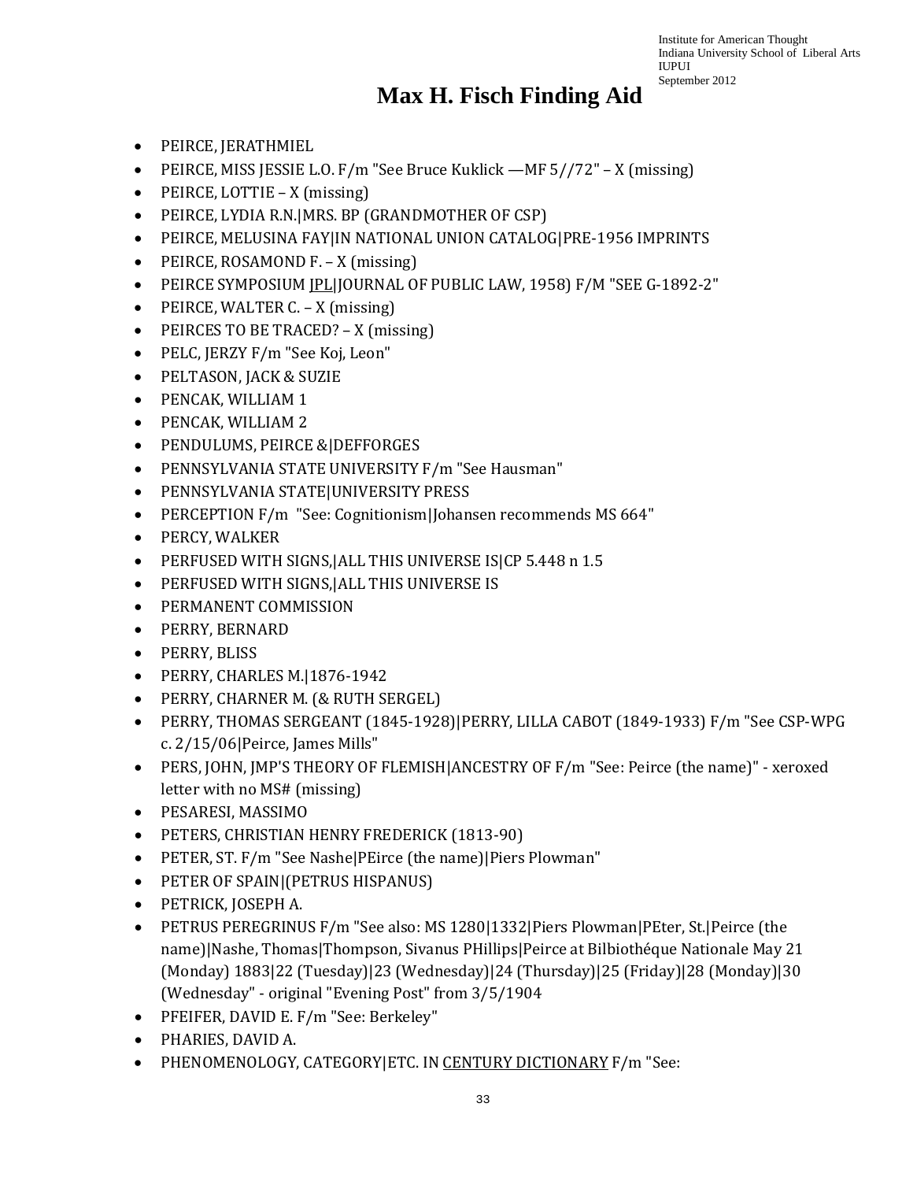# Max H. Fisch Finding Aid

- PEIRCE, JERATHMIEL
- PEIRCE, MISS JESSIE L.O. F/m "See Bruce Kuklick —MF 5//72" – X (missing)
- PEIRCE, LOTTIE – X (missing)
- PEIRCE, LYDIA R.N.|MRS. BP (GRANDMOTHER OF CSP)
- PEIRCE, MELUSINA FAY|IN NATIONAL UNION CATALOG|PRE-1956 IMPRINTS
- PEIRCE, ROSAMOND F. – X (missing)
- PEIRCE SYMPOSIUM JPL|JOURNAL OF PUBLIC LAW, 1958) F/M "SEE G-1892-2"
- PEIRCE, WALTER C. – X (missing)
- PEIRCES TO BE TRACED? – X (missing)
- PELC, JERZY F/m "See Koj, Leon"
- PELTASON, JACK & SUZIE
- PENCAK, WILLIAM 1
- PENCAK, WILLIAM 2
- PENDULUMS, PEIRCE &|DEFFORGES
- PENNSYLVANIA STATE UNIVERSITY F/m "See Hausman"
- PENNSYLVANIA STATE|UNIVERSITY PRESS
- PERCEPTION F/m "See: Cognitionism|Johansen recommends MS 664"
- PERCY, WALKER
- PERFUSED WITH SIGNS,|ALL THIS UNIVERSE IS|CP 5.448 n 1.5
- PERFUSED WITH SIGNS,|ALL THIS UNIVERSE IS
- PERMANENT COMMISSION
- PERRY, BERNARD
- PERRY, BLISS
- PERRY, CHARLES M.|1876-1942
- PERRY, CHARNER M. (& RUTH SERGEL)
- PERRY, THOMAS SERGEANT (1845-1928)|PERRY, LILLA CABOT (1849-1933) F/m "See CSP-WPG c. 2/15/06|Peirce, James Mills"
- PERS, JOHN, JMP'S THEORY OF FLEMISH|ANCESTRY OF F/m "See: Peirce (the name)" - xeroxed letter with no MS# (missing)
- PESARESI, MASSIMO
- PETERS, CHRISTIAN HENRY FREDERICK (1813-90)
- PETER, ST. F/m "See Nashe|PEirce (the name)|Piers Plowman"
- PETER OF SPAIN|(PETRUS HISPANUS)
- PETRICK, JOSEPH A.
- PETRUS PEREGRINUS F/m "See also: MS 1280|1332|Piers Plowman|PEter, St.|Peirce (the name)|Nashe, Thomas|Thompson, Sivanus PHillips|Peirce at Bilbiothéque Nationale May 21 (Monday) 1883|22 (Tuesday)|23 (Wednesday)|24 (Thursday)|25 (Friday)|28 (Monday)|30 (Wednesday" - original "Evening Post" from 3/5/1904
- PFEIFER, DAVID E. F/m "See: Berkeley"
- PHARIES, DAVID A.
- PHENOMENOLOGY, CATEGORY|ETC. IN CENTURY DICTIONARY F/m "See: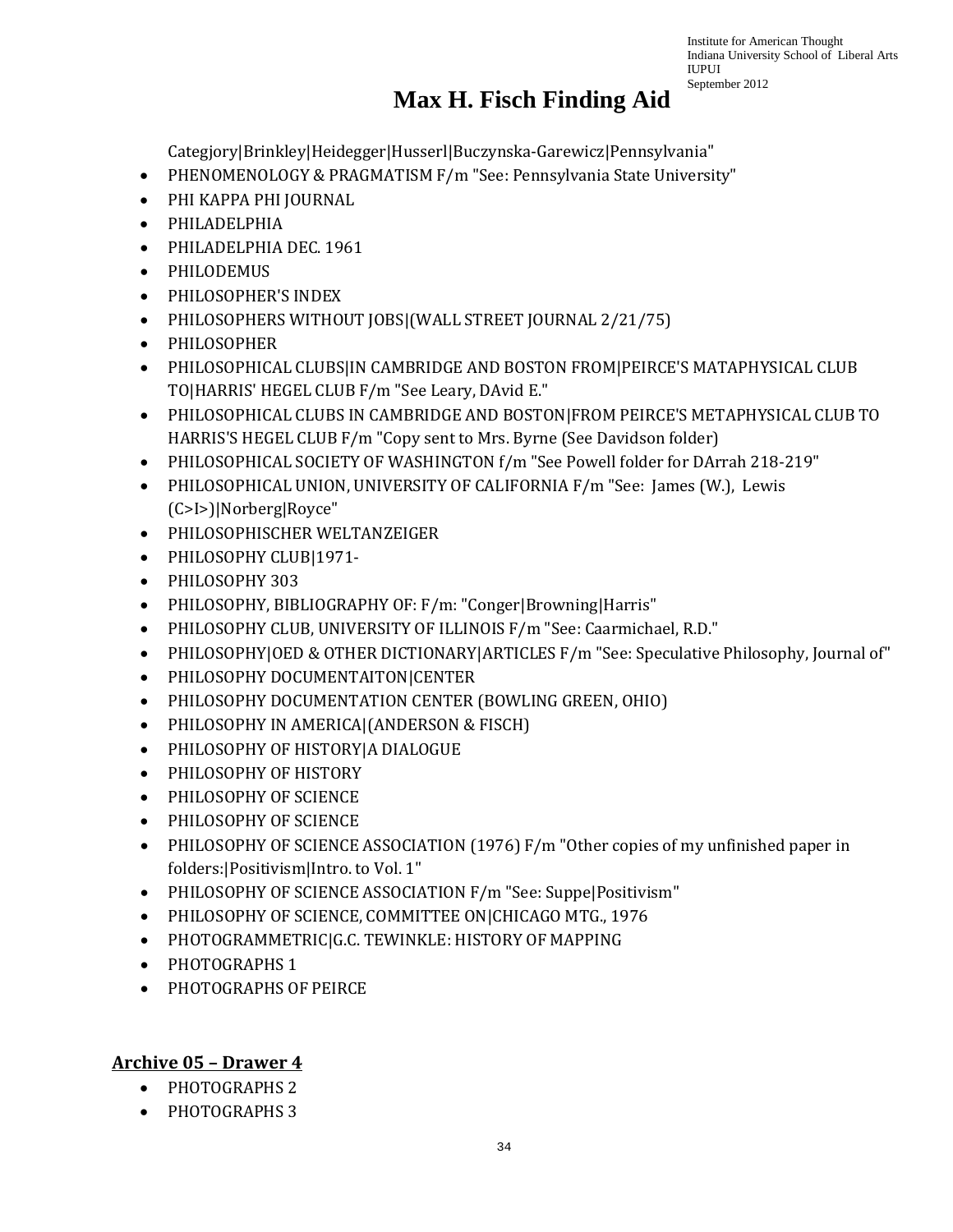# Max H. Fisch Finding Aid

Categjory|Brinkley|Heidegger|Husserl|Buczynska-Garewicz|Pennsylvania"

- PHENOMENOLOGY & PRAGMATISM F/m "See: Pennsylvania State University"
- PHI KAPPA PHI JOURNAL
- PHILADELPHIA
- PHILADELPHIA DEC. 1961
- PHILODEMUS
- PHILOSOPHER'S INDEX
- PHILOSOPHERS WITHOUT JOBS|(WALL STREET JOURNAL 2/21/75)
- PHILOSOPHER
- PHILOSOPHICAL CLUBS|IN CAMBRIDGE AND BOSTON FROM|PEIRCE'S MATAPHYSICAL CLUB TO|HARRIS' HEGEL CLUB F/m "See Leary, DAvid E."
- PHILOSOPHICAL CLUBS IN CAMBRIDGE AND BOSTON|FROM PEIRCE'S METAPHYSICAL CLUB TO HARRIS'S HEGEL CLUB F/m "Copy sent to Mrs. Byrne (See Davidson folder)
- PHILOSOPHICAL SOCIETY OF WASHINGTON f/m "See Powell folder for DArrah 218-219"
- PHILOSOPHICAL UNION, UNIVERSITY OF CALIFORNIA F/m "See: James (W.), Lewis (C>I>)|Norberg|Royce"
- PHILOSOPHISCHER WELTANZEIGER
- PHILOSOPHY CLUB|1971-
- PHILOSOPHY 303
- PHILOSOPHY, BIBLIOGRAPHY OF: F/m: "Conger|Browning|Harris"
- PHILOSOPHY CLUB, UNIVERSITY OF ILLINOIS F/m "See: Caarmichael, R.D."
- PHILOSOPHY|OED & OTHER DICTIONARY|ARTICLES F/m "See: Speculative Philosophy, Journal of"
- PHILOSOPHY DOCUMENTAITON|CENTER
- PHILOSOPHY DOCUMENTATION CENTER (BOWLING GREEN, OHIO)
- PHILOSOPHY IN AMERICA|(ANDERSON & FISCH)
- PHILOSOPHY OF HISTORY|A DIALOGUE
- PHILOSOPHY OF HISTORY
- PHILOSOPHY OF SCIENCE
- PHILOSOPHY OF SCIENCE
- PHILOSOPHY OF SCIENCE ASSOCIATION (1976) F/m "Other copies of my unfinished paper in folders:|Positivism|Intro. to Vol. 1"
- PHILOSOPHY OF SCIENCE ASSOCIATION F/m "See: Suppe|Positivism"
- PHILOSOPHY OF SCIENCE, COMMITTEE ON|CHICAGO MTG., 1976
- PHOTOGRAMMETRIC|G.C. TEWINKLE: HISTORY OF MAPPING
- PHOTOGRAPHS 1
- PHOTOGRAPHS OF PEIRCE

## Archive 05 – Drawer 4

- PHOTOGRAPHS 2
- PHOTOGRAPHS 3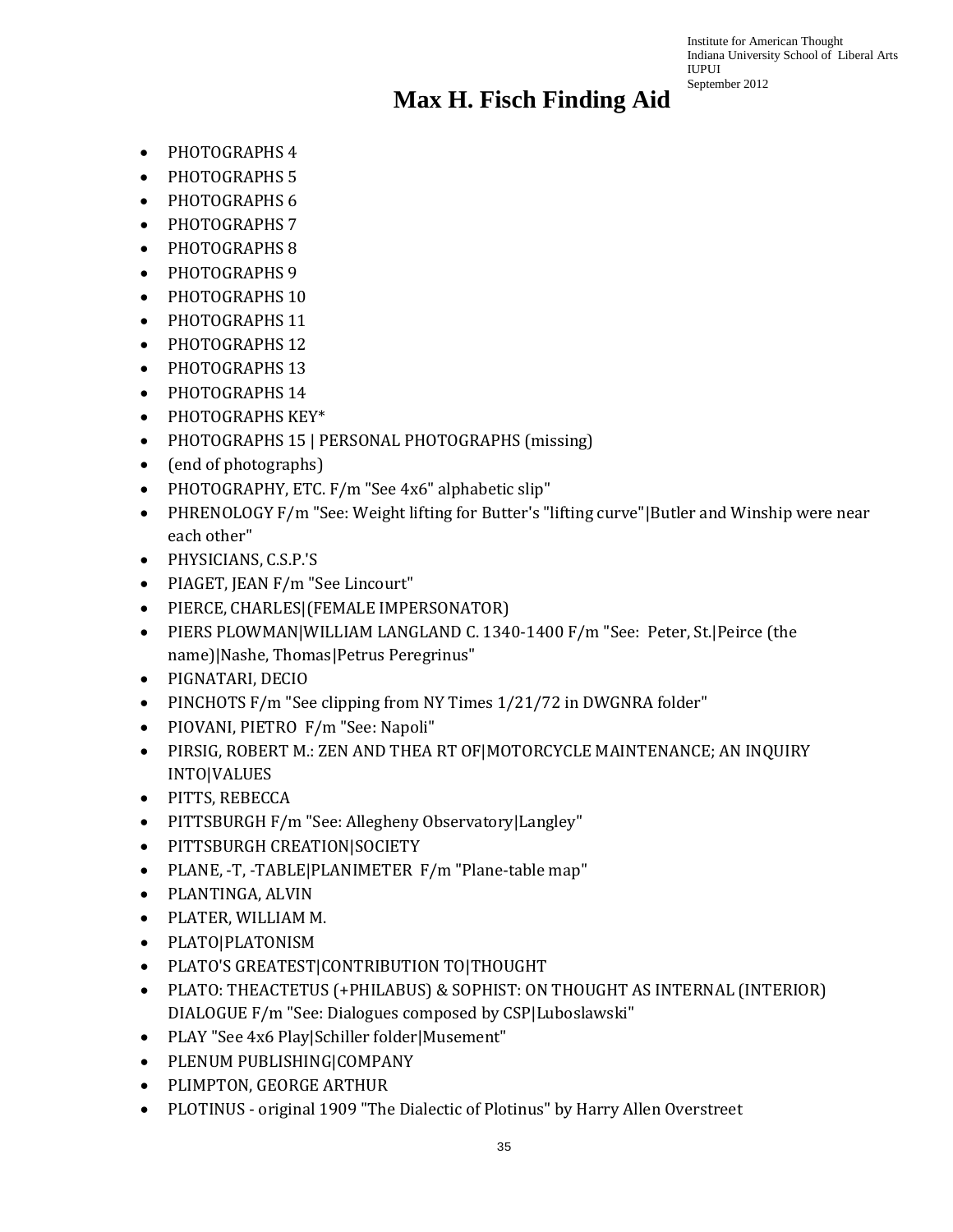- PHOTOGRAPHS 4
- PHOTOGRAPHS 5
- PHOTOGRAPHS 6
- PHOTOGRAPHS 7
- PHOTOGRAPHS 8
- PHOTOGRAPHS 9
- PHOTOGRAPHS 10
- PHOTOGRAPHS 11
- PHOTOGRAPHS 12
- PHOTOGRAPHS 13
- PHOTOGRAPHS 14
- PHOTOGRAPHS KEY*
- PHOTOGRAPHS 15 | PERSONAL PHOTOGRAPHS (missing)
- (end of photographs)
- PHOTOGRAPHY, ETC. F/m "See 4x6" alphabetic slip"
- PHRENOLOGY F/m "See: Weight lifting for Butter's "lifting curve"|Butler and Winship were near each other"
- PHYSICIANS, C.S.P.'S
- PIAGET, JEAN F/m "See Lincourt"
- PIERCE, CHARLES|(FEMALE IMPERSONATOR)
- PIERS PLOWMAN|WILLIAM LANGLAND C. 1340-1400 F/m "See: Peter, St.|Peirce (the name)|Nashe, Thomas|Petrus Peregrinus"
- PIGNATARI, DECIO
- PINCHOTS F/m "See clipping from NY Times 1/21/72 in DWGNRA folder"
- PIOVANI, PIETRO F/m "See: Napoli"
- PIRSIG, ROBERT M.: ZEN AND THEA RT OF|MOTORCYCLE MAINTENANCE; AN INQUIRY INTO|VALUES
- PITTS, REBECCA
- PITTSBURGH F/m "See: Allegheny Observatory|Langley"
- PITTSBURGH CREATION|SOCIETY
- PLANE, -T, -TABLE|PLANIMETER F/m "Plane-table map"
- PLANTINGA, ALVIN
- PLATER, WILLIAM M.
- PLATO|PLATONISM
- PLATO'S GREATEST|CONTRIBUTION TO|THOUGHT
- PLATO: THEACTETUS (+PHILABUS) & SOPHIST: ON THOUGHT AS INTERNAL (INTERIOR) DIALOGUE F/m "See: Dialogues composed by CSP|Luboslawski"
- PLAY "See 4x6 Play|Schiller folder|Musement"
- PLENUM PUBLISHING|COMPANY
- PLIMPTON, GEORGE ARTHUR
- PLOTINUS - original 1909 "The Dialectic of Plotinus" by Harry Allen Overstreet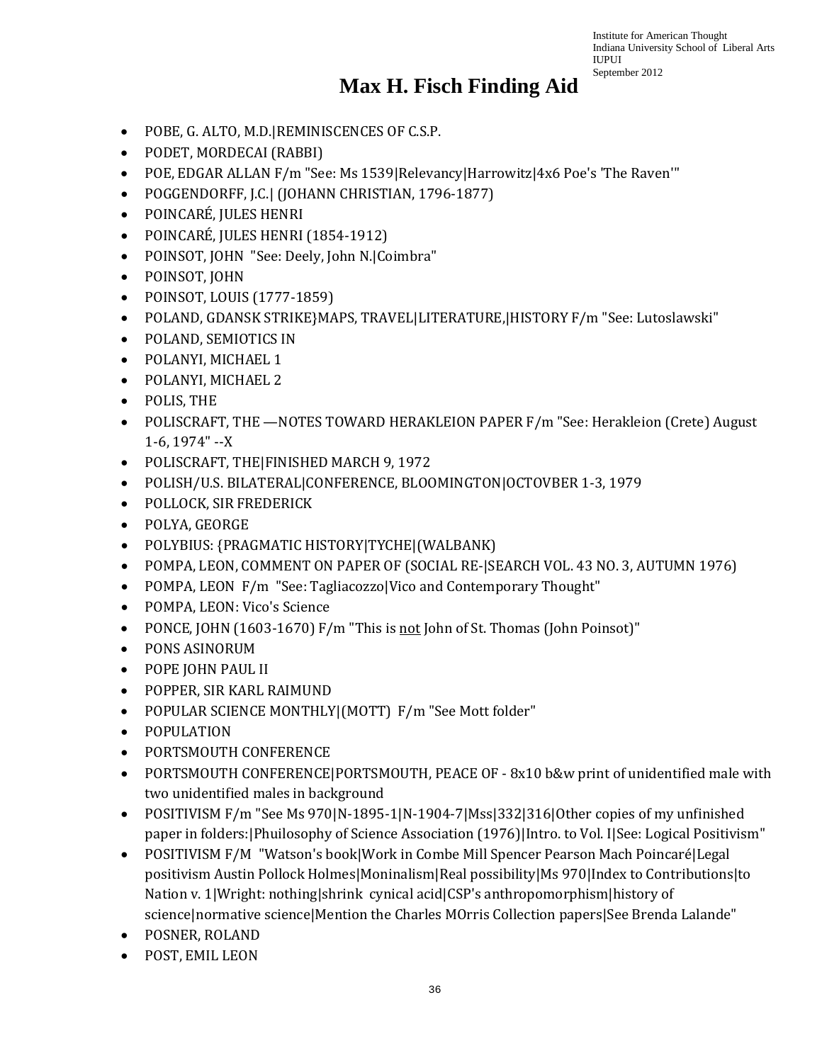# Max H. Fisch Finding Aid

- POBE, G. ALTO, M.D.|REMINISCENCES OF C.S.P.
- PODET, MORDECAI (RABBI)
- POE, EDGAR ALLAN F/m "See: Ms 1539|Relevancy|Harrowitz|4x6 Poe's 'The Raven'"
- POGGENDORFF, J.C.| (JOHANN CHRISTIAN, 1796-1877)
- POINCARÉ, JULES HENRI
- POINCARÉ, JULES HENRI (1854-1912)
- POINSOT, JOHN "See: Deely, John N.|Coimbra"
- POINSOT, JOHN
- POINSOT, LOUIS (1777-1859)
- POLAND, GDANSK STRIKE}MAPS, TRAVEL|LITERATURE,|HISTORY F/m "See: Lutoslawski"
- POLAND, SEMIOTICS IN
- POLANYI, MICHAEL 1
- POLANYI, MICHAEL 2
- POLIS, THE
- POLISCRAFT, THE —NOTES TOWARD HERAKLEION PAPER F/m "See: Herakleion (Crete) August 1-6, 1974" --X
- POLISCRAFT, THE|FINISHED MARCH 9, 1972
- POLISH/U.S. BILATERAL|CONFERENCE, BLOOMINGTON|OCTOVBER 1-3, 1979
- POLLOCK, SIR FREDERICK
- POLYA, GEORGE
- POLYBIUS: {PRAGMATIC HISTORY|TYCHE|(WALBANK)
- POMPA, LEON, COMMENT ON PAPER OF (SOCIAL RE-|SEARCH VOL. 43 NO. 3, AUTUMN 1976)
- POMPA, LEON F/m "See: Tagliacozzo|Vico and Contemporary Thought"
- POMPA, LEON: Vico's Science
- PONCE, JOHN (1603-1670) F/m "This is <u>not</u> John of St. Thomas (John Poinsot)"
- PONS ASINORUM
- POPE JOHN PAUL II
- POPPER, SIR KARL RAIMUND
- POPULAR SCIENCE MONTHLY|(MOTT) F/m "See Mott folder"
- POPULATION
- PORTSMOUTH CONFERENCE
- PORTSMOUTH CONFERENCE|PORTSMOUTH, PEACE OF - 8x10 b&w print of unidentified male with two unidentified males in background
- POSITIVISM F/m "See Ms 970|N-1895-1|N-1904-7|Mss|332|316|Other copies of my unfinished paper in folders:|Phuilosophy of Science Association (1976)|Intro. to Vol. I|See: Logical Positivism"
- POSITIVISM F/M "Watson's book|Work in Combe Mill Spencer Pearson Mach Poincaré|Legal positivism Austin Pollock Holmes|Moninalism|Real possibility|Ms 970|Index to Contributions|to Nation v. 1|Wright: nothing|shrink cynical acid|CSP's anthropomorphism|history of science|normative science|Mention the Charles MOrris Collection papers|See Brenda Lalande"
- POSNER, ROLAND
- POST, EMIL LEON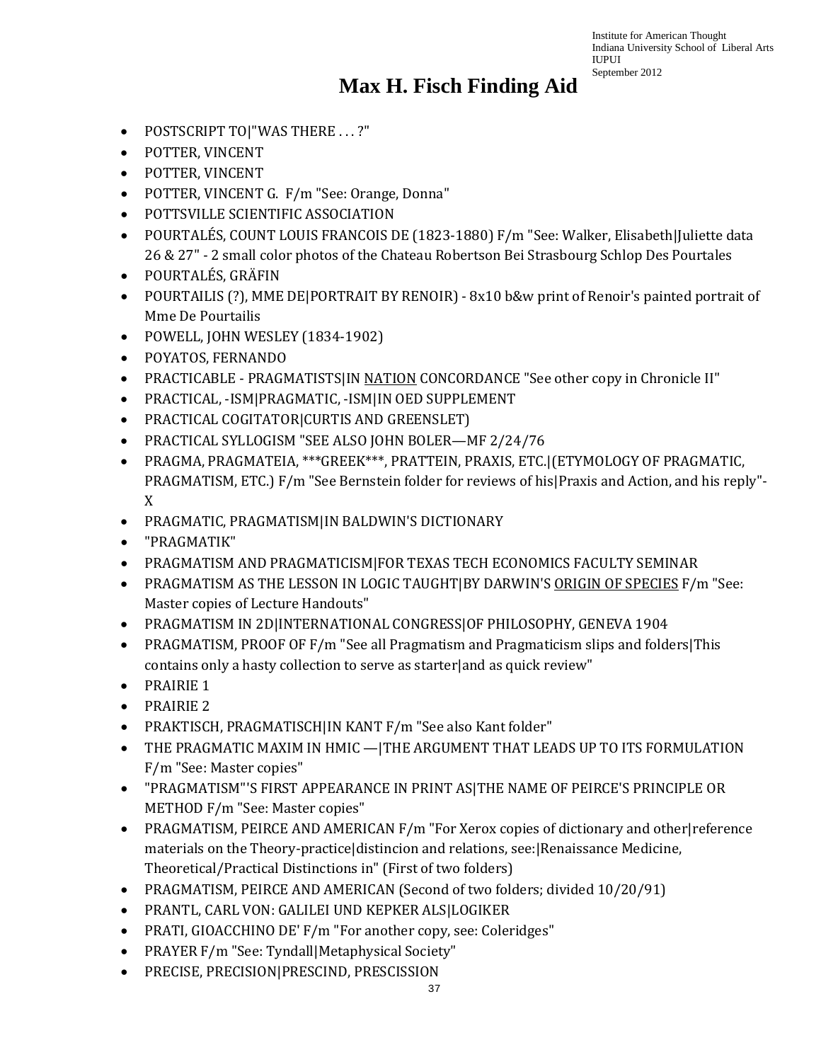# Max H. Fisch Finding Aid

- POSTSCRIPT TO|"WAS THERE . . . ?"
- POTTER, VINCENT
- POTTER, VINCENT
- POTTER, VINCENT G. F/m "See: Orange, Donna"
- POTTSVILLE SCIENTIFIC ASSOCIATION
- POURTALÉS, COUNT LOUIS FRANCOIS DE (1823-1880) F/m "See: Walker, Elisabeth|Juliette data 26 & 27" - 2 small color photos of the Chateau Robertson Bei Strasbourg Schlop Des Pourtales
- POURTALÉS, GRÄFIN
- POURTAILIS (?), MME DE|PORTRAIT BY RENOIR) - 8x10 b&w print of Renoir's painted portrait of Mme De Pourtailis
- POWELL, JOHN WESLEY (1834-1902)
- POYATOS, FERNANDO
- PRACTICABLE - PRAGMATISTS|IN NATION CONCORDANCE "See other copy in Chronicle II"
- PRACTICAL, -ISM|PRAGMATIC, -ISM|IN OED SUPPLEMENT
- PRACTICAL COGITATOR|CURTIS AND GREENSLET)
- PRACTICAL SYLLOGISM "SEE ALSO JOHN BOLER—MF 2/24/76
- PRAGMA, PRAGMATEIA, ***GREEK***, PRATTEIN, PRAXIS, ETC.|(ETYMOLOGY OF PRAGMATIC, PRAGMATISM, ETC.) F/m "See Bernstein folder for reviews of his|Praxis and Action, and his reply"-X
- PRAGMATIC, PRAGMATISM|IN BALDWIN'S DICTIONARY
- "PRAGMATIK"
- PRAGMATISM AND PRAGMATICISM|FOR TEXAS TECH ECONOMICS FACULTY SEMINAR
- PRAGMATISM AS THE LESSON IN LOGIC TAUGHT|BY DARWIN'S ORIGIN OF SPECIES F/m "See: Master copies of Lecture Handouts"
- PRAGMATISM IN 2D|INTERNATIONAL CONGRESS|OF PHILOSOPHY, GENEVA 1904
- PRAGMATISM, PROOF OF F/m "See all Pragmatism and Pragmaticism slips and folders|This contains only a hasty collection to serve as starter|and as quick review"
- PRAIRIE 1
- PRAIRIE 2
- PRAKTISCH, PRAGMATISCH|IN KANT F/m "See also Kant folder"
- THE PRAGMATIC MAXIM IN HMIC —|THE ARGUMENT THAT LEADS UP TO ITS FORMULATION F/m "See: Master copies"
- "PRAGMATISM"'S FIRST APPEARANCE IN PRINT AS|THE NAME OF PEIRCE'S PRINCIPLE OR METHOD F/m "See: Master copies"
- PRAGMATISM, PEIRCE AND AMERICAN F/m "For Xerox copies of dictionary and other|reference materials on the Theory-practice|distincion and relations, see:|Renaissance Medicine, Theoretical/Practical Distinctions in" (First of two folders)
- PRAGMATISM, PEIRCE AND AMERICAN (Second of two folders; divided 10/20/91)
- PRANTL, CARL VON: GALILEI UND KEPKER ALS|LOGIKER
- PRATI, GIOACCHINO DE' F/m "For another copy, see: Coleridges"
- PRAYER F/m "See: Tyndall|Metaphysical Society"
- PRECISE, PRECISION|PRESCIND, PRESCISSION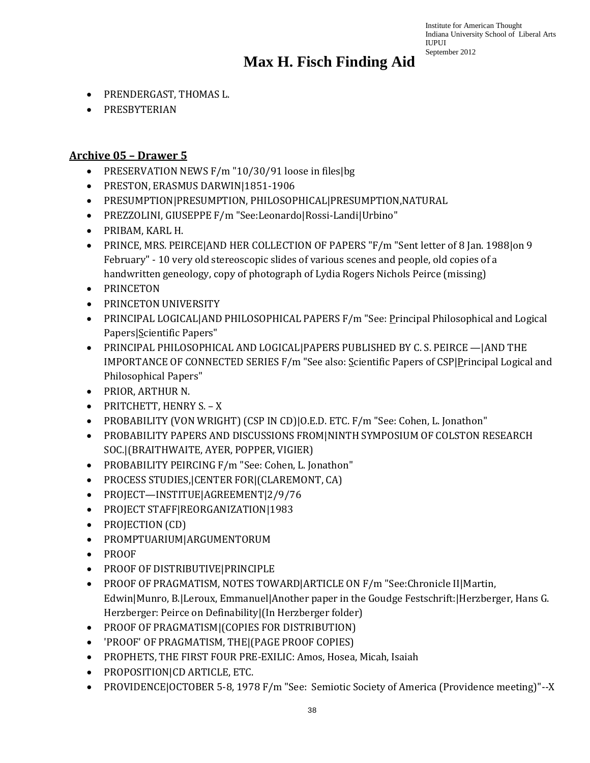- PRENDERGAST, THOMAS L.
- PRESBYTERIAN

## **Archive 05 – Drawer 5**

- PRESERVATION NEWS F/m "10/30/91 loose in files|bg
- PRESTON, ERASMUS DARWIN|1851-1906
- PRESUMPTION|PRESUMPTION, PHILOSOPHICAL|PRESUMPTION,NATURAL
- PREZZOLINI, GIUSEPPE F/m "See:Leonardo|Rossi-Landi|Urbino"
- PRIBAM, KARL H.
- PRINCE, MRS. PEIRCE|AND HER COLLECTION OF PAPERS "F/m "Sent letter of 8 Jan. 1988|on 9 February" - 10 very old stereoscopic slides of various scenes and people, old copies of a handwritten geneology, copy of photograph of Lydia Rogers Nichols Peirce (missing)
- PRINCETON
- PRINCETON UNIVERSITY
- PRINCIPAL LOGICAL|AND PHILOSOPHICAL PAPERS F/m "See: Principal Philosophical and Logical Papers|Scientific Papers"
- PRINCIPAL PHILOSOPHICAL AND LOGICAL|PAPERS PUBLISHED BY C. S. PEIRCE —|AND THE IMPORTANCE OF CONNECTED SERIES F/m "See also: Scientific Papers of CSP|Principal Logical and Philosophical Papers"
- PRIOR, ARTHUR N.
- PRITCHETT, HENRY S. – X
- PROBABILITY (VON WRIGHT) (CSP IN CD)|O.E.D. ETC. F/m "See: Cohen, L. Jonathon"
- PROBABILITY PAPERS AND DISCUSSIONS FROM|NINTH SYMPOSIUM OF COLSTON RESEARCH SOC.|(BRAITHWAITE, AYER, POPPER, VIGIER)
- PROBABILITY PEIRCING F/m "See: Cohen, L. Jonathon"
- PROCESS STUDIES,|CENTER FOR|(CLAREMONT, CA)
- PROJECT—INSTITUE|AGREEMENT|2/9/76
- PROJECT STAFF|REORGANIZATION|1983
- PROJECTION (CD)
- PROMPTUARIUM|ARGUMENTORUM
- PROOF
- PROOF OF DISTRIBUTIVE|PRINCIPLE
- PROOF OF PRAGMATISM, NOTES TOWARD|ARTICLE ON F/m "See:Chronicle II|Martin, Edwin|Munro, B.|Leroux, Emmanuel|Another paper in the Goudge Festschrift:|Herzberger, Hans G. Herzberger: Peirce on Definability|(In Herzberger folder)
- PROOF OF PRAGMATISM|(COPIES FOR DISTRIBUTION)
- 'PROOF' OF PRAGMATISM, THE|(PAGE PROOF COPIES)
- PROPHETS, THE FIRST FOUR PRE-EXILIC: Amos, Hosea, Micah, Isaiah
- PROPOSITION|CD ARTICLE, ETC.
- PROVIDENCE|OCTOBER 5-8, 1978 F/m "See: Semiotic Society of America (Providence meeting)"--X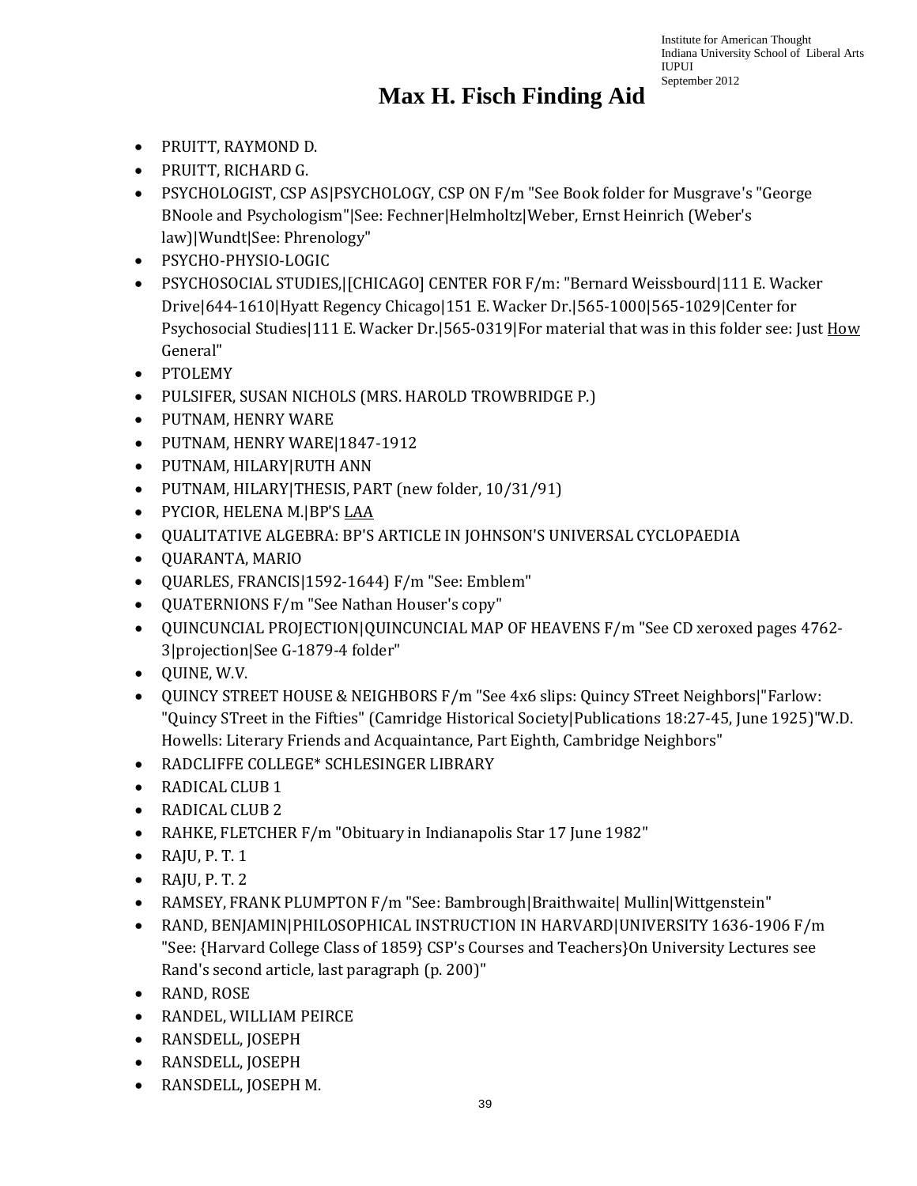# Max H. Fisch Finding Aid

- PRUITT, RAYMOND D.
- PRUITT, RICHARD G.
- PSYCHOLOGIST, CSP AS|PSYCHOLOGY, CSP ON F/m "See Book folder for Musgrave's "George BNoole and Psychologism"|See: Fechner|Helmholtz|Weber, Ernst Heinrich (Weber's law)|Wundt|See: Phrenology"
- PSYCHO-PHYSIO-LOGIC
- PSYCHOSOCIAL STUDIES,|[CHICAGO] CENTER FOR F/m: "Bernard Weissbourd|111 E. Wacker Drive|644-1610|Hyatt Regency Chicago|151 E. Wacker Dr.|565-1000|565-1029|Center for Psychosocial Studies|111 E. Wacker Dr.|565-0319|For material that was in this folder see: Just <u>How</u> General"
- PTOLEMY
- PULSIFER, SUSAN NICHOLS (MRS. HAROLD TROWBRIDGE P.)
- PUTNAM, HENRY WARE
- PUTNAM, HENRY WARE|1847-1912
- PUTNAM, HILARY|RUTH ANN
- PUTNAM, HILARY|THESIS, PART (new folder, 10/31/91)
- PYCIOR, HELENA M.|BP'S <u>LAA</u>
- QUALITATIVE ALGEBRA: BP'S ARTICLE IN JOHNSON'S UNIVERSAL CYCLOPAEDIA
- QUARANTA, MARIO
- QUARLES, FRANCIS|1592-1644) F/m "See: Emblem"
- QUATERNIONS F/m "See Nathan Houser's copy"
- QUINCUNCIAL PROJECTION|QUINCUNCIAL MAP OF HEAVENS F/m "See CD xeroxed pages 4762-3|projection|See G-1879-4 folder"
- QUINE, W.V.
- QUINCY STREET HOUSE & NEIGHBORS F/m "See 4x6 slips: Quincy STreet Neighbors|"Farlow: "Quincy STreet in the Fifties" (Camridge Historical Society|Publications 18:27-45, June 1925)"W.D. Howells: Literary Friends and Acquaintance, Part Eighth, Cambridge Neighbors"
- RADCLIFFE COLLEGE* SCHLESINGER LIBRARY
- RADICAL CLUB 1
- RADICAL CLUB 2
- RAHKE, FLETCHER F/m "Obituary in Indianapolis Star 17 June 1982"
- RAJU, P. T. 1
- RAJU, P. T. 2
- RAMSEY, FRANK PLUMPTON F/m "See: Bambrough|Braithwaite| Mullin|Wittgenstein"
- RAND, BENJAMIN|PHILOSOPHICAL INSTRUCTION IN HARVARD|UNIVERSITY 1636-1906 F/m "See: {Harvard College Class of 1859} CSP's Courses and Teachers}On University Lectures see Rand's second article, last paragraph (p. 200)"
- RAND, ROSE
- RANDEL, WILLIAM PEIRCE
- RANSDELL, JOSEPH
- RANSDELL, JOSEPH
- RANSDELL, JOSEPH M.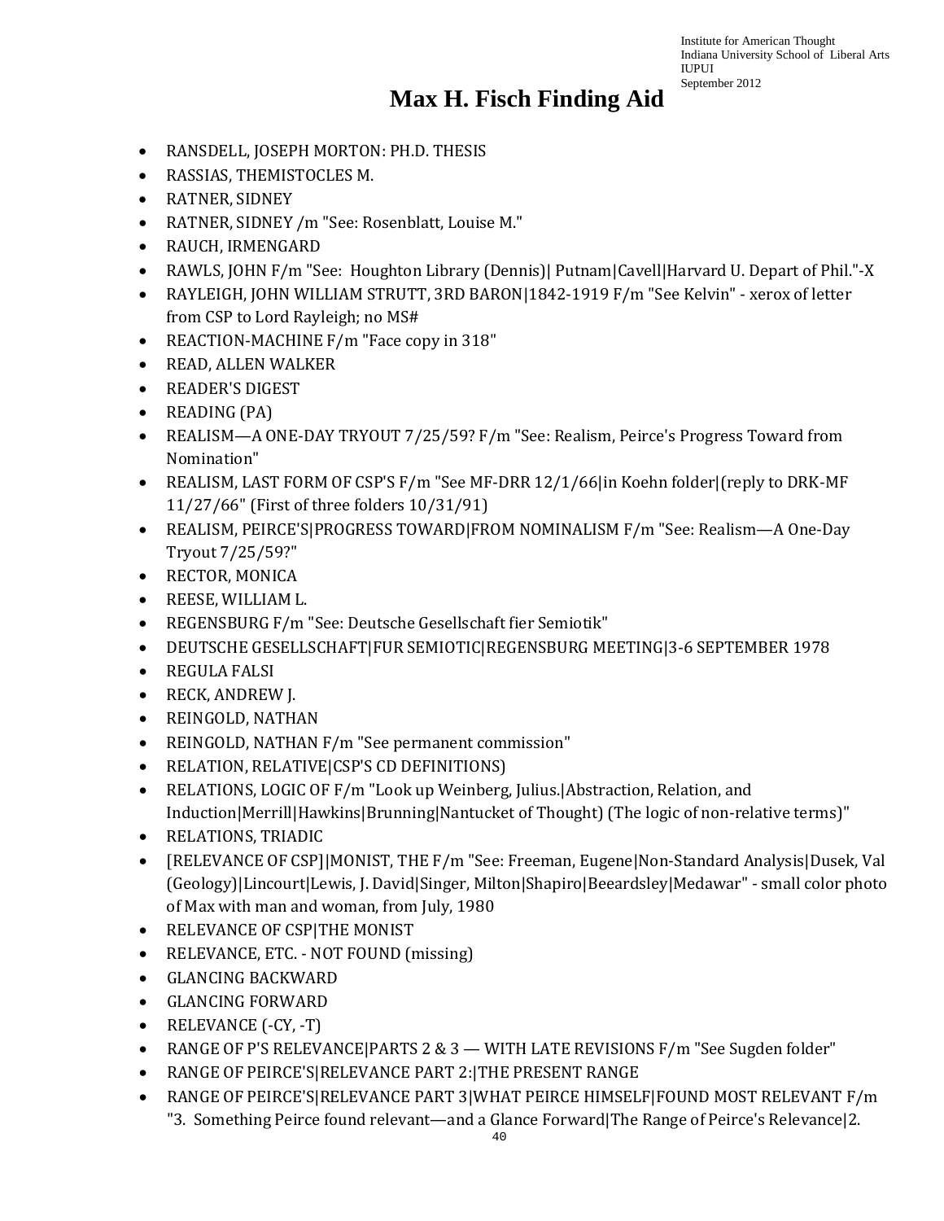# Max H. Fisch Finding Aid

- RANSDELL, JOSEPH MORTON: PH.D. THESIS
- RASSIAS, THEMISTOCLES M.
- RATNER, SIDNEY
- RATNER, SIDNEY /m "See: Rosenblatt, Louise M."
- RAUCH, IRMENGARD
- RAWLS, JOHN F/m "See: Houghton Library (Dennis)| Putnam|Cavell|Harvard U. Depart of Phil."-X
- RAYLEIGH, JOHN WILLIAM STRUTT, 3RD BARON|1842-1919 F/m "See Kelvin" - xerox of letter from CSP to Lord Rayleigh; no MS#
- REACTION-MACHINE F/m "Face copy in 318"
- READ, ALLEN WALKER
- READER'S DIGEST
- READING (PA)
- REALISM—A ONE-DAY TRYOUT 7/25/59? F/m "See: Realism, Peirce's Progress Toward from Nomination"
- REALISM, LAST FORM OF CSP'S F/m "See MF-DRR 12/1/66|in Koehn folder|(reply to DRK-MF 11/27/66" (First of three folders 10/31/91)
- REALISM, PEIRCE'S|PROGRESS TOWARD|FROM NOMINALISM F/m "See: Realism—A One-Day Tryout 7/25/59?"
- RECTOR, MONICA
- REESE, WILLIAM L.
- REGENSBURG F/m "See: Deutsche Gesellschaft fier Semiotik"
- DEUTSCHE GESELLSCHAFT|FUR SEMIOTIC|REGENSBURG MEETING|3-6 SEPTEMBER 1978
- REGULA FALSI
- RECK, ANDREW J.
- REINGOLD, NATHAN
- REINGOLD, NATHAN F/m "See permanent commission"
- RELATION, RELATIVE|CSP'S CD DEFINITIONS)
- RELATIONS, LOGIC OF F/m "Look up Weinberg, Julius.|Abstraction, Relation, and Induction|Merrill|Hawkins|Brunning|Nantucket of Thought) (The logic of non-relative terms)"
- RELATIONS, TRIADIC
- [RELEVANCE OF CSP]|MONIST, THE F/m "See: Freeman, Eugene|Non-Standard Analysis|Dusek, Val (Geology)|Lincourt|Lewis, J. David|Singer, Milton|Shapiro|Beeardsley|Medawar" - small color photo of Max with man and woman, from July, 1980
- RELEVANCE OF CSP|THE MONIST
- RELEVANCE, ETC. - NOT FOUND (missing)
- GLANCING BACKWARD
- GLANCING FORWARD
- RELEVANCE (-CY, -T)
- RANGE OF P'S RELEVANCE|PARTS 2 & 3 — WITH LATE REVISIONS F/m "See Sugden folder"
- RANGE OF PEIRCE'S|RELEVANCE PART 2:|THE PRESENT RANGE
- RANGE OF PEIRCE'S|RELEVANCE PART 3|WHAT PEIRCE HIMSELF|FOUND MOST RELEVANT F/m "3. Something Peirce found relevant—and a Glance Forward|The Range of Peirce's Relevance|2.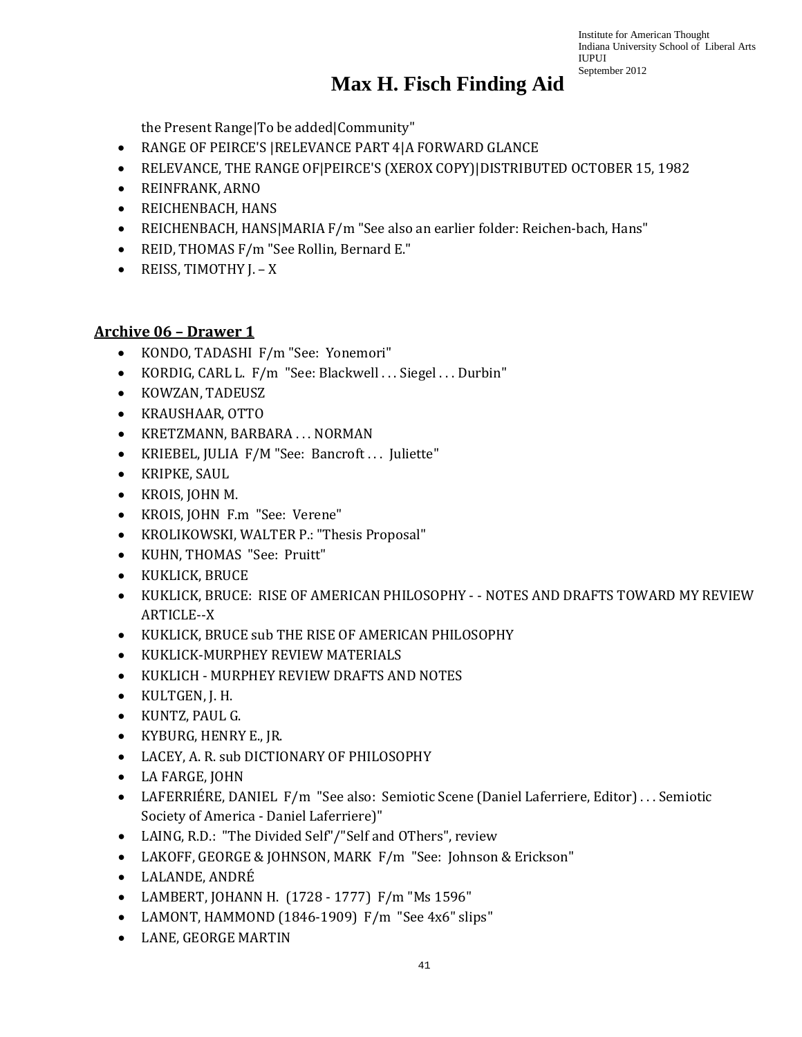the Present Range|To be added|Community"

- RANGE OF PEIRCE'S |RELEVANCE PART 4|A FORWARD GLANCE
- RELEVANCE, THE RANGE OF|PEIRCE'S (XEROX COPY)|DISTRIBUTED OCTOBER 15, 1982
- REINFRANK, ARNO
- REICHENBACH, HANS
- REICHENBACH, HANS|MARIA F/m "See also an earlier folder: Reichen-bach, Hans"
- REID, THOMAS F/m "See Rollin, Bernard E."
- REISS, TIMOTHY J. – X

**Archive 06 – Drawer 1**

- KONDO, TADASHI F/m "See: Yonemori"
- KORDIG, CARL L. F/m "See: Blackwell . . . Siegel . . . Durbin"
- KOWZAN, TADEUSZ
- KRAUSHAAR, OTTO
- KRETZMANN, BARBARA . . . NORMAN
- KRIEBEL, JULIA F/M "See: Bancroft . . . Juliette"
- KRIPKE, SAUL
- KROIS, JOHN M.
- KROIS, JOHN F.m "See: Verene"
- KROLIKOWSKI, WALTER P.: "Thesis Proposal"
- KUHN, THOMAS "See: Pruitt"
- KUKLICK, BRUCE
- KUKLICK, BRUCE: RISE OF AMERICAN PHILOSOPHY - - NOTES AND DRAFTS TOWARD MY REVIEW ARTICLE--X
- KUKLICK, BRUCE sub THE RISE OF AMERICAN PHILOSOPHY
- KUKLICK-MURPHEY REVIEW MATERIALS
- KUKLICH - MURPHEY REVIEW DRAFTS AND NOTES
- KULTGEN, J. H.
- KUNTZ, PAUL G.
- KYBURG, HENRY E., JR.
- LACEY, A. R. sub DICTIONARY OF PHILOSOPHY
- LA FARGE, JOHN
- LAFERRIÉRE, DANIEL F/m "See also: Semiotic Scene (Daniel Laferriere, Editor) . . . Semiotic Society of America - Daniel Laferriere)"
- LAING, R.D.: "The Divided Self"/"Self and OThers", review
- LAKOFF, GEORGE & JOHNSON, MARK F/m "See: Johnson & Erickson"
- LALANDE, ANDRÉ
- LAMBERT, JOHANN H. (1728 - 1777) F/m "Ms 1596"
- LAMONT, HAMMOND (1846-1909) F/m "See 4x6" slips"
- LANE, GEORGE MARTIN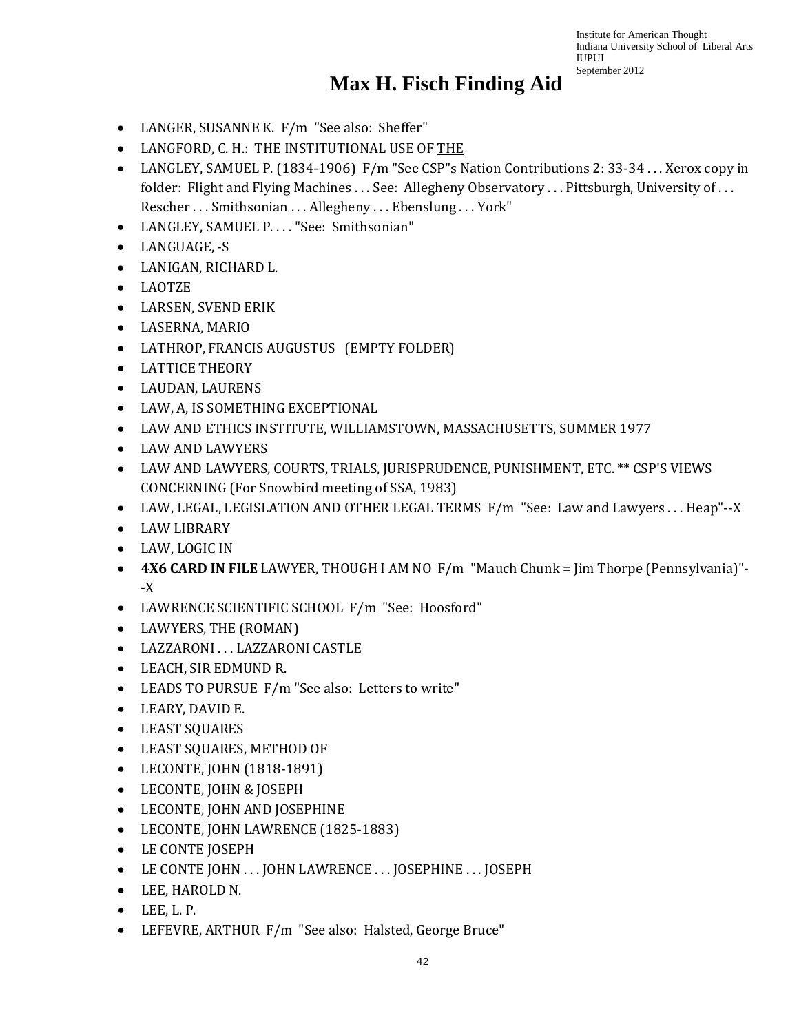# Max H. Fisch Finding Aid

- LANGER, SUSANNE K. F/m "See also: Sheffer"
- LANGFORD, C. H.: THE INSTITUTIONAL USE OF THE
- LANGLEY, SAMUEL P. (1834-1906) F/m "See CSP"s Nation Contributions 2: 33-34 . . . Xerox copy in folder: Flight and Flying Machines . . . See: Allegheny Observatory . . . Pittsburgh, University of . . . Rescher . . . Smithsonian . . . Allegheny . . . Ebenslung . . . York"
- LANGLEY, SAMUEL P. . . . "See: Smithsonian"
- LANGUAGE, -S
- LANIGAN, RICHARD L.
- LAOTZE
- LARSEN, SVEND ERIK
- LASERNA, MARIO
- LATHROP, FRANCIS AUGUSTUS (EMPTY FOLDER)
- LATTICE THEORY
- LAUDAN, LAURENS
- LAW, A, IS SOMETHING EXCEPTIONAL
- LAW AND ETHICS INSTITUTE, WILLIAMSTOWN, MASSACHUSETTS, SUMMER 1977
- LAW AND LAWYERS
- LAW AND LAWYERS, COURTS, TRIALS, JURISPRUDENCE, PUNISHMENT, ETC. ** CSP'S VIEWS CONCERNING (For Snowbird meeting of SSA, 1983)
- LAW, LEGAL, LEGISLATION AND OTHER LEGAL TERMS F/m "See: Law and Lawyers . . . Heap"--X
- LAW LIBRARY
- LAW, LOGIC IN
- **4X6 CARD IN FILE** LAWYER, THOUGH I AM NO F/m "Mauch Chunk = Jim Thorpe (Pennsylvania)"--X
- LAWRENCE SCIENTIFIC SCHOOL F/m "See: Hoosford"
- LAWYERS, THE (ROMAN)
- LAZZARONI . . . LAZZARONI CASTLE
- LEACH, SIR EDMUND R.
- LEADS TO PURSUE F/m "See also: Letters to write"
- LEARY, DAVID E.
- LEAST SQUARES
- LEAST SQUARES, METHOD OF
- LECONTE, JOHN (1818-1891)
- LECONTE, JOHN & JOSEPH
- LECONTE, JOHN AND JOSEPHINE
- LECONTE, JOHN LAWRENCE (1825-1883)
- LE CONTE JOSEPH
- LE CONTE JOHN . . . JOHN LAWRENCE . . . JOSEPHINE . . . JOSEPH
- LEE, HAROLD N.
- LEE, L. P.
- LEFEVRE, ARTHUR F/m "See also: Halsted, George Bruce"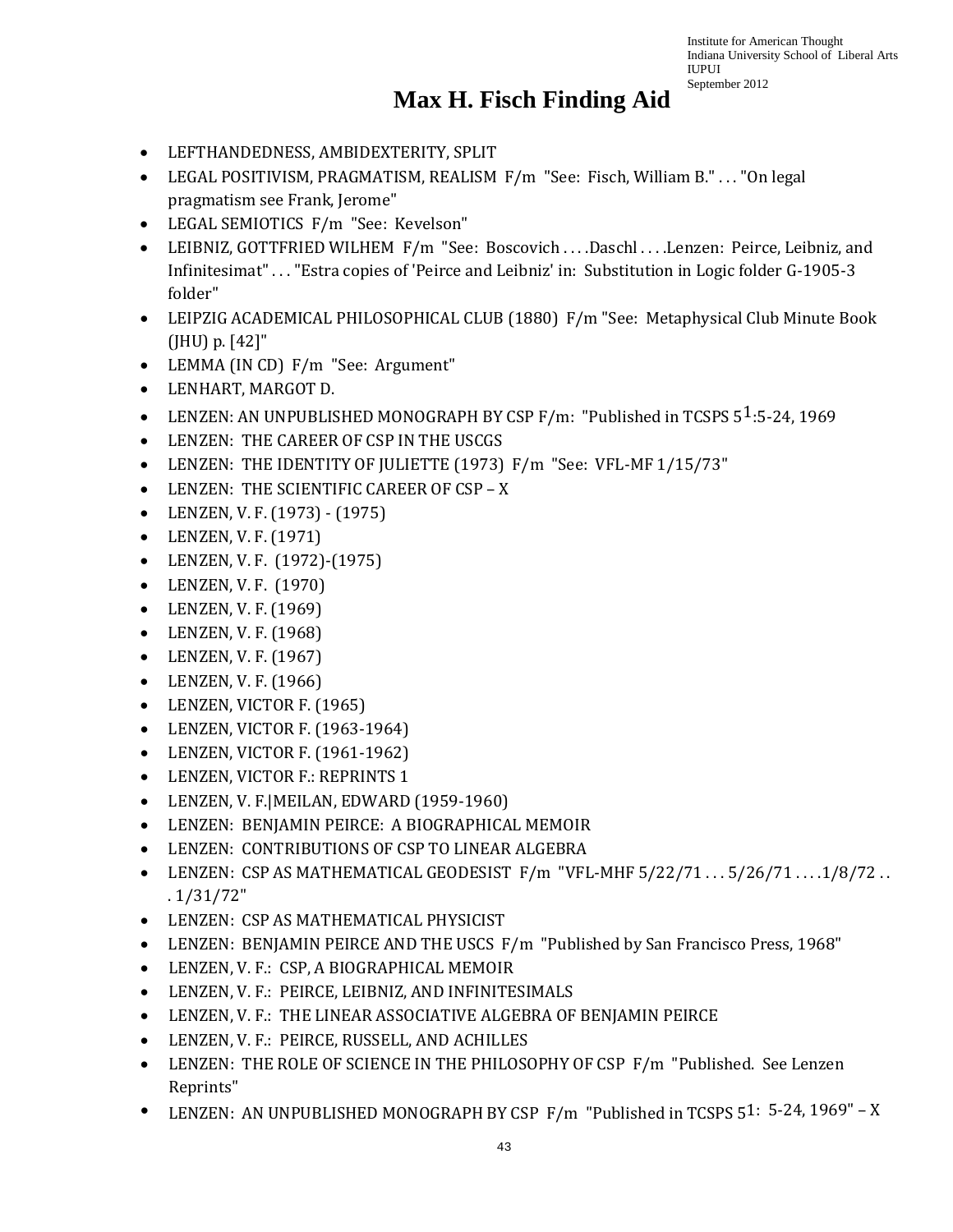# Max H. Fisch Finding Aid

- LEFTHANDEDNESS, AMBIDEXTERITY, SPLIT
- LEGAL POSITIVISM, PRAGMATISM, REALISM F/m "See: Fisch, William B." . . . "On legal pragmatism see Frank, Jerome"
- LEGAL SEMIOTICS F/m "See: Kevelson"
- LEIBNIZ, GOTTFRIED WILHEM F/m "See: Boscovich . . . .Daschl . . . .Lenzen: Peirce, Leibniz, and Infinitesimat" . . . "Estra copies of 'Peirce and Leibniz' in: Substitution in Logic folder G-1905-3 folder"
- LEIPZIG ACADEMICAL PHILOSOPHICAL CLUB (1880) F/m "See: Metaphysical Club Minute Book (JHU) p. [42]"
- LEMMA (IN CD) F/m "See: Argument"
- LENHART, MARGOT D.
- LENZEN: AN UNPUBLISHED MONOGRAPH BY CSP F/m: "Published in TCSPS 5[1]:5-24, 1969
- LENZEN: THE CAREER OF CSP IN THE USCGS
- LENZEN: THE IDENTITY OF JULIETTE (1973) F/m "See: VFL-MF 1/15/73"
- LENZEN: THE SCIENTIFIC CAREER OF CSP – X
- LENZEN, V. F. (1973) - (1975)
- LENZEN, V. F. (1971)
- LENZEN, V. F. (1972)-(1975)
- LENZEN, V. F. (1970)
- LENZEN, V. F. (1969)
- LENZEN, V. F. (1968)
- LENZEN, V. F. (1967)
- LENZEN, V. F. (1966)
- LENZEN, VICTOR F. (1965)
- LENZEN, VICTOR F. (1963-1964)
- LENZEN, VICTOR F. (1961-1962)
- LENZEN, VICTOR F.: REPRINTS 1
- LENZEN, V. F.|MEILAN, EDWARD (1959-1960)
- LENZEN: BENJAMIN PEIRCE: A BIOGRAPHICAL MEMOIR
- LENZEN: CONTRIBUTIONS OF CSP TO LINEAR ALGEBRA
- LENZEN: CSP AS MATHEMATICAL GEODESIST F/m "VFL-MHF 5/22/71 . . . 5/26/71 . . . .1/8/72 . . . 1/31/72"
- LENZEN: CSP AS MATHEMATICAL PHYSICIST
- LENZEN: BENJAMIN PEIRCE AND THE USCS F/m "Published by San Francisco Press, 1968"
- LENZEN, V. F.: CSP, A BIOGRAPHICAL MEMOIR
- LENZEN, V. F.: PEIRCE, LEIBNIZ, AND INFINITESIMALS
- LENZEN, V. F.: THE LINEAR ASSOCIATIVE ALGEBRA OF BENJAMIN PEIRCE
- LENZEN, V. F.: PEIRCE, RUSSELL, AND ACHILLES
- LENZEN: THE ROLE OF SCIENCE IN THE PHILOSOPHY OF CSP F/m "Published. See Lenzen Reprints"
- LENZEN: AN UNPUBLISHED MONOGRAPH BY CSP F/m "Published in TCSPS 5[1]: 5-24, 1969" – X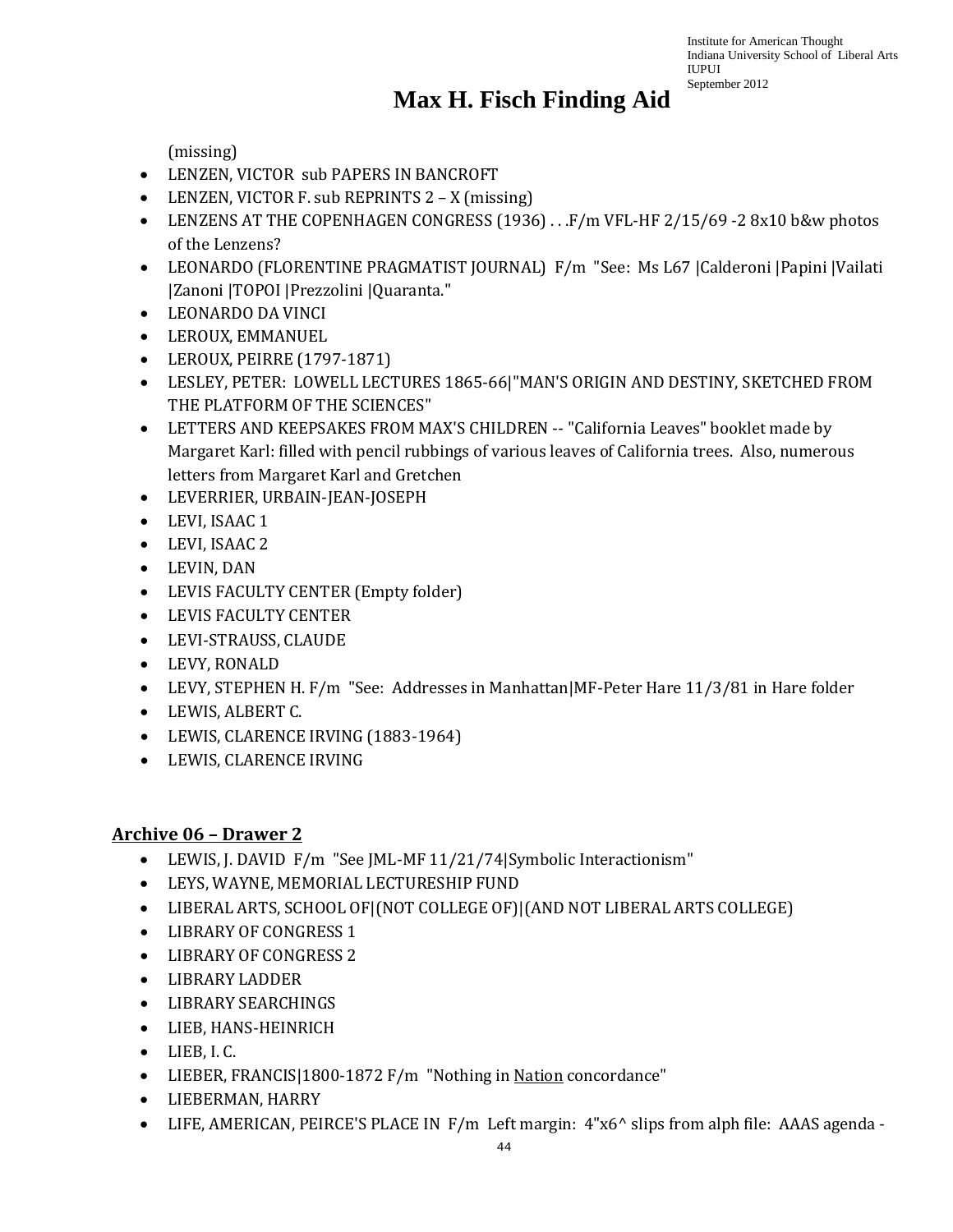(missing)

- LENZEN, VICTOR sub PAPERS IN BANCROFT
- LENZEN, VICTOR F. sub REPRINTS 2 – X (missing)
- LENZENS AT THE COPENHAGEN CONGRESS (1936) . . .F/m VFL-HF 2/15/69 -2 8x10 b&w photos of the Lenzens?
- LEONARDO (FLORENTINE PRAGMATIST JOURNAL) F/m "See: Ms L67 |Calderoni |Papini |Vailati |Zanoni |TOPOI |Prezzolini |Quaranta."
- LEONARDO DA VINCI
- LEROUX, EMMANUEL
- LEROUX, PEIRRE (1797-1871)
- LESLEY, PETER: LOWELL LECTURES 1865-66|"MAN'S ORIGIN AND DESTINY, SKETCHED FROM THE PLATFORM OF THE SCIENCES"
- LETTERS AND KEEPSAKES FROM MAX'S CHILDREN -- "California Leaves" booklet made by Margaret Karl: filled with pencil rubbings of various leaves of California trees. Also, numerous letters from Margaret Karl and Gretchen
- LEVERRIER, URBAIN-JEAN-JOSEPH
- LEVI, ISAAC 1
- LEVI, ISAAC 2
- LEVIN, DAN
- LEVIS FACULTY CENTER (Empty folder)
- LEVIS FACULTY CENTER
- LEVI-STRAUSS, CLAUDE
- LEVY, RONALD
- LEVY, STEPHEN H. F/m "See: Addresses in Manhattan|MF-Peter Hare 11/3/81 in Hare folder
- LEWIS, ALBERT C.
- LEWIS, CLARENCE IRVING (1883-1964)
- LEWIS, CLARENCE IRVING

## Archive 06 – Drawer 2

- LEWIS, J. DAVID F/m "See JML-MF 11/21/74|Symbolic Interactionism"
- LEYS, WAYNE, MEMORIAL LECTURESHIP FUND
- LIBERAL ARTS, SCHOOL OF|(NOT COLLEGE OF)|(AND NOT LIBERAL ARTS COLLEGE)
- LIBRARY OF CONGRESS 1
- LIBRARY OF CONGRESS 2
- LIBRARY LADDER
- LIBRARY SEARCHINGS
- LIEB, HANS-HEINRICH
- LIEB, I. C.
- LIEBER, FRANCIS|1800-1872 F/m "Nothing in Nation concordance"
- LIEBERMAN, HARRY
- LIFE, AMERICAN, PEIRCE'S PLACE IN F/m Left margin: 4"x6^ slips from alph file: AAAS agenda -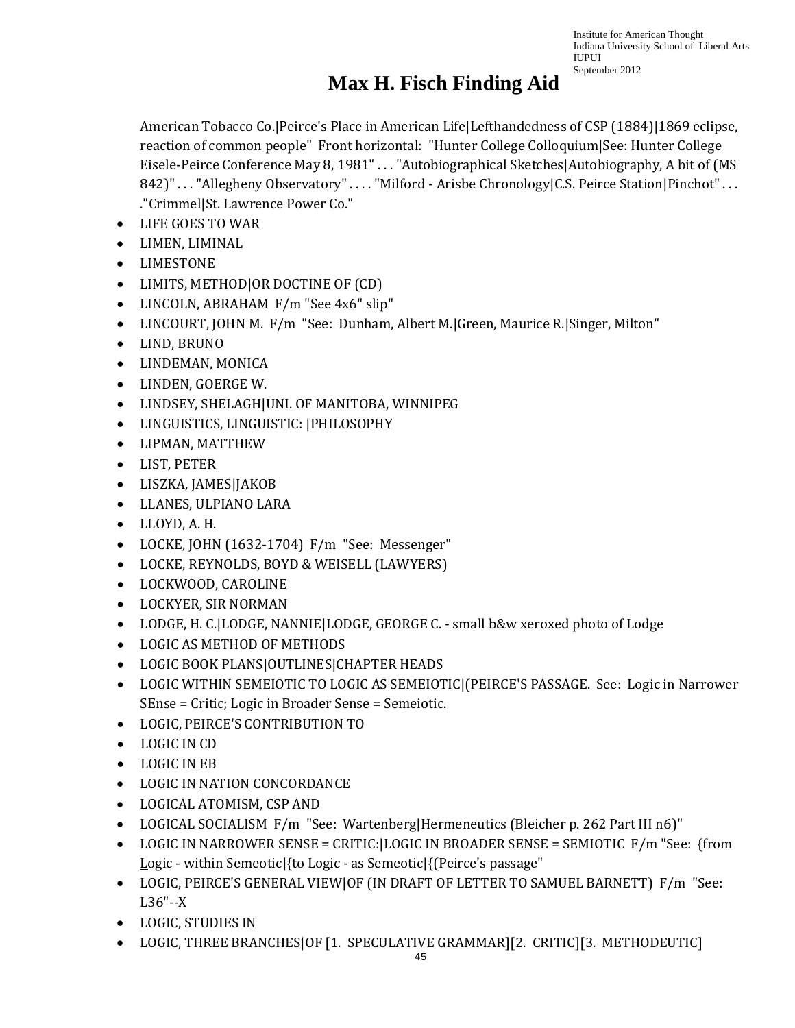# Max H. Fisch Finding Aid

American Tobacco Co.|Peirce's Place in American Life|Lefthandedness of CSP (1884)|1869 eclipse, reaction of common people" Front horizontal: "Hunter College Colloquium|See: Hunter College Eisele-Peirce Conference May 8, 1981" . . . "Autobiographical Sketches|Autobiography, A bit of (MS 842)" . . . "Allegheny Observatory" . . . . "Milford - Arisbe Chronology|C.S. Peirce Station|Pinchot" . . . ."Crimmel|St. Lawrence Power Co."

- LIFE GOES TO WAR
- LIMEN, LIMINAL
- LIMESTONE
- LIMITS, METHOD|OR DOCTINE OF (CD)
- LINCOLN, ABRAHAM F/m "See 4x6" slip"
- LINCOURT, JOHN M. F/m "See: Dunham, Albert M.|Green, Maurice R.|Singer, Milton"
- LIND, BRUNO
- LINDEMAN, MONICA
- LINDEN, GOERGE W.
- LINDSEY, SHELAGH|UNI. OF MANITOBA, WINNIPEG
- LINGUISTICS, LINGUISTIC: |PHILOSOPHY
- LIPMAN, MATTHEW
- LIST, PETER
- LISZKA, JAMES|JAKOB
- LLANES, ULPIANO LARA
- LLOYD, A. H.
- LOCKE, JOHN (1632-1704) F/m "See: Messenger"
- LOCKE, REYNOLDS, BOYD & WEISELL (LAWYERS)
- LOCKWOOD, CAROLINE
- LOCKYER, SIR NORMAN
- LODGE, H. C.|LODGE, NANNIE|LODGE, GEORGE C. - small b&w xeroxed photo of Lodge
- LOGIC AS METHOD OF METHODS
- LOGIC BOOK PLANS|OUTLINES|CHAPTER HEADS
- LOGIC WITHIN SEMEIOTIC TO LOGIC AS SEMEIOTIC|(PEIRCE'S PASSAGE. See: Logic in Narrower SEnse = Critic; Logic in Broader Sense = Semeiotic.
- LOGIC, PEIRCE'S CONTRIBUTION TO
- LOGIC IN CD
- LOGIC IN EB
- LOGIC IN <u>NATION</u> CONCORDANCE
- LOGICAL ATOMISM, CSP AND
- LOGICAL SOCIALISM F/m "See: Wartenberg|Hermeneutics (Bleicher p. 262 Part III n6)"
- LOGIC IN NARROWER SENSE = CRITIC:|LOGIC IN BROADER SENSE = SEMIOTIC F/m "See: {from <u>L</u>ogic - within Semeotic|{to Logic - as Semeotic|{(Peirce's passage"
- LOGIC, PEIRCE'S GENERAL VIEW|OF (IN DRAFT OF LETTER TO SAMUEL BARNETT) F/m "See: L36"--X
- LOGIC, STUDIES IN
- LOGIC, THREE BRANCHES|OF [1. SPECULATIVE GRAMMAR][2. CRITIC][3. METHODEUTIC]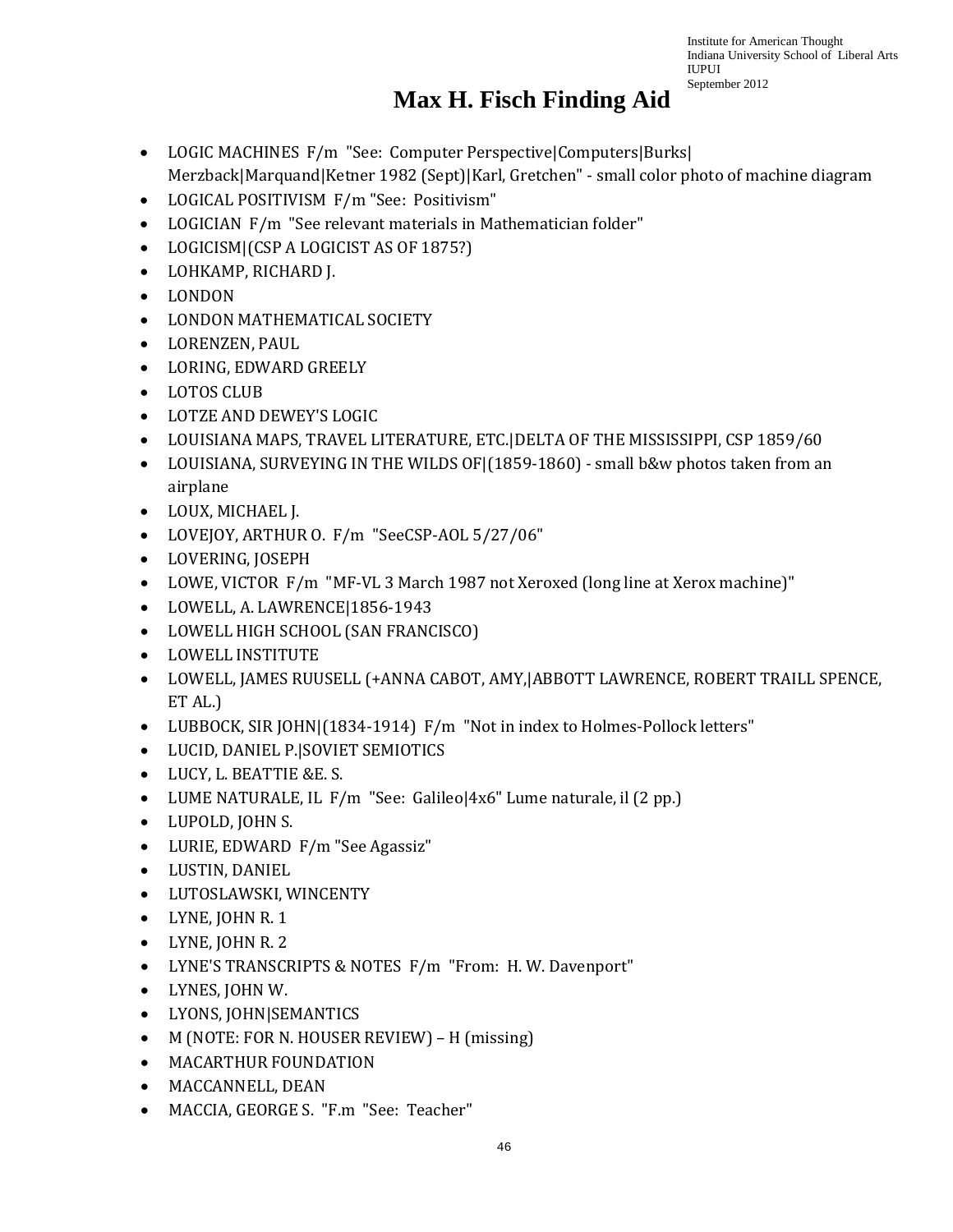# Max H. Fisch Finding Aid

- LOGIC MACHINES F/m "See: Computer Perspective|Computers|Burks| Merzback|Marquand|Ketner 1982 (Sept)|Karl, Gretchen" - small color photo of machine diagram
- LOGICAL POSITIVISM F/m "See: Positivism"
- LOGICIAN F/m "See relevant materials in Mathematician folder"
- LOGICISM|(CSP A LOGICIST AS OF 1875?)
- LOHKAMP, RICHARD J.
- LONDON
- LONDON MATHEMATICAL SOCIETY
- LORENZEN, PAUL
- LORING, EDWARD GREELY
- LOTOS CLUB
- LOTZE AND DEWEY'S LOGIC
- LOUISIANA MAPS, TRAVEL LITERATURE, ETC.|DELTA OF THE MISSISSIPPI, CSP 1859/60
- LOUISIANA, SURVEYING IN THE WILDS OF|(1859-1860) - small b&w photos taken from an airplane
- LOUX, MICHAEL J.
- LOVEJOY, ARTHUR O. F/m "SeeCSP-AOL 5/27/06"
- LOVERING, JOSEPH
- LOWE, VICTOR F/m "MF-VL 3 March 1987 not Xeroxed (long line at Xerox machine)"
- LOWELL, A. LAWRENCE|1856-1943
- LOWELL HIGH SCHOOL (SAN FRANCISCO)
- LOWELL INSTITUTE
- LOWELL, JAMES RUUSELL (+ANNA CABOT, AMY,|ABBOTT LAWRENCE, ROBERT TRAILL SPENCE, ET AL.)
- LUBBOCK, SIR JOHN|(1834-1914) F/m "Not in index to Holmes-Pollock letters"
- LUCID, DANIEL P.|SOVIET SEMIOTICS
- LUCY, L. BEATTIE &E. S.
- LUME NATURALE, IL F/m "See: Galileo|4x6" Lume naturale, il (2 pp.)
- LUPOLD, JOHN S.
- LURIE, EDWARD F/m "See Agassiz"
- LUSTIN, DANIEL
- LUTOSLAWSKI, WINCENTY
- LYNE, JOHN R. 1
- LYNE, JOHN R. 2
- LYNE'S TRANSCRIPTS & NOTES F/m "From: H. W. Davenport"
- LYNES, JOHN W.
- LYONS, JOHN|SEMANTICS
- M (NOTE: FOR N. HOUSER REVIEW) – H (missing)
- MACARTHUR FOUNDATION
- MACCANNELL, DEAN
- MACCIA, GEORGE S. "F.m "See: Teacher"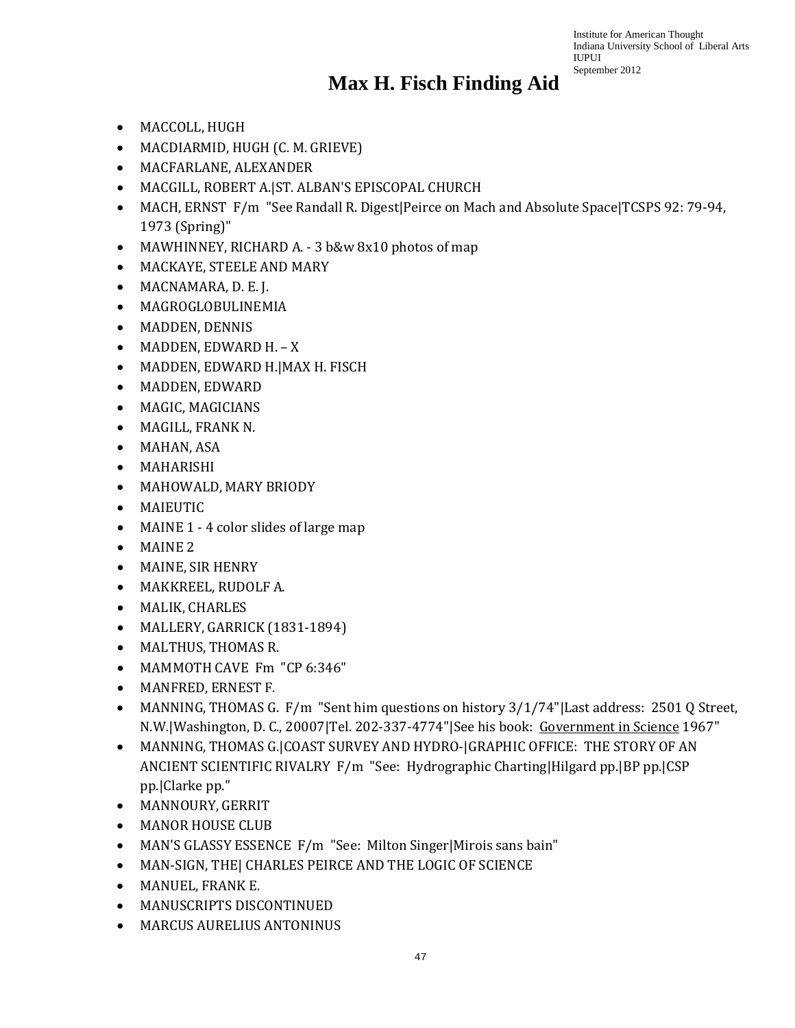# Max H. Fisch Finding Aid

- MACCOLL, HUGH
- MACDIARMID, HUGH (C. M. GRIEVE)
- MACFARLANE, ALEXANDER
- MACGILL, ROBERT A.|ST. ALBAN'S EPISCOPAL CHURCH
- MACH, ERNST F/m "See Randall R. Digest|Peirce on Mach and Absolute Space|TCSPS 92: 79-94, 1973 (Spring)"
- MAWHINNEY, RICHARD A. - 3 b&w 8x10 photos of map
- MACKAYE, STEELE AND MARY
- MACNAMARA, D. E. J.
- MAGROGLOBULINEMIA
- MADDEN, DENNIS
- MADDEN, EDWARD H. – X
- MADDEN, EDWARD H.|MAX H. FISCH
- MADDEN, EDWARD
- MAGIC, MAGICIANS
- MAGILL, FRANK N.
- MAHAN, ASA
- MAHARISHI
- MAHOWALD, MARY BRIODY
- MAIEUTIC
- MAINE 1 - 4 color slides of large map
- MAINE 2
- MAINE, SIR HENRY
- MAKKREEL, RUDOLF A.
- MALIK, CHARLES
- MALLERY, GARRICK (1831-1894)
- MALTHUS, THOMAS R.
- MAMMOTH CAVE Fm "CP 6:346"
- MANFRED, ERNEST F.
- MANNING, THOMAS G. F/m "Sent him questions on history 3/1/74"|Last address: 2501 Q Street, N.W.|Washington, D. C., 20007|Tel. 202-337-4774"|See his book: <u>Government in Science</u> 1967"
- MANNING, THOMAS G.|COAST SURVEY AND HYDRO-|GRAPHIC OFFICE: THE STORY OF AN ANCIENT SCIENTIFIC RIVALRY F/m "See: Hydrographic Charting|Hilgard pp.|BP pp.|CSP pp.|Clarke pp."
- MANNOURY, GERRIT
- MANOR HOUSE CLUB
- MAN'S GLASSY ESSENCE F/m "See: Milton Singer|Mirois sans bain"
- MAN-SIGN, THE| CHARLES PEIRCE AND THE LOGIC OF SCIENCE
- MANUEL, FRANK E.
- MANUSCRIPTS DISCONTINUED
- MARCUS AURELIUS ANTONINUS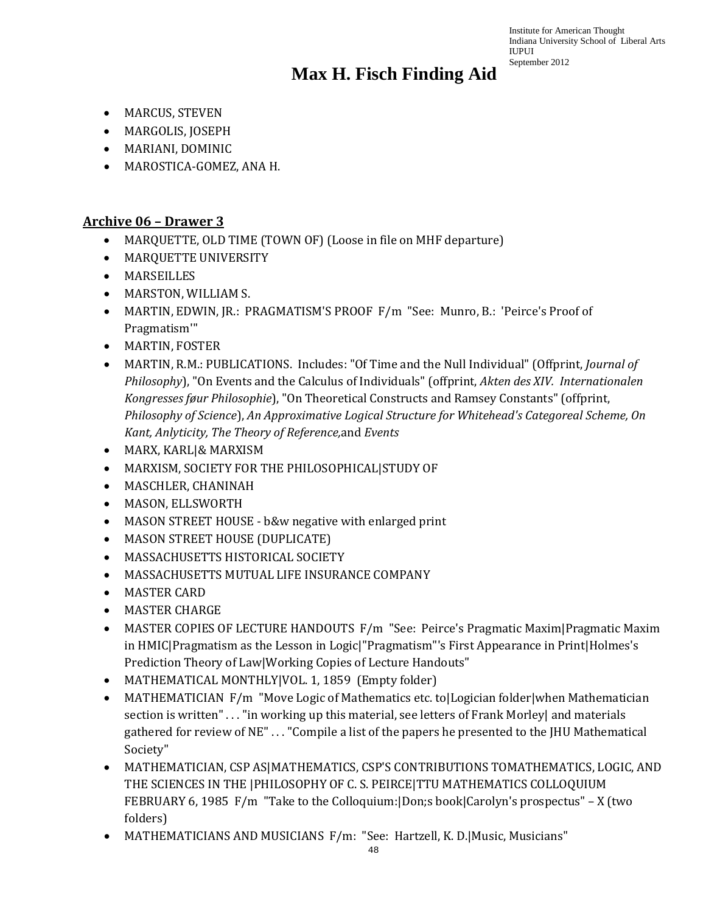- MARCUS, STEVEN
- MARGOLIS, JOSEPH
- MARIANI, DOMINIC
- MAROSTICA-GOMEZ, ANA H.

## Archive 06 – Drawer 3

- MARQUETTE, OLD TIME (TOWN OF) (Loose in file on MHF departure)
- MARQUETTE UNIVERSITY
- MARSEILLES
- MARSTON, WILLIAM S.
- MARTIN, EDWIN, JR.: PRAGMATISM'S PROOF F/m "See: Munro, B.: 'Peirce's Proof of Pragmatism'"
- MARTIN, FOSTER
- MARTIN, R.M.: PUBLICATIONS. Includes: "Of Time and the Null Individual" (Offprint, *Journal of Philosophy*), "On Events and the Calculus of Individuals" (offprint, *Akten des XIV. Internationalen Kongresses føur Philosophie*), "On Theoretical Constructs and Ramsey Constants" (offprint, *Philosophy of Science*), *An Approximative Logical Structure for Whitehead's Categoreal Scheme, On Kant, Anlyticity, The Theory of Reference,*and *Events*
- MARX, KARL|& MARXISM
- MARXISM, SOCIETY FOR THE PHILOSOPHICAL|STUDY OF
- MASCHLER, CHANINAH
- MASON, ELLSWORTH
- MASON STREET HOUSE - b&w negative with enlarged print
- MASON STREET HOUSE (DUPLICATE)
- MASSACHUSETTS HISTORICAL SOCIETY
- MASSACHUSETTS MUTUAL LIFE INSURANCE COMPANY
- MASTER CARD
- MASTER CHARGE
- MASTER COPIES OF LECTURE HANDOUTS F/m "See: Peirce's Pragmatic Maxim|Pragmatic Maxim in HMIC|Pragmatism as the Lesson in Logic|"Pragmatism"'s First Appearance in Print|Holmes's Prediction Theory of Law|Working Copies of Lecture Handouts"
- MATHEMATICAL MONTHLY|VOL. 1, 1859 (Empty folder)
- MATHEMATICIAN F/m "Move Logic of Mathematics etc. to|Logician folder|when Mathematician section is written" . . . "in working up this material, see letters of Frank Morley| and materials gathered for review of NE" . . . "Compile a list of the papers he presented to the JHU Mathematical Society"
- MATHEMATICIAN, CSP AS|MATHEMATICS, CSP'S CONTRIBUTIONS TOMATHEMATICS, LOGIC, AND THE SCIENCES IN THE |PHILOSOPHY OF C. S. PEIRCE|TTU MATHEMATICS COLLOQUIUM FEBRUARY 6, 1985 F/m "Take to the Colloquium:|Don;s book|Carolyn's prospectus" – X (two folders)
- MATHEMATICIANS AND MUSICIANS F/m: "See: Hartzell, K. D.|Music, Musicians"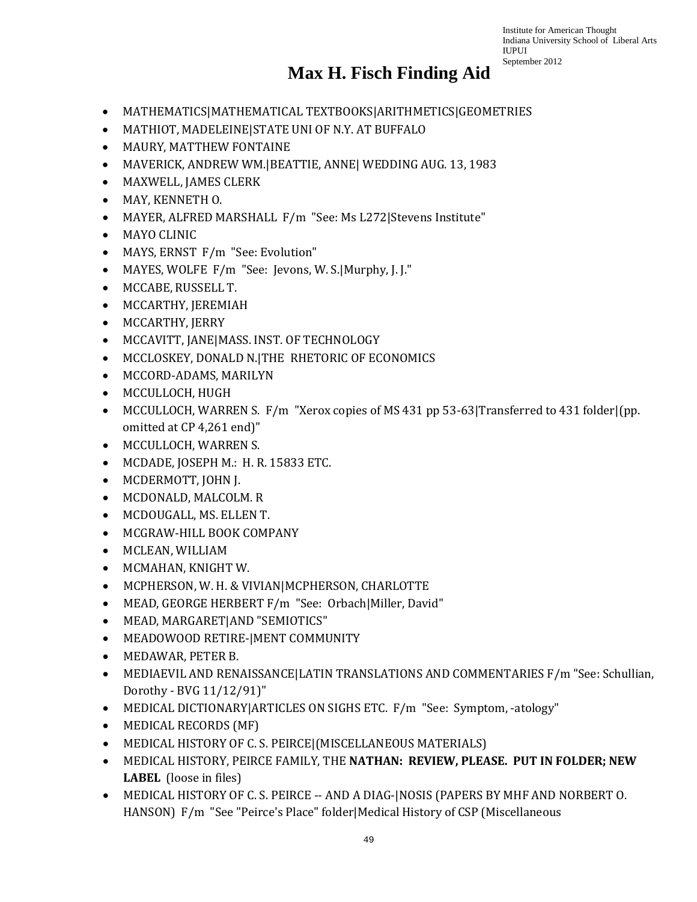# Max H. Fisch Finding Aid

- MATHEMATICS|MATHEMATICAL TEXTBOOKS|ARITHMETICS|GEOMETRIES
- MATHIOT, MADELEINE|STATE UNI OF N.Y. AT BUFFALO
- MAURY, MATTHEW FONTAINE
- MAVERICK, ANDREW WM.|BEATTIE, ANNE| WEDDING AUG. 13, 1983
- MAXWELL, JAMES CLERK
- MAY, KENNETH O.
- MAYER, ALFRED MARSHALL F/m "See: Ms L272|Stevens Institute"
- MAYO CLINIC
- MAYS, ERNST F/m "See: Evolution"
- MAYES, WOLFE F/m "See: Jevons, W. S.|Murphy, J. J."
- MCCABE, RUSSELL T.
- MCCARTHY, JEREMIAH
- MCCARTHY, JERRY
- MCCAVITT, JANE|MASS. INST. OF TECHNOLOGY
- MCCLOSKEY, DONALD N.|THE RHETORIC OF ECONOMICS
- MCCORD-ADAMS, MARILYN
- MCCULLOCH, HUGH
- MCCULLOCH, WARREN S. F/m "Xerox copies of MS 431 pp 53-63|Transferred to 431 folder|(pp. omitted at CP 4,261 end)"
- MCCULLOCH, WARREN S.
- MCDADE, JOSEPH M.: H. R. 15833 ETC.
- MCDERMOTT, JOHN J.
- MCDONALD, MALCOLM. R
- MCDOUGALL, MS. ELLEN T.
- MCGRAW-HILL BOOK COMPANY
- MCLEAN, WILLIAM
- MCMAHAN, KNIGHT W.
- MCPHERSON, W. H. & VIVIAN|MCPHERSON, CHARLOTTE
- MEAD, GEORGE HERBERT F/m "See: Orbach|Miller, David"
- MEAD, MARGARET|AND "SEMIOTICS"
- MEADOWOOD RETIRE-|MENT COMMUNITY
- MEDAWAR, PETER B.
- MEDIAEVIL AND RENAISSANCE|LATIN TRANSLATIONS AND COMMENTARIES F/m "See: Schullian, Dorothy - BVG 11/12/91)"
- MEDICAL DICTIONARY|ARTICLES ON SIGHS ETC. F/m "See: Symptom, -atology"
- MEDICAL RECORDS (MF)
- MEDICAL HISTORY OF C. S. PEIRCE|(MISCELLANEOUS MATERIALS)
- MEDICAL HISTORY, PEIRCE FAMILY, THE **NATHAN: REVIEW, PLEASE. PUT IN FOLDER; NEW LABEL** (loose in files)
- MEDICAL HISTORY OF C. S. PEIRCE -- AND A DIAG-|NOSIS (PAPERS BY MHF AND NORBERT O. HANSON) F/m "See "Peirce's Place" folder|Medical History of CSP (Miscellaneous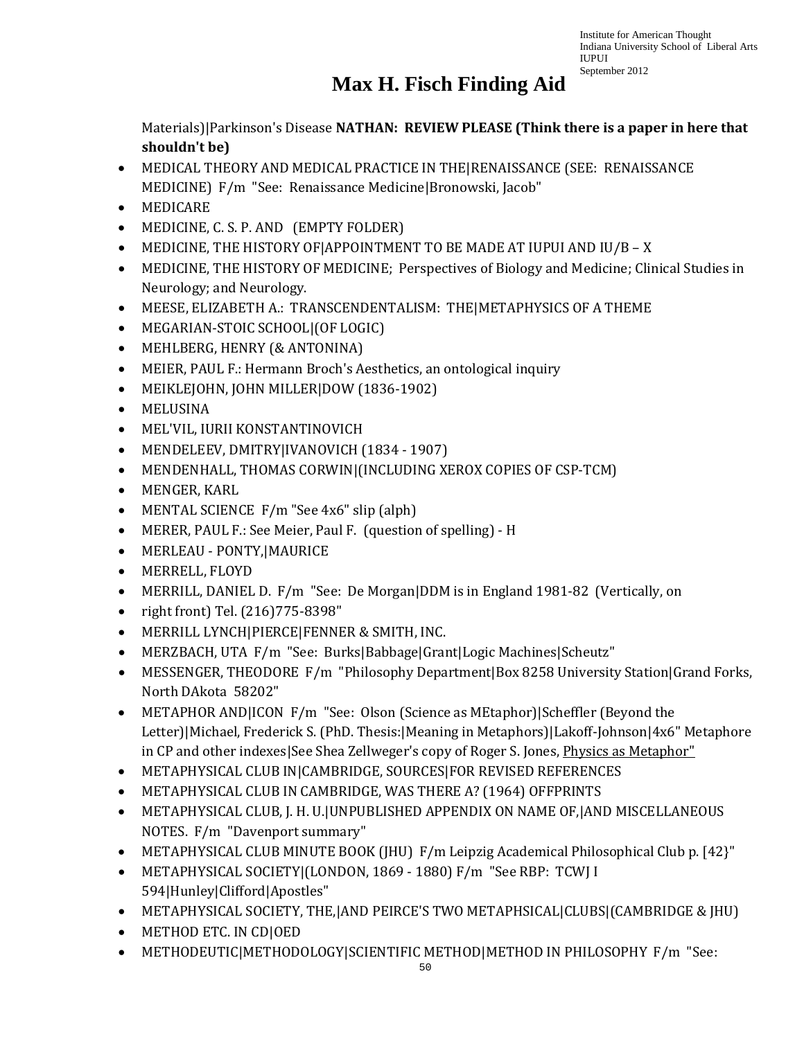# Max H. Fisch Finding Aid

Materials)|Parkinson's Disease **NATHAN: REVIEW PLEASE (Think there is a paper in here that shouldn't be)**

- MEDICAL THEORY AND MEDICAL PRACTICE IN THE|RENAISSANCE (SEE: RENAISSANCE MEDICINE) F/m "See: Renaissance Medicine|Bronowski, Jacob"
- MEDICARE
- MEDICINE, C. S. P. AND (EMPTY FOLDER)
- MEDICINE, THE HISTORY OF|APPOINTMENT TO BE MADE AT IUPUI AND IU/B – X
- MEDICINE, THE HISTORY OF MEDICINE; Perspectives of Biology and Medicine; Clinical Studies in Neurology; and Neurology.
- MEESE, ELIZABETH A.: TRANSCENDENTALISM: THE|METAPHYSICS OF A THEME
- MEGARIAN-STOIC SCHOOL|(OF LOGIC)
- MEHLBERG, HENRY (& ANTONINA)
- MEIER, PAUL F.: Hermann Broch's Aesthetics, an ontological inquiry
- MEIKLEJOHN, JOHN MILLER|DOW (1836-1902)
- MELUSINA
- MEL'VIL, IURII KONSTANTINOVICH
- MENDELEEV, DMITRY|IVANOVICH (1834 - 1907)
- MENDENHALL, THOMAS CORWIN|(INCLUDING XEROX COPIES OF CSP-TCM)
- MENGER, KARL
- MENTAL SCIENCE F/m "See 4x6" slip (alph)
- MERER, PAUL F.: See Meier, Paul F. (question of spelling) - H
- MERLEAU - PONTY,|MAURICE
- MERRELL, FLOYD
- MERRILL, DANIEL D. F/m "See: De Morgan|DDM is in England 1981-82 (Vertically, on
- right front) Tel. (216)775-8398"
- MERRILL LYNCH|PIERCE|FENNER & SMITH, INC.
- MERZBACH, UTA F/m "See: Burks|Babbage|Grant|Logic Machines|Scheutz"
- MESSENGER, THEODORE F/m "Philosophy Department|Box 8258 University Station|Grand Forks, North DAkota 58202"
- METAPHOR AND|ICON F/m "See: Olson (Science as MEtaphor)|Scheffler (Beyond the Letter)|Michael, Frederick S. (PhD. Thesis:|Meaning in Metaphors)|Lakoff-Johnson|4x6" Metaphore in CP and other indexes|See Shea Zellweger's copy of Roger S. Jones, <u>Physics as Metaphor"</u>
- METAPHYSICAL CLUB IN|CAMBRIDGE, SOURCES|FOR REVISED REFERENCES
- METAPHYSICAL CLUB IN CAMBRIDGE, WAS THERE A? (1964) OFFPRINTS
- METAPHYSICAL CLUB, J. H. U.|UNPUBLISHED APPENDIX ON NAME OF,|AND MISCELLANEOUS NOTES. F/m "Davenport summary"
- METAPHYSICAL CLUB MINUTE BOOK (JHU) F/m Leipzig Academical Philosophical Club p. [42}"
- METAPHYSICAL SOCIETY|(LONDON, 1869 - 1880) F/m "See RBP: TCWJ I 594|Hunley|Clifford|Apostles"
- METAPHYSICAL SOCIETY, THE,|AND PEIRCE'S TWO METAPHSICAL|CLUBS|(CAMBRIDGE & JHU)
- METHOD ETC. IN CD|OED
- METHODEUTIC|METHODOLOGY|SCIENTIFIC METHOD|METHOD IN PHILOSOPHY F/m "See: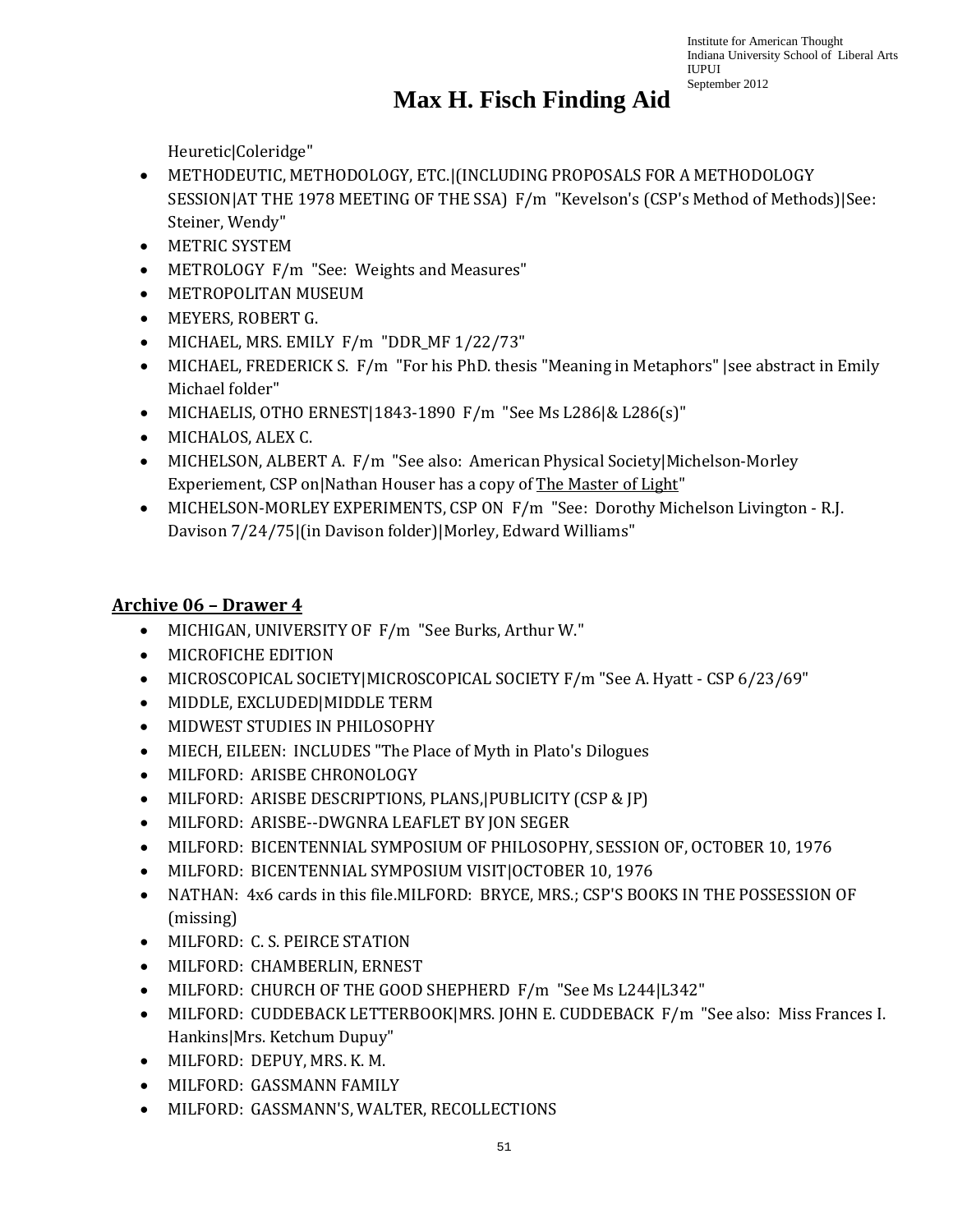Heuretic|Coleridge"

- METHODEUTIC, METHODOLOGY, ETC.|(INCLUDING PROPOSALS FOR A METHODOLOGY SESSION|AT THE 1978 MEETING OF THE SSA) F/m "Kevelson's (CSP's Method of Methods)|See: Steiner, Wendy"
- METRIC SYSTEM
- METROLOGY F/m "See: Weights and Measures"
- METROPOLITAN MUSEUM
- MEYERS, ROBERT G.
- MICHAEL, MRS. EMILY F/m "DDR_MF 1/22/73"
- MICHAEL, FREDERICK S. F/m "For his PhD. thesis "Meaning in Metaphors" |see abstract in Emily Michael folder"
- MICHAELIS, OTHO ERNEST|1843-1890 F/m "See Ms L286|& L286(s)"
- MICHALOS, ALEX C.
- MICHELSON, ALBERT A. F/m "See also: American Physical Society|Michelson-Morley Experiement, CSP on|Nathan Houser has a copy of The Master of Light"
- MICHELSON-MORLEY EXPERIMENTS, CSP ON F/m "See: Dorothy Michelson Livington - R.J. Davison 7/24/75|(in Davison folder)|Morley, Edward Williams"

## Archive 06 – Drawer 4

- MICHIGAN, UNIVERSITY OF F/m "See Burks, Arthur W."
- MICROFICHE EDITION
- MICROSCOPICAL SOCIETY|MICROSCOPICAL SOCIETY F/m "See A. Hyatt - CSP 6/23/69"
- MIDDLE, EXCLUDED|MIDDLE TERM
- MIDWEST STUDIES IN PHILOSOPHY
- MIECH, EILEEN: INCLUDES "The Place of Myth in Plato's Dilogues
- MILFORD: ARISBE CHRONOLOGY
- MILFORD: ARISBE DESCRIPTIONS, PLANS,|PUBLICITY (CSP & JP)
- MILFORD: ARISBE--DWGNRA LEAFLET BY JON SEGER
- MILFORD: BICENTENNIAL SYMPOSIUM OF PHILOSOPHY, SESSION OF, OCTOBER 10, 1976
- MILFORD: BICENTENNIAL SYMPOSIUM VISIT|OCTOBER 10, 1976
- NATHAN: 4x6 cards in this file.MILFORD: BRYCE, MRS.; CSP'S BOOKS IN THE POSSESSION OF (missing)
- MILFORD: C. S. PEIRCE STATION
- MILFORD: CHAMBERLIN, ERNEST
- MILFORD: CHURCH OF THE GOOD SHEPHERD F/m "See Ms L244|L342"
- MILFORD: CUDDEBACK LETTERBOOK|MRS. JOHN E. CUDDEBACK F/m "See also: Miss Frances I. Hankins|Mrs. Ketchum Dupuy"
- MILFORD: DEPUY, MRS. K. M.
- MILFORD: GASSMANN FAMILY
- MILFORD: GASSMANN'S, WALTER, RECOLLECTIONS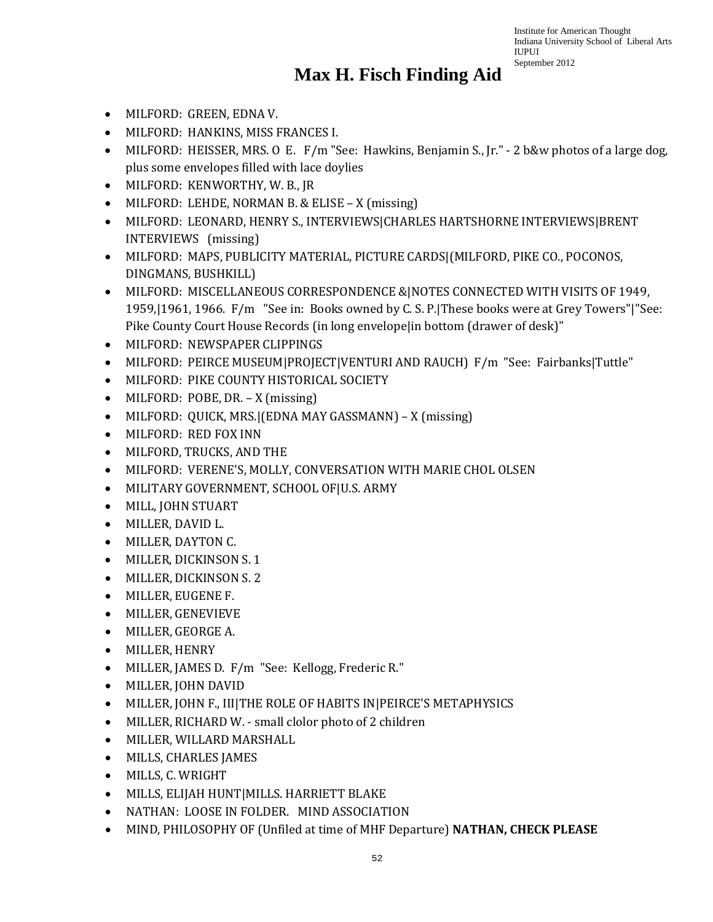# Max H. Fisch Finding Aid

- MILFORD:  GREEN, EDNA V.
- MILFORD:  HANKINS, MISS FRANCES I.
- MILFORD:  HEISSER, MRS. O  E.   F/m "See:  Hawkins, Benjamin S., Jr." - 2 b&w photos of a large dog, plus some envelopes filled with lace doylies
- MILFORD:  KENWORTHY, W. B., JR
- MILFORD:  LEHDE, NORMAN B. & ELISE – X (missing)
- MILFORD:  LEONARD, HENRY S., INTERVIEWS|CHARLES HARTSHORNE INTERVIEWS|BRENT INTERVIEWS   (missing)
- MILFORD:  MAPS, PUBLICITY MATERIAL, PICTURE CARDS|(MILFORD, PIKE CO., POCONOS, DINGMANS, BUSHKILL)
- MILFORD:  MISCELLANEOUS CORRESPONDENCE &|NOTES CONNECTED WITH VISITS OF 1949, 1959,|1961, 1966.  F/m   "See in:  Books owned by C. S. P.|These books were at Grey Towers"|"See: Pike County Court House Records (in long envelope|in bottom (drawer of desk)"
- MILFORD:  NEWSPAPER CLIPPINGS
- MILFORD:  PEIRCE MUSEUM|PROJECT|VENTURI AND RAUCH)  F/m  "See:  Fairbanks|Tuttle"
- MILFORD:  PIKE COUNTY HISTORICAL SOCIETY
- MILFORD:  POBE, DR. – X (missing)
- MILFORD:  QUICK, MRS.|(EDNA MAY GASSMANN) – X (missing)
- MILFORD:  RED FOX INN
- MILFORD, TRUCKS, AND THE
- MILFORD:  VERENE'S, MOLLY, CONVERSATION WITH MARIE CHOL OLSEN
- MILITARY GOVERNMENT, SCHOOL OF|U.S. ARMY
- MILL, JOHN STUART
- MILLER, DAVID L.
- MILLER, DAYTON C.
- MILLER, DICKINSON S. 1
- MILLER, DICKINSON S. 2
- MILLER, EUGENE F.
- MILLER, GENEVIEVE
- MILLER, GEORGE A.
- MILLER, HENRY
- MILLER, JAMES D.  F/m  "See:  Kellogg, Frederic R."
- MILLER, JOHN DAVID
- MILLER, JOHN F., III|THE ROLE OF HABITS IN|PEIRCE'S METAPHYSICS
- MILLER, RICHARD W. - small clolor photo of 2 children
- MILLER, WILLARD MARSHALL
- MILLS, CHARLES JAMES
- MILLS, C. WRIGHT
- MILLS, ELIJAH HUNT|MILLS. HARRIETT BLAKE
- NATHAN:  LOOSE IN FOLDER.   MIND ASSOCIATION
- MIND, PHILOSOPHY OF (Unfiled at time of MHF Departure) **NATHAN, CHECK PLEASE**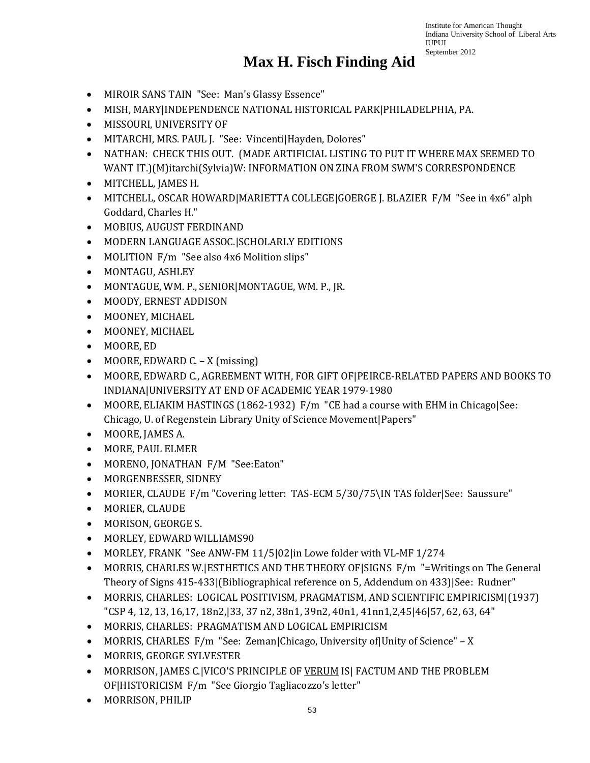// Max H. Fisch Finding Aid

- MIROIR SANS TAIN "See: Man's Glassy Essence"
- MISH, MARY|INDEPENDENCE NATIONAL HISTORICAL PARK|PHILADELPHIA, PA.
- MISSOURI, UNIVERSITY OF
- MITARCHI, MRS. PAUL J. "See: Vincenti|Hayden, Dolores"
- NATHAN: CHECK THIS OUT. (MADE ARTIFICIAL LISTING TO PUT IT WHERE MAX SEEMED TO WANT IT.)(M)itarchi(Sylvia)W: INFORMATION ON ZINA FROM SWM'S CORRESPONDENCE
- MITCHELL, JAMES H.
- MITCHELL, OSCAR HOWARD|MARIETTA COLLEGE|GOERGE J. BLAZIER F/M "See in 4x6" alph Goddard, Charles H."
- MOBIUS, AUGUST FERDINAND
- MODERN LANGUAGE ASSOC.|SCHOLARLY EDITIONS
- MOLITION F/m "See also 4x6 Molition slips"
- MONTAGU, ASHLEY
- MONTAGUE, WM. P., SENIOR|MONTAGUE, WM. P., JR.
- MOODY, ERNEST ADDISON
- MOONEY, MICHAEL
- MOONEY, MICHAEL
- MOORE, ED
- MOORE, EDWARD C. – X (missing)
- MOORE, EDWARD C., AGREEMENT WITH, FOR GIFT OF|PEIRCE-RELATED PAPERS AND BOOKS TO INDIANA|UNIVERSITY AT END OF ACADEMIC YEAR 1979-1980
- MOORE, ELIAKIM HASTINGS (1862-1932) F/m "CE had a course with EHM in Chicago|See: Chicago, U. of Regenstein Library Unity of Science Movement|Papers"
- MOORE, JAMES A.
- MORE, PAUL ELMER
- MORENO, JONATHAN F/M "See:Eaton"
- MORGENBESSER, SIDNEY
- MORIER, CLAUDE F/m "Covering letter: TAS-ECM 5/30/75\IN TAS folder|See: Saussure"
- MORIER, CLAUDE
- MORISON, GEORGE S.
- MORLEY, EDWARD WILLIAMS90
- MORLEY, FRANK "See ANW-FM 11/5|02|in Lowe folder with VL-MF 1/274
- MORRIS, CHARLES W.|ESTHETICS AND THE THEORY OF|SIGNS F/m "=Writings on The General Theory of Signs 415-433|(Bibliographical reference on 5, Addendum on 433)|See: Rudner"
- MORRIS, CHARLES: LOGICAL POSITIVISM, PRAGMATISM, AND SCIENTIFIC EMPIRICISM|(1937) "CSP 4, 12, 13, 16,17, 18n2,|33, 37 n2, 38n1, 39n2, 40n1, 41nn1,2,45|46|57, 62, 63, 64"
- MORRIS, CHARLES: PRAGMATISM AND LOGICAL EMPIRICISM
- MORRIS, CHARLES F/m "See: Zeman|Chicago, University of|Unity of Science" – X
- MORRIS, GEORGE SYLVESTER
- MORRISON, JAMES C.|VICO'S PRINCIPLE OF <u>VERUM</u> IS| FACTUM AND THE PROBLEM OF|HISTORICISM F/m "See Giorgio Tagliacozzo's letter"
- MORRISON, PHILIP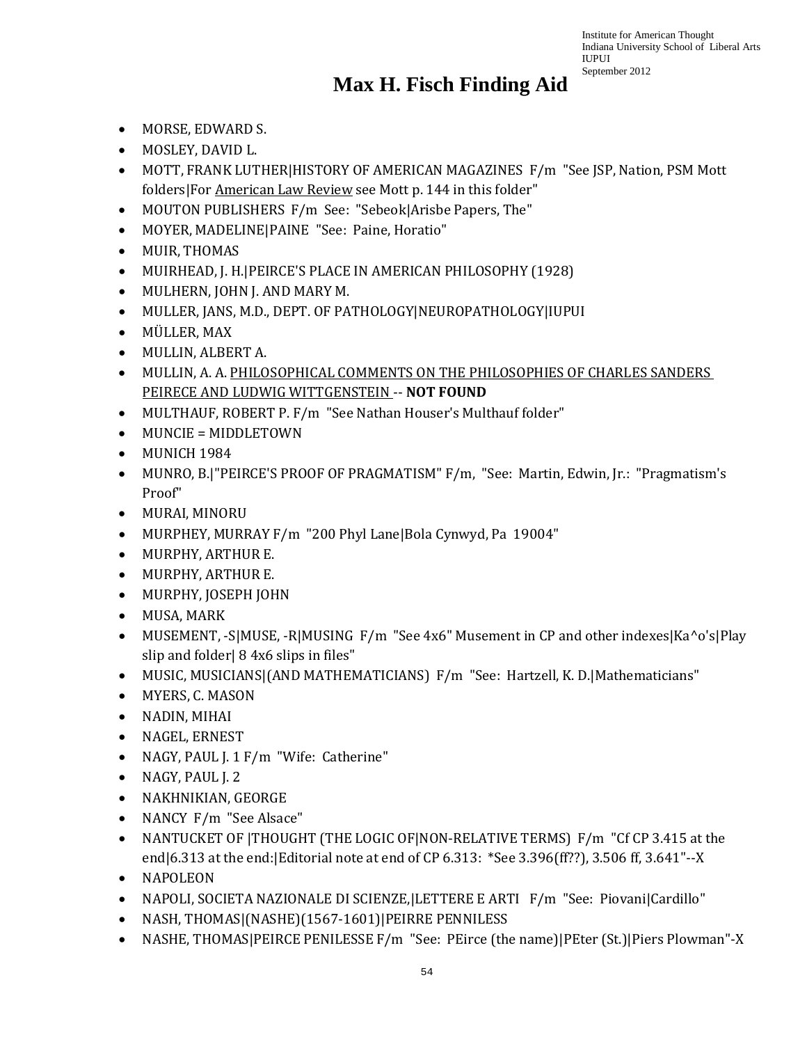# Max H. Fisch Finding Aid

- MORSE, EDWARD S.
- MOSLEY, DAVID L.
- MOTT, FRANK LUTHER|HISTORY OF AMERICAN MAGAZINES F/m "See JSP, Nation, PSM Mott folders|For American Law Review see Mott p. 144 in this folder"
- MOUTON PUBLISHERS F/m See: "Sebeok|Arisbe Papers, The"
- MOYER, MADELINE|PAINE "See: Paine, Horatio"
- MUIR, THOMAS
- MUIRHEAD, J. H.|PEIRCE'S PLACE IN AMERICAN PHILOSOPHY (1928)
- MULHERN, JOHN J. AND MARY M.
- MULLER, JANS, M.D., DEPT. OF PATHOLOGY|NEUROPATHOLOGY|IUPUI
- MÜLLER, MAX
- MULLIN, ALBERT A.
- MULLIN, A. A. PHILOSOPHICAL COMMENTS ON THE PHILOSOPHIES OF CHARLES SANDERS PEIRECE AND LUDWIG WITTGENSTEIN -- **NOT FOUND**
- MULTHAUF, ROBERT P. F/m "See Nathan Houser's Multhauf folder"
- MUNCIE = MIDDLETOWN
- MUNICH 1984
- MUNRO, B.|"PEIRCE'S PROOF OF PRAGMATISM" F/m, "See: Martin, Edwin, Jr.: "Pragmatism's Proof"
- MURAI, MINORU
- MURPHEY, MURRAY F/m "200 Phyl Lane|Bola Cynwyd, Pa 19004"
- MURPHY, ARTHUR E.
- MURPHY, ARTHUR E.
- MURPHY, JOSEPH JOHN
- MUSA, MARK
- MUSEMENT, -S|MUSE, -R|MUSING F/m "See 4x6" Musement in CP and other indexes|Ka^o's|Play slip and folder| 8 4x6 slips in files"
- MUSIC, MUSICIANS|(AND MATHEMATICIANS) F/m "See: Hartzell, K. D.|Mathematicians"
- MYERS, C. MASON
- NADIN, MIHAI
- NAGEL, ERNEST
- NAGY, PAUL J. 1 F/m "Wife: Catherine"
- NAGY, PAUL J. 2
- NAKHNIKIAN, GEORGE
- NANCY F/m "See Alsace"
- NANTUCKET OF |THOUGHT (THE LOGIC OF|NON-RELATIVE TERMS) F/m "Cf CP 3.415 at the end|6.313 at the end:|Editorial note at end of CP 6.313: *See 3.396(ff??), 3.506 ff, 3.641"--X
- NAPOLEON
- NAPOLI, SOCIETA NAZIONALE DI SCIENZE,|LETTERE E ARTI F/m "See: Piovani|Cardillo"
- NASH, THOMAS|(NASHE)(1567-1601)|PEIRRE PENNILESS
- NASHE, THOMAS|PEIRCE PENILESSE F/m "See: PEirce (the name)|PEter (St.)|Piers Plowman"-X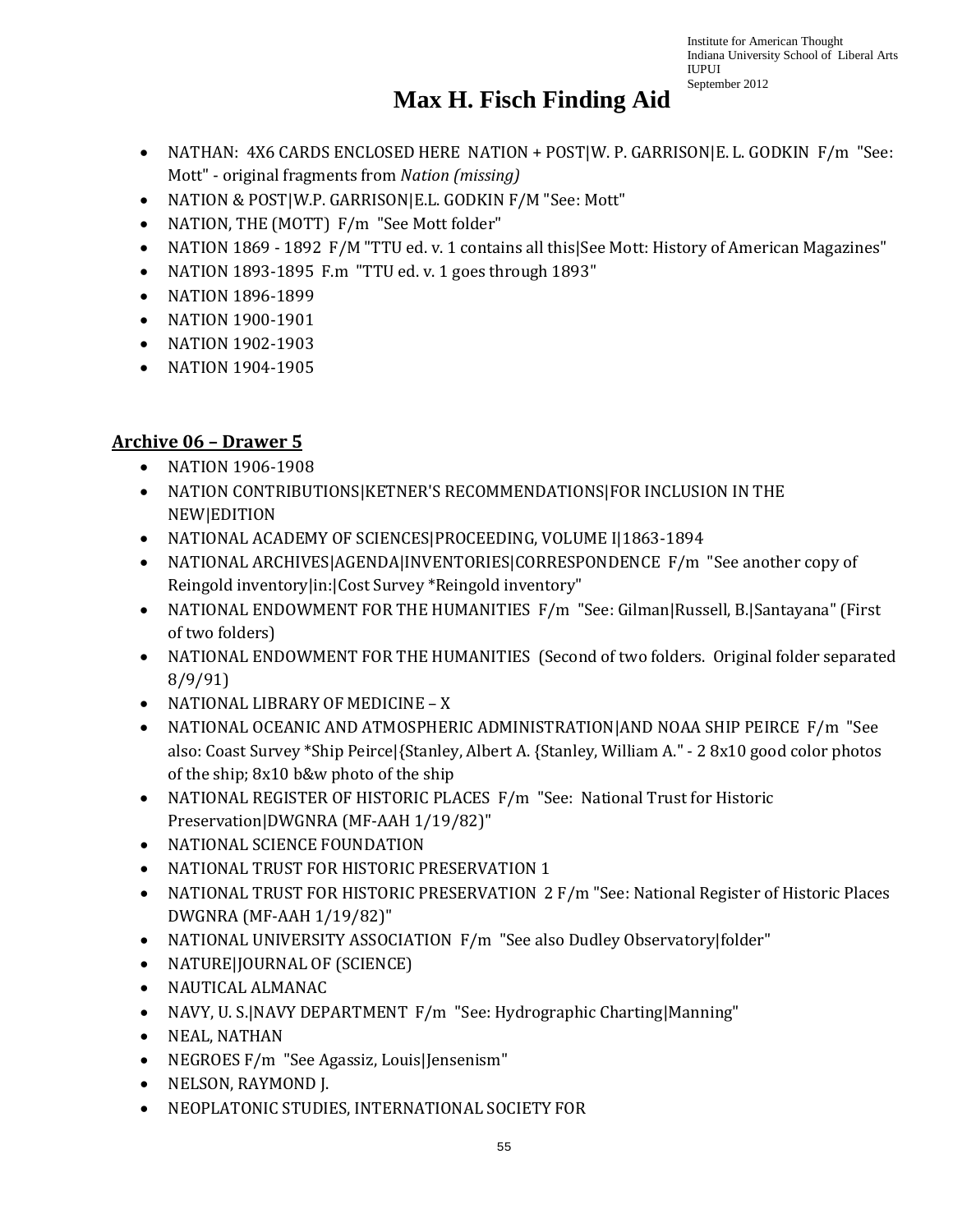# Max H. Fisch Finding Aid

- NATHAN: 4X6 CARDS ENCLOSED HERE NATION + POST|W. P. GARRISON|E. L. GODKIN F/m "See: Mott" - original fragments from *Nation (missing)*
- NATION & POST|W.P. GARRISON|E.L. GODKIN F/M "See: Mott"
- NATION, THE (MOTT) F/m "See Mott folder"
- NATION 1869 - 1892 F/M "TTU ed. v. 1 contains all this|See Mott: History of American Magazines"
- NATION 1893-1895 F.m "TTU ed. v. 1 goes through 1893"
- NATION 1896-1899
- NATION 1900-1901
- NATION 1902-1903
- NATION 1904-1905

## Archive 06 – Drawer 5

- NATION 1906-1908
- NATION CONTRIBUTIONS|KETNER'S RECOMMENDATIONS|FOR INCLUSION IN THE NEW|EDITION
- NATIONAL ACADEMY OF SCIENCES|PROCEEDING, VOLUME I|1863-1894
- NATIONAL ARCHIVES|AGENDA|INVENTORIES|CORRESPONDENCE F/m "See another copy of Reingold inventory|in:|Cost Survey *Reingold inventory"
- NATIONAL ENDOWMENT FOR THE HUMANITIES F/m "See: Gilman|Russell, B.|Santayana" (First of two folders)
- NATIONAL ENDOWMENT FOR THE HUMANITIES (Second of two folders. Original folder separated 8/9/91)
- NATIONAL LIBRARY OF MEDICINE – X
- NATIONAL OCEANIC AND ATMOSPHERIC ADMINISTRATION|AND NOAA SHIP PEIRCE F/m "See also: Coast Survey *Ship Peirce|{Stanley, Albert A. {Stanley, William A." - 2 8x10 good color photos of the ship; 8x10 b&w photo of the ship
- NATIONAL REGISTER OF HISTORIC PLACES F/m "See: National Trust for Historic Preservation|DWGNRA (MF-AAH 1/19/82)"
- NATIONAL SCIENCE FOUNDATION
- NATIONAL TRUST FOR HISTORIC PRESERVATION 1
- NATIONAL TRUST FOR HISTORIC PRESERVATION 2 F/m "See: National Register of Historic Places DWGNRA (MF-AAH 1/19/82)"
- NATIONAL UNIVERSITY ASSOCIATION F/m "See also Dudley Observatory|folder"
- NATURE|JOURNAL OF (SCIENCE)
- NAUTICAL ALMANAC
- NAVY, U. S.|NAVY DEPARTMENT F/m "See: Hydrographic Charting|Manning"
- NEAL, NATHAN
- NEGROES F/m "See Agassiz, Louis|Jensenism"
- NELSON, RAYMOND J.
- NEOPLATONIC STUDIES, INTERNATIONAL SOCIETY FOR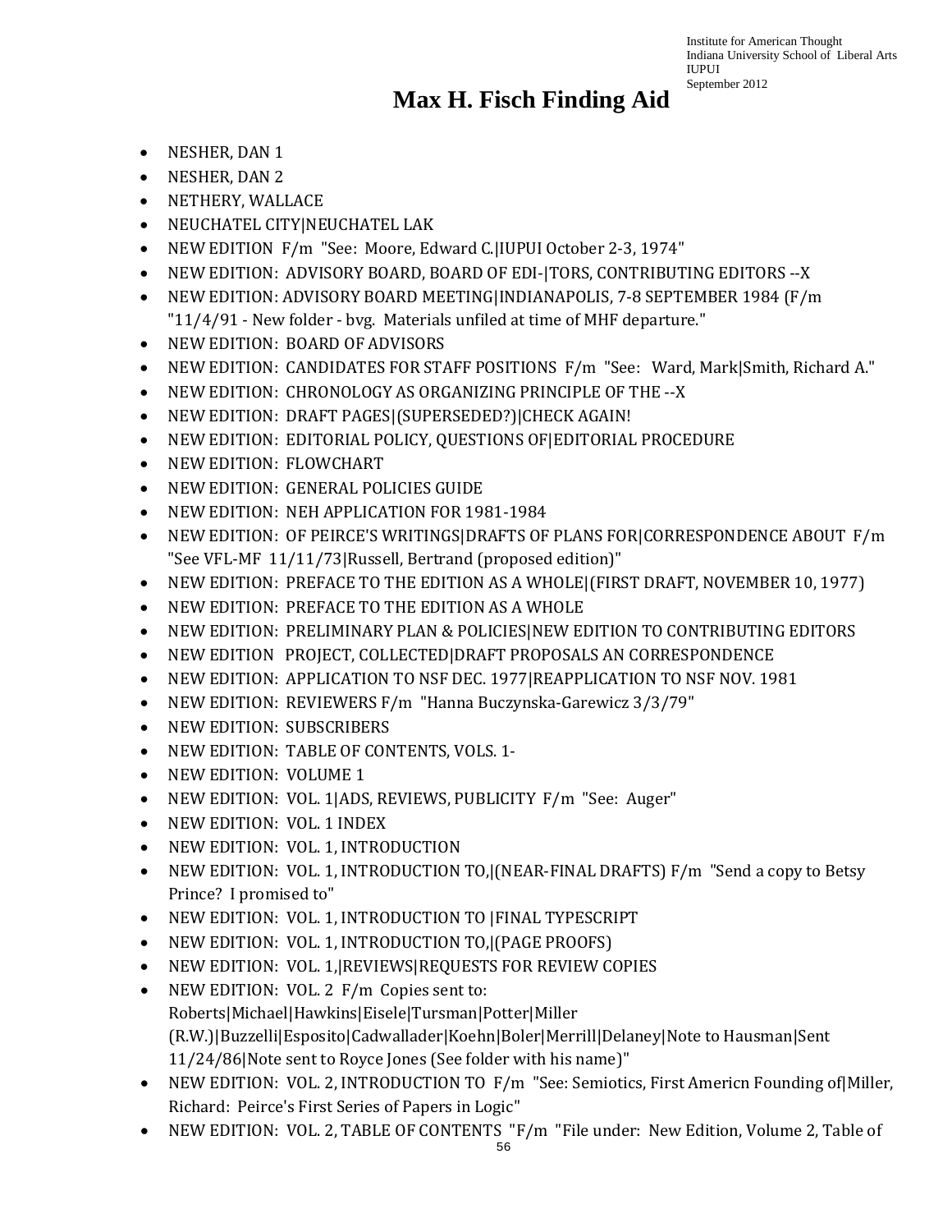# Max H. Fisch Finding Aid

- NESHER, DAN 1
- NESHER, DAN 2
- NETHERY, WALLACE
- NEUCHATEL CITY|NEUCHATEL LAK
- NEW EDITION  F/m  "See:  Moore, Edward C.|IUPUI October 2-3, 1974"
- NEW EDITION:  ADVISORY BOARD, BOARD OF EDI-|TORS, CONTRIBUTING EDITORS --X
- NEW EDITION: ADVISORY BOARD MEETING|INDIANAPOLIS, 7-8 SEPTEMBER 1984 (F/m "11/4/91 - New folder - bvg.  Materials unfiled at time of MHF departure."
- NEW EDITION:  BOARD OF ADVISORS
- NEW EDITION:  CANDIDATES FOR STAFF POSITIONS  F/m  "See:   Ward, Mark|Smith, Richard A."
- NEW EDITION:  CHRONOLOGY AS ORGANIZING PRINCIPLE OF THE --X
- NEW EDITION:  DRAFT PAGES|(SUPERSEDED?)|CHECK AGAIN!
- NEW EDITION:  EDITORIAL POLICY, QUESTIONS OF|EDITORIAL PROCEDURE
- NEW EDITION:  FLOWCHART
- NEW EDITION:  GENERAL POLICIES GUIDE
- NEW EDITION:  NEH APPLICATION FOR 1981-1984
- NEW EDITION:  OF PEIRCE'S WRITINGS|DRAFTS OF PLANS FOR|CORRESPONDENCE ABOUT  F/m "See VFL-MF  11/11/73|Russell, Bertrand (proposed edition)"
- NEW EDITION:  PREFACE TO THE EDITION AS A WHOLE|(FIRST DRAFT, NOVEMBER 10, 1977)
- NEW EDITION:  PREFACE TO THE EDITION AS A WHOLE
- NEW EDITION:  PRELIMINARY PLAN & POLICIES|NEW EDITION TO CONTRIBUTING EDITORS
- NEW EDITION   PROJECT, COLLECTED|DRAFT PROPOSALS AN CORRESPONDENCE
- NEW EDITION:  APPLICATION TO NSF DEC. 1977|REAPPLICATION TO NSF NOV. 1981
- NEW EDITION:  REVIEWERS F/m  "Hanna Buczynska-Garewicz 3/3/79"
- NEW EDITION:  SUBSCRIBERS
- NEW EDITION:  TABLE OF CONTENTS, VOLS. 1-
- NEW EDITION:  VOLUME 1
- NEW EDITION:  VOL. 1|ADS, REVIEWS, PUBLICITY  F/m  "See:  Auger"
- NEW EDITION:  VOL. 1 INDEX
- NEW EDITION:  VOL. 1, INTRODUCTION
- NEW EDITION:  VOL. 1, INTRODUCTION TO,|(NEAR-FINAL DRAFTS) F/m  "Send a copy to Betsy Prince?  I promised to"
- NEW EDITION:  VOL. 1, INTRODUCTION TO |FINAL TYPESCRIPT
- NEW EDITION:  VOL. 1, INTRODUCTION TO,|(PAGE PROOFS)
- NEW EDITION:  VOL. 1,|REVIEWS|REQUESTS FOR REVIEW COPIES
- NEW EDITION:  VOL. 2  F/m  Copies sent to: Roberts|Michael|Hawkins|Eisele|Tursman|Potter|Miller (R.W.)|Buzzelli|Esposito|Cadwallader|Koehn|Boler|Merrill|Delaney|Note to Hausman|Sent 11/24/86|Note sent to Royce Jones (See folder with his name)"
- NEW EDITION:  VOL. 2, INTRODUCTION TO  F/m  "See: Semiotics, First Americn Founding of|Miller, Richard:  Peirce's First Series of Papers in Logic"
- NEW EDITION:  VOL. 2, TABLE OF CONTENTS  "F/m  "File under:  New Edition, Volume 2, Table of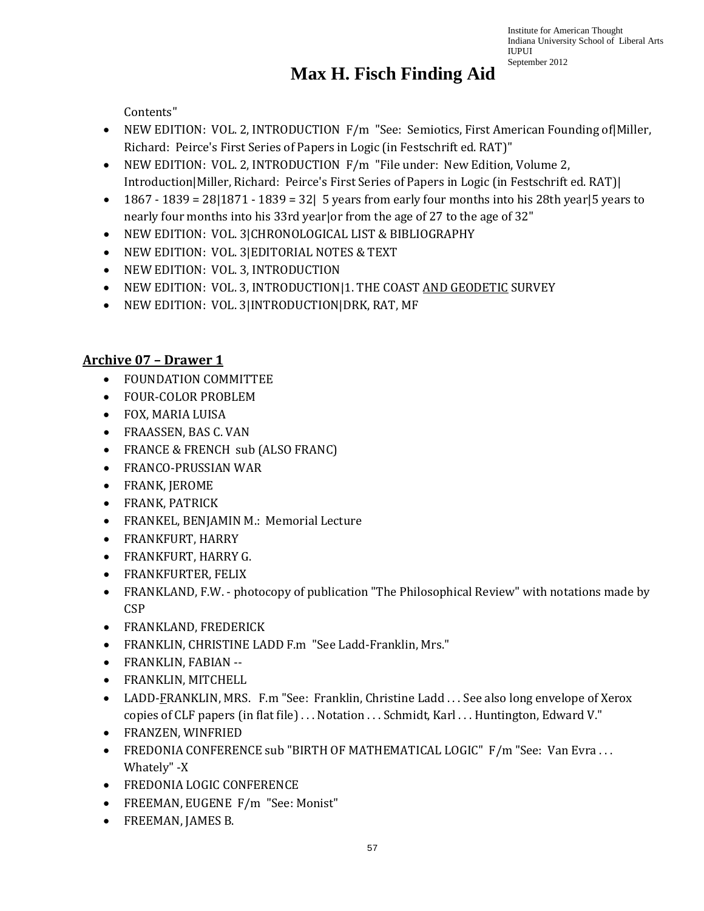Contents"

- NEW EDITION: VOL. 2, INTRODUCTION F/m "See: Semiotics, First American Founding of|Miller, Richard: Peirce's First Series of Papers in Logic (in Festschrift ed. RAT)"
- NEW EDITION: VOL. 2, INTRODUCTION F/m "File under: New Edition, Volume 2, Introduction|Miller, Richard: Peirce's First Series of Papers in Logic (in Festschrift ed. RAT)|
- 1867 - 1839 = 28|1871 - 1839 = 32| 5 years from early four months into his 28th year|5 years to nearly four months into his 33rd year|or from the age of 27 to the age of 32"
- NEW EDITION: VOL. 3|CHRONOLOGICAL LIST & BIBLIOGRAPHY
- NEW EDITION: VOL. 3|EDITORIAL NOTES & TEXT
- NEW EDITION: VOL. 3, INTRODUCTION
- NEW EDITION: VOL. 3, INTRODUCTION|1. THE COAST AND GEODETIC SURVEY
- NEW EDITION: VOL. 3|INTRODUCTION|DRK, RAT, MF

## Archive 07 – Drawer 1

- FOUNDATION COMMITTEE
- FOUR-COLOR PROBLEM
- FOX, MARIA LUISA
- FRAASSEN, BAS C. VAN
- FRANCE & FRENCH sub (ALSO FRANC)
- FRANCO-PRUSSIAN WAR
- FRANK, JEROME
- FRANK, PATRICK
- FRANKEL, BENJAMIN M.: Memorial Lecture
- FRANKFURT, HARRY
- FRANKFURT, HARRY G.
- FRANKFURTER, FELIX
- FRANKLAND, F.W. - photocopy of publication "The Philosophical Review" with notations made by CSP
- FRANKLAND, FREDERICK
- FRANKLIN, CHRISTINE LADD F.m "See Ladd-Franklin, Mrs."
- FRANKLIN, FABIAN --
- FRANKLIN, MITCHELL
- LADD-FRANKLIN, MRS. F.m "See: Franklin, Christine Ladd . . . See also long envelope of Xerox copies of CLF papers (in flat file) . . . Notation . . . Schmidt, Karl . . . Huntington, Edward V."
- FRANZEN, WINFRIED
- FREDONIA CONFERENCE sub "BIRTH OF MATHEMATICAL LOGIC" F/m "See: Van Evra . . . Whately" -X
- FREDONIA LOGIC CONFERENCE
- FREEMAN, EUGENE F/m "See: Monist"
- FREEMAN, JAMES B.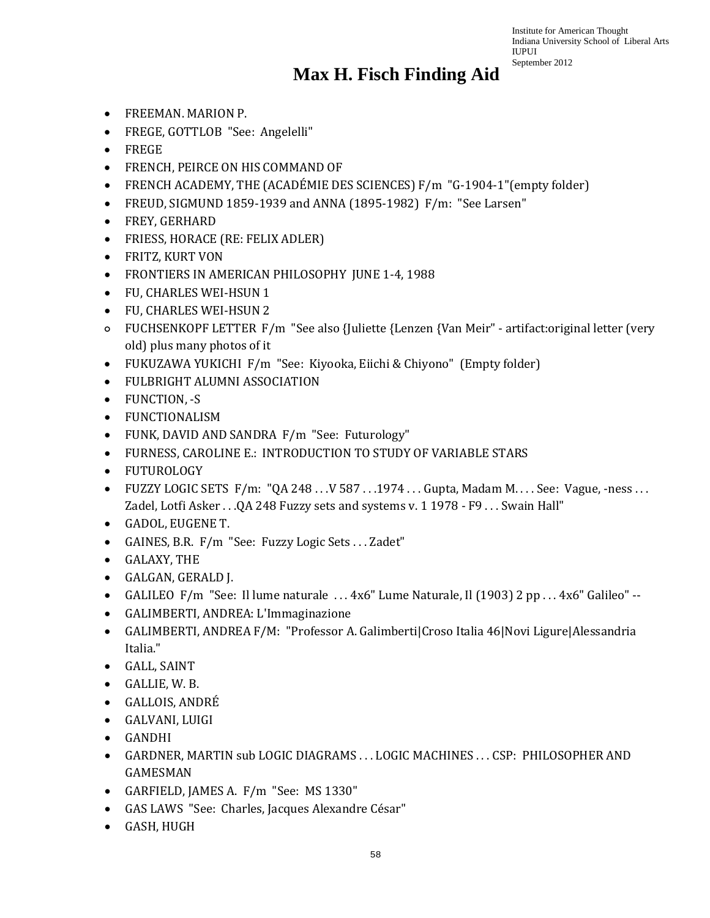# Max H. Fisch Finding Aid

- FREEMAN. MARION P.
- FREGE, GOTTLOB "See: Angelelli"
- FREGE
- FRENCH, PEIRCE ON HIS COMMAND OF
- FRENCH ACADEMY, THE (ACADÉMIE DES SCIENCES) F/m "G-1904-1"(empty folder)
- FREUD, SIGMUND 1859-1939 and ANNA (1895-1982) F/m: "See Larsen"
- FREY, GERHARD
- FRIESS, HORACE (RE: FELIX ADLER)
- FRITZ, KURT VON
- FRONTIERS IN AMERICAN PHILOSOPHY JUNE 1-4, 1988
- FU, CHARLES WEI-HSUN 1
- FU, CHARLES WEI-HSUN 2
  - FUCHSENKOPF LETTER F/m "See also {Juliette {Lenzen {Van Meir" - artifact:original letter (very old) plus many photos of it
- FUKUZAWA YUKICHI F/m "See: Kiyooka, Eiichi & Chiyono" (Empty folder)
- FULBRIGHT ALUMNI ASSOCIATION
- FUNCTION, -S
- FUNCTIONALISM
- FUNK, DAVID AND SANDRA F/m "See: Futurology"
- FURNESS, CAROLINE E.: INTRODUCTION TO STUDY OF VARIABLE STARS
- FUTUROLOGY
- FUZZY LOGIC SETS F/m: "QA 248 . . .V 587 . . .1974 . . . Gupta, Madam M. . . . See: Vague, -ness . . . Zadel, Lotfi Asker . . .QA 248 Fuzzy sets and systems v. 1 1978 - F9 . . . Swain Hall"
- GADOL, EUGENE T.
- GAINES, B.R. F/m "See: Fuzzy Logic Sets . . . Zadet"
- GALAXY, THE
- GALGAN, GERALD J.
- GALILEO F/m "See: Il lume naturale . . . 4x6" Lume Naturale, Il (1903) 2 pp . . . 4x6" Galileo" --
- GALIMBERTI, ANDREA: L'Immaginazione
- GALIMBERTI, ANDREA F/M: "Professor A. Galimberti|Croso Italia 46|Novi Ligure|Alessandria Italia."
- GALL, SAINT
- GALLIE, W. B.
- GALLOIS, ANDRÉ
- GALVANI, LUIGI
- GANDHI
- GARDNER, MARTIN sub LOGIC DIAGRAMS . . . LOGIC MACHINES . . . CSP: PHILOSOPHER AND GAMESMAN
- GARFIELD, JAMES A. F/m "See: MS 1330"
- GAS LAWS "See: Charles, Jacques Alexandre César"
- GASH, HUGH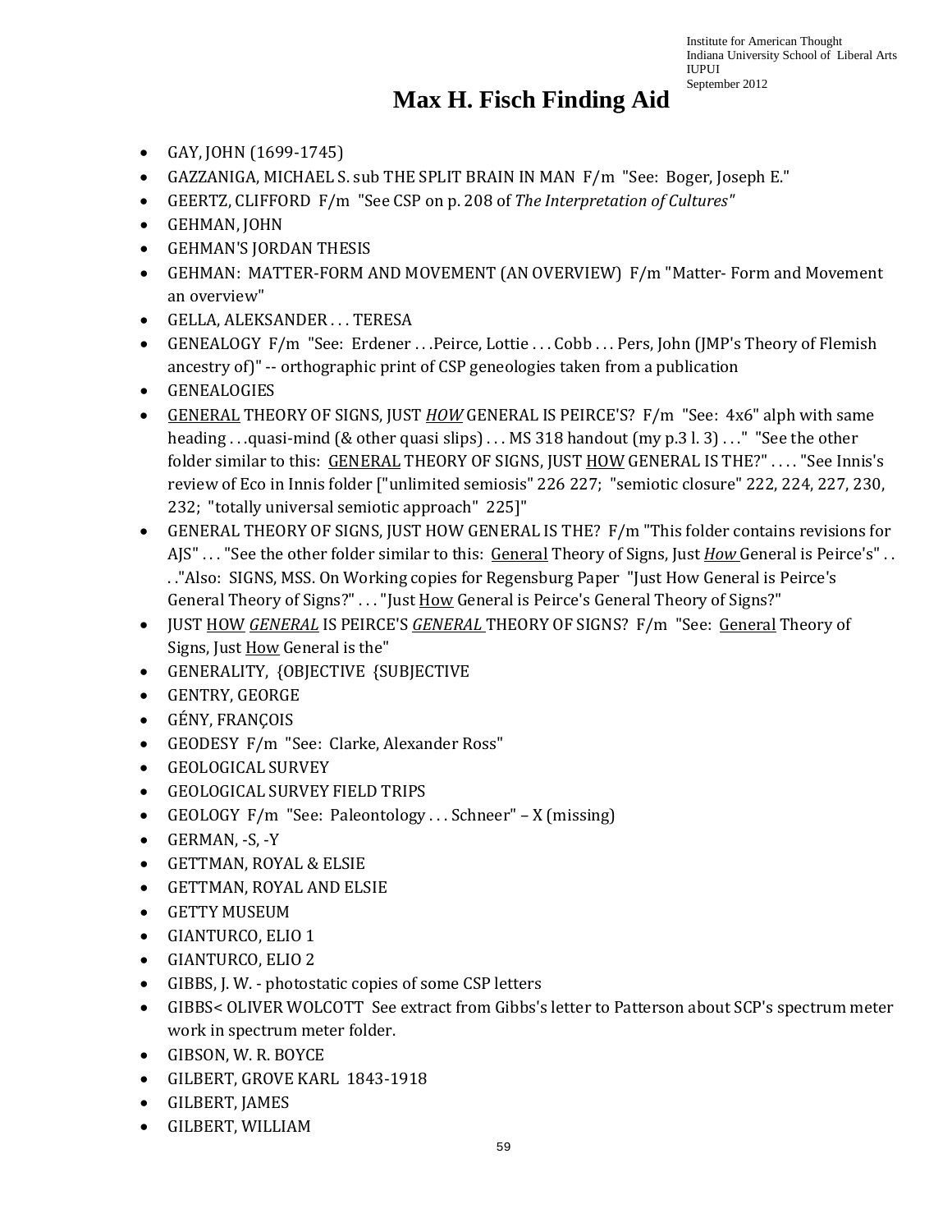# Max H. Fisch Finding Aid

- GAY, JOHN (1699-1745)
- GAZZANIGA, MICHAEL S. sub THE SPLIT BRAIN IN MAN F/m "See: Boger, Joseph E."
- GEERTZ, CLIFFORD F/m "See CSP on p. 208 of *The Interpretation of Cultures"*
- GEHMAN, JOHN
- GEHMAN'S JORDAN THESIS
- GEHMAN: MATTER-FORM AND MOVEMENT (AN OVERVIEW) F/m "Matter- Form and Movement an overview"
- GELLA, ALEKSANDER . . . TERESA
- GENEALOGY F/m "See: Erdener . . .Peirce, Lottie . . . Cobb . . . Pers, John (JMP's Theory of Flemish ancestry of)" -- orthographic print of CSP geneologies taken from a publication
- GENEALOGIES
- <u>GENERAL</u> THEORY OF SIGNS, JUST <u>*HOW*</u> GENERAL IS PEIRCE'S? F/m "See: 4x6" alph with same heading . . .quasi-mind (& other quasi slips) . . . MS 318 handout (my p.3 l. 3) . . ." "See the other folder similar to this: <u>GENERAL</u> THEORY OF SIGNS, JUST <u>HOW</u> GENERAL IS THE?" . . . . "See Innis's review of Eco in Innis folder ["unlimited semiosis" 226 227; "semiotic closure" 222, 224, 227, 230, 232; "totally universal semiotic approach" 225]"
- GENERAL THEORY OF SIGNS, JUST HOW GENERAL IS THE? F/m "This folder contains revisions for AJS" . . . "See the other folder similar to this: <u>General</u> Theory of Signs, Just <u>*How*</u> General is Peirce's" . . . "Also: SIGNS, MSS. On Working copies for Regensburg Paper "Just How General is Peirce's General Theory of Signs?" . . . "Just <u>How</u> General is Peirce's General Theory of Signs?"
- JUST <u>HOW</u> <u>*GENERAL*</u> IS PEIRCE'S <u>*GENERAL*</u> THEORY OF SIGNS? F/m "See: <u>General</u> Theory of Signs, Just <u>How</u> General is the"
- GENERALITY, {OBJECTIVE {SUBJECTIVE
- GENTRY, GEORGE
- GÉNY, FRANÇOIS
- GEODESY F/m "See: Clarke, Alexander Ross"
- GEOLOGICAL SURVEY
- GEOLOGICAL SURVEY FIELD TRIPS
- GEOLOGY F/m "See: Paleontology . . . Schneer" – X (missing)
- GERMAN, -S, -Y
- GETTMAN, ROYAL & ELSIE
- GETTMAN, ROYAL AND ELSIE
- GETTY MUSEUM
- GIANTURCO, ELIO 1
- GIANTURCO, ELIO 2
- GIBBS, J. W. - photostatic copies of some CSP letters
- GIBBS< OLIVER WOLCOTT See extract from Gibbs's letter to Patterson about SCP's spectrum meter work in spectrum meter folder.
- GIBSON, W. R. BOYCE
- GILBERT, GROVE KARL 1843-1918
- GILBERT, JAMES
- GILBERT, WILLIAM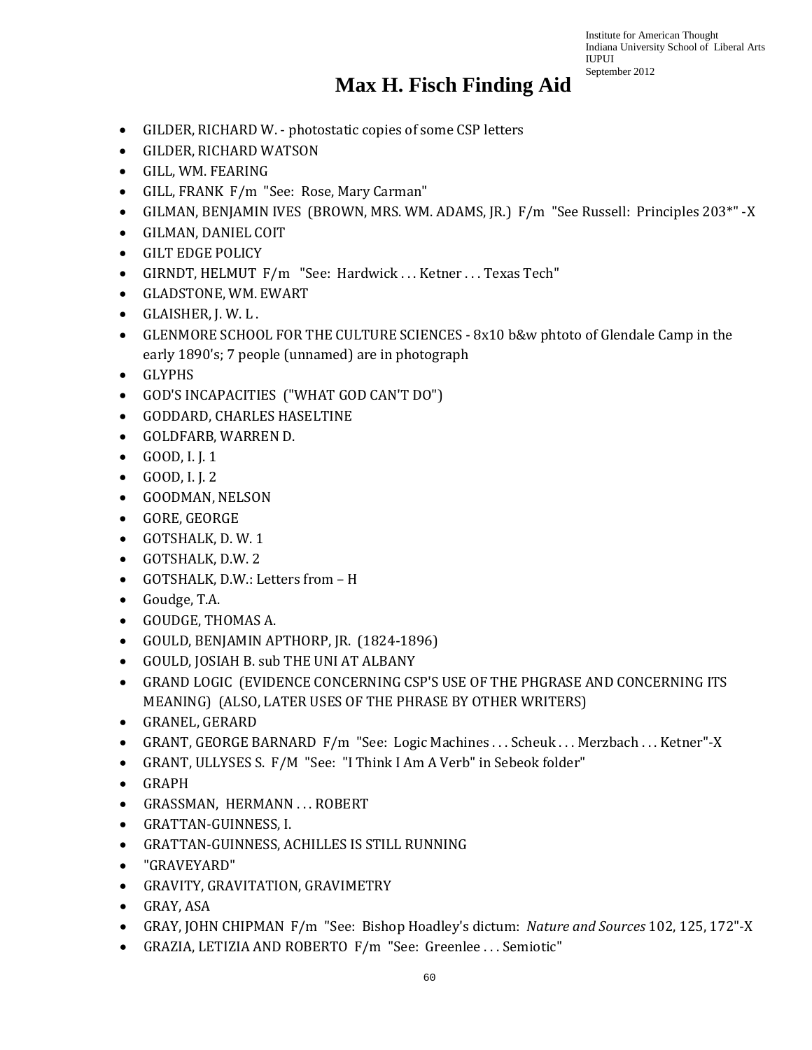# Max H. Fisch Finding Aid

- GILDER, RICHARD W. - photostatic copies of some CSP letters
- GILDER, RICHARD WATSON
- GILL, WM. FEARING
- GILL, FRANK F/m "See: Rose, Mary Carman"
- GILMAN, BENJAMIN IVES (BROWN, MRS. WM. ADAMS, JR.) F/m "See Russell: Principles 203*" -X
- GILMAN, DANIEL COIT
- GILT EDGE POLICY
- GIRNDT, HELMUT F/m "See: Hardwick . . . Ketner . . . Texas Tech"
- GLADSTONE, WM. EWART
- GLAISHER, J. W. L .
- GLENMORE SCHOOL FOR THE CULTURE SCIENCES - 8x10 b&w phtoto of Glendale Camp in the early 1890's; 7 people (unnamed) are in photograph
- GLYPHS
- GOD'S INCAPACITIES ("WHAT GOD CAN'T DO")
- GODDARD, CHARLES HASELTINE
- GOLDFARB, WARREN D.
- GOOD, I. J. 1
- GOOD, I. J. 2
- GOODMAN, NELSON
- GORE, GEORGE
- GOTSHALK, D. W. 1
- GOTSHALK, D.W. 2
- GOTSHALK, D.W.: Letters from – H
- Goudge, T.A.
- GOUDGE, THOMAS A.
- GOULD, BENJAMIN APTHORP, JR. (1824-1896)
- GOULD, JOSIAH B. sub THE UNI AT ALBANY
- GRAND LOGIC (EVIDENCE CONCERNING CSP'S USE OF THE PHGRASE AND CONCERNING ITS MEANING) (ALSO, LATER USES OF THE PHRASE BY OTHER WRITERS)
- GRANEL, GERARD
- GRANT, GEORGE BARNARD F/m "See: Logic Machines . . . Scheuk . . . Merzbach . . . Ketner"-X
- GRANT, ULLYSES S. F/M "See: "I Think I Am A Verb" in Sebeok folder"
- GRAPH
- GRASSMAN, HERMANN . . . ROBERT
- GRATTAN-GUINNESS, I.
- GRATTAN-GUINNESS, ACHILLES IS STILL RUNNING
- "GRAVEYARD"
- GRAVITY, GRAVITATION, GRAVIMETRY
- GRAY, ASA
- GRAY, JOHN CHIPMAN F/m "See: Bishop Hoadley's dictum: *Nature and Sources* 102, 125, 172"-X
- GRAZIA, LETIZIA AND ROBERTO F/m "See: Greenlee . . . Semiotic"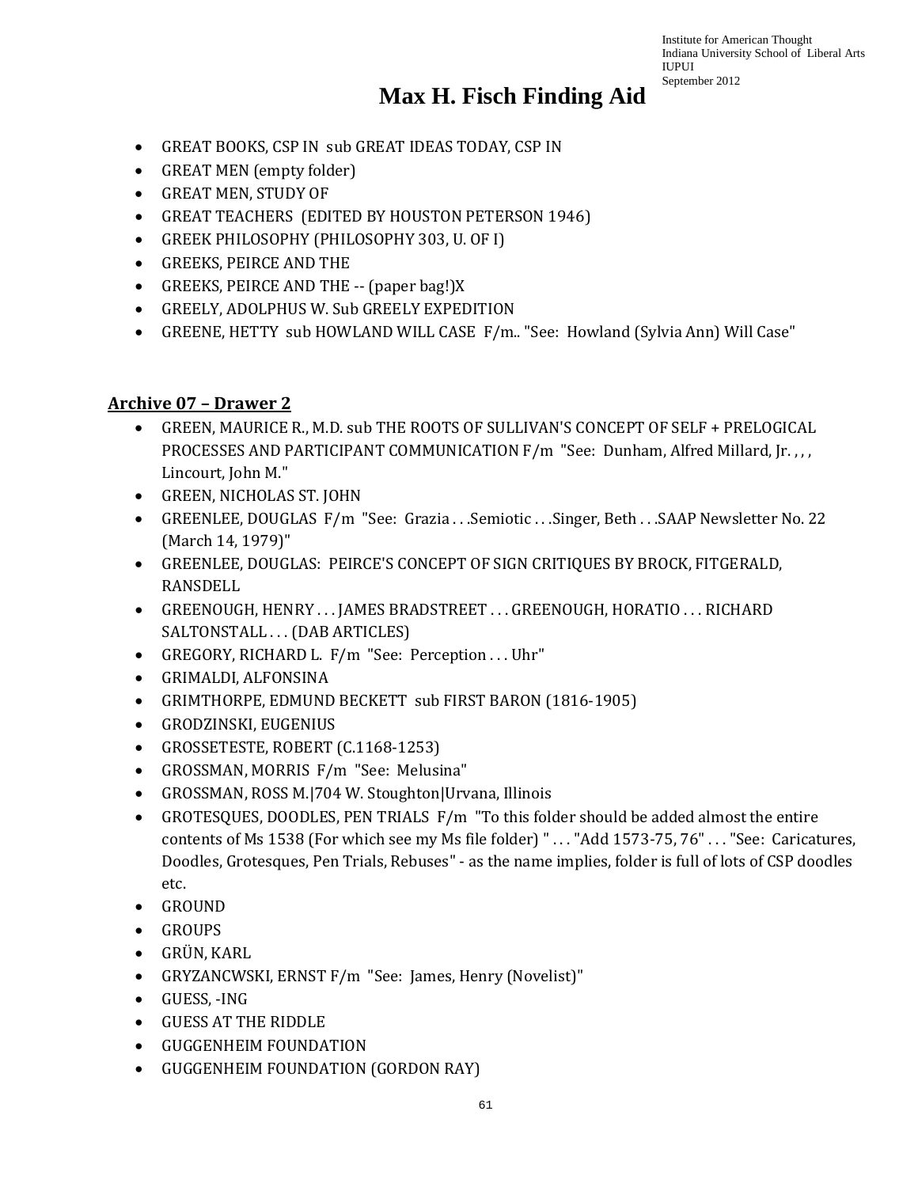- GREAT BOOKS, CSP IN sub GREAT IDEAS TODAY, CSP IN
- GREAT MEN (empty folder)
- GREAT MEN, STUDY OF
- GREAT TEACHERS (EDITED BY HOUSTON PETERSON 1946)
- GREEK PHILOSOPHY (PHILOSOPHY 303, U. OF I)
- GREEKS, PEIRCE AND THE
- GREEKS, PEIRCE AND THE -- (paper bag!)X
- GREELY, ADOLPHUS W. Sub GREELY EXPEDITION
- GREENE, HETTY sub HOWLAND WILL CASE F/m.. "See: Howland (Sylvia Ann) Will Case"

## Archive 07 – Drawer 2

- GREEN, MAURICE R., M.D. sub THE ROOTS OF SULLIVAN'S CONCEPT OF SELF + PRELOGICAL PROCESSES AND PARTICIPANT COMMUNICATION F/m "See: Dunham, Alfred Millard, Jr. , , , Lincourt, John M."
- GREEN, NICHOLAS ST. JOHN
- GREENLEE, DOUGLAS F/m "See: Grazia . . .Semiotic . . .Singer, Beth . . .SAAP Newsletter No. 22 (March 14, 1979)"
- GREENLEE, DOUGLAS: PEIRCE'S CONCEPT OF SIGN CRITIQUES BY BROCK, FITGERALD, RANSDELL
- GREENOUGH, HENRY . . . JAMES BRADSTREET . . . GREENOUGH, HORATIO . . . RICHARD SALTONSTALL . . . (DAB ARTICLES)
- GREGORY, RICHARD L. F/m "See: Perception . . . Uhr"
- GRIMALDI, ALFONSINA
- GRIMTHORPE, EDMUND BECKETT sub FIRST BARON (1816-1905)
- GRODZINSKI, EUGENIUS
- GROSSETESTE, ROBERT (C.1168-1253)
- GROSSMAN, MORRIS F/m "See: Melusina"
- GROSSMAN, ROSS M.|704 W. Stoughton|Urvana, Illinois
- GROTESQUES, DOODLES, PEN TRIALS F/m "To this folder should be added almost the entire contents of Ms 1538 (For which see my Ms file folder) " . . . "Add 1573-75, 76" . . . "See: Caricatures, Doodles, Grotesques, Pen Trials, Rebuses" - as the name implies, folder is full of lots of CSP doodles etc.
- GROUND
- GROUPS
- GRÜN, KARL
- GRYZANCWSKI, ERNST F/m "See: James, Henry (Novelist)"
- GUESS, -ING
- GUESS AT THE RIDDLE
- GUGGENHEIM FOUNDATION
- GUGGENHEIM FOUNDATION (GORDON RAY)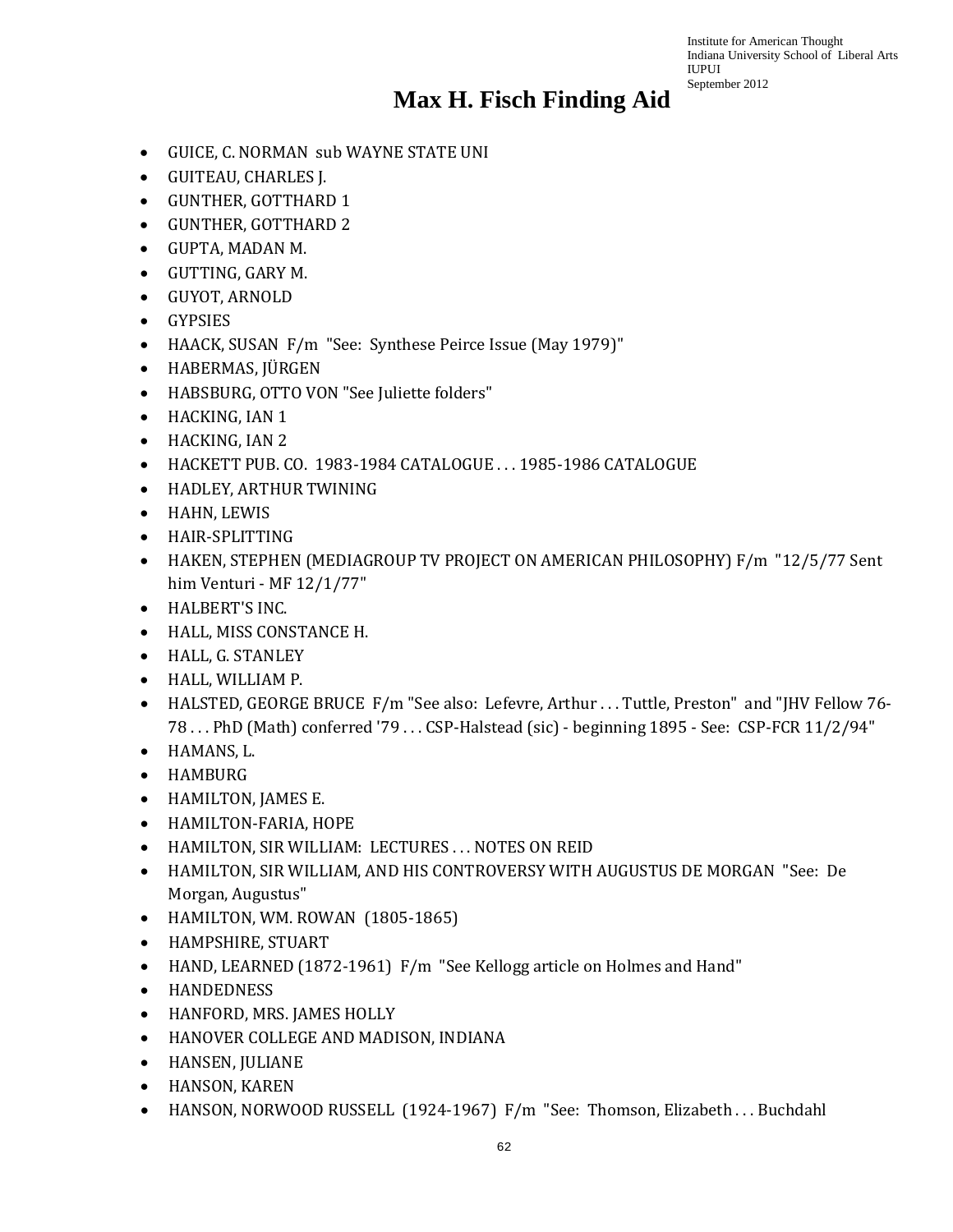# Max H. Fisch Finding Aid

- GUICE, C. NORMAN sub WAYNE STATE UNI
- GUITEAU, CHARLES J.
- GUNTHER, GOTTHARD 1
- GUNTHER, GOTTHARD 2
- GUPTA, MADAN M.
- GUTTING, GARY M.
- GUYOT, ARNOLD
- GYPSIES
- HAACK, SUSAN F/m "See: Synthese Peirce Issue (May 1979)"
- HABERMAS, JÜRGEN
- HABSBURG, OTTO VON "See Juliette folders"
- HACKING, IAN 1
- HACKING, IAN 2
- HACKETT PUB. CO. 1983-1984 CATALOGUE . . . 1985-1986 CATALOGUE
- HADLEY, ARTHUR TWINING
- HAHN, LEWIS
- HAIR-SPLITTING
- HAKEN, STEPHEN (MEDIAGROUP TV PROJECT ON AMERICAN PHILOSOPHY) F/m "12/5/77 Sent him Venturi - MF 12/1/77"
- HALBERT'S INC.
- HALL, MISS CONSTANCE H.
- HALL, G. STANLEY
- HALL, WILLIAM P.
- HALSTED, GEORGE BRUCE F/m "See also: Lefevre, Arthur . . . Tuttle, Preston" and "JHV Fellow 76-78 . . . PhD (Math) conferred '79 . . . CSP-Halstead (sic) - beginning 1895 - See: CSP-FCR 11/2/94"
- HAMANS, L.
- HAMBURG
- HAMILTON, JAMES E.
- HAMILTON-FARIA, HOPE
- HAMILTON, SIR WILLIAM: LECTURES . . . NOTES ON REID
- HAMILTON, SIR WILLIAM, AND HIS CONTROVERSY WITH AUGUSTUS DE MORGAN "See: De Morgan, Augustus"
- HAMILTON, WM. ROWAN (1805-1865)
- HAMPSHIRE, STUART
- HAND, LEARNED (1872-1961) F/m "See Kellogg article on Holmes and Hand"
- HANDEDNESS
- HANFORD, MRS. JAMES HOLLY
- HANOVER COLLEGE AND MADISON, INDIANA
- HANSEN, JULIANE
- HANSON, KAREN
- HANSON, NORWOOD RUSSELL (1924-1967) F/m "See: Thomson, Elizabeth . . . Buchdahl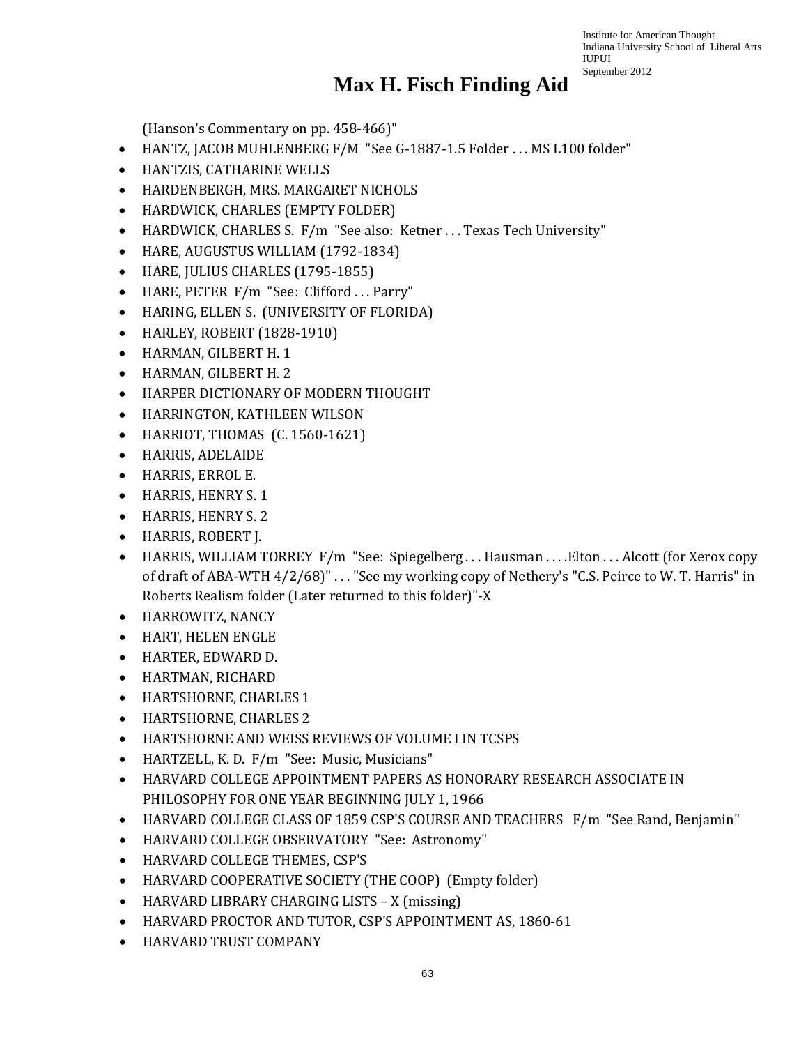(Hanson's Commentary on pp. 458-466)"

- HANTZ, JACOB MUHLENBERG F/M "See G-1887-1.5 Folder . . . MS L100 folder"
- HANTZIS, CATHARINE WELLS
- HARDENBERGH, MRS. MARGARET NICHOLS
- HARDWICK, CHARLES (EMPTY FOLDER)
- HARDWICK, CHARLES S. F/m "See also: Ketner . . . Texas Tech University"
- HARE, AUGUSTUS WILLIAM (1792-1834)
- HARE, JULIUS CHARLES (1795-1855)
- HARE, PETER F/m "See: Clifford . . . Parry"
- HARING, ELLEN S. (UNIVERSITY OF FLORIDA)
- HARLEY, ROBERT (1828-1910)
- HARMAN, GILBERT H. 1
- HARMAN, GILBERT H. 2
- HARPER DICTIONARY OF MODERN THOUGHT
- HARRINGTON, KATHLEEN WILSON
- HARRIOT, THOMAS (C. 1560-1621)
- HARRIS, ADELAIDE
- HARRIS, ERROL E.
- HARRIS, HENRY S. 1
- HARRIS, HENRY S. 2
- HARRIS, ROBERT J.
- HARRIS, WILLIAM TORREY F/m "See: Spiegelberg . . . Hausman . . . .Elton . . . Alcott (for Xerox copy of draft of ABA-WTH 4/2/68)" . . . "See my working copy of Nethery's "C.S. Peirce to W. T. Harris" in Roberts Realism folder (Later returned to this folder)"-X
- HARROWITZ, NANCY
- HART, HELEN ENGLE
- HARTER, EDWARD D.
- HARTMAN, RICHARD
- HARTSHORNE, CHARLES 1
- HARTSHORNE, CHARLES 2
- HARTSHORNE AND WEISS REVIEWS OF VOLUME I IN TCSPS
- HARTZELL, K. D. F/m "See: Music, Musicians"
- HARVARD COLLEGE APPOINTMENT PAPERS AS HONORARY RESEARCH ASSOCIATE IN PHILOSOPHY FOR ONE YEAR BEGINNING JULY 1, 1966
- HARVARD COLLEGE CLASS OF 1859 CSP'S COURSE AND TEACHERS F/m "See Rand, Benjamin"
- HARVARD COLLEGE OBSERVATORY "See: Astronomy"
- HARVARD COLLEGE THEMES, CSP'S
- HARVARD COOPERATIVE SOCIETY (THE COOP) (Empty folder)
- HARVARD LIBRARY CHARGING LISTS – X (missing)
- HARVARD PROCTOR AND TUTOR, CSP'S APPOINTMENT AS, 1860-61
- HARVARD TRUST COMPANY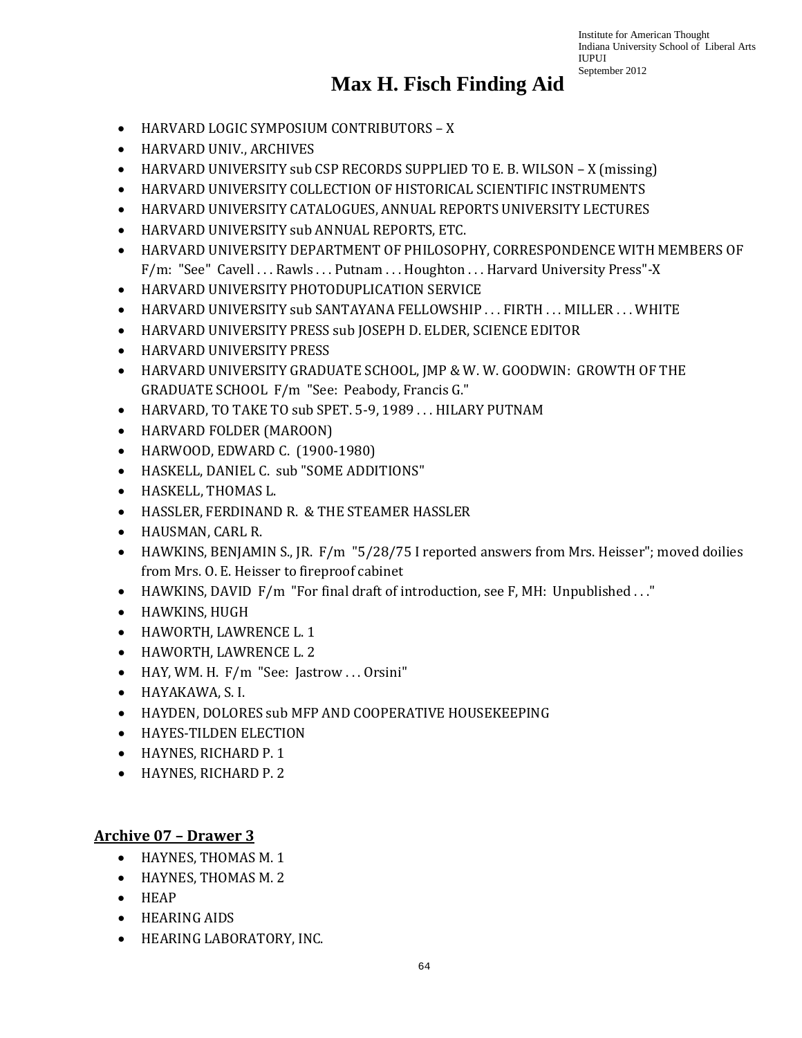- HARVARD LOGIC SYMPOSIUM CONTRIBUTORS – X
- HARVARD UNIV., ARCHIVES
- HARVARD UNIVERSITY sub CSP RECORDS SUPPLIED TO E. B. WILSON – X (missing)
- HARVARD UNIVERSITY COLLECTION OF HISTORICAL SCIENTIFIC INSTRUMENTS
- HARVARD UNIVERSITY CATALOGUES, ANNUAL REPORTS UNIVERSITY LECTURES
- HARVARD UNIVERSITY sub ANNUAL REPORTS, ETC.
- HARVARD UNIVERSITY DEPARTMENT OF PHILOSOPHY, CORRESPONDENCE WITH MEMBERS OF F/m: "See" Cavell . . . Rawls . . . Putnam . . . Houghton . . . Harvard University Press"-X
- HARVARD UNIVERSITY PHOTODUPLICATION SERVICE
- HARVARD UNIVERSITY sub SANTAYANA FELLOWSHIP . . . FIRTH . . . MILLER . . . WHITE
- HARVARD UNIVERSITY PRESS sub JOSEPH D. ELDER, SCIENCE EDITOR
- HARVARD UNIVERSITY PRESS
- HARVARD UNIVERSITY GRADUATE SCHOOL, JMP & W. W. GOODWIN: GROWTH OF THE GRADUATE SCHOOL F/m "See: Peabody, Francis G."
- HARVARD, TO TAKE TO sub SPET. 5-9, 1989 . . . HILARY PUTNAM
- HARVARD FOLDER (MAROON)
- HARWOOD, EDWARD C. (1900-1980)
- HASKELL, DANIEL C. sub "SOME ADDITIONS"
- HASKELL, THOMAS L.
- HASSLER, FERDINAND R. & THE STEAMER HASSLER
- HAUSMAN, CARL R.
- HAWKINS, BENJAMIN S., JR. F/m "5/28/75 I reported answers from Mrs. Heisser"; moved doilies from Mrs. O. E. Heisser to fireproof cabinet
- HAWKINS, DAVID F/m "For final draft of introduction, see F, MH: Unpublished . . ."
- HAWKINS, HUGH
- HAWORTH, LAWRENCE L. 1
- HAWORTH, LAWRENCE L. 2
- HAY, WM. H. F/m "See: Jastrow . . . Orsini"
- HAYAKAWA, S. I.
- HAYDEN, DOLORES sub MFP AND COOPERATIVE HOUSEKEEPING
- HAYES-TILDEN ELECTION
- HAYNES, RICHARD P. 1
- HAYNES, RICHARD P. 2

## Archive 07 – Drawer 3

- HAYNES, THOMAS M. 1
- HAYNES, THOMAS M. 2
- HEAP
- HEARING AIDS
- HEARING LABORATORY, INC.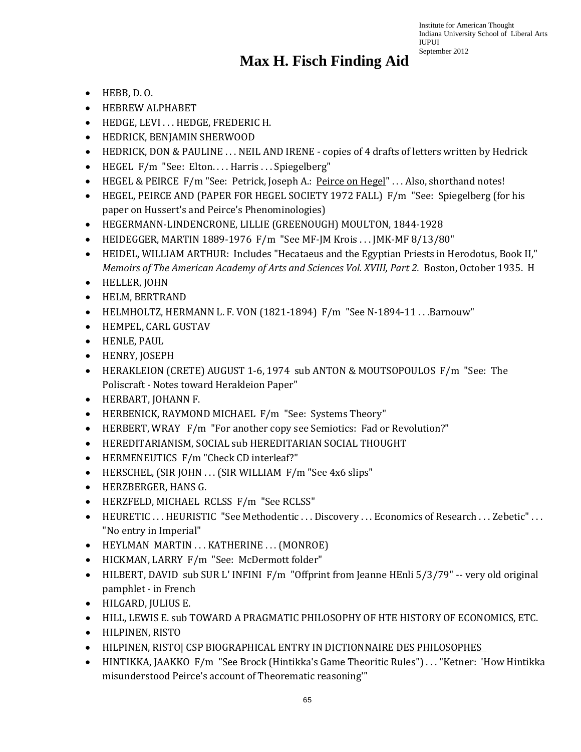# Max H. Fisch Finding Aid

- HEBB, D. O.
- HEBREW ALPHABET
- HEDGE, LEVI . . . HEDGE, FREDERIC H.
- HEDRICK, BENJAMIN SHERWOOD
- HEDRICK, DON & PAULINE . . . NEIL AND IRENE - copies of 4 drafts of letters written by Hedrick
- HEGEL F/m "See: Elton. . . . Harris . . . Spiegelberg"
- HEGEL & PEIRCE F/m "See: Petrick, Joseph A.: <u>Peirce on Hegel</u>" . . . Also, shorthand notes!
- HEGEL, PEIRCE AND (PAPER FOR HEGEL SOCIETY 1972 FALL) F/m "See: Spiegelberg (for his paper on Hussert's and Peirce's Phenominologies)
- HEGERMANN-LINDENCRONE, LILLIE (GREENOUGH) MOULTON, 1844-1928
- HEIDEGGER, MARTIN 1889-1976 F/m "See MF-JM Krois . . . JMK-MF 8/13/80"
- HEIDEL, WILLIAM ARTHUR: Includes "Hecataeus and the Egyptian Priests in Herodotus, Book II," *Memoirs of The American Academy of Arts and Sciences Vol. XVIII, Part 2.* Boston, October 1935. H
- HELLER, JOHN
- HELM, BERTRAND
- HELMHOLTZ, HERMANN L. F. VON (1821-1894) F/m "See N-1894-11 . . .Barnouw"
- HEMPEL, CARL GUSTAV
- HENLE, PAUL
- HENRY, JOSEPH
- HERAKLEION (CRETE) AUGUST 1-6, 1974 sub ANTON & MOUTSOPOULOS F/m "See: The Poliscraft - Notes toward Herakleion Paper"
- HERBART, JOHANN F.
- HERBENICK, RAYMOND MICHAEL F/m "See: Systems Theory"
- HERBERT, WRAY F/m "For another copy see Semiotics: Fad or Revolution?"
- HEREDITARIANISM, SOCIAL sub HEREDITARIAN SOCIAL THOUGHT
- HERMENEUTICS F/m "Check CD interleaf?"
- HERSCHEL, (SIR JOHN . . . (SIR WILLIAM F/m "See 4x6 slips"
- HERZBERGER, HANS G.
- HERZFELD, MICHAEL RCLSS F/m "See RCLSS"
- HEURETIC . . . HEURISTIC "See Methodentic . . . Discovery . . . Economics of Research . . . Zebetic" . . . "No entry in Imperial"
- HEYLMAN MARTIN . . . KATHERINE . . . (MONROE)
- HICKMAN, LARRY F/m "See: McDermott folder"
- HILBERT, DAVID sub SUR L' INFINI F/m "Offprint from Jeanne HEnli 5/3/79" -- very old original pamphlet - in French
- HILGARD, JULIUS E.
- HILL, LEWIS E. sub TOWARD A PRAGMATIC PHILOSOPHY OF HTE HISTORY OF ECONOMICS, ETC.
- HILPINEN, RISTO
- HILPINEN, RISTO| CSP BIOGRAPHICAL ENTRY IN <u>DICTIONNAIRE DES PHILOSOPHES</u>
- HINTIKKA, JAAKKO F/m "See Brock (Hintikka's Game Theoritic Rules") . . . "Ketner: 'How Hintikka misunderstood Peirce's account of Theorematic reasoning'"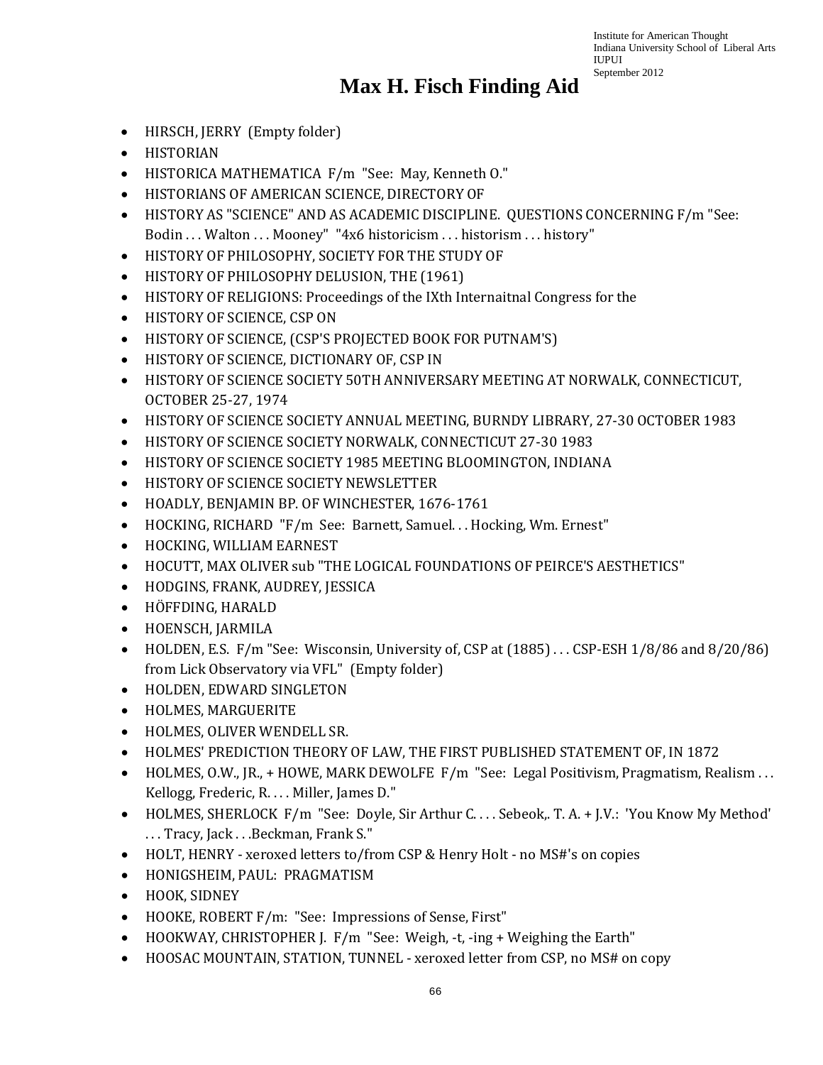# Max H. Fisch Finding Aid

- HIRSCH, JERRY (Empty folder)
- HISTORIAN
- HISTORICA MATHEMATICA F/m "See: May, Kenneth O."
- HISTORIANS OF AMERICAN SCIENCE, DIRECTORY OF
- HISTORY AS "SCIENCE" AND AS ACADEMIC DISCIPLINE. QUESTIONS CONCERNING F/m "See: Bodin . . . Walton . . . Mooney" "4x6 historicism . . . historism . . . history"
- HISTORY OF PHILOSOPHY, SOCIETY FOR THE STUDY OF
- HISTORY OF PHILOSOPHY DELUSION, THE (1961)
- HISTORY OF RELIGIONS: Proceedings of the IXth Internaitnal Congress for the
- HISTORY OF SCIENCE, CSP ON
- HISTORY OF SCIENCE, (CSP'S PROJECTED BOOK FOR PUTNAM'S)
- HISTORY OF SCIENCE, DICTIONARY OF, CSP IN
- HISTORY OF SCIENCE SOCIETY 50TH ANNIVERSARY MEETING AT NORWALK, CONNECTICUT, OCTOBER 25-27, 1974
- HISTORY OF SCIENCE SOCIETY ANNUAL MEETING, BURNDY LIBRARY, 27-30 OCTOBER 1983
- HISTORY OF SCIENCE SOCIETY NORWALK, CONNECTICUT 27-30 1983
- HISTORY OF SCIENCE SOCIETY 1985 MEETING BLOOMINGTON, INDIANA
- HISTORY OF SCIENCE SOCIETY NEWSLETTER
- HOADLY, BENJAMIN BP. OF WINCHESTER, 1676-1761
- HOCKING, RICHARD "F/m See: Barnett, Samuel. . . Hocking, Wm. Ernest"
- HOCKING, WILLIAM EARNEST
- HOCUTT, MAX OLIVER sub "THE LOGICAL FOUNDATIONS OF PEIRCE'S AESTHETICS"
- HODGINS, FRANK, AUDREY, JESSICA
- HÖFFDING, HARALD
- HOENSCH, JARMILA
- HOLDEN, E.S. F/m "See: Wisconsin, University of, CSP at (1885) . . . CSP-ESH 1/8/86 and 8/20/86) from Lick Observatory via VFL" (Empty folder)
- HOLDEN, EDWARD SINGLETON
- HOLMES, MARGUERITE
- HOLMES, OLIVER WENDELL SR.
- HOLMES' PREDICTION THEORY OF LAW, THE FIRST PUBLISHED STATEMENT OF, IN 1872
- HOLMES, O.W., JR., + HOWE, MARK DEWOLFE F/m "See: Legal Positivism, Pragmatism, Realism . . . Kellogg, Frederic, R. . . . Miller, James D."
- HOLMES, SHERLOCK F/m "See: Doyle, Sir Arthur C. . . . Sebeok,. T. A. + J.V.: 'You Know My Method' . . . Tracy, Jack . . .Beckman, Frank S."
- HOLT, HENRY - xeroxed letters to/from CSP & Henry Holt - no MS#'s on copies
- HONIGSHEIM, PAUL: PRAGMATISM
- HOOK, SIDNEY
- HOOKE, ROBERT F/m: "See: Impressions of Sense, First"
- HOOKWAY, CHRISTOPHER J. F/m "See: Weigh, -t, -ing + Weighing the Earth"
- HOOSAC MOUNTAIN, STATION, TUNNEL - xeroxed letter from CSP, no MS# on copy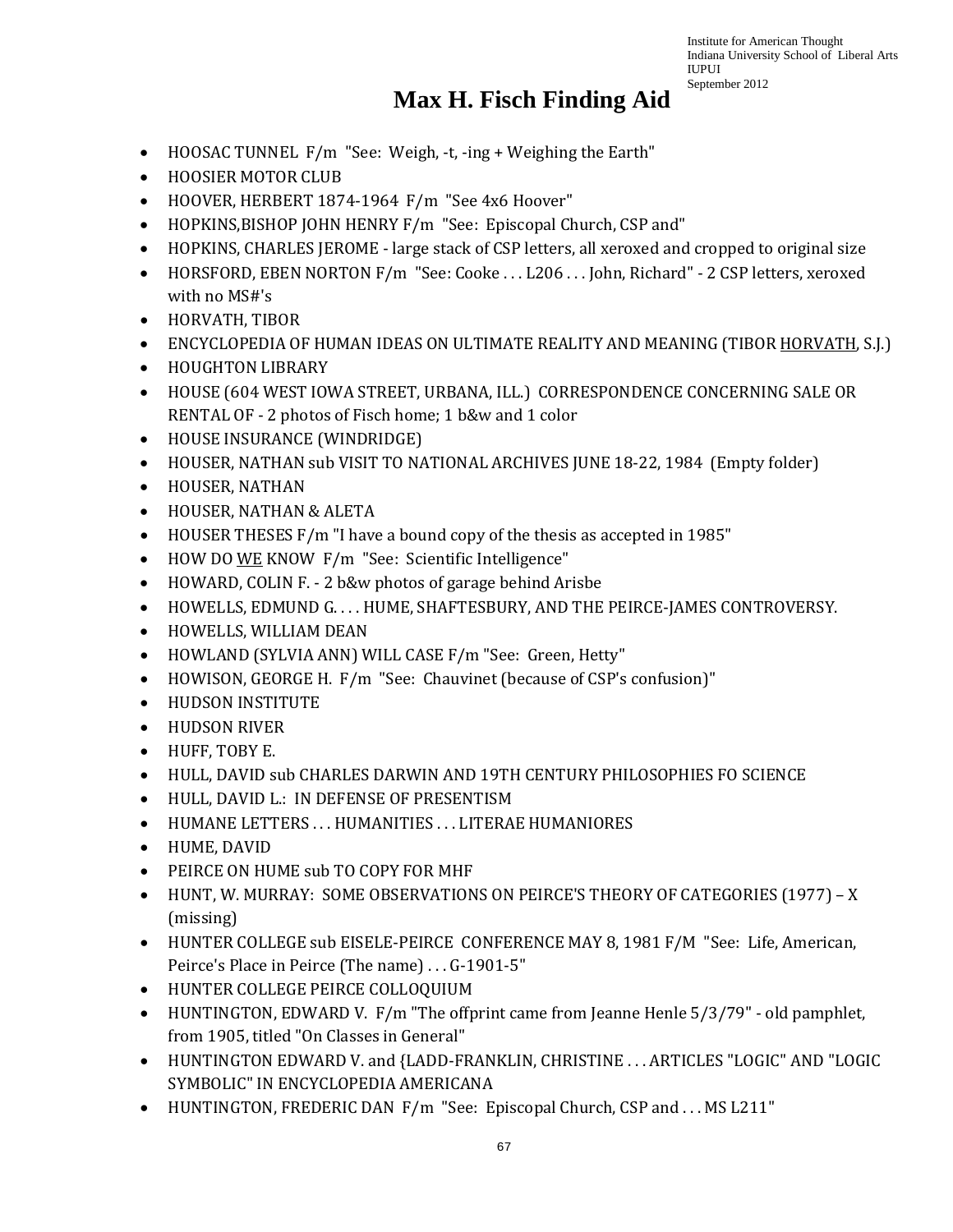# Max H. Fisch Finding Aid

- HOOSAC TUNNEL F/m "See: Weigh, -t, -ing + Weighing the Earth"
- HOOSIER MOTOR CLUB
- HOOVER, HERBERT 1874-1964 F/m "See 4x6 Hoover"
- HOPKINS,BISHOP JOHN HENRY F/m "See: Episcopal Church, CSP and"
- HOPKINS, CHARLES JEROME - large stack of CSP letters, all xeroxed and cropped to original size
- HORSFORD, EBEN NORTON F/m "See: Cooke . . . L206 . . . John, Richard" - 2 CSP letters, xeroxed with no MS#'s
- HORVATH, TIBOR
- ENCYCLOPEDIA OF HUMAN IDEAS ON ULTIMATE REALITY AND MEANING (TIBOR <u>HORVATH</u>, S.J.)
- HOUGHTON LIBRARY
- HOUSE (604 WEST IOWA STREET, URBANA, ILL.) CORRESPONDENCE CONCERNING SALE OR RENTAL OF - 2 photos of Fisch home; 1 b&w and 1 color
- HOUSE INSURANCE (WINDRIDGE)
- HOUSER, NATHAN sub VISIT TO NATIONAL ARCHIVES JUNE 18-22, 1984 (Empty folder)
- HOUSER, NATHAN
- HOUSER, NATHAN & ALETA
- HOUSER THESES F/m "I have a bound copy of the thesis as accepted in 1985"
- HOW DO <u>WE</u> KNOW F/m "See: Scientific Intelligence"
- HOWARD, COLIN F. - 2 b&w photos of garage behind Arisbe
- HOWELLS, EDMUND G. . . . HUME, SHAFTESBURY, AND THE PEIRCE-JAMES CONTROVERSY.
- HOWELLS, WILLIAM DEAN
- HOWLAND (SYLVIA ANN) WILL CASE F/m "See: Green, Hetty"
- HOWISON, GEORGE H. F/m "See: Chauvinet (because of CSP's confusion)"
- HUDSON INSTITUTE
- HUDSON RIVER
- HUFF, TOBY E.
- HULL, DAVID sub CHARLES DARWIN AND 19TH CENTURY PHILOSOPHIES FO SCIENCE
- HULL, DAVID L.: IN DEFENSE OF PRESENTISM
- HUMANE LETTERS . . . HUMANITIES . . . LITERAE HUMANIORES
- HUME, DAVID
- PEIRCE ON HUME sub TO COPY FOR MHF
- HUNT, W. MURRAY: SOME OBSERVATIONS ON PEIRCE'S THEORY OF CATEGORIES (1977) – X (missing)
- HUNTER COLLEGE sub EISELE-PEIRCE CONFERENCE MAY 8, 1981 F/M "See: Life, American, Peirce's Place in Peirce (The name) . . . G-1901-5"
- HUNTER COLLEGE PEIRCE COLLOQUIUM
- HUNTINGTON, EDWARD V. F/m "The offprint came from Jeanne Henle 5/3/79" - old pamphlet, from 1905, titled "On Classes in General"
- HUNTINGTON EDWARD V. and {LADD-FRANKLIN, CHRISTINE . . . ARTICLES "LOGIC" AND "LOGIC SYMBOLIC" IN ENCYCLOPEDIA AMERICANA
- HUNTINGTON, FREDERIC DAN F/m "See: Episcopal Church, CSP and . . . MS L211"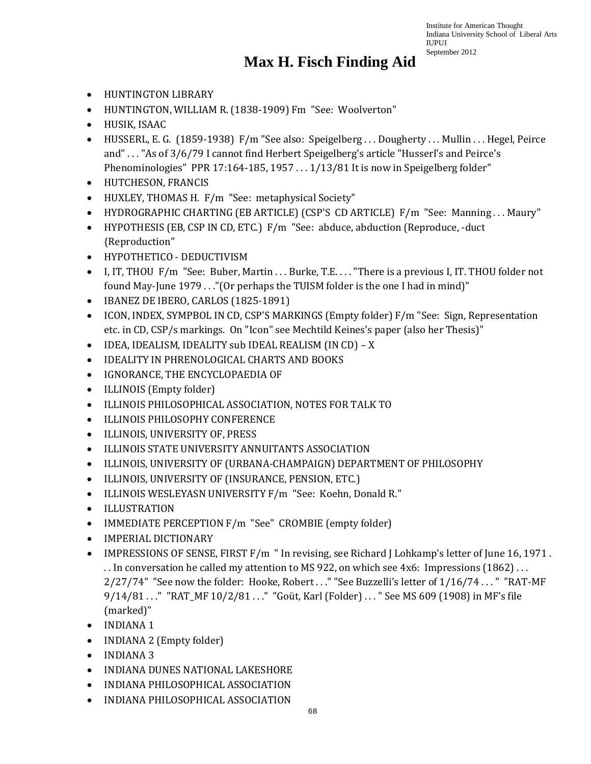# Max H. Fisch Finding Aid

- HUNTINGTON LIBRARY
- HUNTINGTON, WILLIAM R. (1838-1909) Fm "See: Woolverton"
- HUSIK, ISAAC
- HUSSERL, E. G. (1859-1938) F/m "See also: Speigelberg . . . Dougherty . . . Mullin . . . Hegel, Peirce and" . . . "As of 3/6/79 I cannot find Herbert Speigelberg's article "Husserl's and Peirce's Phenominologies" PPR 17:164-185, 1957 . . . 1/13/81 It is now in Speigelberg folder"
- HUTCHESON, FRANCIS
- HUXLEY, THOMAS H. F/m "See: metaphysical Society"
- HYDROGRAPHIC CHARTING (EB ARTICLE) (CSP'S CD ARTICLE) F/m "See: Manning . . . Maury"
- HYPOTHESIS (EB, CSP IN CD, ETC.) F/m "See: abduce, abduction (Reproduce, -duct {Reproduction"
- HYPOTHETICO - DEDUCTIVISM
- I, IT, THOU F/m "See: Buber, Martin . . . Burke, T.E. . . . "There is a previous I, IT. THOU folder not found May-June 1979 . . ."(Or perhaps the TUISM folder is the one I had in mind)"
- IBANEZ DE IBERO, CARLOS (1825-1891)
- ICON, INDEX, SYMPBOL IN CD, CSP'S MARKINGS (Empty folder) F/m "See: Sign, Representation etc. in CD, CSP/s markings. On "Icon" see Mechtild Keines's paper (also her Thesis)"
- IDEA, IDEALISM, IDEALITY sub IDEAL REALISM (IN CD) – X
- IDEALITY IN PHRENOLOGICAL CHARTS AND BOOKS
- IGNORANCE, THE ENCYCLOPAEDIA OF
- ILLINOIS (Empty folder)
- ILLINOIS PHILOSOPHICAL ASSOCIATION, NOTES FOR TALK TO
- ILLINOIS PHILOSOPHY CONFERENCE
- ILLINOIS, UNIVERSITY OF, PRESS
- ILLINOIS STATE UNIVERSITY ANNUITANTS ASSOCIATION
- ILLINOIS, UNIVERSITY OF (URBANA-CHAMPAIGN) DEPARTMENT OF PHILOSOPHY
- ILLINOIS, UNIVERSITY OF (INSURANCE, PENSION, ETC.)
- ILLINOIS WESLEYASN UNIVERSITY F/m "See: Koehn, Donald R."
- ILLUSTRATION
- IMMEDIATE PERCEPTION F/m "See" CROMBIE (empty folder)
- IMPERIAL DICTIONARY
- IMPRESSIONS OF SENSE, FIRST F/m " In revising, see Richard J Lohkamp's letter of June 16, 1971 . . . In conversation he called my attention to MS 922, on which see 4x6: Impressions (1862) . . . 2/27/74" "See now the folder: Hooke, Robert . . ." "See Buzzelli's letter of 1/16/74 . . . " "RAT-MF 9/14/81 . . ." "RAT_MF 10/2/81 . . ." "Goüt, Karl (Folder) . . . " See MS 609 (1908) in MF's file (marked)"
- INDIANA 1
- INDIANA 2 (Empty folder)
- INDIANA 3
- INDIANA DUNES NATIONAL LAKESHORE
- INDIANA PHILOSOPHICAL ASSOCIATION
- INDIANA PHILOSOPHICAL ASSOCIATION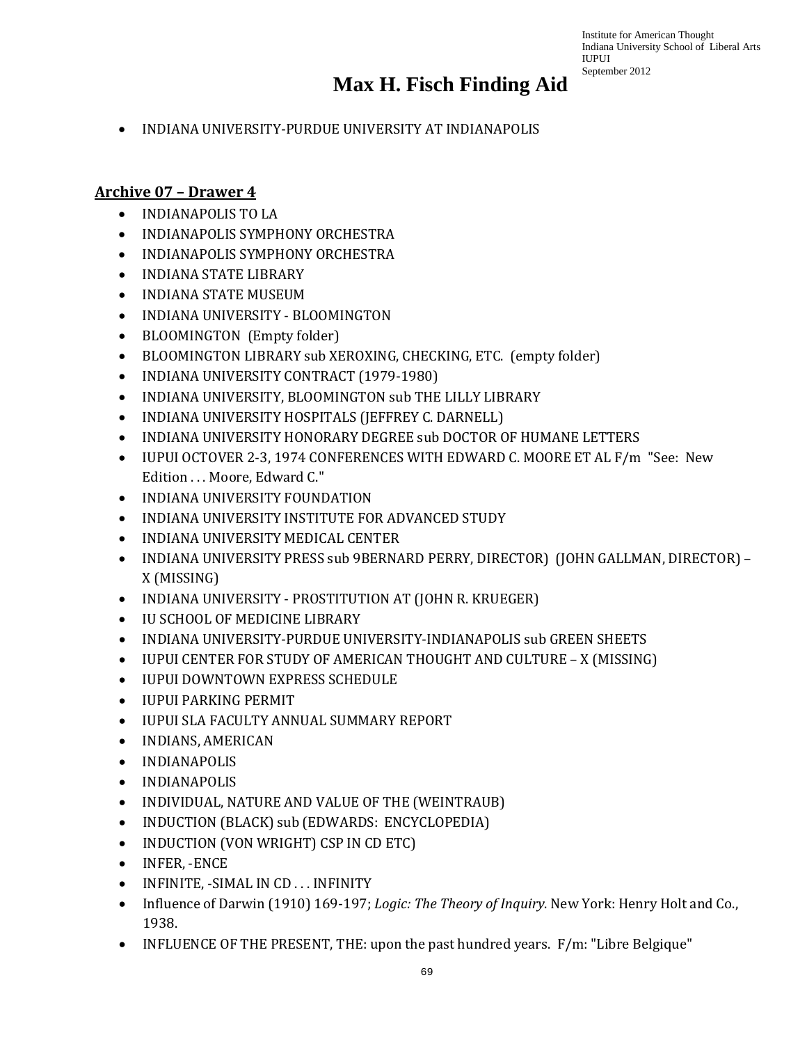# Max H. Fisch Finding Aid

- INDIANA UNIVERSITY-PURDUE UNIVERSITY AT INDIANAPOLIS

## Archive 07 – Drawer 4

- INDIANAPOLIS TO LA
- INDIANAPOLIS SYMPHONY ORCHESTRA
- INDIANAPOLIS SYMPHONY ORCHESTRA
- INDIANA STATE LIBRARY
- INDIANA STATE MUSEUM
- INDIANA UNIVERSITY - BLOOMINGTON
- BLOOMINGTON (Empty folder)
- BLOOMINGTON LIBRARY sub XEROXING, CHECKING, ETC. (empty folder)
- INDIANA UNIVERSITY CONTRACT (1979-1980)
- INDIANA UNIVERSITY, BLOOMINGTON sub THE LILLY LIBRARY
- INDIANA UNIVERSITY HOSPITALS (JEFFREY C. DARNELL)
- INDIANA UNIVERSITY HONORARY DEGREE sub DOCTOR OF HUMANE LETTERS
- IUPUI OCTOVER 2-3, 1974 CONFERENCES WITH EDWARD C. MOORE ET AL F/m "See: New Edition . . . Moore, Edward C."
- INDIANA UNIVERSITY FOUNDATION
- INDIANA UNIVERSITY INSTITUTE FOR ADVANCED STUDY
- INDIANA UNIVERSITY MEDICAL CENTER
- INDIANA UNIVERSITY PRESS sub 9BERNARD PERRY, DIRECTOR) (JOHN GALLMAN, DIRECTOR) – X (MISSING)
- INDIANA UNIVERSITY - PROSTITUTION AT (JOHN R. KRUEGER)
- IU SCHOOL OF MEDICINE LIBRARY
- INDIANA UNIVERSITY-PURDUE UNIVERSITY-INDIANAPOLIS sub GREEN SHEETS
- IUPUI CENTER FOR STUDY OF AMERICAN THOUGHT AND CULTURE – X (MISSING)
- IUPUI DOWNTOWN EXPRESS SCHEDULE
- IUPUI PARKING PERMIT
- IUPUI SLA FACULTY ANNUAL SUMMARY REPORT
- INDIANS, AMERICAN
- INDIANAPOLIS
- INDIANAPOLIS
- INDIVIDUAL, NATURE AND VALUE OF THE (WEINTRAUB)
- INDUCTION (BLACK) sub (EDWARDS: ENCYCLOPEDIA)
- INDUCTION (VON WRIGHT) CSP IN CD ETC)
- INFER, -ENCE
- INFINITE, -SIMAL IN CD . . . INFINITY
- Influence of Darwin (1910) 169-197; *Logic: The Theory of Inquiry*. New York: Henry Holt and Co., 1938.
- INFLUENCE OF THE PRESENT, THE: upon the past hundred years. F/m: "Libre Belgique"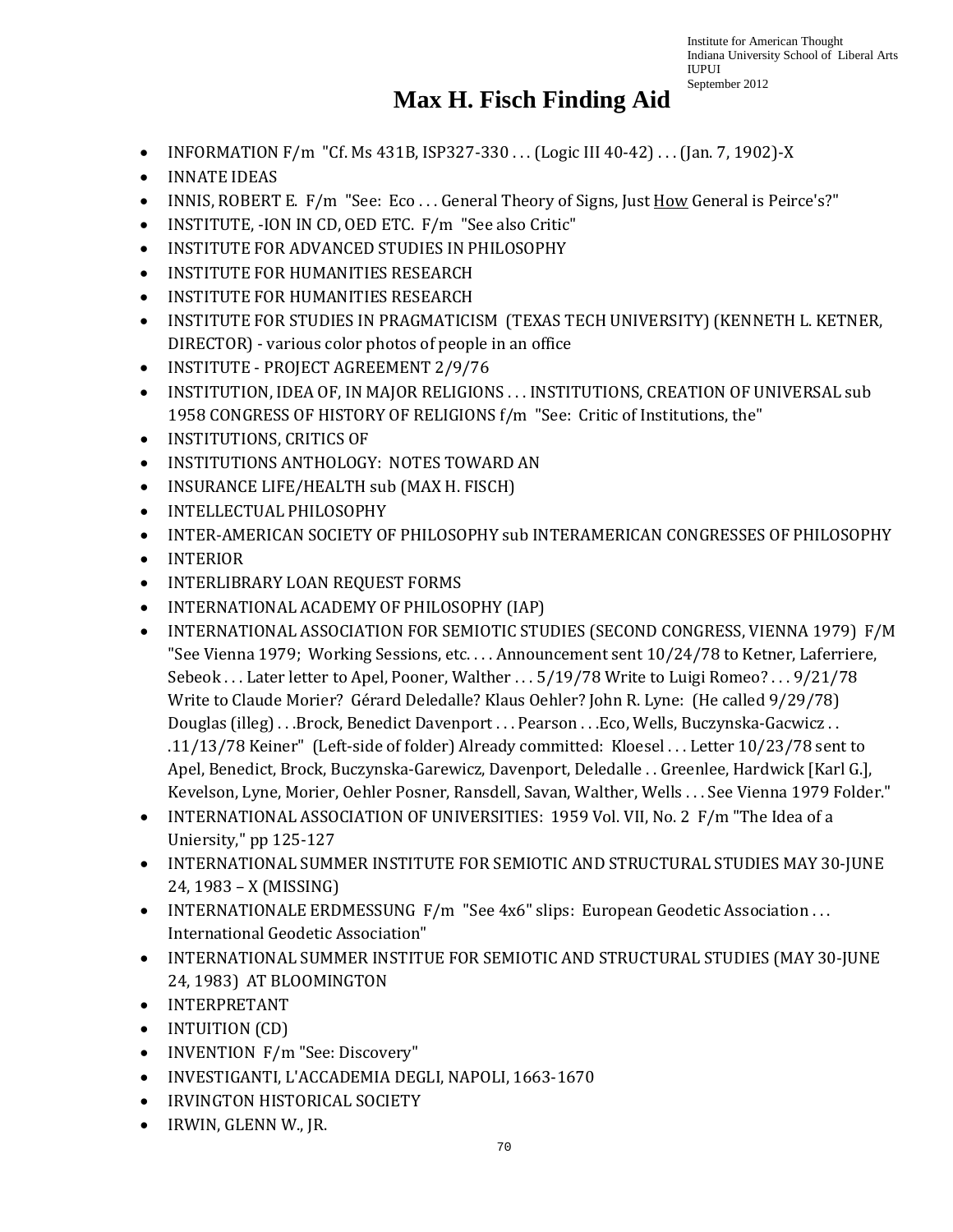# Max H. Fisch Finding Aid

- INFORMATION F/m "Cf. Ms 431B, ISP327-330 . . . (Logic III 40-42) . . . (Jan. 7, 1902)-X
- INNATE IDEAS
- INNIS, ROBERT E. F/m "See: Eco . . . General Theory of Signs, Just How General is Peirce's?"
- INSTITUTE, -ION IN CD, OED ETC. F/m "See also Critic"
- INSTITUTE FOR ADVANCED STUDIES IN PHILOSOPHY
- INSTITUTE FOR HUMANITIES RESEARCH
- INSTITUTE FOR HUMANITIES RESEARCH
- INSTITUTE FOR STUDIES IN PRAGMATICISM (TEXAS TECH UNIVERSITY) (KENNETH L. KETNER, DIRECTOR) - various color photos of people in an office
- INSTITUTE - PROJECT AGREEMENT 2/9/76
- INSTITUTION, IDEA OF, IN MAJOR RELIGIONS . . . INSTITUTIONS, CREATION OF UNIVERSAL sub 1958 CONGRESS OF HISTORY OF RELIGIONS f/m "See: Critic of Institutions, the"
- INSTITUTIONS, CRITICS OF
- INSTITUTIONS ANTHOLOGY: NOTES TOWARD AN
- INSURANCE LIFE/HEALTH sub (MAX H. FISCH)
- INTELLECTUAL PHILOSOPHY
- INTER-AMERICAN SOCIETY OF PHILOSOPHY sub INTERAMERICAN CONGRESSES OF PHILOSOPHY
- INTERIOR
- INTERLIBRARY LOAN REQUEST FORMS
- INTERNATIONAL ACADEMY OF PHILOSOPHY (IAP)
- INTERNATIONAL ASSOCIATION FOR SEMIOTIC STUDIES (SECOND CONGRESS, VIENNA 1979) F/M "See Vienna 1979; Working Sessions, etc. . . . Announcement sent 10/24/78 to Ketner, Laferriere, Sebeok . . . Later letter to Apel, Pooner, Walther . . . 5/19/78 Write to Luigi Romeo? . . . 9/21/78 Write to Claude Morier? Gérard Deledalle? Klaus Oehler? John R. Lyne: (He called 9/29/78) Douglas (illeg) . . .Brock, Benedict Davenport . . . Pearson . . .Eco, Wells, Buczynska-Gacwicz . . .11/13/78 Keiner" (Left-side of folder) Already committed: Kloesel . . . Letter 10/23/78 sent to Apel, Benedict, Brock, Buczynska-Garewicz, Davenport, Deledalle . . Greenlee, Hardwick [Karl G.], Kevelson, Lyne, Morier, Oehler Posner, Ransdell, Savan, Walther, Wells . . . See Vienna 1979 Folder."
- INTERNATIONAL ASSOCIATION OF UNIVERSITIES: 1959 Vol. VII, No. 2 F/m "The Idea of a Uniersity," pp 125-127
- INTERNATIONAL SUMMER INSTITUTE FOR SEMIOTIC AND STRUCTURAL STUDIES MAY 30-JUNE 24, 1983 – X (MISSING)
- INTERNATIONALE ERDMESSUNG F/m "See 4x6" slips: European Geodetic Association . . . International Geodetic Association"
- INTERNATIONAL SUMMER INSTITUE FOR SEMIOTIC AND STRUCTURAL STUDIES (MAY 30-JUNE 24, 1983) AT BLOOMINGTON
- INTERPRETANT
- INTUITION (CD)
- INVENTION F/m "See: Discovery"
- INVESTIGANTI, L'ACCADEMIA DEGLI, NAPOLI, 1663-1670
- IRVINGTON HISTORICAL SOCIETY
- IRWIN, GLENN W., JR.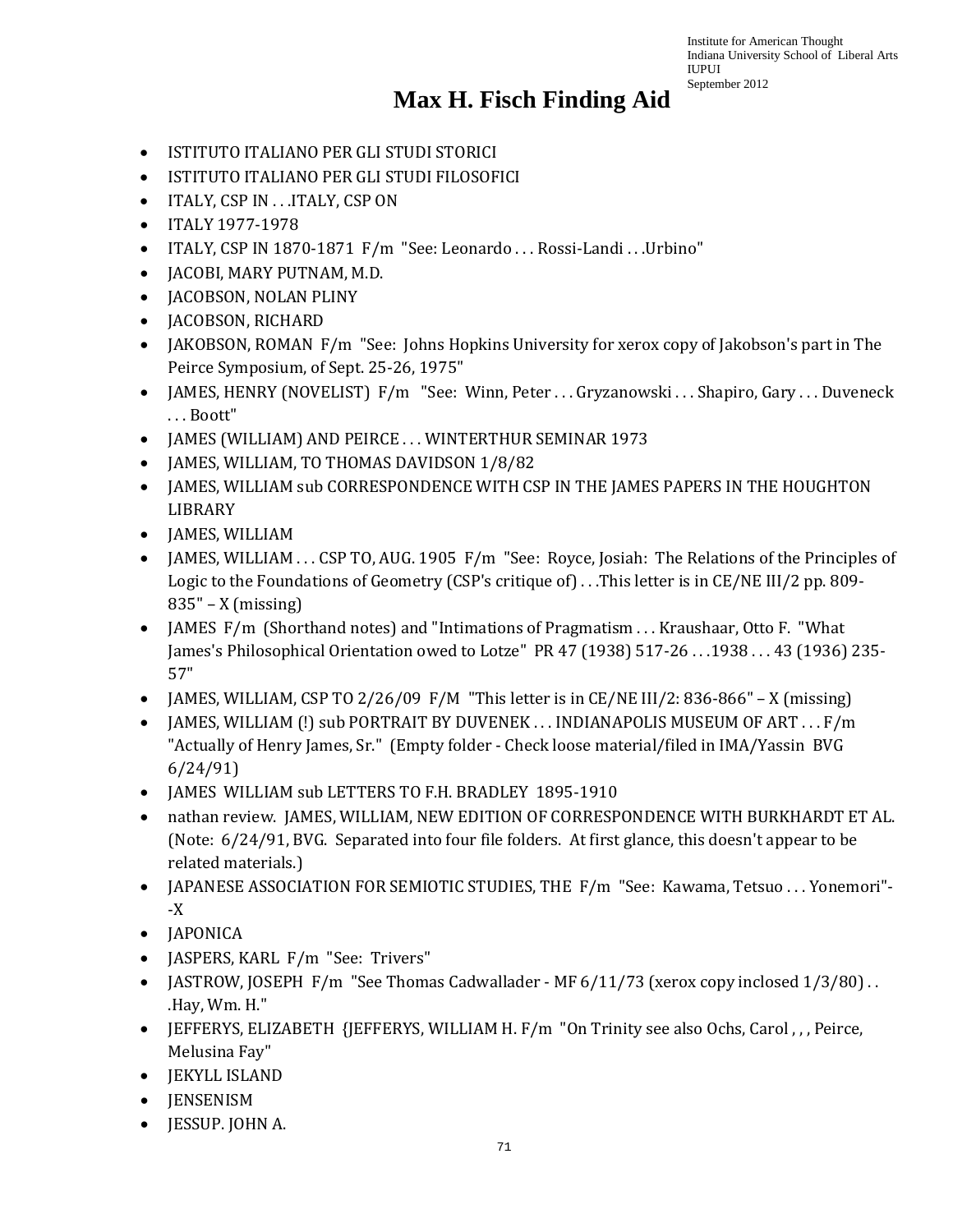# Max H. Fisch Finding Aid

- ISTITUTO ITALIANO PER GLI STUDI STORICI
- ISTITUTO ITALIANO PER GLI STUDI FILOSOFICI
- ITALY, CSP IN . . .ITALY, CSP ON
- ITALY 1977-1978
- ITALY, CSP IN 1870-1871 F/m "See: Leonardo . . . Rossi-Landi . . .Urbino"
- JACOBI, MARY PUTNAM, M.D.
- JACOBSON, NOLAN PLINY
- JACOBSON, RICHARD
- JAKOBSON, ROMAN F/m "See: Johns Hopkins University for xerox copy of Jakobson's part in The Peirce Symposium, of Sept. 25-26, 1975"
- JAMES, HENRY (NOVELIST) F/m "See: Winn, Peter . . . Gryzanowski . . . Shapiro, Gary . . . Duveneck . . . Boott"
- JAMES (WILLIAM) AND PEIRCE . . . WINTERTHUR SEMINAR 1973
- JAMES, WILLIAM, TO THOMAS DAVIDSON 1/8/82
- JAMES, WILLIAM sub CORRESPONDENCE WITH CSP IN THE JAMES PAPERS IN THE HOUGHTON LIBRARY
- JAMES, WILLIAM
- JAMES, WILLIAM . . . CSP TO, AUG. 1905 F/m "See: Royce, Josiah: The Relations of the Principles of Logic to the Foundations of Geometry (CSP's critique of) . . .This letter is in CE/NE III/2 pp. 809-835" – X (missing)
- JAMES F/m (Shorthand notes) and "Intimations of Pragmatism . . . Kraushaar, Otto F. "What James's Philosophical Orientation owed to Lotze" PR 47 (1938) 517-26 . . .1938 . . . 43 (1936) 235-57"
- JAMES, WILLIAM, CSP TO 2/26/09 F/M "This letter is in CE/NE III/2: 836-866" – X (missing)
- JAMES, WILLIAM (!) sub PORTRAIT BY DUVENEK . . . INDIANAPOLIS MUSEUM OF ART . . . F/m "Actually of Henry James, Sr." (Empty folder - Check loose material/filed in IMA/Yassin BVG 6/24/91)
- JAMES WILLIAM sub LETTERS TO F.H. BRADLEY 1895-1910
- nathan review. JAMES, WILLIAM, NEW EDITION OF CORRESPONDENCE WITH BURKHARDT ET AL. (Note: 6/24/91, BVG. Separated into four file folders. At first glance, this doesn't appear to be related materials.)
- JAPANESE ASSOCIATION FOR SEMIOTIC STUDIES, THE F/m "See: Kawama, Tetsuo . . . Yonemori"--X
- JAPONICA
- JASPERS, KARL F/m "See: Trivers"
- JASTROW, JOSEPH F/m "See Thomas Cadwallader - MF 6/11/73 (xerox copy inclosed 1/3/80) . . .Hay, Wm. H."
- JEFFERYS, ELIZABETH {JEFFERYS, WILLIAM H. F/m "On Trinity see also Ochs, Carol , , , Peirce, Melusina Fay"
- JEKYLL ISLAND
- JENSENISM
- JESSUP. JOHN A.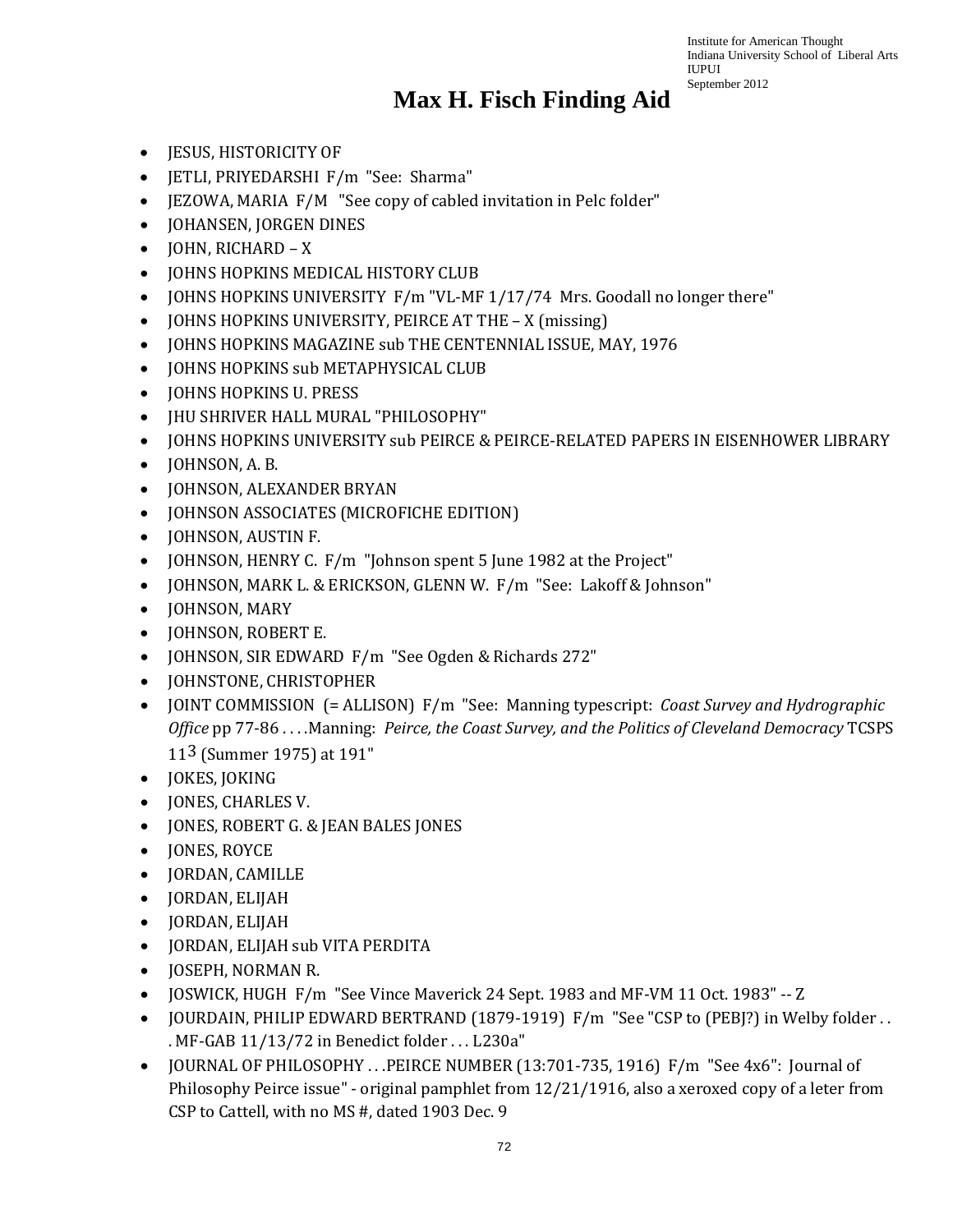# Max H. Fisch Finding Aid

- JESUS, HISTORICITY OF
- JETLI, PRIYEDARSHI F/m "See: Sharma"
- JEZOWA, MARIA F/M "See copy of cabled invitation in Pelc folder"
- JOHANSEN, JORGEN DINES
- JOHN, RICHARD – X
- JOHNS HOPKINS MEDICAL HISTORY CLUB
- JOHNS HOPKINS UNIVERSITY F/m "VL-MF 1/17/74 Mrs. Goodall no longer there"
- JOHNS HOPKINS UNIVERSITY, PEIRCE AT THE – X (missing)
- JOHNS HOPKINS MAGAZINE sub THE CENTENNIAL ISSUE, MAY, 1976
- JOHNS HOPKINS sub METAPHYSICAL CLUB
- JOHNS HOPKINS U. PRESS
- JHU SHRIVER HALL MURAL "PHILOSOPHY"
- JOHNS HOPKINS UNIVERSITY sub PEIRCE & PEIRCE-RELATED PAPERS IN EISENHOWER LIBRARY
- JOHNSON, A. B.
- JOHNSON, ALEXANDER BRYAN
- JOHNSON ASSOCIATES (MICROFICHE EDITION)
- JOHNSON, AUSTIN F.
- JOHNSON, HENRY C. F/m "Johnson spent 5 June 1982 at the Project"
- JOHNSON, MARK L. & ERICKSON, GLENN W. F/m "See: Lakoff & Johnson"
- JOHNSON, MARY
- JOHNSON, ROBERT E.
- JOHNSON, SIR EDWARD F/m "See Ogden & Richards 272"
- JOHNSTONE, CHRISTOPHER
- JOINT COMMISSION (= ALLISON) F/m "See: Manning typescript: *Coast Survey and Hydrographic Office* pp 77-86 . . . .Manning: *Peirce, the Coast Survey, and the Politics of Cleveland Democracy* TCSPS 11 3 (Summer 1975) at 191"
- JOKES, JOKING
- JONES, CHARLES V.
- JONES, ROBERT G. & JEAN BALES JONES
- JONES, ROYCE
- JORDAN, CAMILLE
- JORDAN, ELIJAH
- JORDAN, ELIJAH
- JORDAN, ELIJAH sub VITA PERDITA
- JOSEPH, NORMAN R.
- JOSWICK, HUGH F/m "See Vince Maverick 24 Sept. 1983 and MF-VM 11 Oct. 1983" -- Z
- JOURDAIN, PHILIP EDWARD BERTRAND (1879-1919) F/m "See "CSP to (PEBJ?) in Welby folder . . . MF-GAB 11/13/72 in Benedict folder . . . L230a"
- JOURNAL OF PHILOSOPHY . . .PEIRCE NUMBER (13:701-735, 1916) F/m "See 4x6": Journal of Philosophy Peirce issue" - original pamphlet from 12/21/1916, also a xeroxed copy of a leter from CSP to Cattell, with no MS #, dated 1903 Dec. 9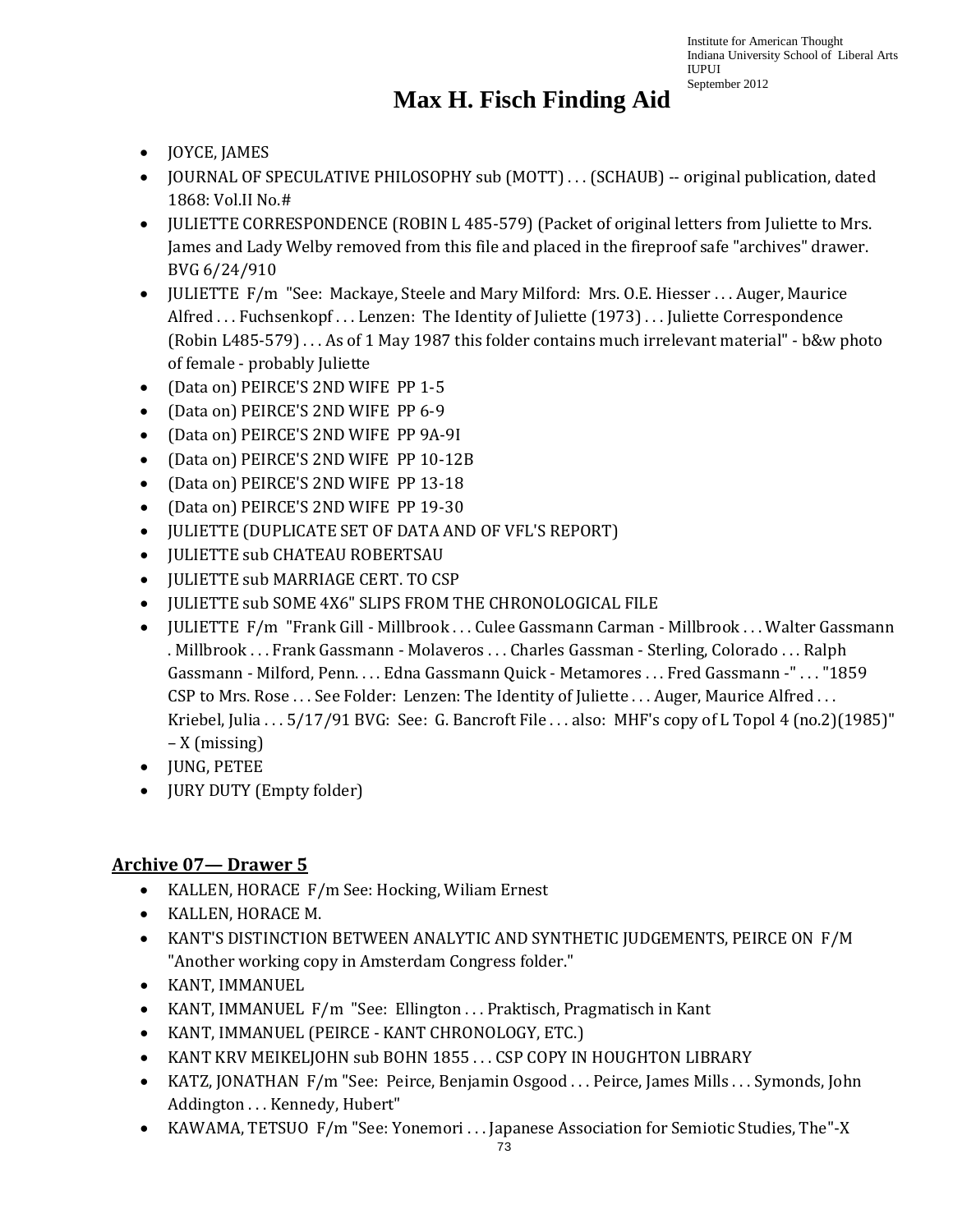- JOYCE, JAMES
- JOURNAL OF SPECULATIVE PHILOSOPHY sub (MOTT) . . . (SCHAUB) -- original publication, dated 1868: Vol.II No.#
- JULIETTE CORRESPONDENCE (ROBIN L 485-579) (Packet of original letters from Juliette to Mrs. James and Lady Welby removed from this file and placed in the fireproof safe "archives" drawer. BVG 6/24/910
- JULIETTE F/m "See: Mackaye, Steele and Mary Milford: Mrs. O.E. Hiesser . . . Auger, Maurice Alfred . . . Fuchsenkopf . . . Lenzen: The Identity of Juliette (1973) . . . Juliette Correspondence (Robin L485-579) . . . As of 1 May 1987 this folder contains much irrelevant material" - b&w photo of female - probably Juliette
- (Data on) PEIRCE'S 2ND WIFE PP 1-5
- (Data on) PEIRCE'S 2ND WIFE PP 6-9
- (Data on) PEIRCE'S 2ND WIFE PP 9A-9I
- (Data on) PEIRCE'S 2ND WIFE PP 10-12B
- (Data on) PEIRCE'S 2ND WIFE PP 13-18
- (Data on) PEIRCE'S 2ND WIFE PP 19-30
- JULIETTE (DUPLICATE SET OF DATA AND OF VFL'S REPORT)
- JULIETTE sub CHATEAU ROBERTSAU
- JULIETTE sub MARRIAGE CERT. TO CSP
- JULIETTE sub SOME 4X6" SLIPS FROM THE CHRONOLOGICAL FILE
- JULIETTE F/m "Frank Gill - Millbrook . . . Culee Gassmann Carman - Millbrook . . . Walter Gassmann . Millbrook . . . Frank Gassmann - Molaveros . . . Charles Gassman - Sterling, Colorado . . . Ralph Gassmann - Milford, Penn. . . . Edna Gassmann Quick - Metamores . . . Fred Gassmann -" . . . "1859 CSP to Mrs. Rose . . . See Folder: Lenzen: The Identity of Juliette . . . Auger, Maurice Alfred . . . Kriebel, Julia . . . 5/17/91 BVG: See: G. Bancroft File . . . also: MHF's copy of L Topol 4 (no.2)(1985)" – X (missing)
- JUNG, PETEE
- JURY DUTY (Empty folder)

## Archive 07— Drawer 5

- KALLEN, HORACE F/m See: Hocking, Wiliam Ernest
- KALLEN, HORACE M.
- KANT'S DISTINCTION BETWEEN ANALYTIC AND SYNTHETIC JUDGEMENTS, PEIRCE ON F/M "Another working copy in Amsterdam Congress folder."
- KANT, IMMANUEL
- KANT, IMMANUEL F/m "See: Ellington . . . Praktisch, Pragmatisch in Kant
- KANT, IMMANUEL (PEIRCE - KANT CHRONOLOGY, ETC.)
- KANT KRV MEIKELJOHN sub BOHN 1855 . . . CSP COPY IN HOUGHTON LIBRARY
- KATZ, JONATHAN F/m "See: Peirce, Benjamin Osgood . . . Peirce, James Mills . . . Symonds, John Addington . . . Kennedy, Hubert"
- KAWAMA, TETSUO F/m "See: Yonemori . . . Japanese Association for Semiotic Studies, The"-X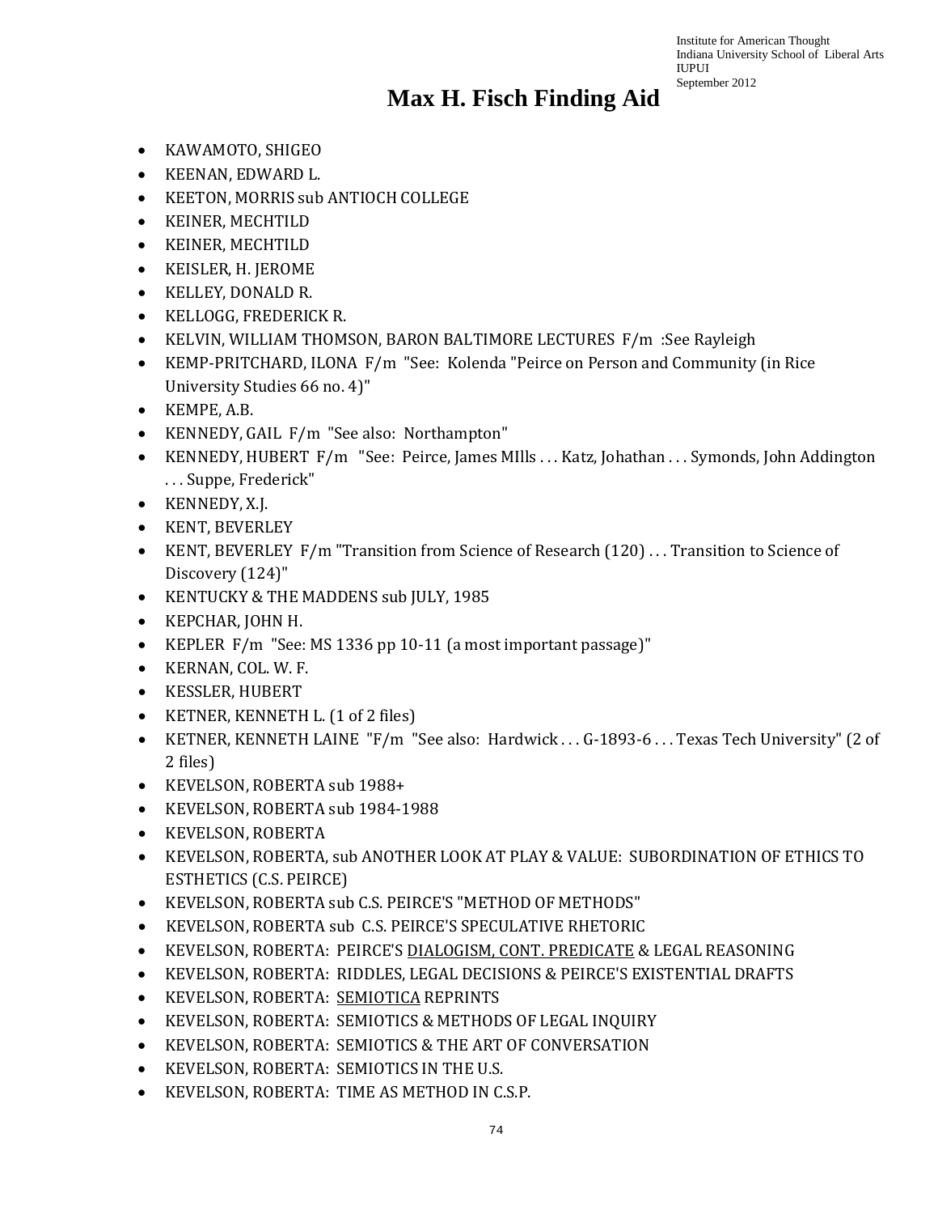# Max H. Fisch Finding Aid

- KAWAMOTO, SHIGEO
- KEENAN, EDWARD L.
- KEETON, MORRIS sub ANTIOCH COLLEGE
- KEINER, MECHTILD
- KEINER, MECHTILD
- KEISLER, H. JEROME
- KELLEY, DONALD R.
- KELLOGG, FREDERICK R.
- KELVIN, WILLIAM THOMSON, BARON BALTIMORE LECTURES F/m :See Rayleigh
- KEMP-PRITCHARD, ILONA F/m "See: Kolenda "Peirce on Person and Community (in Rice University Studies 66 no. 4)"
- KEMPE, A.B.
- KENNEDY, GAIL F/m "See also: Northampton"
- KENNEDY, HUBERT F/m "See: Peirce, James MIlls . . . Katz, Johathan . . . Symonds, John Addington . . . Suppe, Frederick"
- KENNEDY, X.J.
- KENT, BEVERLEY
- KENT, BEVERLEY F/m "Transition from Science of Research (120) . . . Transition to Science of Discovery (124)"
- KENTUCKY & THE MADDENS sub JULY, 1985
- KEPCHAR, JOHN H.
- KEPLER F/m "See: MS 1336 pp 10-11 (a most important passage)"
- KERNAN, COL. W. F.
- KESSLER, HUBERT
- KETNER, KENNETH L. (1 of 2 files)
- KETNER, KENNETH LAINE "F/m "See also: Hardwick . . . G-1893-6 . . . Texas Tech University" (2 of 2 files)
- KEVELSON, ROBERTA sub 1988+
- KEVELSON, ROBERTA sub 1984-1988
- KEVELSON, ROBERTA
- KEVELSON, ROBERTA, sub ANOTHER LOOK AT PLAY & VALUE: SUBORDINATION OF ETHICS TO ESTHETICS (C.S. PEIRCE)
- KEVELSON, ROBERTA sub C.S. PEIRCE'S "METHOD OF METHODS"
- KEVELSON, ROBERTA sub C.S. PEIRCE'S SPECULATIVE RHETORIC
- KEVELSON, ROBERTA: PEIRCE'S <u>DIALOGISM, CONT. PREDICATE</u> & LEGAL REASONING
- KEVELSON, ROBERTA: RIDDLES, LEGAL DECISIONS & PEIRCE'S EXISTENTIAL DRAFTS
- KEVELSON, ROBERTA: <u>SEMIOTICA</u> REPRINTS
- KEVELSON, ROBERTA: SEMIOTICS & METHODS OF LEGAL INQUIRY
- KEVELSON, ROBERTA: SEMIOTICS & THE ART OF CONVERSATION
- KEVELSON, ROBERTA: SEMIOTICS IN THE U.S.
- KEVELSON, ROBERTA: TIME AS METHOD IN C.S.P.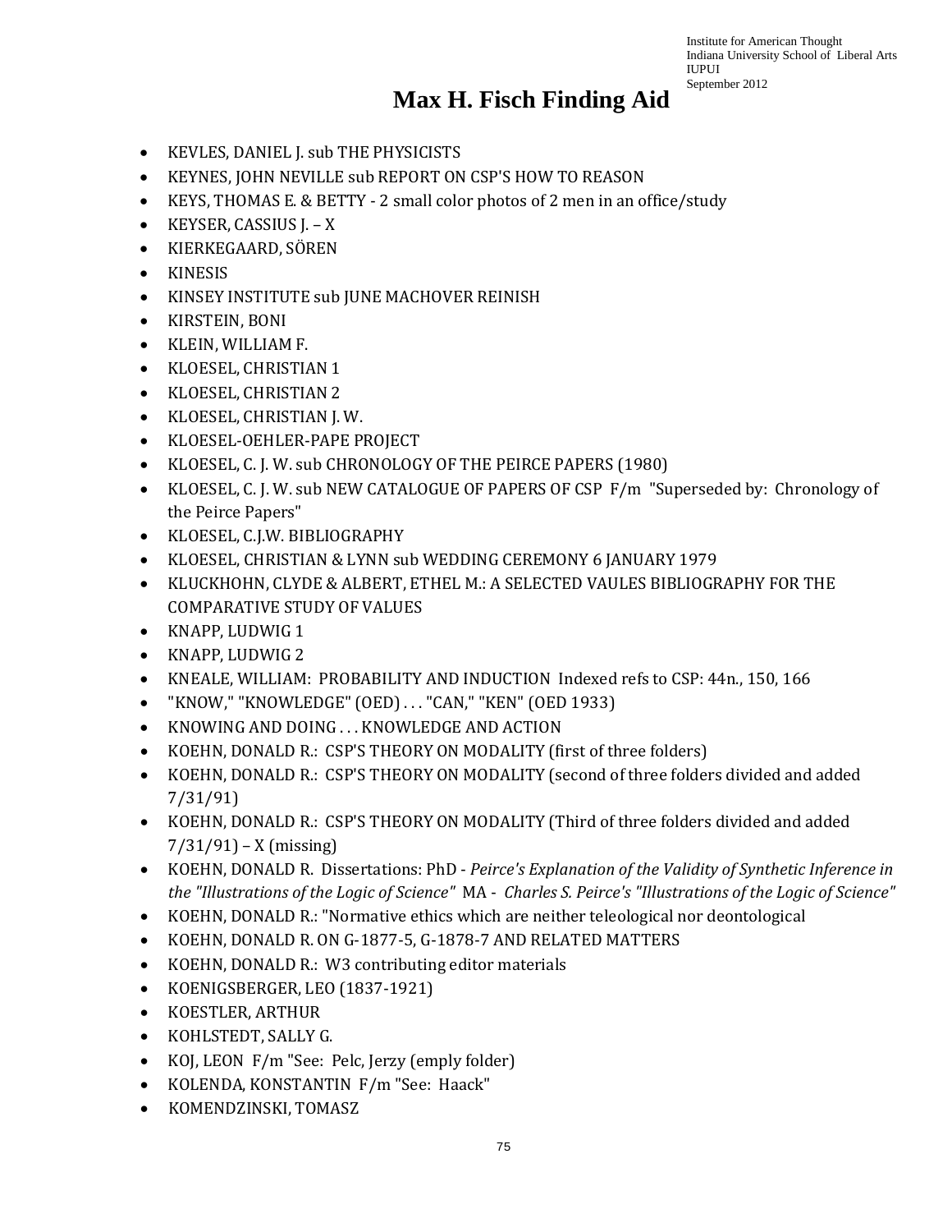# Max H. Fisch Finding Aid

- KEVLES, DANIEL J. sub THE PHYSICISTS
- KEYNES, JOHN NEVILLE sub REPORT ON CSP'S HOW TO REASON
- KEYS, THOMAS E. & BETTY - 2 small color photos of 2 men in an office/study
- KEYSER, CASSIUS J. – X
- KIERKEGAARD, SÖREN
- KINESIS
- KINSEY INSTITUTE sub JUNE MACHOVER REINISH
- KIRSTEIN, BONI
- KLEIN, WILLIAM F.
- KLOESEL, CHRISTIAN 1
- KLOESEL, CHRISTIAN 2
- KLOESEL, CHRISTIAN J. W.
- KLOESEL-OEHLER-PAPE PROJECT
- KLOESEL, C. J. W. sub CHRONOLOGY OF THE PEIRCE PAPERS (1980)
- KLOESEL, C. J. W. sub NEW CATALOGUE OF PAPERS OF CSP F/m "Superseded by: Chronology of the Peirce Papers"
- KLOESEL, C.J.W. BIBLIOGRAPHY
- KLOESEL, CHRISTIAN & LYNN sub WEDDING CEREMONY 6 JANUARY 1979
- KLUCKHOHN, CLYDE & ALBERT, ETHEL M.: A SELECTED VAULES BIBLIOGRAPHY FOR THE COMPARATIVE STUDY OF VALUES
- KNAPP, LUDWIG 1
- KNAPP, LUDWIG 2
- KNEALE, WILLIAM: PROBABILITY AND INDUCTION Indexed refs to CSP: 44n., 150, 166
- "KNOW," "KNOWLEDGE" (OED) . . . "CAN," "KEN" (OED 1933)
- KNOWING AND DOING . . . KNOWLEDGE AND ACTION
- KOEHN, DONALD R.: CSP'S THEORY ON MODALITY (first of three folders)
- KOEHN, DONALD R.: CSP'S THEORY ON MODALITY (second of three folders divided and added 7/31/91)
- KOEHN, DONALD R.: CSP'S THEORY ON MODALITY (Third of three folders divided and added 7/31/91) – X (missing)
- KOEHN, DONALD R. Dissertations: PhD - *Peirce's Explanation of the Validity of Synthetic Inference in the "Illustrations of the Logic of Science"* MA - *Charles S. Peirce's "Illustrations of the Logic of Science"*
- KOEHN, DONALD R.: "Normative ethics which are neither teleological nor deontological
- KOEHN, DONALD R. ON G-1877-5, G-1878-7 AND RELATED MATTERS
- KOEHN, DONALD R.: W3 contributing editor materials
- KOENIGSBERGER, LEO (1837-1921)
- KOESTLER, ARTHUR
- KOHLSTEDT, SALLY G.
- KOJ, LEON F/m "See: Pelc, Jerzy (emply folder)
- KOLENDA, KONSTANTIN F/m "See: Haack"
- KOMENDZINSKI, TOMASZ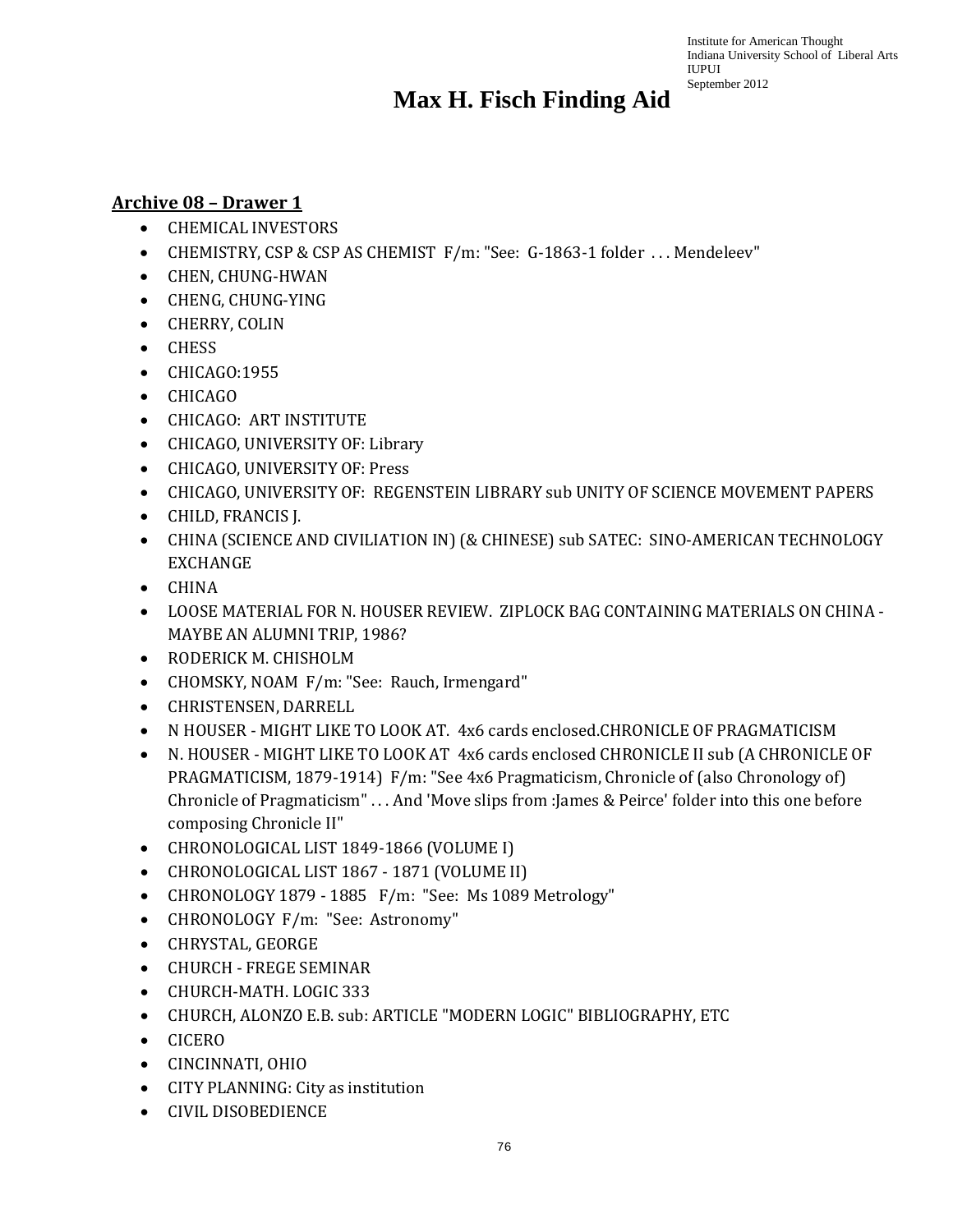# Max H. Fisch Finding Aid

## Archive 08 – Drawer 1

- CHEMICAL INVESTORS
- CHEMISTRY, CSP & CSP AS CHEMIST F/m: "See: G-1863-1 folder . . . Mendeleev"
- CHEN, CHUNG-HWAN
- CHENG, CHUNG-YING
- CHERRY, COLIN
- CHESS
- CHICAGO:1955
- CHICAGO
- CHICAGO: ART INSTITUTE
- CHICAGO, UNIVERSITY OF: Library
- CHICAGO, UNIVERSITY OF: Press
- CHICAGO, UNIVERSITY OF: REGENSTEIN LIBRARY sub UNITY OF SCIENCE MOVEMENT PAPERS
- CHILD, FRANCIS J.
- CHINA (SCIENCE AND CIVILIATION IN) (& CHINESE) sub SATEC: SINO-AMERICAN TECHNOLOGY EXCHANGE
- CHINA
- LOOSE MATERIAL FOR N. HOUSER REVIEW. ZIPLOCK BAG CONTAINING MATERIALS ON CHINA - MAYBE AN ALUMNI TRIP, 1986?
- RODERICK M. CHISHOLM
- CHOMSKY, NOAM F/m: "See: Rauch, Irmengard"
- CHRISTENSEN, DARRELL
- N HOUSER - MIGHT LIKE TO LOOK AT. 4x6 cards enclosed.CHRONICLE OF PRAGMATICISM
- N. HOUSER - MIGHT LIKE TO LOOK AT 4x6 cards enclosed CHRONICLE II sub (A CHRONICLE OF PRAGMATICISM, 1879-1914) F/m: "See 4x6 Pragmaticism, Chronicle of (also Chronology of) Chronicle of Pragmaticism" . . . And 'Move slips from :James & Peirce' folder into this one before composing Chronicle II"
- CHRONOLOGICAL LIST 1849-1866 (VOLUME I)
- CHRONOLOGICAL LIST 1867 - 1871 (VOLUME II)
- CHRONOLOGY 1879 - 1885 F/m: "See: Ms 1089 Metrology"
- CHRONOLOGY F/m: "See: Astronomy"
- CHRYSTAL, GEORGE
- CHURCH - FREGE SEMINAR
- CHURCH-MATH. LOGIC 333
- CHURCH, ALONZO E.B. sub: ARTICLE "MODERN LOGIC" BIBLIOGRAPHY, ETC
- CICERO
- CINCINNATI, OHIO
- CITY PLANNING: City as institution
- CIVIL DISOBEDIENCE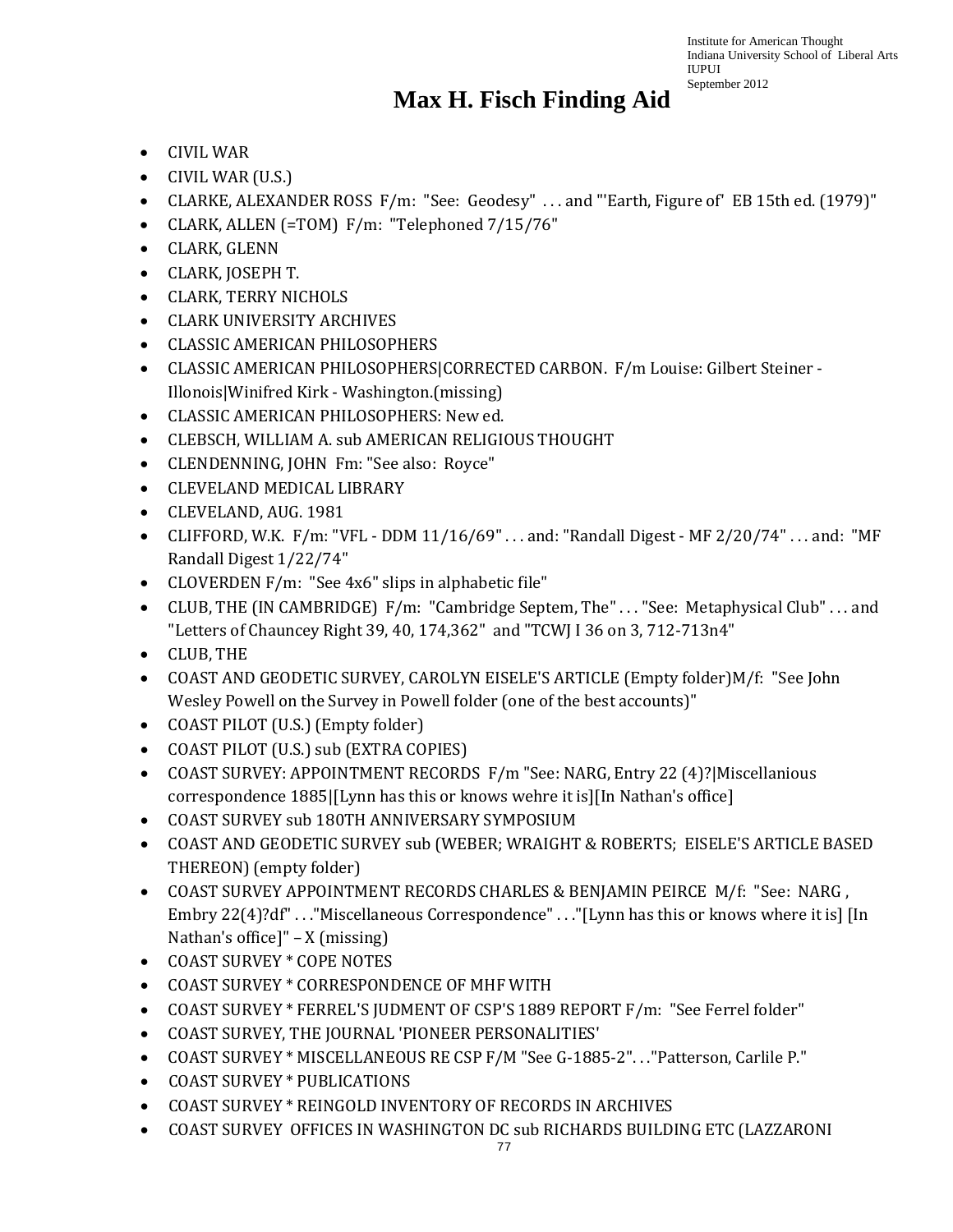# Max H. Fisch Finding Aid

- CIVIL WAR
- CIVIL WAR (U.S.)
- CLARKE, ALEXANDER ROSS F/m: "See: Geodesy" . . . and "'Earth, Figure of' EB 15th ed. (1979)"
- CLARK, ALLEN (=TOM) F/m: "Telephoned 7/15/76"
- CLARK, GLENN
- CLARK, JOSEPH T.
- CLARK, TERRY NICHOLS
- CLARK UNIVERSITY ARCHIVES
- CLASSIC AMERICAN PHILOSOPHERS
- CLASSIC AMERICAN PHILOSOPHERS|CORRECTED CARBON. F/m Louise: Gilbert Steiner - Illonois|Winifred Kirk - Washington.(missing)
- CLASSIC AMERICAN PHILOSOPHERS: New ed.
- CLEBSCH, WILLIAM A. sub AMERICAN RELIGIOUS THOUGHT
- CLENDENNING, JOHN Fm: "See also: Royce"
- CLEVELAND MEDICAL LIBRARY
- CLEVELAND, AUG. 1981
- CLIFFORD, W.K. F/m: "VFL - DDM 11/16/69" . . . and: "Randall Digest - MF 2/20/74" . . . and: "MF Randall Digest 1/22/74"
- CLOVERDEN F/m: "See 4x6" slips in alphabetic file"
- CLUB, THE (IN CAMBRIDGE) F/m: "Cambridge Septem, The" . . . "See: Metaphysical Club" . . . and "Letters of Chauncey Right 39, 40, 174,362" and "TCWJ I 36 on 3, 712-713n4"
- CLUB, THE
- COAST AND GEODETIC SURVEY, CAROLYN EISELE'S ARTICLE (Empty folder)M/f: "See John Wesley Powell on the Survey in Powell folder (one of the best accounts)"
- COAST PILOT (U.S.) (Empty folder)
- COAST PILOT (U.S.) sub (EXTRA COPIES)
- COAST SURVEY: APPOINTMENT RECORDS F/m "See: NARG, Entry 22 (4)?|Miscellanious correspondence 1885|[Lynn has this or knows wehre it is][In Nathan's office]
- COAST SURVEY sub 180TH ANNIVERSARY SYMPOSIUM
- COAST AND GEODETIC SURVEY sub (WEBER; WRAIGHT & ROBERTS; EISELE'S ARTICLE BASED THEREON) (empty folder)
- COAST SURVEY APPOINTMENT RECORDS CHARLES & BENJAMIN PEIRCE M/f: "See: NARG , Embry 22(4)?df" . . ."Miscellaneous Correspondence" . . ."[Lynn has this or knows where it is] [In Nathan's office]" – X (missing)
- COAST SURVEY * COPE NOTES
- COAST SURVEY * CORRESPONDENCE OF MHF WITH
- COAST SURVEY * FERREL'S JUDMENT OF CSP'S 1889 REPORT F/m: "See Ferrel folder"
- COAST SURVEY, THE JOURNAL 'PIONEER PERSONALITIES'
- COAST SURVEY * MISCELLANEOUS RE CSP F/M "See G-1885-2". . ."Patterson, Carlile P."
- COAST SURVEY * PUBLICATIONS
- COAST SURVEY * REINGOLD INVENTORY OF RECORDS IN ARCHIVES
- COAST SURVEY OFFICES IN WASHINGTON DC sub RICHARDS BUILDING ETC (LAZZARONI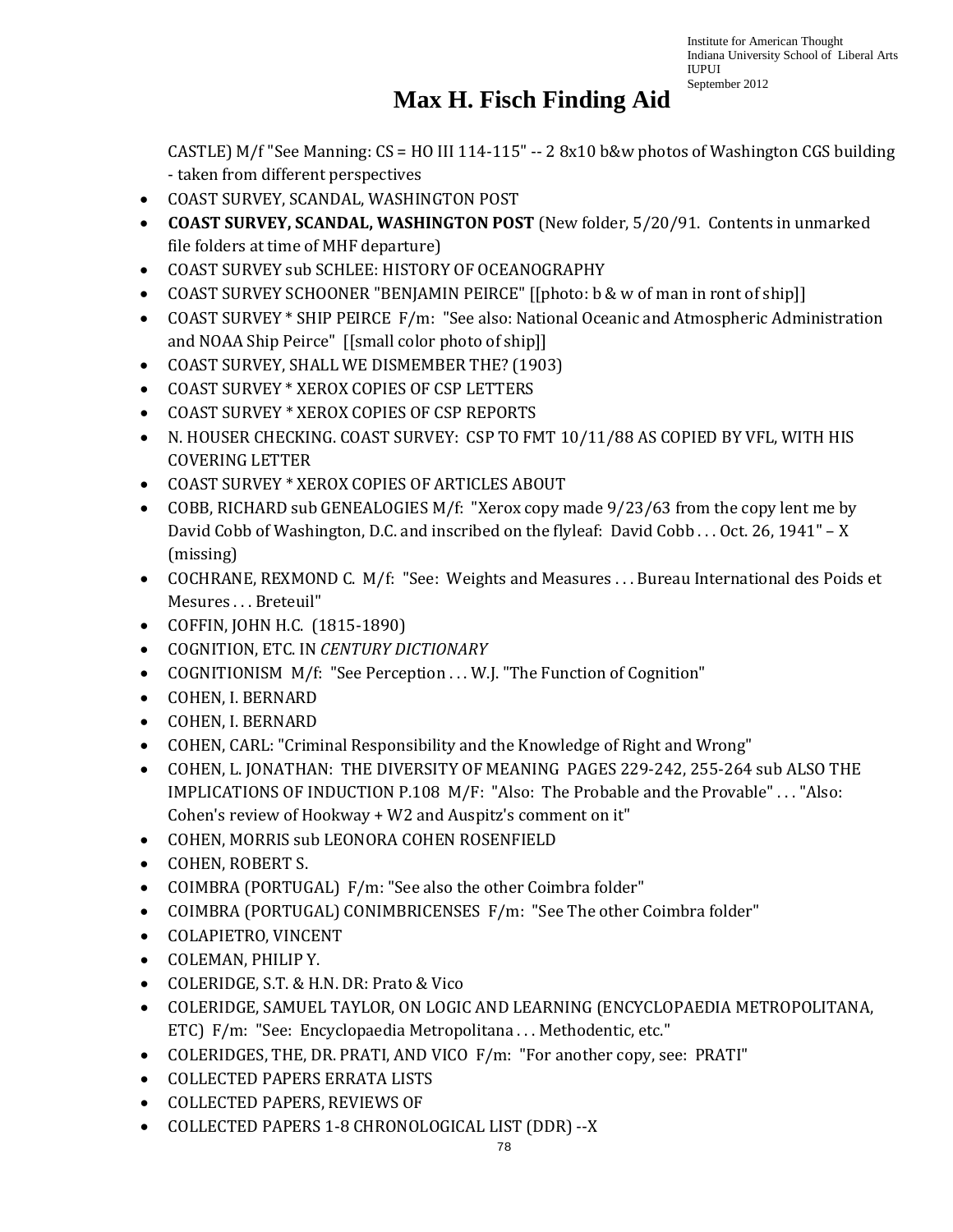CASTLE) M/f "See Manning: CS = HO III 114-115" -- 2 8x10 b&w photos of Washington CGS building - taken from different perspectives

- COAST SURVEY, SCANDAL, WASHINGTON POST
- **COAST SURVEY, SCANDAL, WASHINGTON POST** (New folder, 5/20/91. Contents in unmarked file folders at time of MHF departure)
- COAST SURVEY sub SCHLEE: HISTORY OF OCEANOGRAPHY
- COAST SURVEY SCHOONER "BENJAMIN PEIRCE" [[photo: b & w of man in ront of ship]]
- COAST SURVEY * SHIP PEIRCE F/m: "See also: National Oceanic and Atmospheric Administration and NOAA Ship Peirce" [[small color photo of ship]]
- COAST SURVEY, SHALL WE DISMEMBER THE? (1903)
- COAST SURVEY * XEROX COPIES OF CSP LETTERS
- COAST SURVEY * XEROX COPIES OF CSP REPORTS
- N. HOUSER CHECKING. COAST SURVEY: CSP TO FMT 10/11/88 AS COPIED BY VFL, WITH HIS COVERING LETTER
- COAST SURVEY * XEROX COPIES OF ARTICLES ABOUT
- COBB, RICHARD sub GENEALOGIES M/f: "Xerox copy made 9/23/63 from the copy lent me by David Cobb of Washington, D.C. and inscribed on the flyleaf: David Cobb . . . Oct. 26, 1941" – X (missing)
- COCHRANE, REXMOND C. M/f: "See: Weights and Measures . . . Bureau International des Poids et Mesures . . . Breteuil"
- COFFIN, JOHN H.C. (1815-1890)
- COGNITION, ETC. IN *CENTURY DICTIONARY*
- COGNITIONISM M/f: "See Perception . . . W.J. "The Function of Cognition"
- COHEN, I. BERNARD
- COHEN, I. BERNARD
- COHEN, CARL: "Criminal Responsibility and the Knowledge of Right and Wrong"
- COHEN, L. JONATHAN: THE DIVERSITY OF MEANING PAGES 229-242, 255-264 sub ALSO THE IMPLICATIONS OF INDUCTION P.108 M/F: "Also: The Probable and the Provable" . . . "Also: Cohen's review of Hookway + W2 and Auspitz's comment on it"
- COHEN, MORRIS sub LEONORA COHEN ROSENFIELD
- COHEN, ROBERT S.
- COIMBRA (PORTUGAL) F/m: "See also the other Coimbra folder"
- COIMBRA (PORTUGAL) CONIMBRICENSES F/m: "See The other Coimbra folder"
- COLAPIETRO, VINCENT
- COLEMAN, PHILIP Y.
- COLERIDGE, S.T. & H.N. DR: Prato & Vico
- COLERIDGE, SAMUEL TAYLOR, ON LOGIC AND LEARNING (ENCYCLOPAEDIA METROPOLITANA, ETC) F/m: "See: Encyclopaedia Metropolitana . . . Methodentic, etc."
- COLERIDGES, THE, DR. PRATI, AND VICO F/m: "For another copy, see: PRATI"
- COLLECTED PAPERS ERRATA LISTS
- COLLECTED PAPERS, REVIEWS OF
- COLLECTED PAPERS 1-8 CHRONOLOGICAL LIST (DDR) --X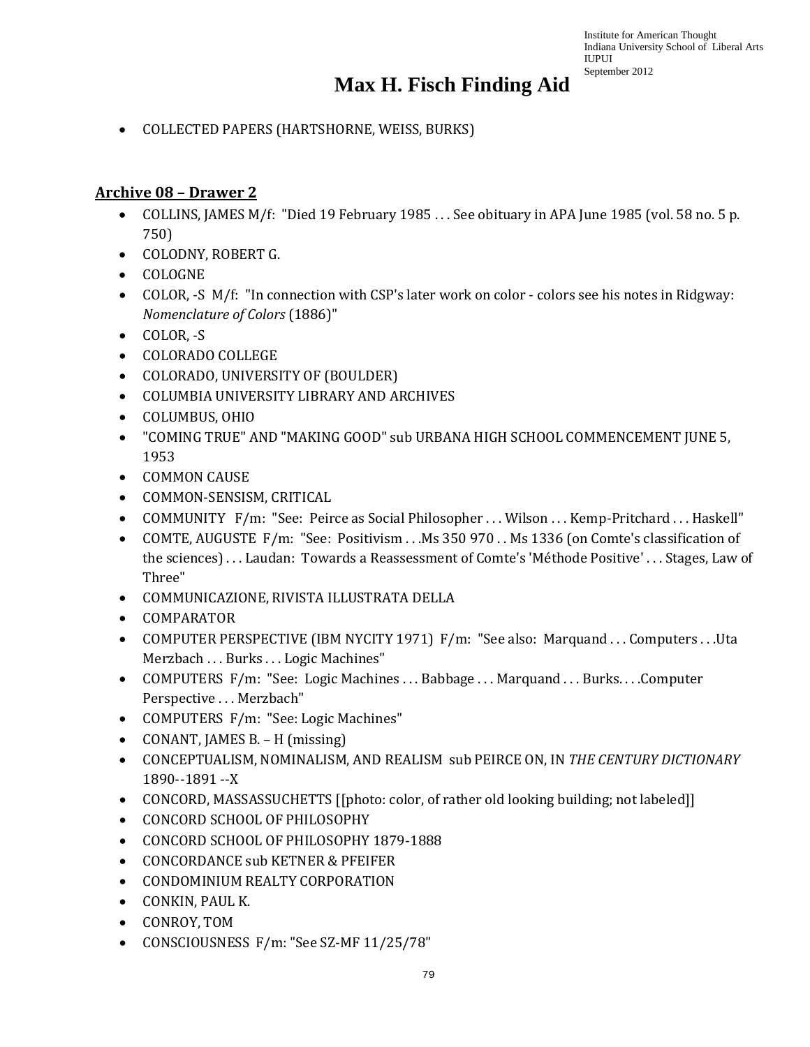# Max H. Fisch Finding Aid

- COLLECTED PAPERS (HARTSHORNE, WEISS, BURKS)

**Archive 08 – Drawer 2**

- COLLINS, JAMES M/f: "Died 19 February 1985 . . . See obituary in APA June 1985 (vol. 58 no. 5 p. 750)
- COLODNY, ROBERT G.
- COLOGNE
- COLOR, -S M/f: "In connection with CSP's later work on color - colors see his notes in Ridgway: *Nomenclature of Colors* (1886)"
- COLOR, -S
- COLORADO COLLEGE
- COLORADO, UNIVERSITY OF (BOULDER)
- COLUMBIA UNIVERSITY LIBRARY AND ARCHIVES
- COLUMBUS, OHIO
- "COMING TRUE" AND "MAKING GOOD" sub URBANA HIGH SCHOOL COMMENCEMENT JUNE 5, 1953
- COMMON CAUSE
- COMMON-SENSISM, CRITICAL
- COMMUNITY F/m: "See: Peirce as Social Philosopher . . . Wilson . . . Kemp-Pritchard . . . Haskell"
- COMTE, AUGUSTE F/m: "See: Positivism . . .Ms 350 970 . . Ms 1336 (on Comte's classification of the sciences) . . . Laudan: Towards a Reassessment of Comte's 'Méthode Positive' . . . Stages, Law of Three"
- COMMUNICAZIONE, RIVISTA ILLUSTRATA DELLA
- COMPARATOR
- COMPUTER PERSPECTIVE (IBM NYCITY 1971) F/m: "See also: Marquand . . . Computers . . .Uta Merzbach . . . Burks . . . Logic Machines"
- COMPUTERS F/m: "See: Logic Machines . . . Babbage . . . Marquand . . . Burks. . . .Computer Perspective . . . Merzbach"
- COMPUTERS F/m: "See: Logic Machines"
- CONANT, JAMES B. – H (missing)
- CONCEPTUALISM, NOMINALISM, AND REALISM sub PEIRCE ON, IN *THE CENTURY DICTIONARY* 1890--1891 --X
- CONCORD, MASSASSUCHETTS [[photo: color, of rather old looking building; not labeled]]
- CONCORD SCHOOL OF PHILOSOPHY
- CONCORD SCHOOL OF PHILOSOPHY 1879-1888
- CONCORDANCE sub KETNER & PFEIFER
- CONDOMINIUM REALTY CORPORATION
- CONKIN, PAUL K.
- CONROY, TOM
- CONSCIOUSNESS F/m: "See SZ-MF 11/25/78"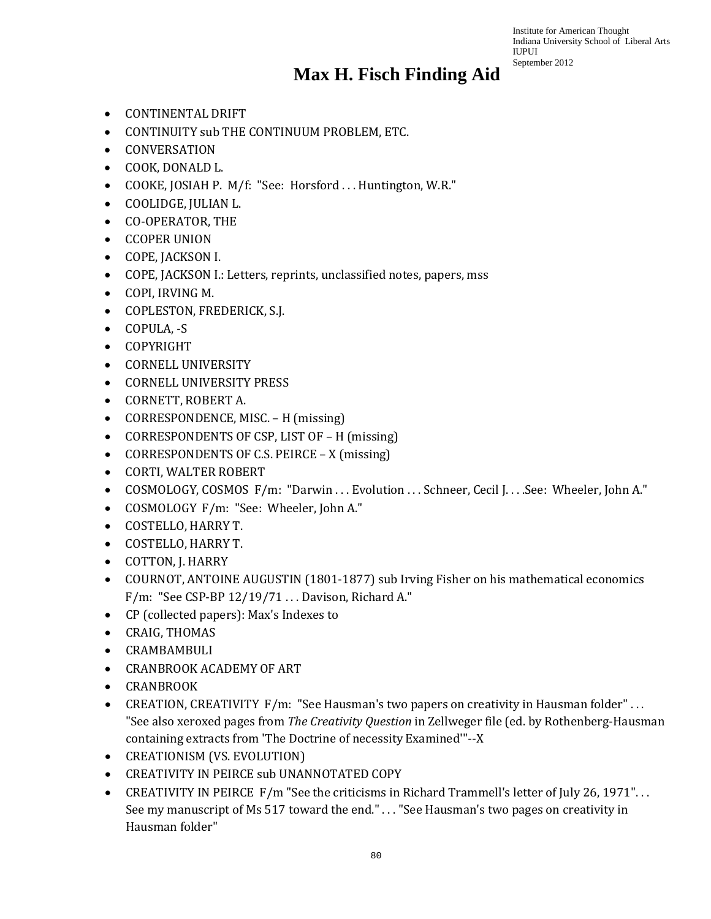# Max H. Fisch Finding Aid

- CONTINENTAL DRIFT
- CONTINUITY sub THE CONTINUUM PROBLEM, ETC.
- CONVERSATION
- COOK, DONALD L.
- COOKE, JOSIAH P. M/f: "See: Horsford . . . Huntington, W.R."
- COOLIDGE, JULIAN L.
- CO-OPERATOR, THE
- CCOPER UNION
- COPE, JACKSON I.
- COPE, JACKSON I.: Letters, reprints, unclassified notes, papers, mss
- COPI, IRVING M.
- COPLESTON, FREDERICK, S.J.
- COPULA, -S
- COPYRIGHT
- CORNELL UNIVERSITY
- CORNELL UNIVERSITY PRESS
- CORNETT, ROBERT A.
- CORRESPONDENCE, MISC. – H (missing)
- CORRESPONDENTS OF CSP, LIST OF – H (missing)
- CORRESPONDENTS OF C.S. PEIRCE – X (missing)
- CORTI, WALTER ROBERT
- COSMOLOGY, COSMOS F/m: "Darwin . . . Evolution . . . Schneer, Cecil J. . . .See: Wheeler, John A."
- COSMOLOGY F/m: "See: Wheeler, John A."
- COSTELLO, HARRY T.
- COSTELLO, HARRY T.
- COTTON, J. HARRY
- COURNOT, ANTOINE AUGUSTIN (1801-1877) sub Irving Fisher on his mathematical economics F/m: "See CSP-BP 12/19/71 . . . Davison, Richard A."
- CP (collected papers): Max's Indexes to
- CRAIG, THOMAS
- CRAMBAMBULI
- CRANBROOK ACADEMY OF ART
- CRANBROOK
- CREATION, CREATIVITY F/m: "See Hausman's two papers on creativity in Hausman folder" . . . "See also xeroxed pages from *The Creativity Question* in Zellweger file (ed. by Rothenberg-Hausman containing extracts from 'The Doctrine of necessity Examined'"--X
- CREATIONISM (VS. EVOLUTION)
- CREATIVITY IN PEIRCE sub UNANNOTATED COPY
- CREATIVITY IN PEIRCE F/m "See the criticisms in Richard Trammell's letter of July 26, 1971". . . See my manuscript of Ms 517 toward the end." . . . "See Hausman's two pages on creativity in Hausman folder"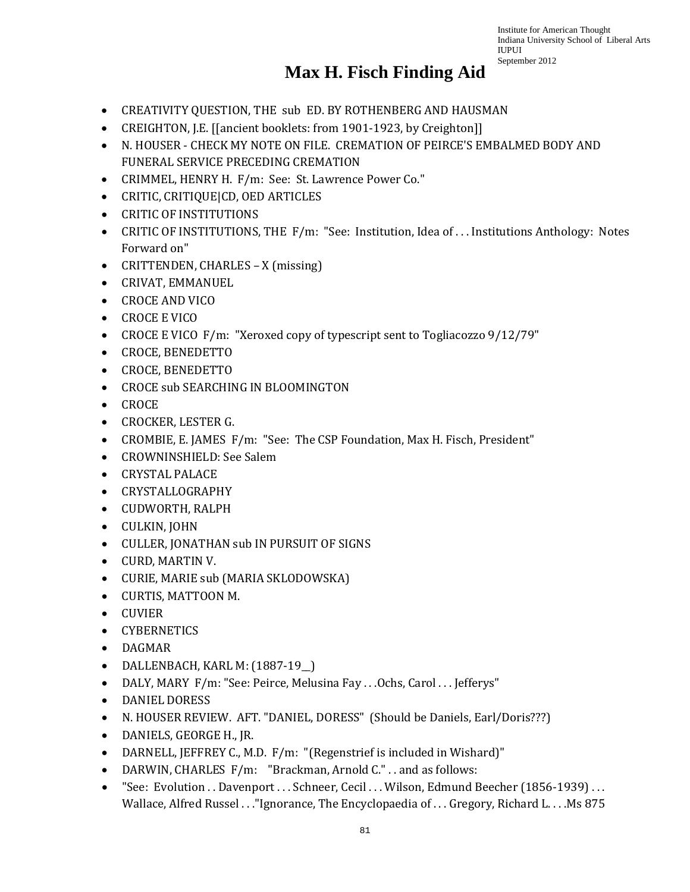# Max H. Fisch Finding Aid

- CREATIVITY QUESTION, THE sub ED. BY ROTHENBERG AND HAUSMAN
- CREIGHTON, J.E. [[ancient booklets: from 1901-1923, by Creighton]]
- N. HOUSER - CHECK MY NOTE ON FILE. CREMATION OF PEIRCE'S EMBALMED BODY AND FUNERAL SERVICE PRECEDING CREMATION
- CRIMMEL, HENRY H. F/m: See: St. Lawrence Power Co."
- CRITIC, CRITIQUE|CD, OED ARTICLES
- CRITIC OF INSTITUTIONS
- CRITIC OF INSTITUTIONS, THE F/m: "See: Institution, Idea of . . . Institutions Anthology: Notes Forward on"
- CRITTENDEN, CHARLES – X (missing)
- CRIVAT, EMMANUEL
- CROCE AND VICO
- CROCE E VICO
- CROCE E VICO F/m: "Xeroxed copy of typescript sent to Togliacozzo 9/12/79"
- CROCE, BENEDETTO
- CROCE, BENEDETTO
- CROCE sub SEARCHING IN BLOOMINGTON
- CROCE
- CROCKER, LESTER G.
- CROMBIE, E. JAMES F/m: "See: The CSP Foundation, Max H. Fisch, President"
- CROWNINSHIELD: See Salem
- CRYSTAL PALACE
- CRYSTALLOGRAPHY
- CUDWORTH, RALPH
- CULKIN, JOHN
- CULLER, JONATHAN sub IN PURSUIT OF SIGNS
- CURD, MARTIN V.
- CURIE, MARIE sub (MARIA SKLODOWSKA)
- CURTIS, MATTOON M.
- CUVIER
- CYBERNETICS
- DAGMAR
- DALLENBACH, KARL M: (1887-19__)
- DALY, MARY F/m: "See: Peirce, Melusina Fay . . .Ochs, Carol . . . Jefferys"
- DANIEL DORESS
- N. HOUSER REVIEW. AFT. "DANIEL, DORESS" (Should be Daniels, Earl/Doris???)
- DANIELS, GEORGE H., JR.
- DARNELL, JEFFREY C., M.D. F/m: "(Regenstrief is included in Wishard)"
- DARWIN, CHARLES F/m: "Brackman, Arnold C." . . and as follows:
- "See: Evolution . . Davenport . . . Schneer, Cecil . . . Wilson, Edmund Beecher (1856-1939) . . . Wallace, Alfred Russel . . ."Ignorance, The Encyclopaedia of . . . Gregory, Richard L. . . .Ms 875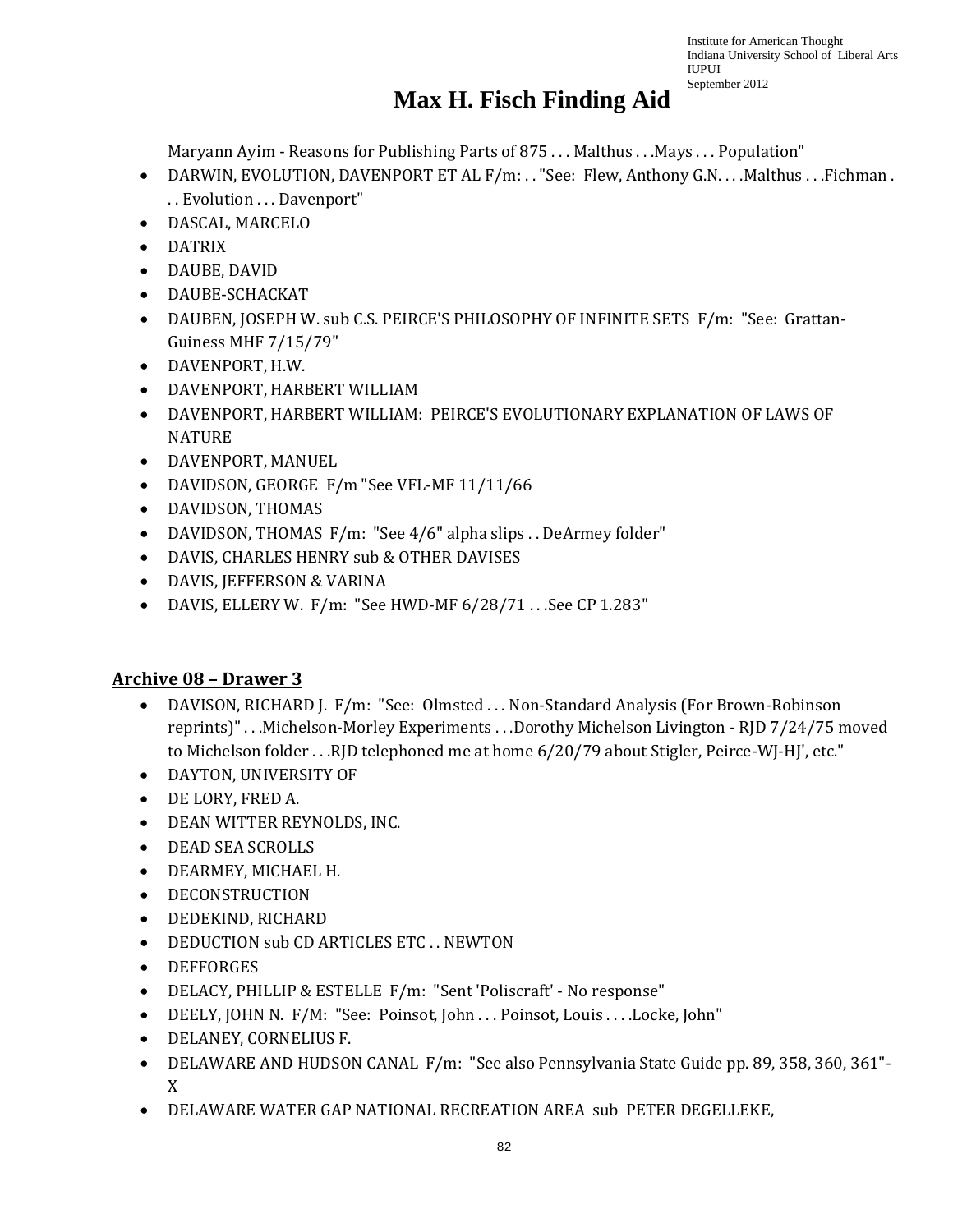# Max H. Fisch Finding Aid

Maryann Ayim - Reasons for Publishing Parts of 875 . . . Malthus . . .Mays . . . Population"

- DARWIN, EVOLUTION, DAVENPORT ET AL F/m: . . "See: Flew, Anthony G.N. . . .Malthus . . .Fichman . . . Evolution . . . Davenport"
- DASCAL, MARCELO
- DATRIX
- DAUBE, DAVID
- DAUBE-SCHACKAT
- DAUBEN, JOSEPH W. sub C.S. PEIRCE'S PHILOSOPHY OF INFINITE SETS F/m: "See: Grattan-Guiness MHF 7/15/79"
- DAVENPORT, H.W.
- DAVENPORT, HARBERT WILLIAM
- DAVENPORT, HARBERT WILLIAM: PEIRCE'S EVOLUTIONARY EXPLANATION OF LAWS OF NATURE
- DAVENPORT, MANUEL
- DAVIDSON, GEORGE F/m "See VFL-MF 11/11/66
- DAVIDSON, THOMAS
- DAVIDSON, THOMAS F/m: "See 4/6" alpha slips . . DeArmey folder"
- DAVIS, CHARLES HENRY sub & OTHER DAVISES
- DAVIS, JEFFERSON & VARINA
- DAVIS, ELLERY W. F/m: "See HWD-MF 6/28/71 . . .See CP 1.283"

## Archive 08 – Drawer 3

- DAVISON, RICHARD J. F/m: "See: Olmsted . . . Non-Standard Analysis (For Brown-Robinson reprints)" . . .Michelson-Morley Experiments . . .Dorothy Michelson Livington - RJD 7/24/75 moved to Michelson folder . . .RJD telephoned me at home 6/20/79 about Stigler, Peirce-WJ-HJ', etc."
- DAYTON, UNIVERSITY OF
- DE LORY, FRED A.
- DEAN WITTER REYNOLDS, INC.
- DEAD SEA SCROLLS
- DEARMEY, MICHAEL H.
- DECONSTRUCTION
- DEDEKIND, RICHARD
- DEDUCTION sub CD ARTICLES ETC . . NEWTON
- DEFFORGES
- DELACY, PHILLIP & ESTELLE F/m: "Sent 'Poliscraft' - No response"
- DEELY, JOHN N. F/M: "See: Poinsot, John . . . Poinsot, Louis . . . .Locke, John"
- DELANEY, CORNELIUS F.
- DELAWARE AND HUDSON CANAL F/m: "See also Pennsylvania State Guide pp. 89, 358, 360, 361"-X
- DELAWARE WATER GAP NATIONAL RECREATION AREA sub PETER DEGELLEKE,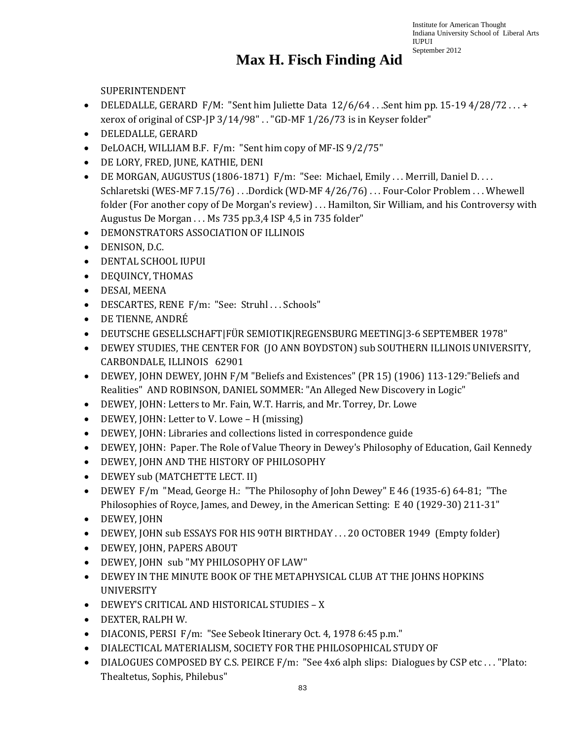# Max H. Fisch Finding Aid

SUPERINTENDENT

- DELEDALLE, GERARD F/M: "Sent him Juliette Data 12/6/64 . . .Sent him pp. 15-19 4/28/72 . . . + xerox of original of CSP-JP 3/14/98" . . "GD-MF 1/26/73 is in Keyser folder"
- DELEDALLE, GERARD
- DeLOACH, WILLIAM B.F. F/m: "Sent him copy of MF-IS 9/2/75"
- DE LORY, FRED, JUNE, KATHIE, DENI
- DE MORGAN, AUGUSTUS (1806-1871) F/m: "See: Michael, Emily . . . Merrill, Daniel D. . . . Schlaretski (WES-MF 7.15/76) . . .Dordick (WD-MF 4/26/76) . . . Four-Color Problem . . . Whewell folder (For another copy of De Morgan's review) . . . Hamilton, Sir William, and his Controversy with Augustus De Morgan . . . Ms 735 pp.3,4 ISP 4,5 in 735 folder"
- DEMONSTRATORS ASSOCIATION OF ILLINOIS
- DENISON, D.C.
- DENTAL SCHOOL IUPUI
- DEQUINCY, THOMAS
- DESAI, MEENA
- DESCARTES, RENE F/m: "See: Struhl . . . Schools"
- DE TIENNE, ANDRÉ
- DEUTSCHE GESELLSCHAFT|FÜR SEMIOTIK|REGENSBURG MEETING|3-6 SEPTEMBER 1978"
- DEWEY STUDIES, THE CENTER FOR (JO ANN BOYDSTON) sub SOUTHERN ILLINOIS UNIVERSITY, CARBONDALE, ILLINOIS 62901
- DEWEY, JOHN DEWEY, JOHN F/M "Beliefs and Existences" (PR 15) (1906) 113-129:"Beliefs and Realities" AND ROBINSON, DANIEL SOMMER: "An Alleged New Discovery in Logic"
- DEWEY, JOHN: Letters to Mr. Fain, W.T. Harris, and Mr. Torrey, Dr. Lowe
- DEWEY, JOHN: Letter to V. Lowe – H (missing)
- DEWEY, JOHN: Libraries and collections listed in correspondence guide
- DEWEY, JOHN: Paper. The Role of Value Theory in Dewey's Philosophy of Education, Gail Kennedy
- DEWEY, JOHN AND THE HISTORY OF PHILOSOPHY
- DEWEY sub (MATCHETTE LECT. II)
- DEWEY F/m "Mead, George H.: "The Philosophy of John Dewey" E 46 (1935-6) 64-81; "The Philosophies of Royce, James, and Dewey, in the American Setting: E 40 (1929-30) 211-31"
- DEWEY, JOHN
- DEWEY, JOHN sub ESSAYS FOR HIS 90TH BIRTHDAY . . . 20 OCTOBER 1949 (Empty folder)
- DEWEY, JOHN, PAPERS ABOUT
- DEWEY, JOHN sub "MY PHILOSOPHY OF LAW"
- DEWEY IN THE MINUTE BOOK OF THE METAPHYSICAL CLUB AT THE JOHNS HOPKINS UNIVERSITY
- DEWEY'S CRITICAL AND HISTORICAL STUDIES – X
- DEXTER, RALPH W.
- DIACONIS, PERSI F/m: "See Sebeok Itinerary Oct. 4, 1978 6:45 p.m."
- DIALECTICAL MATERIALISM, SOCIETY FOR THE PHILOSOPHICAL STUDY OF
- DIALOGUES COMPOSED BY C.S. PEIRCE F/m: "See 4x6 alph slips: Dialogues by CSP etc . . . "Plato: Thealtetus, Sophis, Philebus"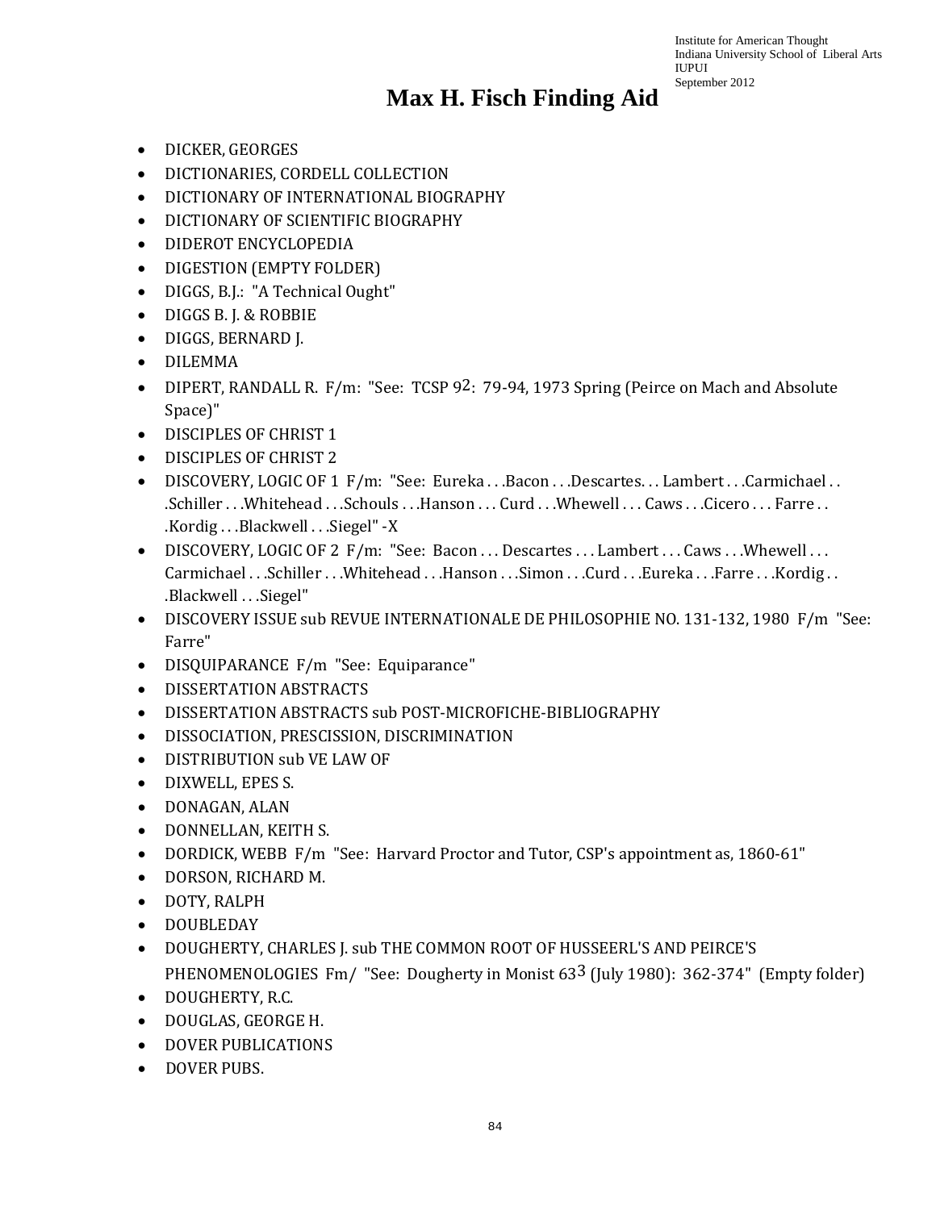# Max H. Fisch Finding Aid

- DICKER, GEORGES
- DICTIONARIES, CORDELL COLLECTION
- DICTIONARY OF INTERNATIONAL BIOGRAPHY
- DICTIONARY OF SCIENTIFIC BIOGRAPHY
- DIDEROT ENCYCLOPEDIA
- DIGESTION (EMPTY FOLDER)
- DIGGS, B.J.: "A Technical Ought"
- DIGGS B. J. & ROBBIE
- DIGGS, BERNARD J.
- DILEMMA
- DIPERT, RANDALL R. F/m: "See: TCSP 9[2]: 79-94, 1973 Spring (Peirce on Mach and Absolute Space)"
- DISCIPLES OF CHRIST 1
- DISCIPLES OF CHRIST 2
- DISCOVERY, LOGIC OF 1 F/m: "See: Eureka . . .Bacon . . .Descartes. . . Lambert . . .Carmichael . . .Schiller . . .Whitehead . . .Schouls . . .Hanson . . . Curd . . .Whewell . . . Caws . . .Cicero . . . Farre . . .Kordig . . .Blackwell . . .Siegel" -X
- DISCOVERY, LOGIC OF 2 F/m: "See: Bacon . . . Descartes . . . Lambert . . . Caws . . .Whewell . . . Carmichael . . .Schiller . . .Whitehead . . .Hanson . . .Simon . . .Curd . . .Eureka . . .Farre . . .Kordig . . .Blackwell . . .Siegel"
- DISCOVERY ISSUE sub REVUE INTERNATIONALE DE PHILOSOPHIE NO. 131-132, 1980 F/m "See: Farre"
- DISQUIPARANCE F/m "See: Equiparance"
- DISSERTATION ABSTRACTS
- DISSERTATION ABSTRACTS sub POST-MICROFICHE-BIBLIOGRAPHY
- DISSOCIATION, PRESCISSION, DISCRIMINATION
- DISTRIBUTION sub VE LAW OF
- DIXWELL, EPES S.
- DONAGAN, ALAN
- DONNELLAN, KEITH S.
- DORDICK, WEBB F/m "See: Harvard Proctor and Tutor, CSP's appointment as, 1860-61"
- DORSON, RICHARD M.
- DOTY, RALPH
- DOUBLEDAY
- DOUGHERTY, CHARLES J. sub THE COMMON ROOT OF HUSSEERL'S AND PEIRCE'S PHENOMENOLOGIES Fm/ "See: Dougherty in Monist 63[3] (July 1980): 362-374" (Empty folder)
- DOUGHERTY, R.C.
- DOUGLAS, GEORGE H.
- DOVER PUBLICATIONS
- DOVER PUBS.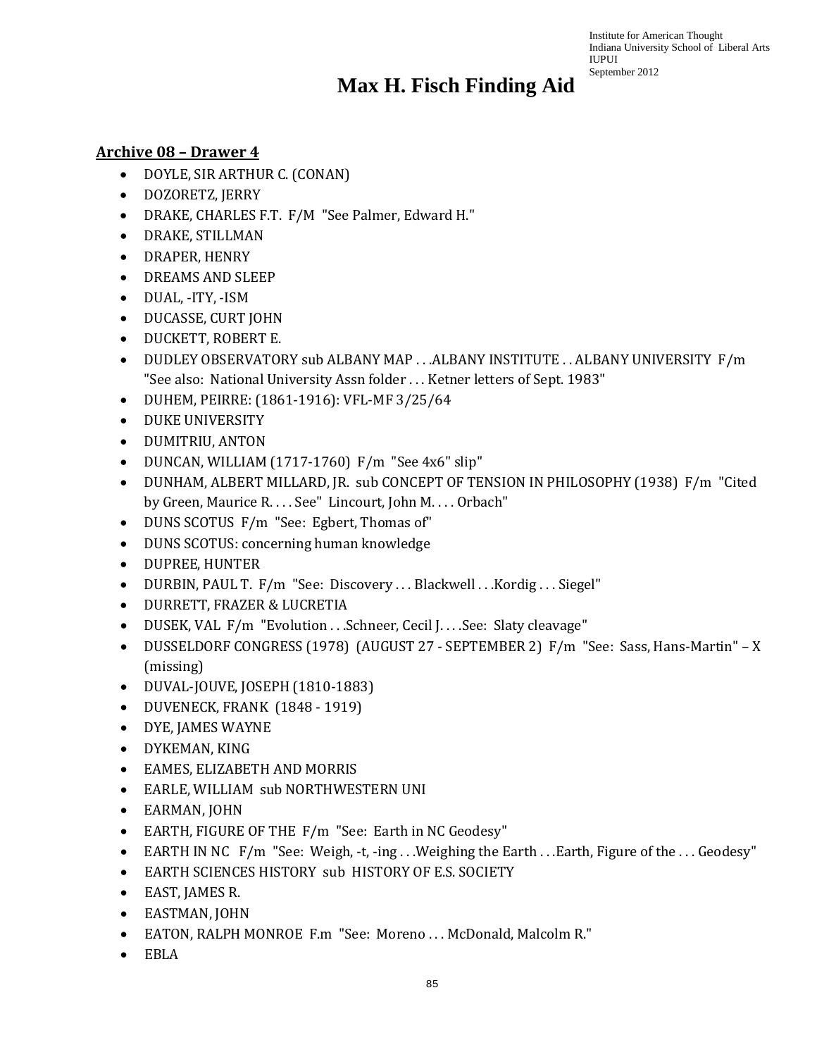# Max H. Fisch Finding Aid

Institute for American Thought
Indiana University School of Liberal Arts
IUPUI
September 2012

## Archive 08 – Drawer 4

- DOYLE, SIR ARTHUR C. (CONAN)
- DOZORETZ, JERRY
- DRAKE, CHARLES F.T. F/M "See Palmer, Edward H."
- DRAKE, STILLMAN
- DRAPER, HENRY
- DREAMS AND SLEEP
- DUAL, -ITY, -ISM
- DUCASSE, CURT JOHN
- DUCKETT, ROBERT E.
- DUDLEY OBSERVATORY sub ALBANY MAP . . .ALBANY INSTITUTE . . ALBANY UNIVERSITY F/m "See also: National University Assn folder . . . Ketner letters of Sept. 1983"
- DUHEM, PEIRRE: (1861-1916): VFL-MF 3/25/64
- DUKE UNIVERSITY
- DUMITRIU, ANTON
- DUNCAN, WILLIAM (1717-1760) F/m "See 4x6" slip"
- DUNHAM, ALBERT MILLARD, JR. sub CONCEPT OF TENSION IN PHILOSOPHY (1938) F/m "Cited by Green, Maurice R. . . . See" Lincourt, John M. . . . Orbach"
- DUNS SCOTUS F/m "See: Egbert, Thomas of"
- DUNS SCOTUS: concerning human knowledge
- DUPREE, HUNTER
- DURBIN, PAUL T. F/m "See: Discovery . . . Blackwell . . .Kordig . . . Siegel"
- DURRETT, FRAZER & LUCRETIA
- DUSEK, VAL F/m "Evolution . . .Schneer, Cecil J. . . .See: Slaty cleavage"
- DUSSELDORF CONGRESS (1978) (AUGUST 27 - SEPTEMBER 2) F/m "See: Sass, Hans-Martin" – X (missing)
- DUVAL-JOUVE, JOSEPH (1810-1883)
- DUVENECK, FRANK (1848 - 1919)
- DYE, JAMES WAYNE
- DYKEMAN, KING
- EAMES, ELIZABETH AND MORRIS
- EARLE, WILLIAM sub NORTHWESTERN UNI
- EARMAN, JOHN
- EARTH, FIGURE OF THE F/m "See: Earth in NC Geodesy"
- EARTH IN NC F/m "See: Weigh, -t, -ing . . .Weighing the Earth . . .Earth, Figure of the . . . Geodesy"
- EARTH SCIENCES HISTORY sub HISTORY OF E.S. SOCIETY
- EAST, JAMES R.
- EASTMAN, JOHN
- EATON, RALPH MONROE F.m "See: Moreno . . . McDonald, Malcolm R."
- EBLA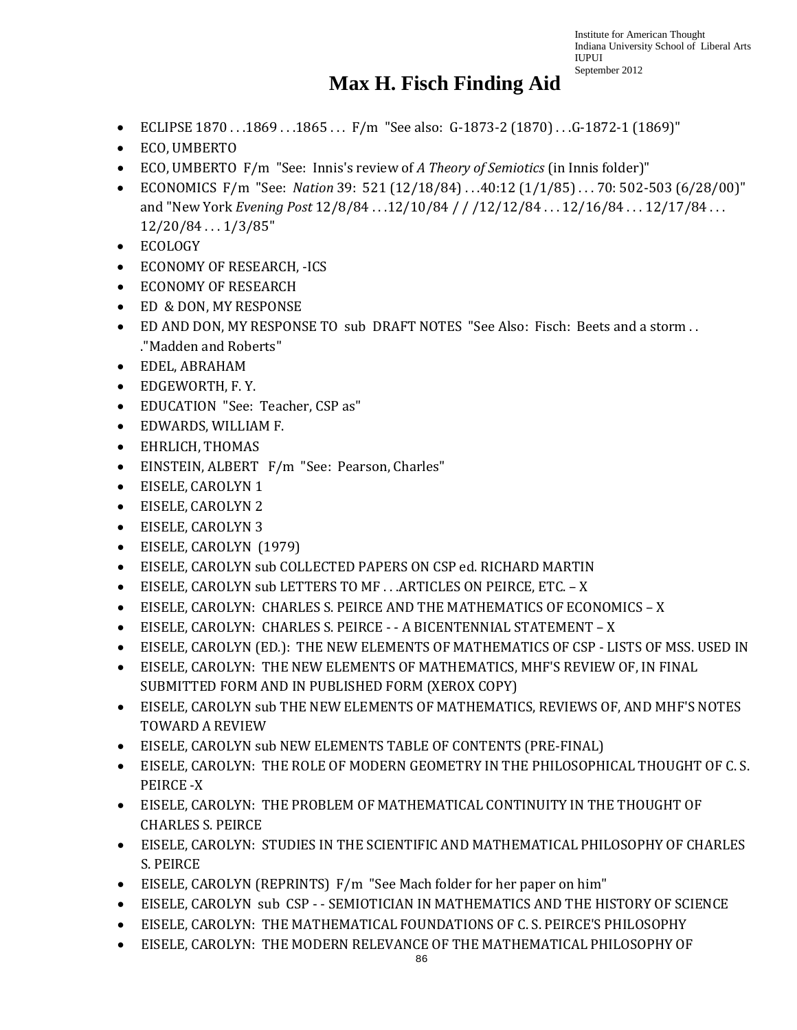# Max H. Fisch Finding Aid

- ECLIPSE 1870 . . .1869 . . .1865 . . . F/m "See also: G-1873-2 (1870) . . .G-1872-1 (1869)"
- ECO, UMBERTO
- ECO, UMBERTO F/m "See: Innis's review of *A Theory of Semiotics* (in Innis folder)"
- ECONOMICS F/m "See: *Nation* 39: 521 (12/18/84) . . .40:12 (1/1/85) . . . 70: 502-503 (6/28/00)" and "New York *Evening Post* 12/8/84 . . .12/10/84 / / /12/12/84 . . . 12/16/84 . . . 12/17/84 . . . 12/20/84 . . . 1/3/85"
- ECOLOGY
- ECONOMY OF RESEARCH, -ICS
- ECONOMY OF RESEARCH
- ED & DON, MY RESPONSE
- ED AND DON, MY RESPONSE TO sub DRAFT NOTES "See Also: Fisch: Beets and a storm . . ."Madden and Roberts"
- EDEL, ABRAHAM
- EDGEWORTH, F. Y.
- EDUCATION "See: Teacher, CSP as"
- EDWARDS, WILLIAM F.
- EHRLICH, THOMAS
- EINSTEIN, ALBERT F/m "See: Pearson, Charles"
- EISELE, CAROLYN 1
- EISELE, CAROLYN 2
- EISELE, CAROLYN 3
- EISELE, CAROLYN (1979)
- EISELE, CAROLYN sub COLLECTED PAPERS ON CSP ed. RICHARD MARTIN
- EISELE, CAROLYN sub LETTERS TO MF . . .ARTICLES ON PEIRCE, ETC. – X
- EISELE, CAROLYN: CHARLES S. PEIRCE AND THE MATHEMATICS OF ECONOMICS – X
- EISELE, CAROLYN: CHARLES S. PEIRCE - - A BICENTENNIAL STATEMENT – X
- EISELE, CAROLYN (ED.): THE NEW ELEMENTS OF MATHEMATICS OF CSP - LISTS OF MSS. USED IN
- EISELE, CAROLYN: THE NEW ELEMENTS OF MATHEMATICS, MHF'S REVIEW OF, IN FINAL SUBMITTED FORM AND IN PUBLISHED FORM (XEROX COPY)
- EISELE, CAROLYN sub THE NEW ELEMENTS OF MATHEMATICS, REVIEWS OF, AND MHF'S NOTES TOWARD A REVIEW
- EISELE, CAROLYN sub NEW ELEMENTS TABLE OF CONTENTS (PRE-FINAL)
- EISELE, CAROLYN: THE ROLE OF MODERN GEOMETRY IN THE PHILOSOPHICAL THOUGHT OF C. S. PEIRCE -X
- EISELE, CAROLYN: THE PROBLEM OF MATHEMATICAL CONTINUITY IN THE THOUGHT OF CHARLES S. PEIRCE
- EISELE, CAROLYN: STUDIES IN THE SCIENTIFIC AND MATHEMATICAL PHILOSOPHY OF CHARLES S. PEIRCE
- EISELE, CAROLYN (REPRINTS) F/m "See Mach folder for her paper on him"
- EISELE, CAROLYN sub CSP - - SEMIOTICIAN IN MATHEMATICS AND THE HISTORY OF SCIENCE
- EISELE, CAROLYN: THE MATHEMATICAL FOUNDATIONS OF C. S. PEIRCE'S PHILOSOPHY
- EISELE, CAROLYN: THE MODERN RELEVANCE OF THE MATHEMATICAL PHILOSOPHY OF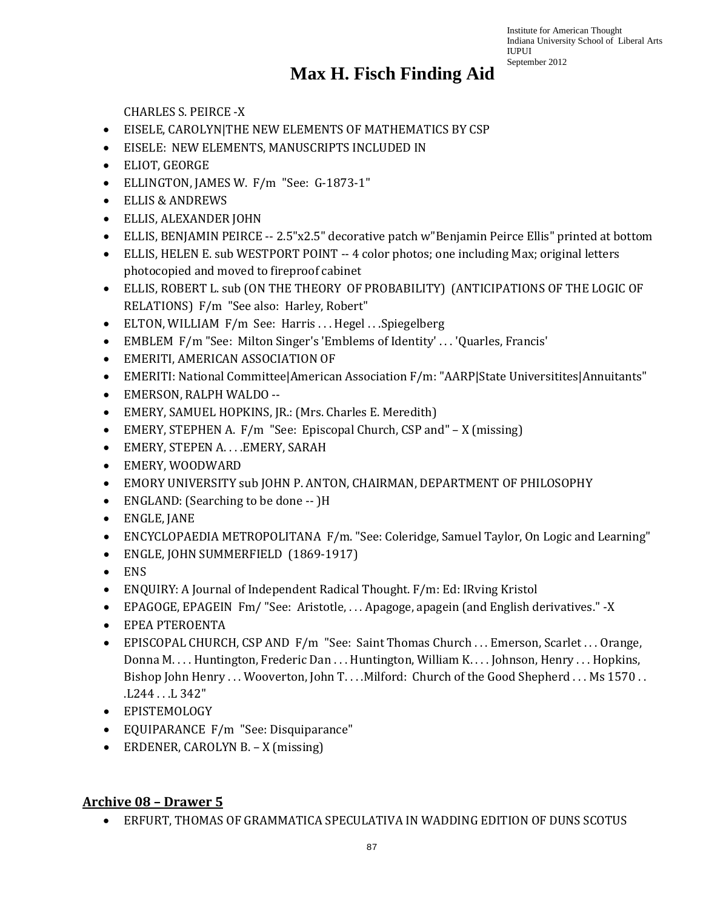# Max H. Fisch Finding Aid

CHARLES S. PEIRCE -X

- EISELE, CAROLYN|THE NEW ELEMENTS OF MATHEMATICS BY CSP
- EISELE: NEW ELEMENTS, MANUSCRIPTS INCLUDED IN
- ELIOT, GEORGE
- ELLINGTON, JAMES W. F/m "See: G-1873-1"
- ELLIS & ANDREWS
- ELLIS, ALEXANDER JOHN
- ELLIS, BENJAMIN PEIRCE -- 2.5"x2.5" decorative patch w"Benjamin Peirce Ellis" printed at bottom
- ELLIS, HELEN E. sub WESTPORT POINT -- 4 color photos; one including Max; original letters photocopied and moved to fireproof cabinet
- ELLIS, ROBERT L. sub (ON THE THEORY OF PROBABILITY) (ANTICIPATIONS OF THE LOGIC OF RELATIONS) F/m "See also: Harley, Robert"
- ELTON, WILLIAM F/m See: Harris . . . Hegel . . .Spiegelberg
- EMBLEM F/m "See: Milton Singer's 'Emblems of Identity' . . . 'Quarles, Francis'
- EMERITI, AMERICAN ASSOCIATION OF
- EMERITI: National Committee|American Association F/m: "AARP|State Universitites|Annuitants"
- EMERSON, RALPH WALDO --
- EMERY, SAMUEL HOPKINS, JR.: (Mrs. Charles E. Meredith)
- EMERY, STEPHEN A. F/m "See: Episcopal Church, CSP and" – X (missing)
- EMERY, STEPEN A. . . .EMERY, SARAH
- EMERY, WOODWARD
- EMORY UNIVERSITY sub JOHN P. ANTON, CHAIRMAN, DEPARTMENT OF PHILOSOPHY
- ENGLAND: (Searching to be done -- )H
- ENGLE, JANE
- ENCYCLOPAEDIA METROPOLITANA F/m. "See: Coleridge, Samuel Taylor, On Logic and Learning"
- ENGLE, JOHN SUMMERFIELD (1869-1917)
- ENS
- ENQUIRY: A Journal of Independent Radical Thought. F/m: Ed: IRving Kristol
- EPAGOGE, EPAGEIN Fm/ "See: Aristotle, . . . Apagoge, apagein (and English derivatives." -X
- EPEA PTEROENTA
- EPISCOPAL CHURCH, CSP AND F/m "See: Saint Thomas Church . . . Emerson, Scarlet . . . Orange, Donna M. . . . Huntington, Frederic Dan . . . Huntington, William K. . . . Johnson, Henry . . . Hopkins, Bishop John Henry . . . Wooverton, John T. . . .Milford: Church of the Good Shepherd . . . Ms 1570 . . .L244 . . .L 342"
- EPISTEMOLOGY
- EQUIPARANCE F/m "See: Disquiparance"
- ERDENER, CAROLYN B. – X (missing)

## Archive 08 – Drawer 5

- ERFURT, THOMAS OF GRAMMATICA SPECULATIVA IN WADDING EDITION OF DUNS SCOTUS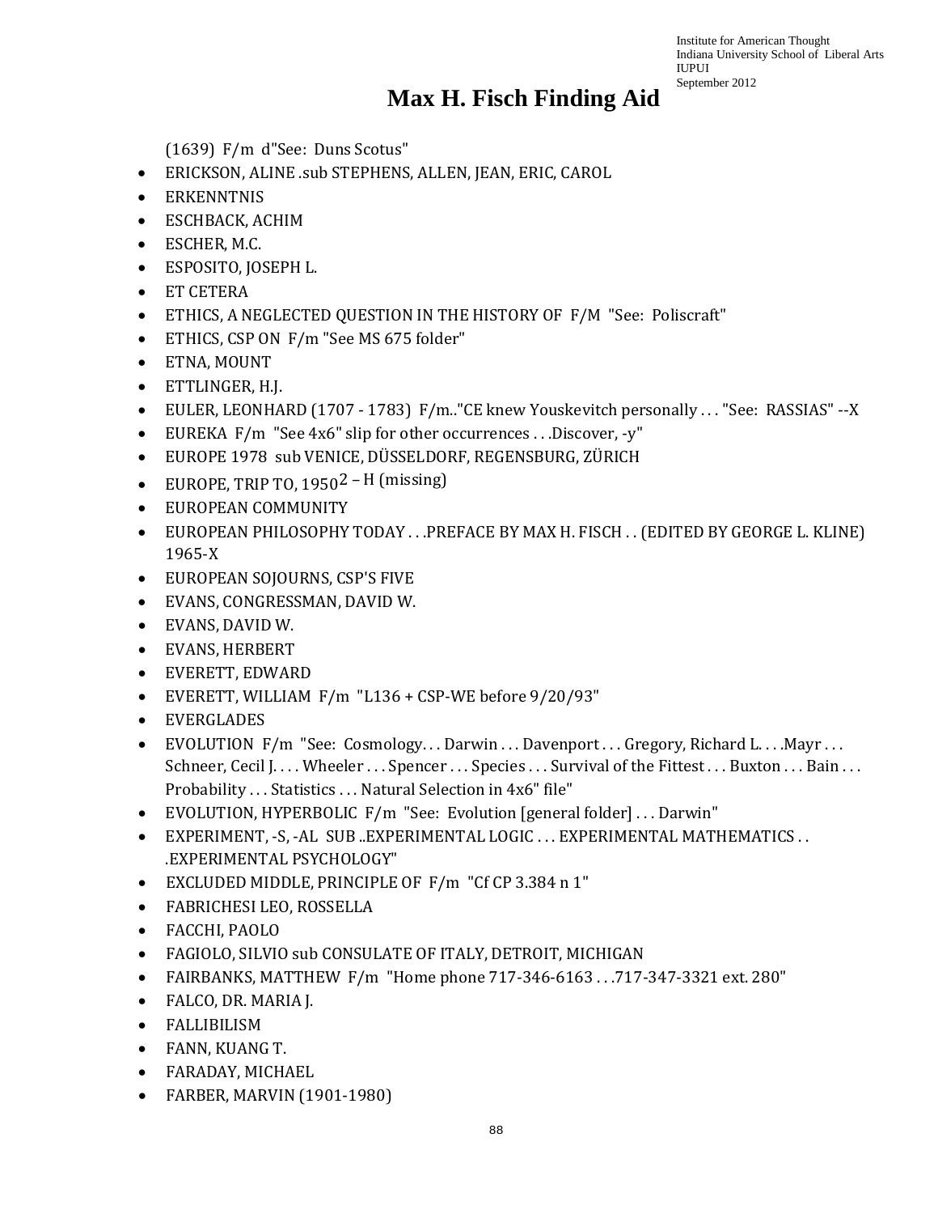# Max H. Fisch Finding Aid

(1639) F/m d"See: Duns Scotus"

- ERICKSON, ALINE .sub STEPHENS, ALLEN, JEAN, ERIC, CAROL
- ERKENNTNIS
- ESCHBACK, ACHIM
- ESCHER, M.C.
- ESPOSITO, JOSEPH L.
- ET CETERA
- ETHICS, A NEGLECTED QUESTION IN THE HISTORY OF F/M "See: Poliscraft"
- ETHICS, CSP ON F/m "See MS 675 folder"
- ETNA, MOUNT
- ETTLINGER, H.J.
- EULER, LEONHARD (1707 - 1783) F/m.."CE knew Youskevitch personally . . . "See: RASSIAS" --X
- EUREKA F/m "See 4x6" slip for other occurrences . . .Discover, -y"
- EUROPE 1978 sub VENICE, DÜSSELDORF, REGENSBURG, ZÜRICH
- EUROPE, TRIP TO, 1950[2] – H (missing)
- EUROPEAN COMMUNITY
- EUROPEAN PHILOSOPHY TODAY . . .PREFACE BY MAX H. FISCH . . (EDITED BY GEORGE L. KLINE) 1965-X
- EUROPEAN SOJOURNS, CSP'S FIVE
- EVANS, CONGRESSMAN, DAVID W.
- EVANS, DAVID W.
- EVANS, HERBERT
- EVERETT, EDWARD
- EVERETT, WILLIAM F/m "L136 + CSP-WE before 9/20/93"
- EVERGLADES
- EVOLUTION F/m "See: Cosmology. . . Darwin . . . Davenport . . . Gregory, Richard L. . . .Mayr . . . Schneer, Cecil J. . . . Wheeler . . . Spencer . . . Species . . . Survival of the Fittest . . . Buxton . . . Bain . . . Probability . . . Statistics . . . Natural Selection in 4x6" file"
- EVOLUTION, HYPERBOLIC F/m "See: Evolution [general folder] . . . Darwin"
- EXPERIMENT, -S, -AL SUB ..EXPERIMENTAL LOGIC . . . EXPERIMENTAL MATHEMATICS . . .EXPERIMENTAL PSYCHOLOGY"
- EXCLUDED MIDDLE, PRINCIPLE OF F/m "Cf CP 3.384 n 1"
- FABRICHESI LEO, ROSSELLA
- FACCHI, PAOLO
- FAGIOLO, SILVIO sub CONSULATE OF ITALY, DETROIT, MICHIGAN
- FAIRBANKS, MATTHEW F/m "Home phone 717-346-6163 . . .717-347-3321 ext. 280"
- FALCO, DR. MARIA J.
- FALLIBILISM
- FANN, KUANG T.
- FARADAY, MICHAEL
- FARBER, MARVIN (1901-1980)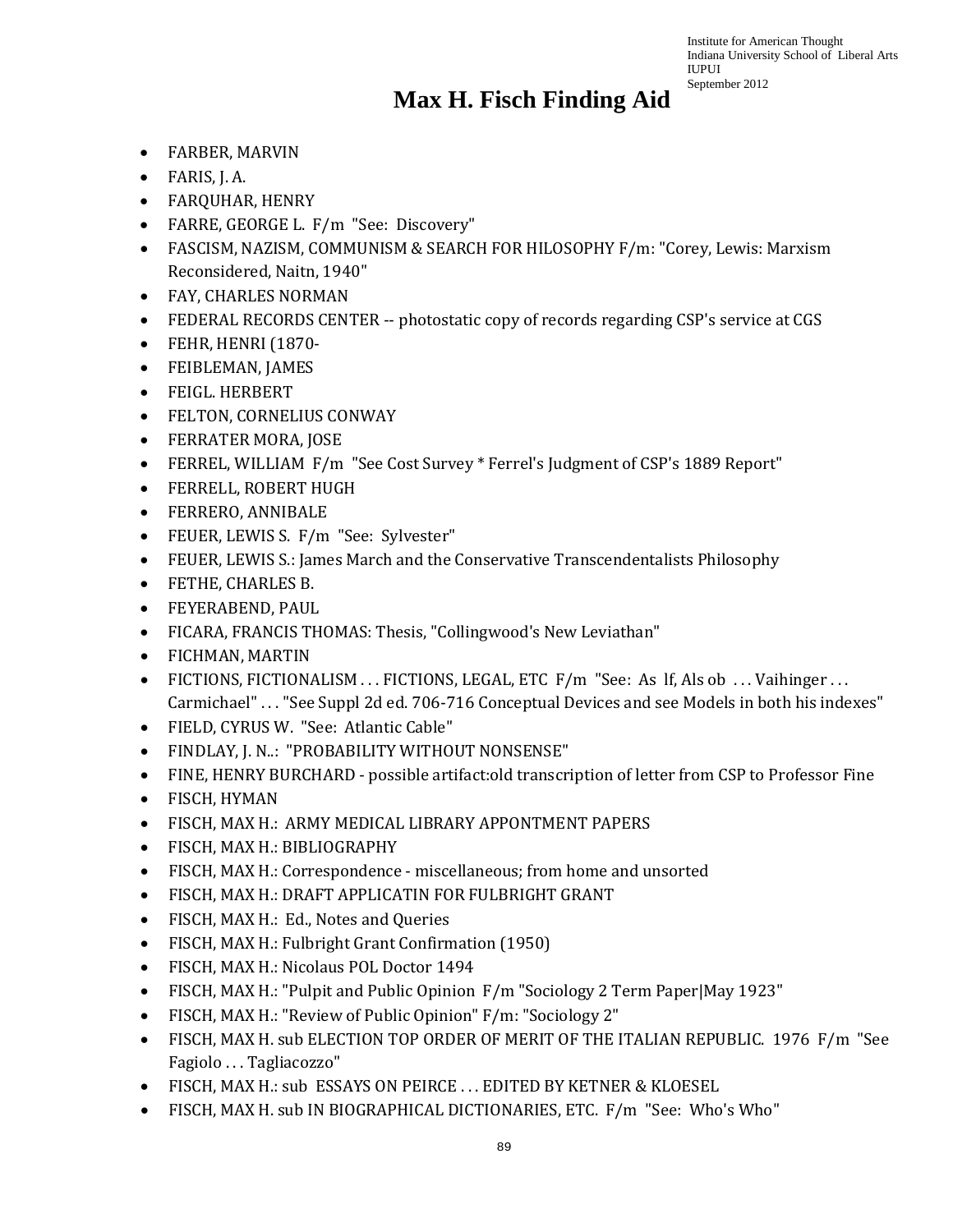# Max H. Fisch Finding Aid

- FARBER, MARVIN
- FARIS, J. A.
- FARQUHAR, HENRY
- FARRE, GEORGE L. F/m "See: Discovery"
- FASCISM, NAZISM, COMMUNISM & SEARCH FOR HILOSOPHY F/m: "Corey, Lewis: Marxism Reconsidered, Naitn, 1940"
- FAY, CHARLES NORMAN
- FEDERAL RECORDS CENTER -- photostatic copy of records regarding CSP's service at CGS
- FEHR, HENRI (1870-
- FEIBLEMAN, JAMES
- FEIGL. HERBERT
- FELTON, CORNELIUS CONWAY
- FERRATER MORA, JOSE
- FERREL, WILLIAM F/m "See Cost Survey * Ferrel's Judgment of CSP's 1889 Report"
- FERRELL, ROBERT HUGH
- FERRERO, ANNIBALE
- FEUER, LEWIS S. F/m "See: Sylvester"
- FEUER, LEWIS S.: James March and the Conservative Transcendentalists Philosophy
- FETHE, CHARLES B.
- FEYERABEND, PAUL
- FICARA, FRANCIS THOMAS: Thesis, "Collingwood's New Leviathan"
- FICHMAN, MARTIN
- FICTIONS, FICTIONALISM . . . FICTIONS, LEGAL, ETC F/m "See: As lf, Als ob . . . Vaihinger . . . Carmichael" . . . "See Suppl 2d ed. 706-716 Conceptual Devices and see Models in both his indexes"
- FIELD, CYRUS W. "See: Atlantic Cable"
- FINDLAY, J. N..: "PROBABILITY WITHOUT NONSENSE"
- FINE, HENRY BURCHARD - possible artifact:old transcription of letter from CSP to Professor Fine
- FISCH, HYMAN
- FISCH, MAX H.: ARMY MEDICAL LIBRARY APPONTMENT PAPERS
- FISCH, MAX H.: BIBLIOGRAPHY
- FISCH, MAX H.: Correspondence - miscellaneous; from home and unsorted
- FISCH, MAX H.: DRAFT APPLICATIN FOR FULBRIGHT GRANT
- FISCH, MAX H.: Ed., Notes and Queries
- FISCH, MAX H.: Fulbright Grant Confirmation (1950)
- FISCH, MAX H.: Nicolaus POL Doctor 1494
- FISCH, MAX H.: "Pulpit and Public Opinion F/m "Sociology 2 Term Paper|May 1923"
- FISCH, MAX H.: "Review of Public Opinion" F/m: "Sociology 2"
- FISCH, MAX H. sub ELECTION TOP ORDER OF MERIT OF THE ITALIAN REPUBLIC. 1976 F/m "See Fagiolo . . . Tagliacozzo"
- FISCH, MAX H.: sub ESSAYS ON PEIRCE . . . EDITED BY KETNER & KLOESEL
- FISCH, MAX H. sub IN BIOGRAPHICAL DICTIONARIES, ETC. F/m "See: Who's Who"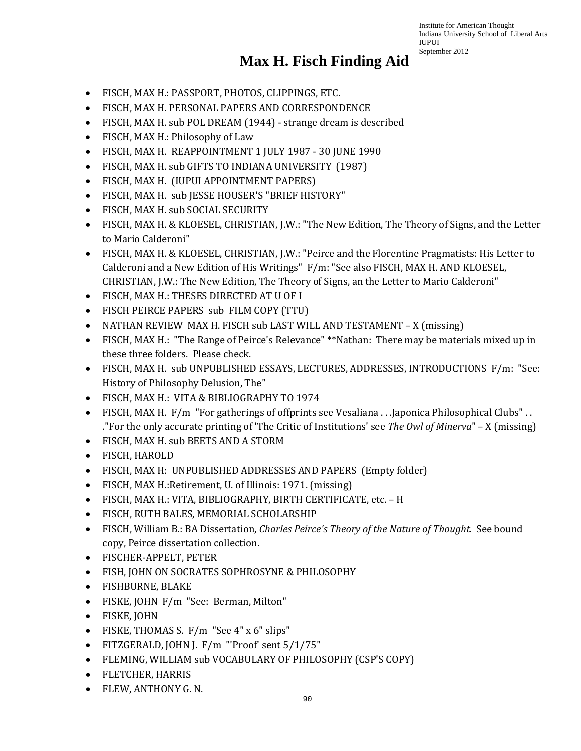# Max H. Fisch Finding Aid

- FISCH, MAX H.: PASSPORT, PHOTOS, CLIPPINGS, ETC.
- FISCH, MAX H. PERSONAL PAPERS AND CORRESPONDENCE
- FISCH, MAX H. sub POL DREAM (1944) - strange dream is described
- FISCH, MAX H.: Philosophy of Law
- FISCH, MAX H. REAPPOINTMENT 1 JULY 1987 - 30 JUNE 1990
- FISCH, MAX H. sub GIFTS TO INDIANA UNIVERSITY (1987)
- FISCH, MAX H. (IUPUI APPOINTMENT PAPERS)
- FISCH, MAX H. sub JESSE HOUSER'S "BRIEF HISTORY"
- FISCH, MAX H. sub SOCIAL SECURITY
- FISCH, MAX H. & KLOESEL, CHRISTIAN, J.W.: "The New Edition, The Theory of Signs, and the Letter to Mario Calderoni"
- FISCH, MAX H. & KLOESEL, CHRISTIAN, J.W.: "Peirce and the Florentine Pragmatists: His Letter to Calderoni and a New Edition of His Writings" F/m: "See also FISCH, MAX H. AND KLOESEL, CHRISTIAN, J.W.: The New Edition, The Theory of Signs, an the Letter to Mario Calderoni"
- FISCH, MAX H.: THESES DIRECTED AT U OF I
- FISCH PEIRCE PAPERS sub FILM COPY (TTU)
- NATHAN REVIEW MAX H. FISCH sub LAST WILL AND TESTAMENT – X (missing)
- FISCH, MAX H.: "The Range of Peirce's Relevance" **Nathan: There may be materials mixed up in these three folders. Please check.
- FISCH, MAX H. sub UNPUBLISHED ESSAYS, LECTURES, ADDRESSES, INTRODUCTIONS F/m: "See: History of Philosophy Delusion, The"
- FISCH, MAX H.: VITA & BIBLIOGRAPHY TO 1974
- FISCH, MAX H. F/m "For gatherings of offprints see Vesaliana . . .Japonica Philosophical Clubs" . . ."For the only accurate printing of 'The Critic of Institutions' see *The Owl of Minerva*" – X (missing)
- FISCH, MAX H. sub BEETS AND A STORM
- FISCH, HAROLD
- FISCH, MAX H: UNPUBLISHED ADDRESSES AND PAPERS (Empty folder)
- FISCH, MAX H.:Retirement, U. of Illinois: 1971. (missing)
- FISCH, MAX H.: VITA, BIBLIOGRAPHY, BIRTH CERTIFICATE, etc. – H
- FISCH, RUTH BALES, MEMORIAL SCHOLARSHIP
- FISCH, William B.: BA Dissertation, *Charles Peirce's Theory of the Nature of Thought.* See bound copy, Peirce dissertation collection.
- FISCHER-APPELT, PETER
- FISH, JOHN ON SOCRATES SOPHROSYNE & PHILOSOPHY
- FISHBURNE, BLAKE
- FISKE, JOHN F/m "See: Berman, Milton"
- FISKE, JOHN
- FISKE, THOMAS S. F/m "See 4" x 6" slips"
- FITZGERALD, JOHN J. F/m "'Proof' sent 5/1/75"
- FLEMING, WILLIAM sub VOCABULARY OF PHILOSOPHY (CSP'S COPY)
- FLETCHER, HARRIS
- FLEW, ANTHONY G. N.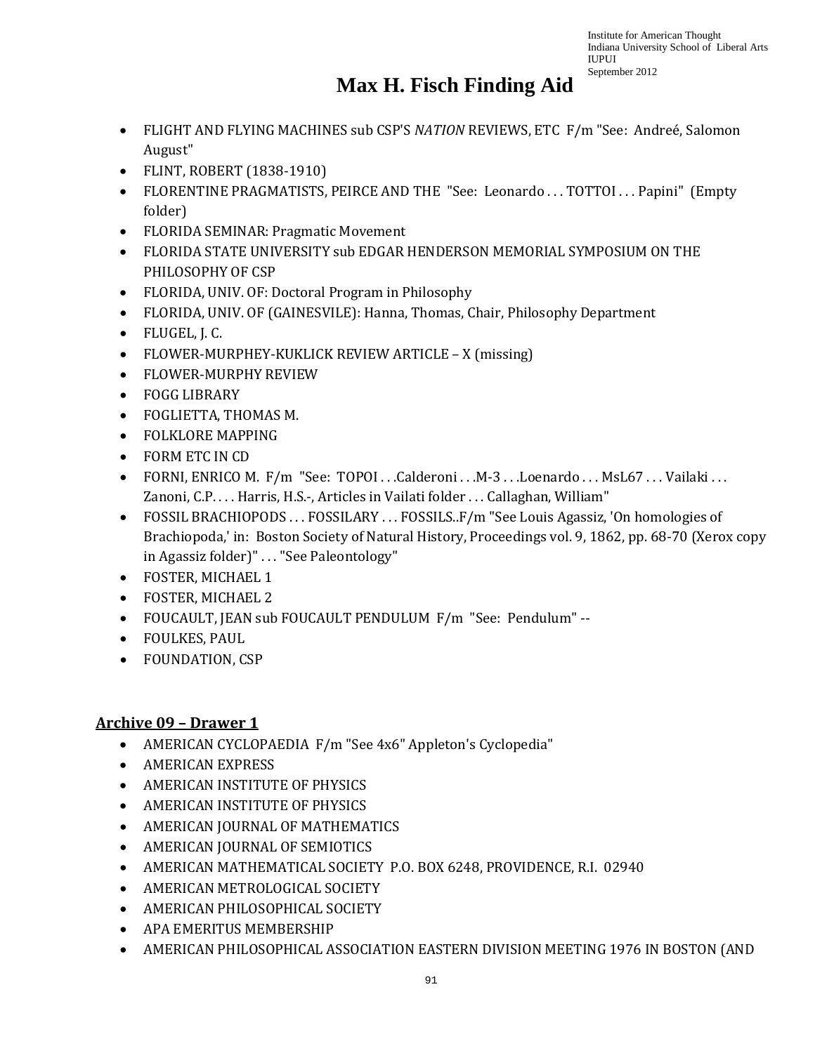# Max H. Fisch Finding Aid

- FLIGHT AND FLYING MACHINES sub CSP'S *NATION* REVIEWS, ETC F/m "See: Andreé, Salomon August"
- FLINT, ROBERT (1838-1910)
- FLORENTINE PRAGMATISTS, PEIRCE AND THE "See: Leonardo . . . TOTTOI . . . Papini" (Empty folder)
- FLORIDA SEMINAR: Pragmatic Movement
- FLORIDA STATE UNIVERSITY sub EDGAR HENDERSON MEMORIAL SYMPOSIUM ON THE PHILOSOPHY OF CSP
- FLORIDA, UNIV. OF: Doctoral Program in Philosophy
- FLORIDA, UNIV. OF (GAINESVILE): Hanna, Thomas, Chair, Philosophy Department
- FLUGEL, J. C.
- FLOWER-MURPHEY-KUKLICK REVIEW ARTICLE – X (missing)
- FLOWER-MURPHY REVIEW
- FOGG LIBRARY
- FOGLIETTA, THOMAS M.
- FOLKLORE MAPPING
- FORM ETC IN CD
- FORNI, ENRICO M. F/m "See: TOPOI . . .Calderoni . . .M-3 . . .Loenardo . . . MsL67 . . . Vailaki . . . Zanoni, C.P. . . . Harris, H.S.-, Articles in Vailati folder . . . Callaghan, William"
- FOSSIL BRACHIOPODS . . . FOSSILARY . . . FOSSILS..F/m "See Louis Agassiz, 'On homologies of Brachiopoda,' in: Boston Society of Natural History, Proceedings vol. 9, 1862, pp. 68-70 (Xerox copy in Agassiz folder)" . . . "See Paleontology"
- FOSTER, MICHAEL 1
- FOSTER, MICHAEL 2
- FOUCAULT, JEAN sub FOUCAULT PENDULUM F/m "See: Pendulum" --
- FOULKES, PAUL
- FOUNDATION, CSP

## Archive 09 – Drawer 1

- AMERICAN CYCLOPAEDIA F/m "See 4x6" Appleton's Cyclopedia"
- AMERICAN EXPRESS
- AMERICAN INSTITUTE OF PHYSICS
- AMERICAN INSTITUTE OF PHYSICS
- AMERICAN JOURNAL OF MATHEMATICS
- AMERICAN JOURNAL OF SEMIOTICS
- AMERICAN MATHEMATICAL SOCIETY P.O. BOX 6248, PROVIDENCE, R.I. 02940
- AMERICAN METROLOGICAL SOCIETY
- AMERICAN PHILOSOPHICAL SOCIETY
- APA EMERITUS MEMBERSHIP
- AMERICAN PHILOSOPHICAL ASSOCIATION EASTERN DIVISION MEETING 1976 IN BOSTON (AND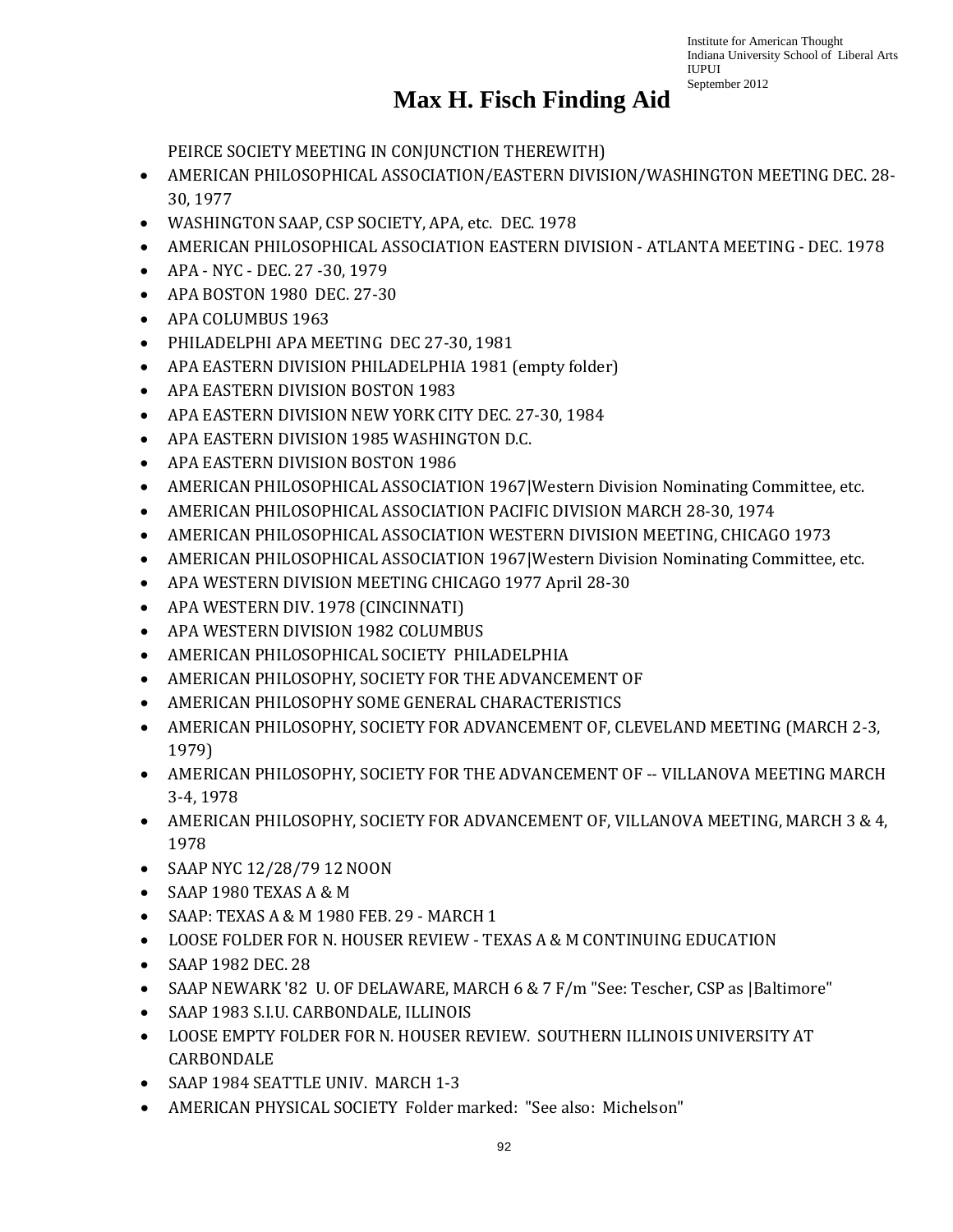PEIRCE SOCIETY MEETING IN CONJUNCTION THEREWITH)

- AMERICAN PHILOSOPHICAL ASSOCIATION/EASTERN DIVISION/WASHINGTON MEETING DEC. 28-30, 1977
- WASHINGTON SAAP, CSP SOCIETY, APA, etc. DEC. 1978
- AMERICAN PHILOSOPHICAL ASSOCIATION EASTERN DIVISION - ATLANTA MEETING - DEC. 1978
- APA - NYC - DEC. 27 -30, 1979
- APA BOSTON 1980 DEC. 27-30
- APA COLUMBUS 1963
- PHILADELPHI APA MEETING DEC 27-30, 1981
- APA EASTERN DIVISION PHILADELPHIA 1981 (empty folder)
- APA EASTERN DIVISION BOSTON 1983
- APA EASTERN DIVISION NEW YORK CITY DEC. 27-30, 1984
- APA EASTERN DIVISION 1985 WASHINGTON D.C.
- APA EASTERN DIVISION BOSTON 1986
- AMERICAN PHILOSOPHICAL ASSOCIATION 1967|Western Division Nominating Committee, etc.
- AMERICAN PHILOSOPHICAL ASSOCIATION PACIFIC DIVISION MARCH 28-30, 1974
- AMERICAN PHILOSOPHICAL ASSOCIATION WESTERN DIVISION MEETING, CHICAGO 1973
- AMERICAN PHILOSOPHICAL ASSOCIATION 1967|Western Division Nominating Committee, etc.
- APA WESTERN DIVISION MEETING CHICAGO 1977 April 28-30
- APA WESTERN DIV. 1978 (CINCINNATI)
- APA WESTERN DIVISION 1982 COLUMBUS
- AMERICAN PHILOSOPHICAL SOCIETY PHILADELPHIA
- AMERICAN PHILOSOPHY, SOCIETY FOR THE ADVANCEMENT OF
- AMERICAN PHILOSOPHY SOME GENERAL CHARACTERISTICS
- AMERICAN PHILOSOPHY, SOCIETY FOR ADVANCEMENT OF, CLEVELAND MEETING (MARCH 2-3, 1979)
- AMERICAN PHILOSOPHY, SOCIETY FOR THE ADVANCEMENT OF -- VILLANOVA MEETING MARCH 3-4, 1978
- AMERICAN PHILOSOPHY, SOCIETY FOR ADVANCEMENT OF, VILLANOVA MEETING, MARCH 3 & 4, 1978
- SAAP NYC 12/28/79 12 NOON
- SAAP 1980 TEXAS A & M
- SAAP: TEXAS A & M 1980 FEB. 29 - MARCH 1
- LOOSE FOLDER FOR N. HOUSER REVIEW - TEXAS A & M CONTINUING EDUCATION
- SAAP 1982 DEC. 28
- SAAP NEWARK '82 U. OF DELAWARE, MARCH 6 & 7 F/m "See: Tescher, CSP as |Baltimore"
- SAAP 1983 S.I.U. CARBONDALE, ILLINOIS
- LOOSE EMPTY FOLDER FOR N. HOUSER REVIEW. SOUTHERN ILLINOIS UNIVERSITY AT CARBONDALE
- SAAP 1984 SEATTLE UNIV. MARCH 1-3
- AMERICAN PHYSICAL SOCIETY Folder marked: "See also: Michelson"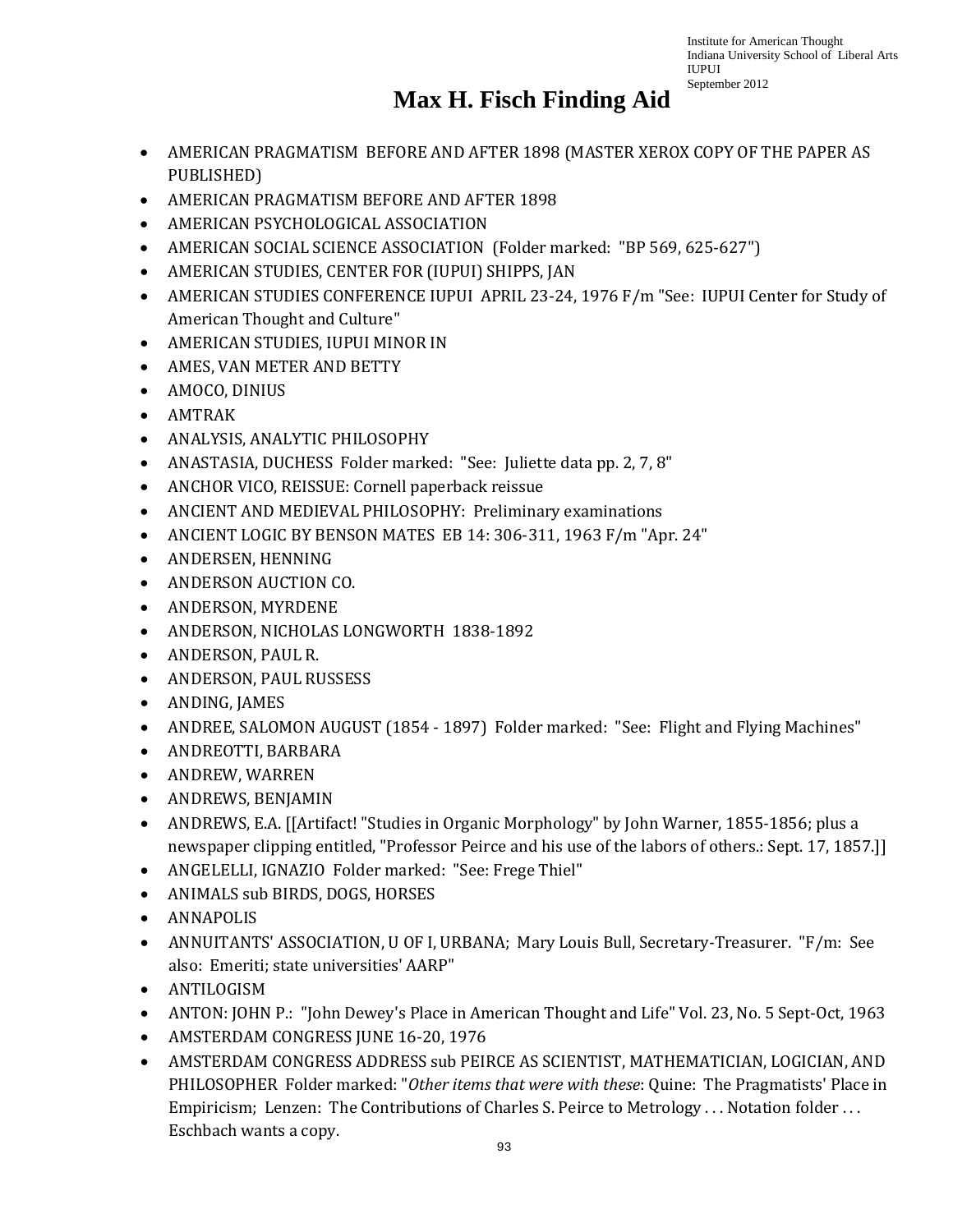# Max H. Fisch Finding Aid

- AMERICAN PRAGMATISM BEFORE AND AFTER 1898 (MASTER XEROX COPY OF THE PAPER AS PUBLISHED)
- AMERICAN PRAGMATISM BEFORE AND AFTER 1898
- AMERICAN PSYCHOLOGICAL ASSOCIATION
- AMERICAN SOCIAL SCIENCE ASSOCIATION (Folder marked: "BP 569, 625-627")
- AMERICAN STUDIES, CENTER FOR (IUPUI) SHIPPS, JAN
- AMERICAN STUDIES CONFERENCE IUPUI APRIL 23-24, 1976 F/m "See: IUPUI Center for Study of American Thought and Culture"
- AMERICAN STUDIES, IUPUI MINOR IN
- AMES, VAN METER AND BETTY
- AMOCO, DINIUS
- AMTRAK
- ANALYSIS, ANALYTIC PHILOSOPHY
- ANASTASIA, DUCHESS Folder marked: "See: Juliette data pp. 2, 7, 8"
- ANCHOR VICO, REISSUE: Cornell paperback reissue
- ANCIENT AND MEDIEVAL PHILOSOPHY: Preliminary examinations
- ANCIENT LOGIC BY BENSON MATES EB 14: 306-311, 1963 F/m "Apr. 24"
- ANDERSEN, HENNING
- ANDERSON AUCTION CO.
- ANDERSON, MYRDENE
- ANDERSON, NICHOLAS LONGWORTH 1838-1892
- ANDERSON, PAUL R.
- ANDERSON, PAUL RUSSESS
- ANDING, JAMES
- ANDREE, SALOMON AUGUST (1854 - 1897) Folder marked: "See: Flight and Flying Machines"
- ANDREOTTI, BARBARA
- ANDREW, WARREN
- ANDREWS, BENJAMIN
- ANDREWS, E.A. [[Artifact! "Studies in Organic Morphology" by John Warner, 1855-1856; plus a newspaper clipping entitled, "Professor Peirce and his use of the labors of others.: Sept. 17, 1857.]]
- ANGELELLI, IGNAZIO Folder marked: "See: Frege Thiel"
- ANIMALS sub BIRDS, DOGS, HORSES
- ANNAPOLIS
- ANNUITANTS' ASSOCIATION, U OF I, URBANA; Mary Louis Bull, Secretary-Treasurer. "F/m: See also: Emeriti; state universities' AARP"
- ANTILOGISM
- ANTON: JOHN P.: "John Dewey's Place in American Thought and Life" Vol. 23, No. 5 Sept-Oct, 1963
- AMSTERDAM CONGRESS JUNE 16-20, 1976
- AMSTERDAM CONGRESS ADDRESS sub PEIRCE AS SCIENTIST, MATHEMATICIAN, LOGICIAN, AND PHILOSOPHER Folder marked: "*Other items that were with these*: Quine: The Pragmatists' Place in Empiricism; Lenzen: The Contributions of Charles S. Peirce to Metrology . . . Notation folder . . . Eschbach wants a copy.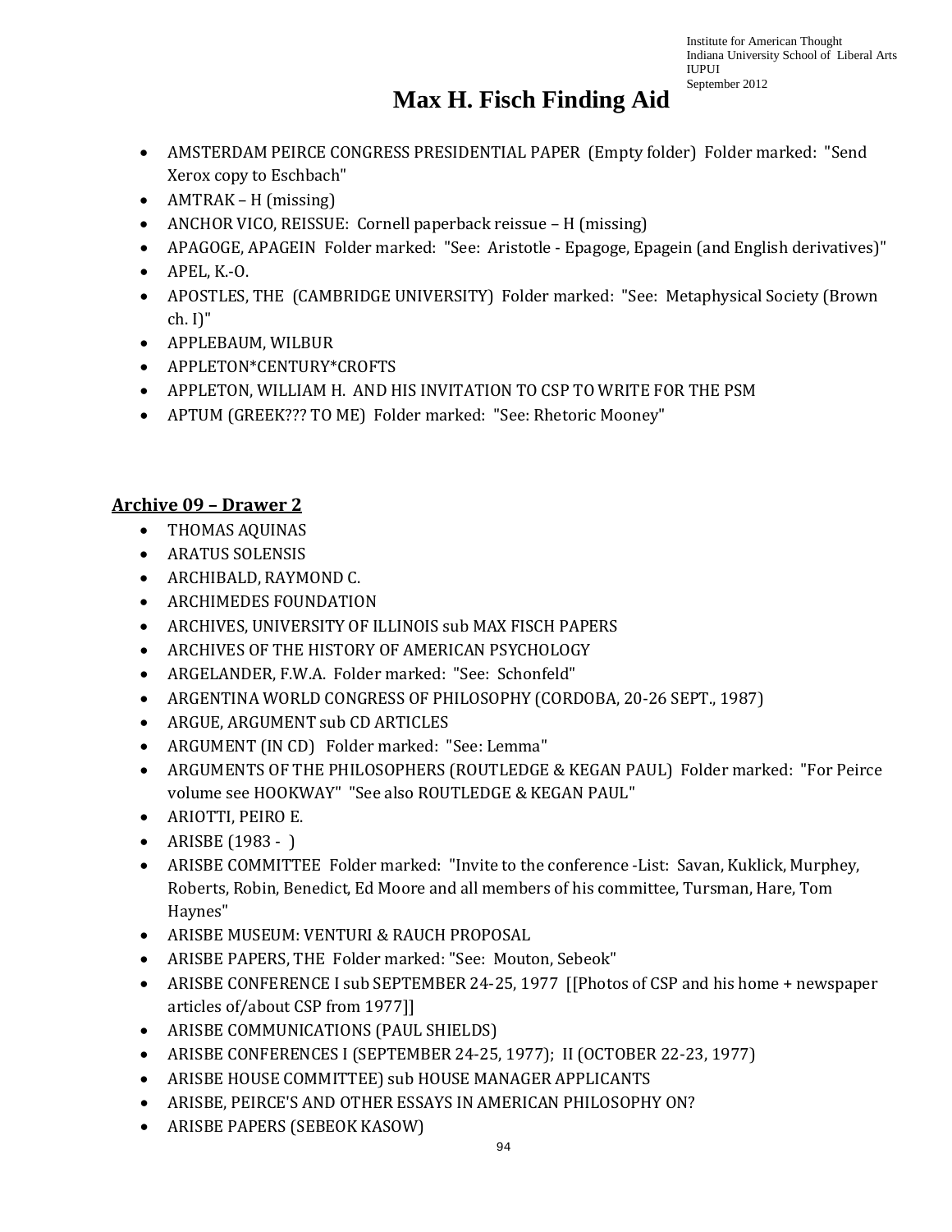# Max H. Fisch Finding Aid

- AMSTERDAM PEIRCE CONGRESS PRESIDENTIAL PAPER (Empty folder) Folder marked: "Send Xerox copy to Eschbach"
- AMTRAK – H (missing)
- ANCHOR VICO, REISSUE: Cornell paperback reissue – H (missing)
- APAGOGE, APAGEIN Folder marked: "See: Aristotle - Epagoge, Epagein (and English derivatives)"
- APEL, K.-O.
- APOSTLES, THE (CAMBRIDGE UNIVERSITY) Folder marked: "See: Metaphysical Society (Brown ch. I)"
- APPLEBAUM, WILBUR
- APPLETON*CENTURY*CROFTS
- APPLETON, WILLIAM H. AND HIS INVITATION TO CSP TO WRITE FOR THE PSM
- APTUM (GREEK??? TO ME) Folder marked: "See: Rhetoric Mooney"

## Archive 09 – Drawer 2

- THOMAS AQUINAS
- ARATUS SOLENSIS
- ARCHIBALD, RAYMOND C.
- ARCHIMEDES FOUNDATION
- ARCHIVES, UNIVERSITY OF ILLINOIS sub MAX FISCH PAPERS
- ARCHIVES OF THE HISTORY OF AMERICAN PSYCHOLOGY
- ARGELANDER, F.W.A. Folder marked: "See: Schonfeld"
- ARGENTINA WORLD CONGRESS OF PHILOSOPHY (CORDOBA, 20-26 SEPT., 1987)
- ARGUE, ARGUMENT sub CD ARTICLES
- ARGUMENT (IN CD) Folder marked: "See: Lemma"
- ARGUMENTS OF THE PHILOSOPHERS (ROUTLEDGE & KEGAN PAUL) Folder marked: "For Peirce volume see HOOKWAY" "See also ROUTLEDGE & KEGAN PAUL"
- ARIOTTI, PEIRO E.
- ARISBE (1983 - )
- ARISBE COMMITTEE Folder marked: "Invite to the conference -List: Savan, Kuklick, Murphey, Roberts, Robin, Benedict, Ed Moore and all members of his committee, Tursman, Hare, Tom Haynes"
- ARISBE MUSEUM: VENTURI & RAUCH PROPOSAL
- ARISBE PAPERS, THE Folder marked: "See: Mouton, Sebeok"
- ARISBE CONFERENCE I sub SEPTEMBER 24-25, 1977 [[Photos of CSP and his home + newspaper articles of/about CSP from 1977]]
- ARISBE COMMUNICATIONS (PAUL SHIELDS)
- ARISBE CONFERENCES I (SEPTEMBER 24-25, 1977); II (OCTOBER 22-23, 1977)
- ARISBE HOUSE COMMITTEE) sub HOUSE MANAGER APPLICANTS
- ARISBE, PEIRCE'S AND OTHER ESSAYS IN AMERICAN PHILOSOPHY ON?
- ARISBE PAPERS (SEBEOK KASOW)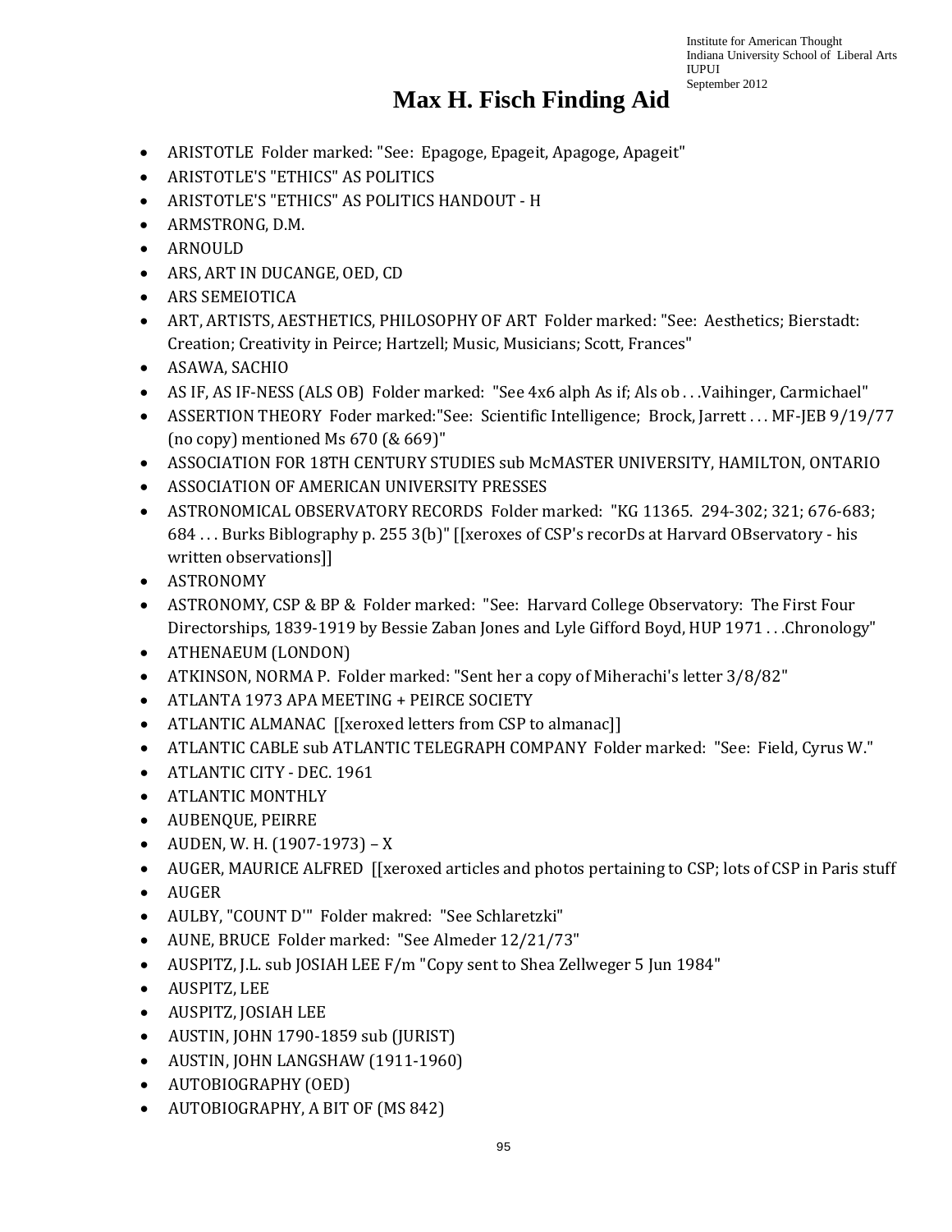# Max H. Fisch Finding Aid

- ARISTOTLE Folder marked: "See: Epagoge, Epageit, Apagoge, Apageit"
- ARISTOTLE'S "ETHICS" AS POLITICS
- ARISTOTLE'S "ETHICS" AS POLITICS HANDOUT - H
- ARMSTRONG, D.M.
- ARNOULD
- ARS, ART IN DUCANGE, OED, CD
- ARS SEMEIOTICA
- ART, ARTISTS, AESTHETICS, PHILOSOPHY OF ART Folder marked: "See: Aesthetics; Bierstadt: Creation; Creativity in Peirce; Hartzell; Music, Musicians; Scott, Frances"
- ASAWA, SACHIO
- AS IF, AS IF-NESS (ALS OB) Folder marked: "See 4x6 alph As if; Als ob . . .Vaihinger, Carmichael"
- ASSERTION THEORY Foder marked:"See: Scientific Intelligence; Brock, Jarrett . . . MF-JEB 9/19/77 (no copy) mentioned Ms 670 (& 669)"
- ASSOCIATION FOR 18TH CENTURY STUDIES sub McMASTER UNIVERSITY, HAMILTON, ONTARIO
- ASSOCIATION OF AMERICAN UNIVERSITY PRESSES
- ASTRONOMICAL OBSERVATORY RECORDS Folder marked: "KG 11365. 294-302; 321; 676-683; 684 . . . Burks Biblography p. 255 3(b)" [[xeroxes of CSP's recorDs at Harvard OBservatory - his written observations]]
- ASTRONOMY
- ASTRONOMY, CSP & BP & Folder marked: "See: Harvard College Observatory: The First Four Directorships, 1839-1919 by Bessie Zaban Jones and Lyle Gifford Boyd, HUP 1971 . . .Chronology"
- ATHENAEUM (LONDON)
- ATKINSON, NORMA P. Folder marked: "Sent her a copy of Miherachi's letter 3/8/82"
- ATLANTA 1973 APA MEETING + PEIRCE SOCIETY
- ATLANTIC ALMANAC [[xeroxed letters from CSP to almanac]]
- ATLANTIC CABLE sub ATLANTIC TELEGRAPH COMPANY Folder marked: "See: Field, Cyrus W."
- ATLANTIC CITY - DEC. 1961
- ATLANTIC MONTHLY
- AUBENQUE, PEIRRE
- AUDEN, W. H. (1907-1973) – X
- AUGER, MAURICE ALFRED [[xeroxed articles and photos pertaining to CSP; lots of CSP in Paris stuff
- AUGER
- AULBY, "COUNT D'" Folder makred: "See Schlaretzki"
- AUNE, BRUCE Folder marked: "See Almeder 12/21/73"
- AUSPITZ, J.L. sub JOSIAH LEE F/m "Copy sent to Shea Zellweger 5 Jun 1984"
- AUSPITZ, LEE
- AUSPITZ, JOSIAH LEE
- AUSTIN, JOHN 1790-1859 sub (JURIST)
- AUSTIN, JOHN LANGSHAW (1911-1960)
- AUTOBIOGRAPHY (OED)
- AUTOBIOGRAPHY, A BIT OF (MS 842)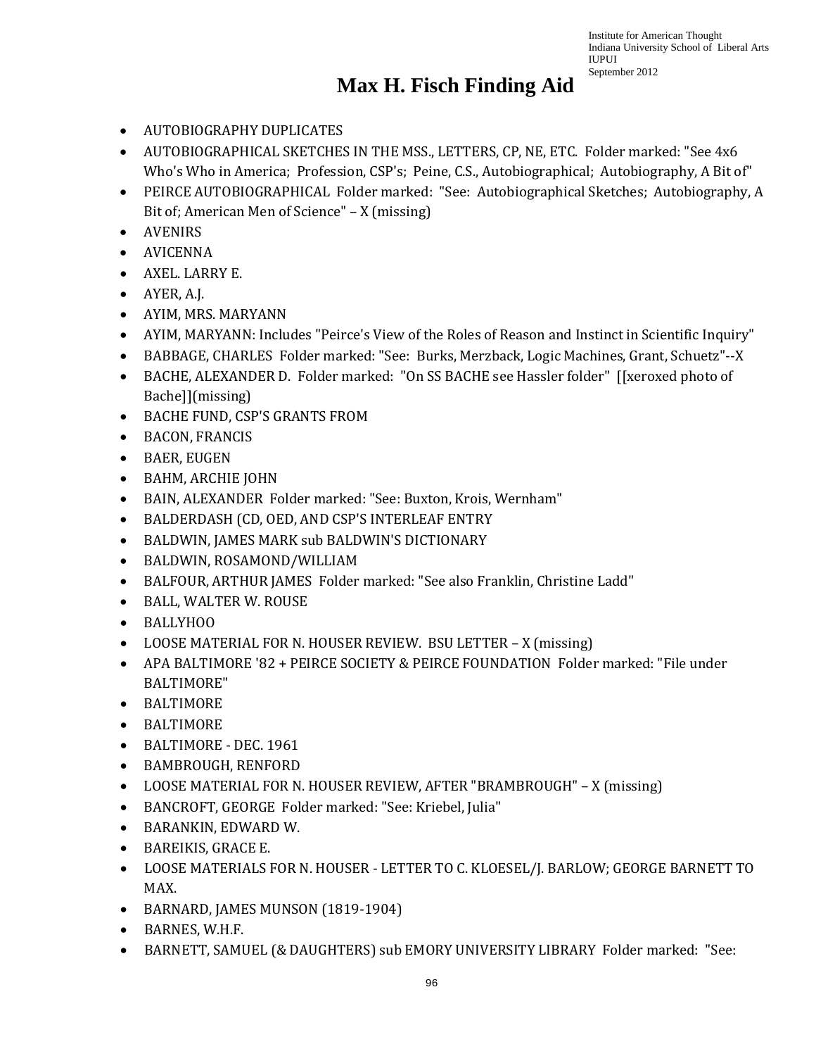Institute for American Thought
Indiana University School of Liberal Arts
IUPUI
September 2012

# Max H. Fisch Finding Aid

- AUTOBIOGRAPHY DUPLICATES
- AUTOBIOGRAPHICAL SKETCHES IN THE MSS., LETTERS, CP, NE, ETC. Folder marked: "See 4x6 Who's Who in America; Profession, CSP's; Peine, C.S., Autobiographical; Autobiography, A Bit of"
- PEIRCE AUTOBIOGRAPHICAL Folder marked: "See: Autobiographical Sketches; Autobiography, A Bit of; American Men of Science" – X (missing)
- AVENIRS
- AVICENNA
- AXEL. LARRY E.
- AYER, A.J.
- AYIM, MRS. MARYANN
- AYIM, MARYANN: Includes "Peirce's View of the Roles of Reason and Instinct in Scientific Inquiry"
- BABBAGE, CHARLES Folder marked: "See: Burks, Merzback, Logic Machines, Grant, Schuetz"--X
- BACHE, ALEXANDER D. Folder marked: "On SS BACHE see Hassler folder" [[xeroxed photo of Bache]](missing)
- BACHE FUND, CSP'S GRANTS FROM
- BACON, FRANCIS
- BAER, EUGEN
- BAHM, ARCHIE JOHN
- BAIN, ALEXANDER Folder marked: "See: Buxton, Krois, Wernham"
- BALDERDASH (CD, OED, AND CSP'S INTERLEAF ENTRY
- BALDWIN, JAMES MARK sub BALDWIN'S DICTIONARY
- BALDWIN, ROSAMOND/WILLIAM
- BALFOUR, ARTHUR JAMES Folder marked: "See also Franklin, Christine Ladd"
- BALL, WALTER W. ROUSE
- BALLYHOO
- LOOSE MATERIAL FOR N. HOUSER REVIEW. BSU LETTER – X (missing)
- APA BALTIMORE '82 + PEIRCE SOCIETY & PEIRCE FOUNDATION Folder marked: "File under BALTIMORE"
- BALTIMORE
- BALTIMORE
- BALTIMORE - DEC. 1961
- BAMBROUGH, RENFORD
- LOOSE MATERIAL FOR N. HOUSER REVIEW, AFTER "BRAMBROUGH" – X (missing)
- BANCROFT, GEORGE Folder marked: "See: Kriebel, Julia"
- BARANKIN, EDWARD W.
- BAREIKIS, GRACE E.
- LOOSE MATERIALS FOR N. HOUSER - LETTER TO C. KLOESEL/J. BARLOW; GEORGE BARNETT TO MAX.
- BARNARD, JAMES MUNSON (1819-1904)
- BARNES, W.H.F.
- BARNETT, SAMUEL (& DAUGHTERS) sub EMORY UNIVERSITY LIBRARY Folder marked: "See: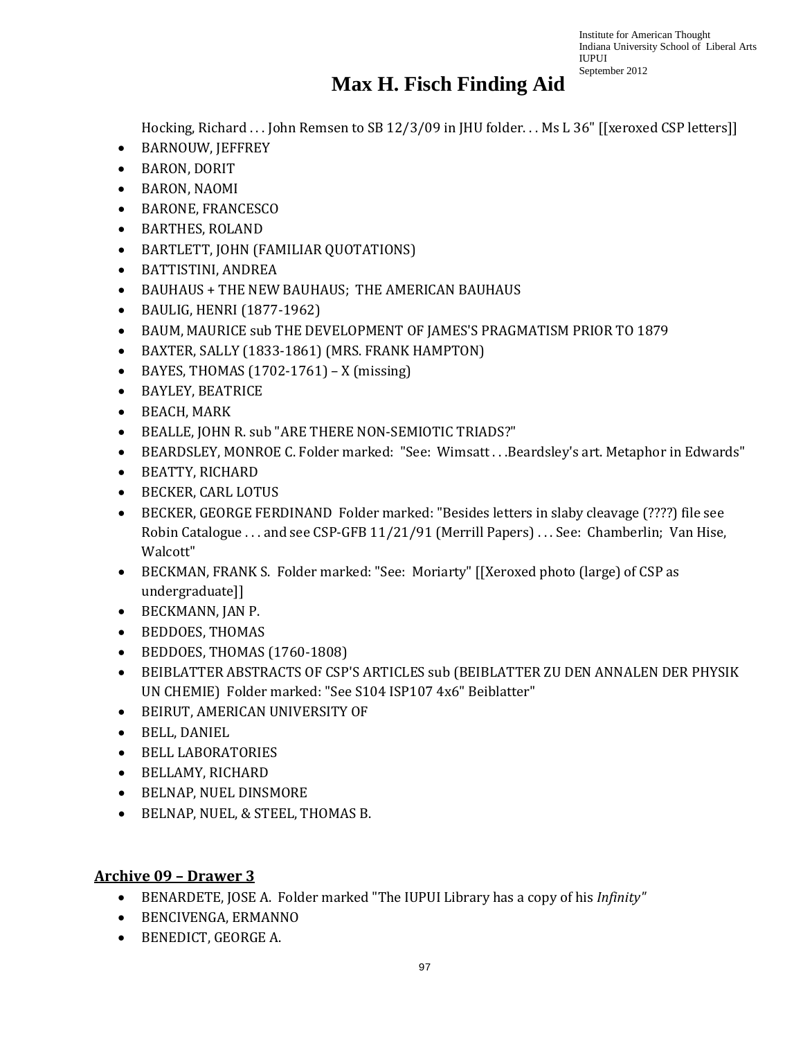Hocking, Richard . . . John Remsen to SB 12/3/09 in JHU folder. . . Ms L 36" [[xeroxed CSP letters]]

- BARNOUW, JEFFREY
- BARON, DORIT
- BARON, NAOMI
- BARONE, FRANCESCO
- BARTHES, ROLAND
- BARTLETT, JOHN (FAMILIAR QUOTATIONS)
- BATTISTINI, ANDREA
- BAUHAUS + THE NEW BAUHAUS; THE AMERICAN BAUHAUS
- BAULIG, HENRI (1877-1962)
- BAUM, MAURICE sub THE DEVELOPMENT OF JAMES'S PRAGMATISM PRIOR TO 1879
- BAXTER, SALLY (1833-1861) (MRS. FRANK HAMPTON)
- BAYES, THOMAS (1702-1761) – X (missing)
- BAYLEY, BEATRICE
- BEACH, MARK
- BEALLE, JOHN R. sub "ARE THERE NON-SEMIOTIC TRIADS?"
- BEARDSLEY, MONROE C. Folder marked: "See: Wimsatt . . .Beardsley's art. Metaphor in Edwards"
- BEATTY, RICHARD
- BECKER, CARL LOTUS
- BECKER, GEORGE FERDINAND Folder marked: "Besides letters in slaby cleavage (????) file see Robin Catalogue . . . and see CSP-GFB 11/21/91 (Merrill Papers) . . . See: Chamberlin; Van Hise, Walcott"
- BECKMAN, FRANK S. Folder marked: "See: Moriarty" [[Xeroxed photo (large) of CSP as undergraduate]]
- BECKMANN, JAN P.
- BEDDOES, THOMAS
- BEDDOES, THOMAS (1760-1808)
- BEIBLATTER ABSTRACTS OF CSP'S ARTICLES sub (BEIBLATTER ZU DEN ANNALEN DER PHYSIK UN CHEMIE) Folder marked: "See S104 ISP107 4x6" Beiblatter"
- BEIRUT, AMERICAN UNIVERSITY OF
- BELL, DANIEL
- BELL LABORATORIES
- BELLAMY, RICHARD
- BELNAP, NUEL DINSMORE
- BELNAP, NUEL, & STEEL, THOMAS B.

## Archive 09 – Drawer 3

- BENARDETE, JOSE A. Folder marked "The IUPUI Library has a copy of his *Infinity*"
- BENCIVENGA, ERMANNO
- BENEDICT, GEORGE A.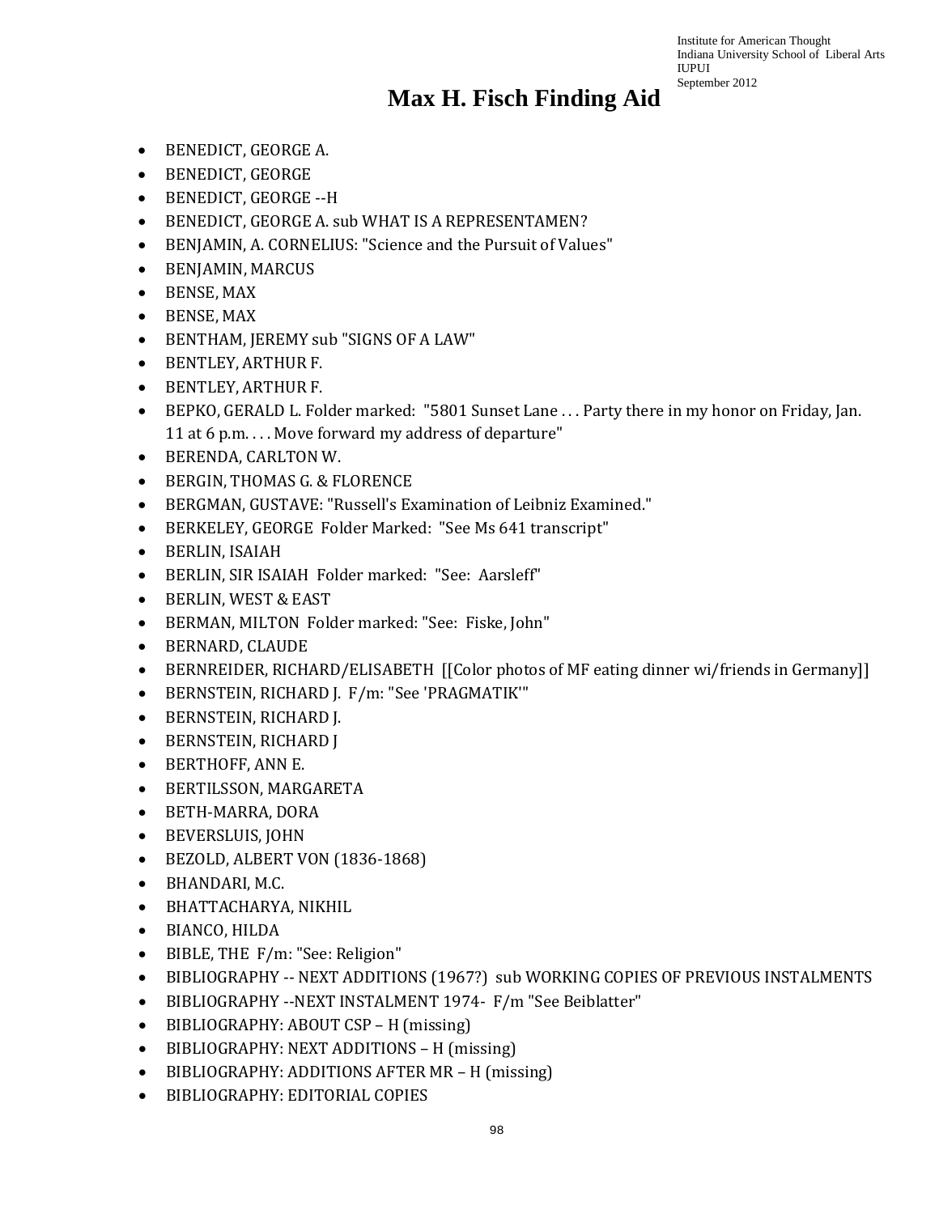# Max H. Fisch Finding Aid

- BENEDICT, GEORGE A.
- BENEDICT, GEORGE
- BENEDICT, GEORGE --H
- BENEDICT, GEORGE A. sub WHAT IS A REPRESENTAMEN?
- BENJAMIN, A. CORNELIUS: "Science and the Pursuit of Values"
- BENJAMIN, MARCUS
- BENSE, MAX
- BENSE, MAX
- BENTHAM, JEREMY sub "SIGNS OF A LAW"
- BENTLEY, ARTHUR F.
- BENTLEY, ARTHUR F.
- BEPKO, GERALD L. Folder marked: "5801 Sunset Lane . . . Party there in my honor on Friday, Jan. 11 at 6 p.m. . . . Move forward my address of departure"
- BERENDA, CARLTON W.
- BERGIN, THOMAS G. & FLORENCE
- BERGMAN, GUSTAVE: "Russell's Examination of Leibniz Examined."
- BERKELEY, GEORGE Folder Marked: "See Ms 641 transcript"
- BERLIN, ISAIAH
- BERLIN, SIR ISAIAH Folder marked: "See: Aarsleff"
- BERLIN, WEST & EAST
- BERMAN, MILTON Folder marked: "See: Fiske, John"
- BERNARD, CLAUDE
- BERNREIDER, RICHARD/ELISABETH [[Color photos of MF eating dinner wi/friends in Germany]]
- BERNSTEIN, RICHARD J. F/m: "See 'PRAGMATIK'"
- BERNSTEIN, RICHARD J.
- BERNSTEIN, RICHARD J
- BERTHOFF, ANN E.
- BERTILSSON, MARGARETA
- BETH-MARRA, DORA
- BEVERSLUIS, JOHN
- BEZOLD, ALBERT VON (1836-1868)
- BHANDARI, M.C.
- BHATTACHARYA, NIKHIL
- BIANCO, HILDA
- BIBLE, THE F/m: "See: Religion"
- BIBLIOGRAPHY -- NEXT ADDITIONS (1967?) sub WORKING COPIES OF PREVIOUS INSTALMENTS
- BIBLIOGRAPHY --NEXT INSTALMENT 1974- F/m "See Beiblatter"
- BIBLIOGRAPHY: ABOUT CSP – H (missing)
- BIBLIOGRAPHY: NEXT ADDITIONS – H (missing)
- BIBLIOGRAPHY: ADDITIONS AFTER MR – H (missing)
- BIBLIOGRAPHY: EDITORIAL COPIES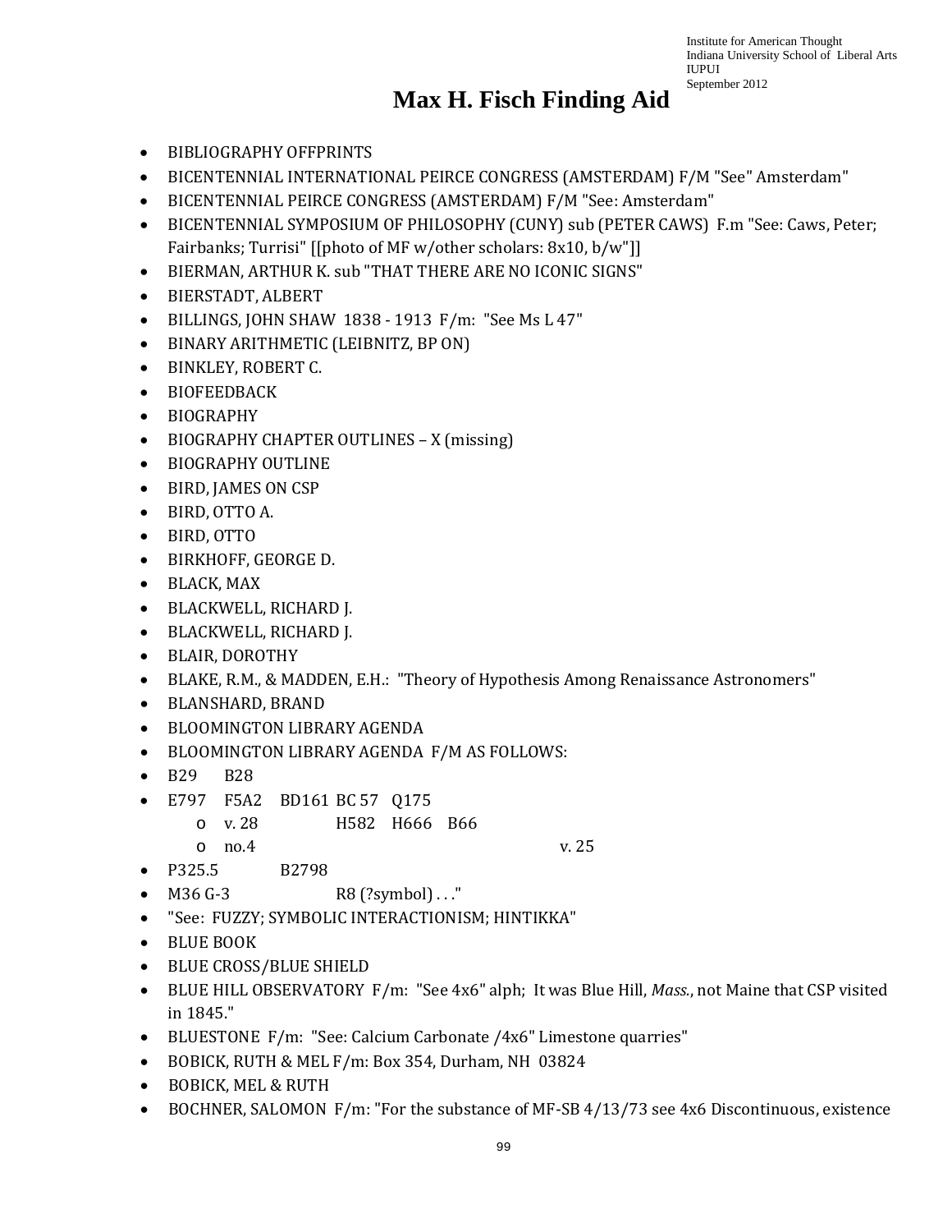# Max H. Fisch Finding Aid

- BIBLIOGRAPHY OFFPRINTS
- BICENTENNIAL INTERNATIONAL PEIRCE CONGRESS (AMSTERDAM) F/M "See" Amsterdam"
- BICENTENNIAL PEIRCE CONGRESS (AMSTERDAM) F/M "See: Amsterdam"
- BICENTENNIAL SYMPOSIUM OF PHILOSOPHY (CUNY) sub (PETER CAWS) F.m "See: Caws, Peter; Fairbanks; Turrisi" [[photo of MF w/other scholars: 8x10, b/w"]]
- BIERMAN, ARTHUR K. sub "THAT THERE ARE NO ICONIC SIGNS"
- BIERSTADT, ALBERT
- BILLINGS, JOHN SHAW 1838 - 1913 F/m: "See Ms L 47"
- BINARY ARITHMETIC (LEIBNITZ, BP ON)
- BINKLEY, ROBERT C.
- BIOFEEDBACK
- BIOGRAPHY
- BIOGRAPHY CHAPTER OUTLINES – X (missing)
- BIOGRAPHY OUTLINE
- BIRD, JAMES ON CSP
- BIRD, OTTO A.
- BIRD, OTTO
- BIRKHOFF, GEORGE D.
- BLACK, MAX
- BLACKWELL, RICHARD J.
- BLACKWELL, RICHARD J.
- BLAIR, DOROTHY
- BLAKE, R.M., & MADDEN, E.H.: "Theory of Hypothesis Among Renaissance Astronomers"
- BLANSHARD, BRAND
- BLOOMINGTON LIBRARY AGENDA
- BLOOMINGTON LIBRARY AGENDA F/M AS FOLLOWS:
- B29 B28
- E797 F5A2 BD161 BC 57 Q175
  - v. 28 H582 H666 B66
  - no.4 v. 25
- P325.5 B2798
- M36 G-3 R8 (?symbol) . . ."
- "See: FUZZY; SYMBOLIC INTERACTIONISM; HINTIKKA"
- BLUE BOOK
- BLUE CROSS/BLUE SHIELD
- BLUE HILL OBSERVATORY F/m: "See 4x6" alph; It was Blue Hill, *Mass.*, not Maine that CSP visited in 1845."
- BLUESTONE F/m: "See: Calcium Carbonate /4x6" Limestone quarries"
- BOBICK, RUTH & MEL F/m: Box 354, Durham, NH 03824
- BOBICK, MEL & RUTH
- BOCHNER, SALOMON F/m: "For the substance of MF-SB 4/13/73 see 4x6 Discontinuous, existence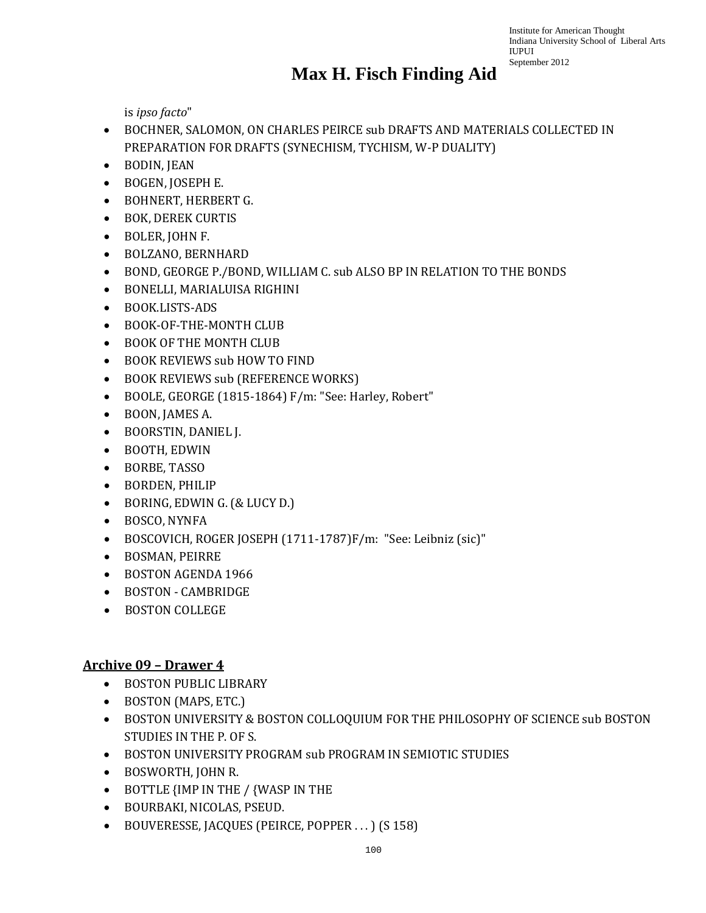is *ipso facto*"

- BOCHNER, SALOMON, ON CHARLES PEIRCE sub DRAFTS AND MATERIALS COLLECTED IN PREPARATION FOR DRAFTS (SYNECHISM, TYCHISM, W-P DUALITY)
- BODIN, JEAN
- BOGEN, JOSEPH E.
- BOHNERT, HERBERT G.
- BOK, DEREK CURTIS
- BOLER, JOHN F.
- BOLZANO, BERNHARD
- BOND, GEORGE P./BOND, WILLIAM C. sub ALSO BP IN RELATION TO THE BONDS
- BONELLI, MARIALUISA RIGHINI
- BOOK.LISTS-ADS
- BOOK-OF-THE-MONTH CLUB
- BOOK OF THE MONTH CLUB
- BOOK REVIEWS sub HOW TO FIND
- BOOK REVIEWS sub (REFERENCE WORKS)
- BOOLE, GEORGE (1815-1864) F/m: "See: Harley, Robert"
- BOON, JAMES A.
- BOORSTIN, DANIEL J.
- BOOTH, EDWIN
- BORBE, TASSO
- BORDEN, PHILIP
- BORING, EDWIN G. (& LUCY D.)
- BOSCO, NYNFA
- BOSCOVICH, ROGER JOSEPH (1711-1787)F/m: "See: Leibniz (sic)"
- BOSMAN, PEIRRE
- BOSTON AGENDA 1966
- BOSTON - CAMBRIDGE
- BOSTON COLLEGE

## Archive 09 – Drawer 4

- BOSTON PUBLIC LIBRARY
- BOSTON (MAPS, ETC.)
- BOSTON UNIVERSITY & BOSTON COLLOQUIUM FOR THE PHILOSOPHY OF SCIENCE sub BOSTON STUDIES IN THE P. OF S.
- BOSTON UNIVERSITY PROGRAM sub PROGRAM IN SEMIOTIC STUDIES
- BOSWORTH, JOHN R.
- BOTTLE {IMP IN THE / {WASP IN THE
- BOURBAKI, NICOLAS, PSEUD.
- BOUVERESSE, JACQUES (PEIRCE, POPPER . . . ) (S 158)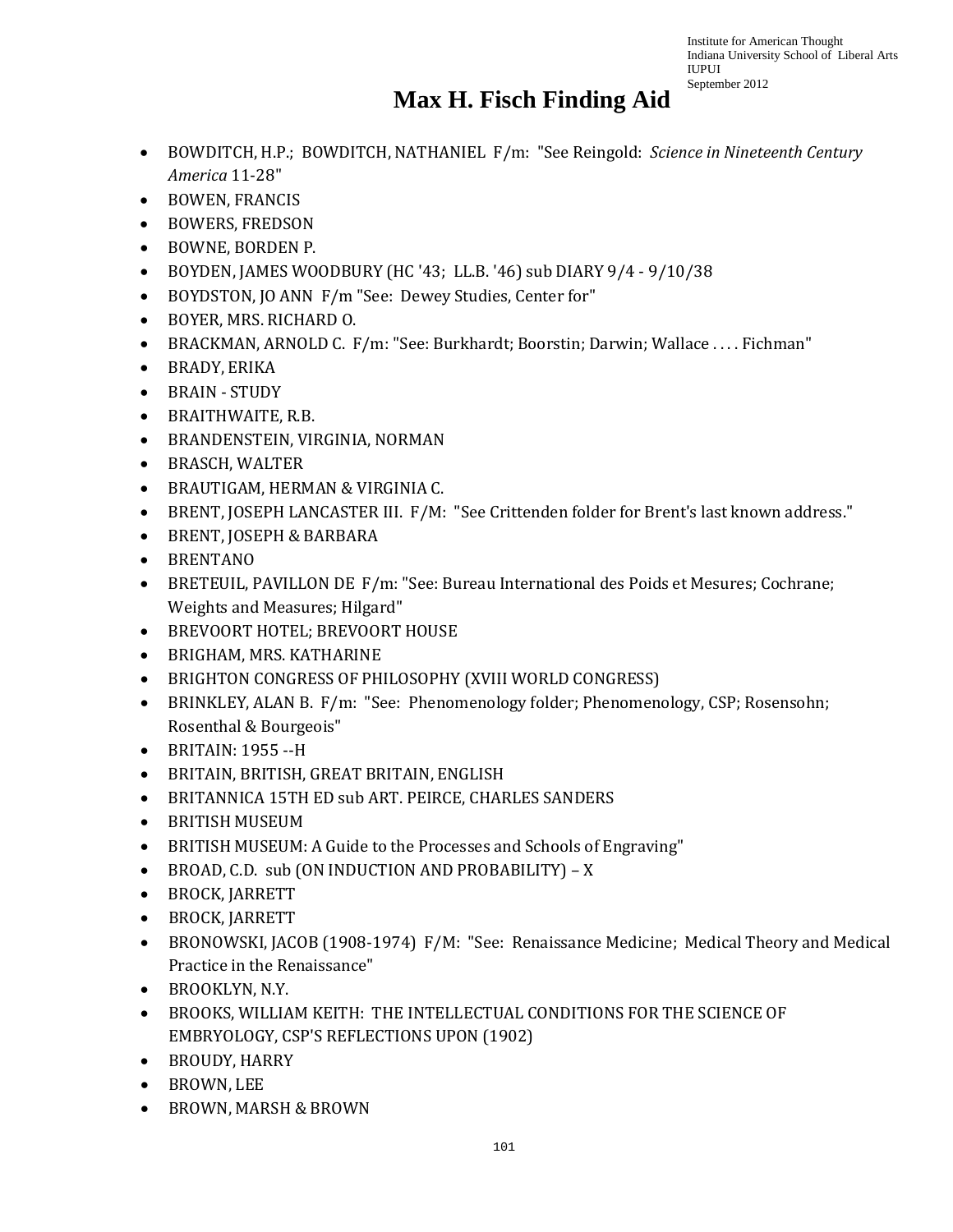# Max H. Fisch Finding Aid

- BOWDITCH, H.P.; BOWDITCH, NATHANIEL F/m: "See Reingold: *Science in Nineteenth Century America* 11-28"
- BOWEN, FRANCIS
- BOWERS, FREDSON
- BOWNE, BORDEN P.
- BOYDEN, JAMES WOODBURY (HC '43; LL.B. '46) sub DIARY 9/4 - 9/10/38
- BOYDSTON, JO ANN F/m "See: Dewey Studies, Center for"
- BOYER, MRS. RICHARD O.
- BRACKMAN, ARNOLD C. F/m: "See: Burkhardt; Boorstin; Darwin; Wallace . . . . Fichman"
- BRADY, ERIKA
- BRAIN - STUDY
- BRAITHWAITE, R.B.
- BRANDENSTEIN, VIRGINIA, NORMAN
- BRASCH, WALTER
- BRAUTIGAM, HERMAN & VIRGINIA C.
- BRENT, JOSEPH LANCASTER III. F/M: "See Crittenden folder for Brent's last known address."
- BRENT, JOSEPH & BARBARA
- BRENTANO
- BRETEUIL, PAVILLON DE F/m: "See: Bureau International des Poids et Mesures; Cochrane; Weights and Measures; Hilgard"
- BREVOORT HOTEL; BREVOORT HOUSE
- BRIGHAM, MRS. KATHARINE
- BRIGHTON CONGRESS OF PHILOSOPHY (XVIII WORLD CONGRESS)
- BRINKLEY, ALAN B. F/m: "See: Phenomenology folder; Phenomenology, CSP; Rosensohn; Rosenthal & Bourgeois"
- BRITAIN: 1955 --H
- BRITAIN, BRITISH, GREAT BRITAIN, ENGLISH
- BRITANNICA 15TH ED sub ART. PEIRCE, CHARLES SANDERS
- BRITISH MUSEUM
- BRITISH MUSEUM: A Guide to the Processes and Schools of Engraving"
- BROAD, C.D. sub (ON INDUCTION AND PROBABILITY) – X
- BROCK, JARRETT
- BROCK, JARRETT
- BRONOWSKI, JACOB (1908-1974) F/M: "See: Renaissance Medicine; Medical Theory and Medical Practice in the Renaissance"
- BROOKLYN, N.Y.
- BROOKS, WILLIAM KEITH: THE INTELLECTUAL CONDITIONS FOR THE SCIENCE OF EMBRYOLOGY, CSP'S REFLECTIONS UPON (1902)
- BROUDY, HARRY
- BROWN, LEE
- BROWN, MARSH & BROWN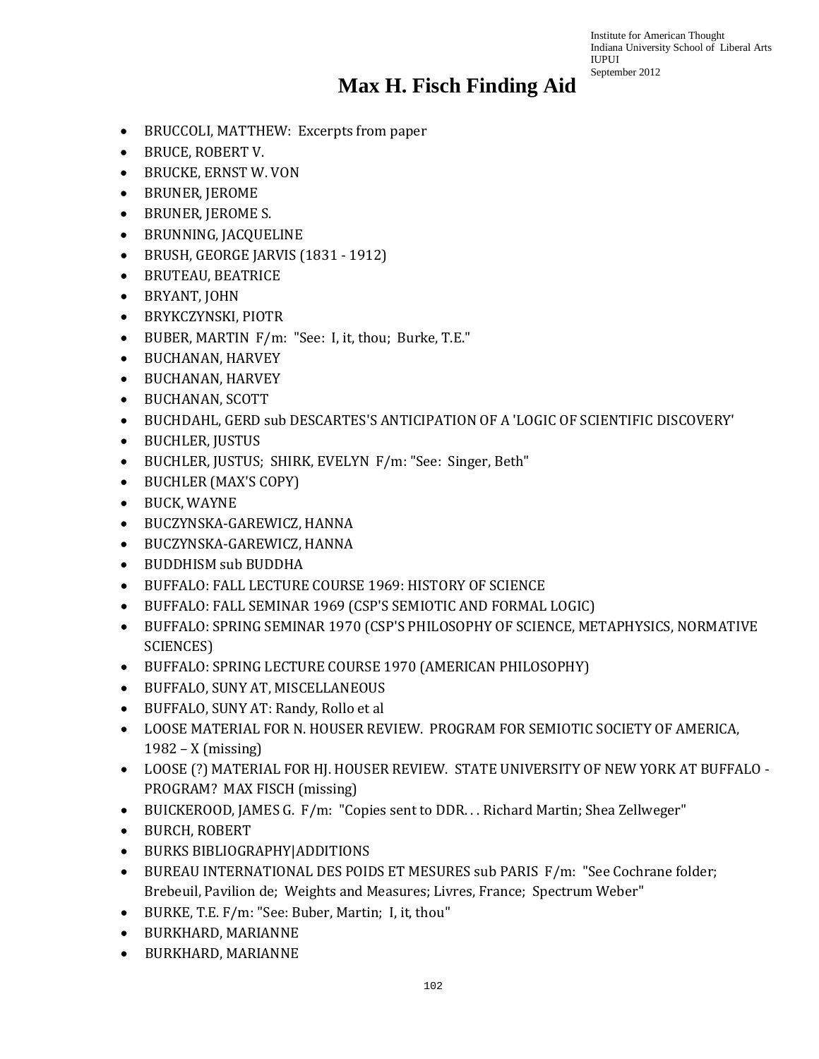# Max H. Fisch Finding Aid

- BRUCCOLI, MATTHEW: Excerpts from paper
- BRUCE, ROBERT V.
- BRUCKE, ERNST W. VON
- BRUNER, JEROME
- BRUNER, JEROME S.
- BRUNNING, JACQUELINE
- BRUSH, GEORGE JARVIS (1831 - 1912)
- BRUTEAU, BEATRICE
- BRYANT, JOHN
- BRYKCZYNSKI, PIOTR
- BUBER, MARTIN F/m: "See: I, it, thou; Burke, T.E."
- BUCHANAN, HARVEY
- BUCHANAN, HARVEY
- BUCHANAN, SCOTT
- BUCHDAHL, GERD sub DESCARTES'S ANTICIPATION OF A 'LOGIC OF SCIENTIFIC DISCOVERY'
- BUCHLER, JUSTUS
- BUCHLER, JUSTUS; SHIRK, EVELYN F/m: "See: Singer, Beth"
- BUCHLER (MAX'S COPY)
- BUCK, WAYNE
- BUCZYNSKA-GAREWICZ, HANNA
- BUCZYNSKA-GAREWICZ, HANNA
- BUDDHISM sub BUDDHA
- BUFFALO: FALL LECTURE COURSE 1969: HISTORY OF SCIENCE
- BUFFALO: FALL SEMINAR 1969 (CSP'S SEMIOTIC AND FORMAL LOGIC)
- BUFFALO: SPRING SEMINAR 1970 (CSP'S PHILOSOPHY OF SCIENCE, METAPHYSICS, NORMATIVE SCIENCES)
- BUFFALO: SPRING LECTURE COURSE 1970 (AMERICAN PHILOSOPHY)
- BUFFALO, SUNY AT, MISCELLANEOUS
- BUFFALO, SUNY AT: Randy, Rollo et al
- LOOSE MATERIAL FOR N. HOUSER REVIEW. PROGRAM FOR SEMIOTIC SOCIETY OF AMERICA, 1982 – X (missing)
- LOOSE (?) MATERIAL FOR HJ. HOUSER REVIEW. STATE UNIVERSITY OF NEW YORK AT BUFFALO - PROGRAM? MAX FISCH (missing)
- BUICKEROOD, JAMES G. F/m: "Copies sent to DDR. . . Richard Martin; Shea Zellweger"
- BURCH, ROBERT
- BURKS BIBLIOGRAPHY|ADDITIONS
- BUREAU INTERNATIONAL DES POIDS ET MESURES sub PARIS F/m: "See Cochrane folder; Brebeuil, Pavilion de; Weights and Measures; Livres, France; Spectrum Weber"
- BURKE, T.E. F/m: "See: Buber, Martin; I, it, thou"
- BURKHARD, MARIANNE
- BURKHARD, MARIANNE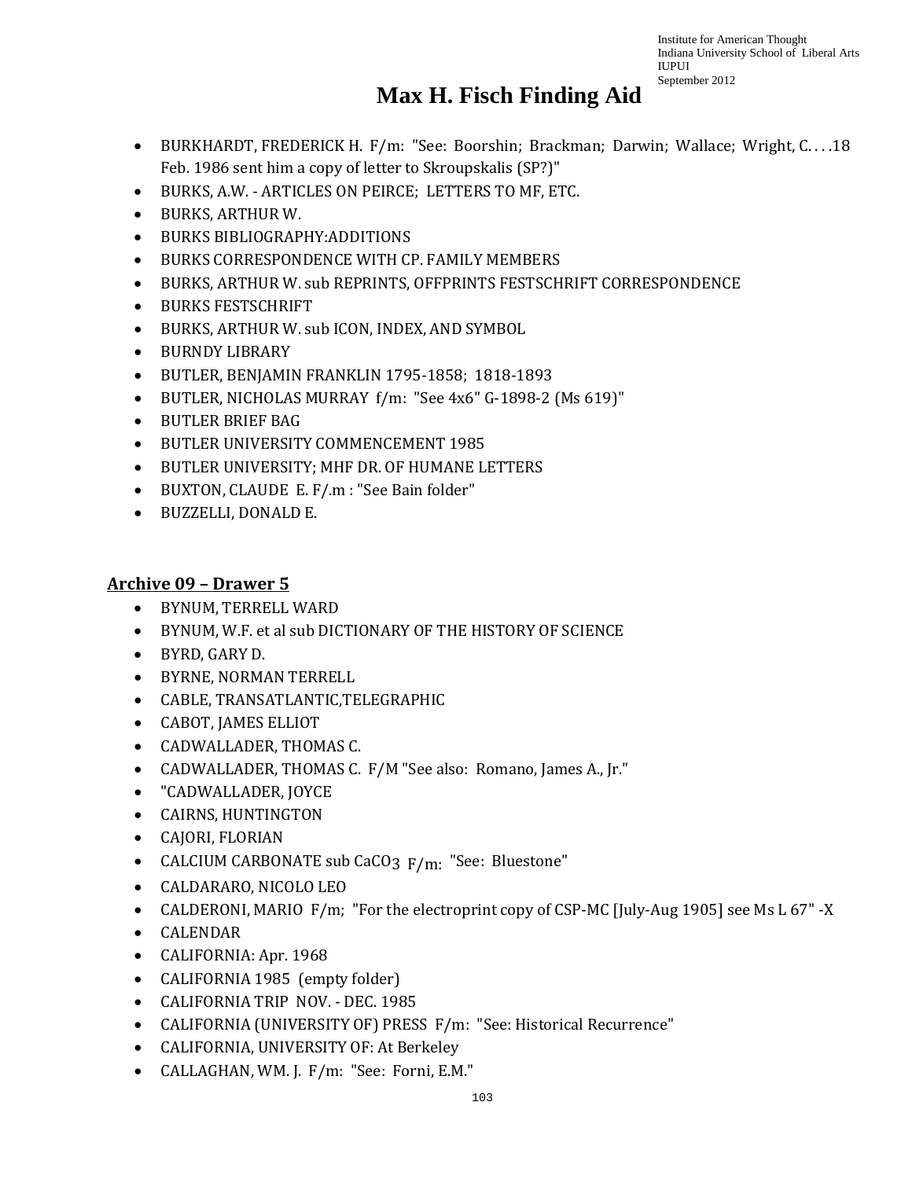- BURKHARDT, FREDERICK H. F/m: "See: Boorshin; Brackman; Darwin; Wallace; Wright, C. . . .18 Feb. 1986 sent him a copy of letter to Skroupskalis (SP?)"
- BURKS, A.W. - ARTICLES ON PEIRCE; LETTERS TO MF, ETC.
- BURKS, ARTHUR W.
- BURKS BIBLIOGRAPHY:ADDITIONS
- BURKS CORRESPONDENCE WITH CP. FAMILY MEMBERS
- BURKS, ARTHUR W. sub REPRINTS, OFFPRINTS FESTSCHRIFT CORRESPONDENCE
- BURKS FESTSCHRIFT
- BURKS, ARTHUR W. sub ICON, INDEX, AND SYMBOL
- BURNDY LIBRARY
- BUTLER, BENJAMIN FRANKLIN 1795-1858; 1818-1893
- BUTLER, NICHOLAS MURRAY f/m: "See 4x6" G-1898-2 (Ms 619)"
- BUTLER BRIEF BAG
- BUTLER UNIVERSITY COMMENCEMENT 1985
- BUTLER UNIVERSITY; MHF DR. OF HUMANE LETTERS
- BUXTON, CLAUDE E. F/.m : "See Bain folder"
- BUZZELLI, DONALD E.

## Archive 09 – Drawer 5

- BYNUM, TERRELL WARD
- BYNUM, W.F. et al sub DICTIONARY OF THE HISTORY OF SCIENCE
- BYRD, GARY D.
- BYRNE, NORMAN TERRELL
- CABLE, TRANSATLANTIC,TELEGRAPHIC
- CABOT, JAMES ELLIOT
- CADWALLADER, THOMAS C.
- CADWALLADER, THOMAS C. F/M "See also: Romano, James A., Jr."
- "CADWALLADER, JOYCE
- CAIRNS, HUNTINGTON
- CAJORI, FLORIAN
- CALCIUM CARBONATE sub $CaCO_3$ F/m: "See: Bluestone"
- CALDARARO, NICOLO LEO
- CALDERONI, MARIO F/m; "For the electroprint copy of CSP-MC [July-Aug 1905] see Ms L 67" -X
- CALENDAR
- CALIFORNIA: Apr. 1968
- CALIFORNIA 1985 (empty folder)
- CALIFORNIA TRIP NOV. - DEC. 1985
- CALIFORNIA (UNIVERSITY OF) PRESS F/m: "See: Historical Recurrence"
- CALIFORNIA, UNIVERSITY OF: At Berkeley
- CALLAGHAN, WM. J. F/m: "See: Forni, E.M."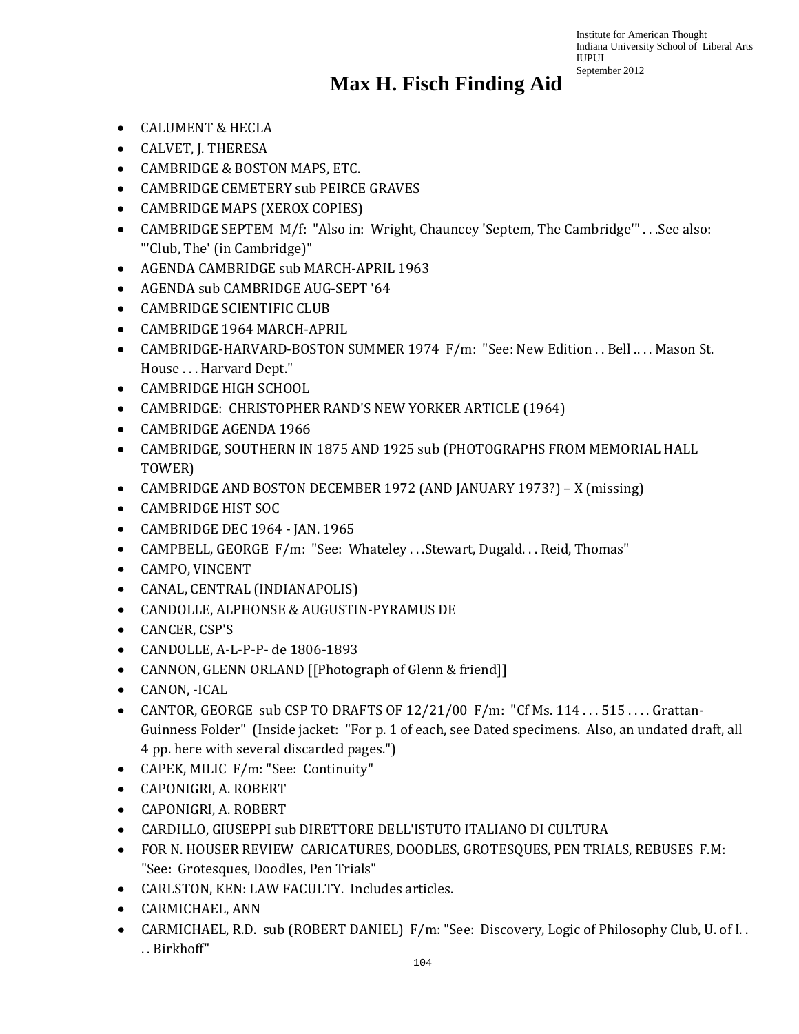# Max H. Fisch Finding Aid

- CALUMENT & HECLA
- CALVET, J. THERESA
- CAMBRIDGE & BOSTON MAPS, ETC.
- CAMBRIDGE CEMETERY sub PEIRCE GRAVES
- CAMBRIDGE MAPS (XEROX COPIES)
- CAMBRIDGE SEPTEM M/f: "Also in: Wright, Chauncey 'Septem, The Cambridge'" . . .See also: "'Club, The' (in Cambridge)"
- AGENDA CAMBRIDGE sub MARCH-APRIL 1963
- AGENDA sub CAMBRIDGE AUG-SEPT '64
- CAMBRIDGE SCIENTIFIC CLUB
- CAMBRIDGE 1964 MARCH-APRIL
- CAMBRIDGE-HARVARD-BOSTON SUMMER 1974 F/m: "See: New Edition . . Bell .. . . Mason St. House . . . Harvard Dept."
- CAMBRIDGE HIGH SCHOOL
- CAMBRIDGE: CHRISTOPHER RAND'S NEW YORKER ARTICLE (1964)
- CAMBRIDGE AGENDA 1966
- CAMBRIDGE, SOUTHERN IN 1875 AND 1925 sub (PHOTOGRAPHS FROM MEMORIAL HALL TOWER)
- CAMBRIDGE AND BOSTON DECEMBER 1972 (AND JANUARY 1973?) – X (missing)
- CAMBRIDGE HIST SOC
- CAMBRIDGE DEC 1964 - JAN. 1965
- CAMPBELL, GEORGE F/m: "See: Whateley . . .Stewart, Dugald. . . Reid, Thomas"
- CAMPO, VINCENT
- CANAL, CENTRAL (INDIANAPOLIS)
- CANDOLLE, ALPHONSE & AUGUSTIN-PYRAMUS DE
- CANCER, CSP'S
- CANDOLLE, A-L-P-P- de 1806-1893
- CANNON, GLENN ORLAND [[Photograph of Glenn & friend]]
- CANON, -ICAL
- CANTOR, GEORGE sub CSP TO DRAFTS OF 12/21/00 F/m: "Cf Ms. 114 . . . 515 . . . . Grattan-Guinness Folder" (Inside jacket: "For p. 1 of each, see Dated specimens. Also, an undated draft, all 4 pp. here with several discarded pages.")
- CAPEK, MILIC F/m: "See: Continuity"
- CAPONIGRI, A. ROBERT
- CAPONIGRI, A. ROBERT
- CARDILLO, GIUSEPPI sub DIRETTORE DELL'ISTUTO ITALIANO DI CULTURA
- FOR N. HOUSER REVIEW CARICATURES, DOODLES, GROTESQUES, PEN TRIALS, REBUSES F.M: "See: Grotesques, Doodles, Pen Trials"
- CARLSTON, KEN: LAW FACULTY. Includes articles.
- CARMICHAEL, ANN
- CARMICHAEL, R.D. sub (ROBERT DANIEL) F/m: "See: Discovery, Logic of Philosophy Club, U. of I. . . . Birkhoff"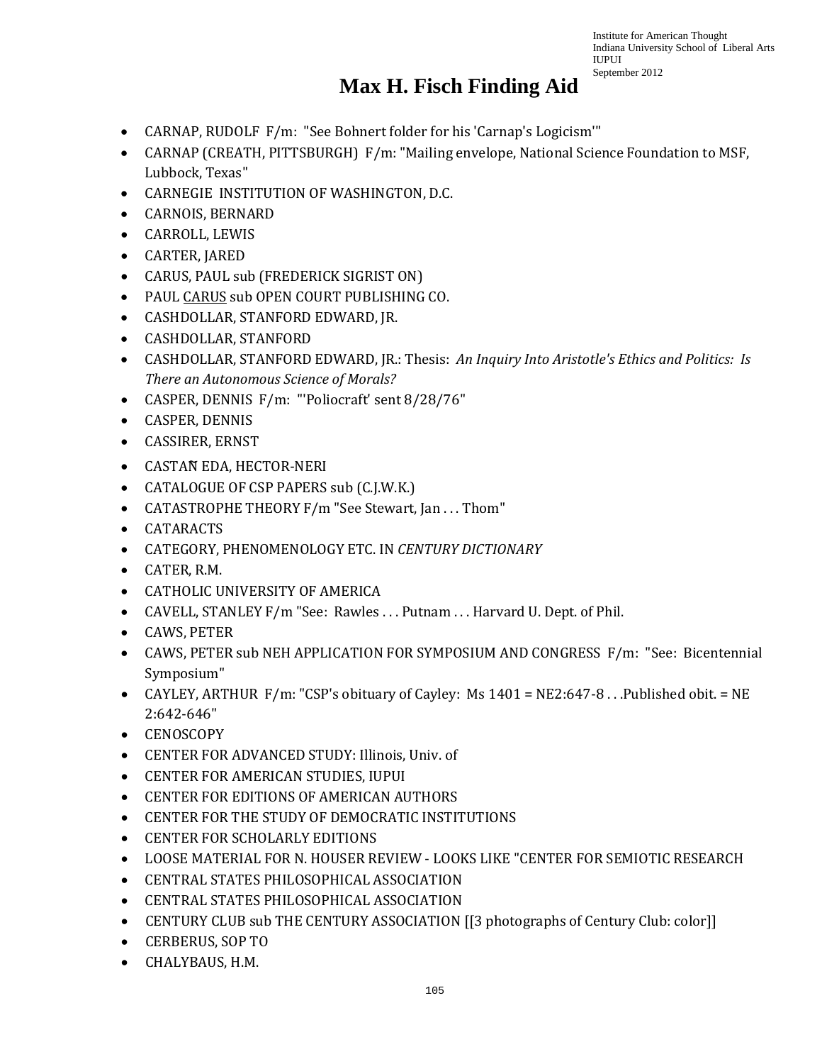# Max H. Fisch Finding Aid

- CARNAP, RUDOLF F/m: "See Bohnert folder for his 'Carnap's Logicism'"
- CARNAP (CREATH, PITTSBURGH) F/m: "Mailing envelope, National Science Foundation to MSF, Lubbock, Texas"
- CARNEGIE INSTITUTION OF WASHINGTON, D.C.
- CARNOIS, BERNARD
- CARROLL, LEWIS
- CARTER, JARED
- CARUS, PAUL sub (FREDERICK SIGRIST ON)
- PAUL CARUS sub OPEN COURT PUBLISHING CO.
- CASHDOLLAR, STANFORD EDWARD, JR.
- CASHDOLLAR, STANFORD
- CASHDOLLAR, STANFORD EDWARD, JR.: Thesis: *An Inquiry Into Aristotle's Ethics and Politics: Is There an Autonomous Science of Morals?*
- CASPER, DENNIS F/m: "'Poliocraft' sent 8/28/76"
- CASPER, DENNIS
- CASSIRER, ERNST
- CASTAÑEDA, HECTOR-NERI
- CATALOGUE OF CSP PAPERS sub (C.J.W.K.)
- CATASTROPHE THEORY F/m "See Stewart, Jan . . . Thom"
- CATARACTS
- CATEGORY, PHENOMENOLOGY ETC. IN *CENTURY DICTIONARY*
- CATER, R.M.
- CATHOLIC UNIVERSITY OF AMERICA
- CAVELL, STANLEY F/m "See: Rawles . . . Putnam . . . Harvard U. Dept. of Phil.
- CAWS, PETER
- CAWS, PETER sub NEH APPLICATION FOR SYMPOSIUM AND CONGRESS F/m: "See: Bicentennial Symposium"
- CAYLEY, ARTHUR F/m: "CSP's obituary of Cayley: Ms 1401 = NE2:647-8 . . .Published obit. = NE 2:642-646"
- CENOSCOPY
- CENTER FOR ADVANCED STUDY: Illinois, Univ. of
- CENTER FOR AMERICAN STUDIES, IUPUI
- CENTER FOR EDITIONS OF AMERICAN AUTHORS
- CENTER FOR THE STUDY OF DEMOCRATIC INSTITUTIONS
- CENTER FOR SCHOLARLY EDITIONS
- LOOSE MATERIAL FOR N. HOUSER REVIEW - LOOKS LIKE "CENTER FOR SEMIOTIC RESEARCH
- CENTRAL STATES PHILOSOPHICAL ASSOCIATION
- CENTRAL STATES PHILOSOPHICAL ASSOCIATION
- CENTURY CLUB sub THE CENTURY ASSOCIATION [[3 photographs of Century Club: color]]
- CERBERUS, SOP TO
- CHALYBAUS, H.M.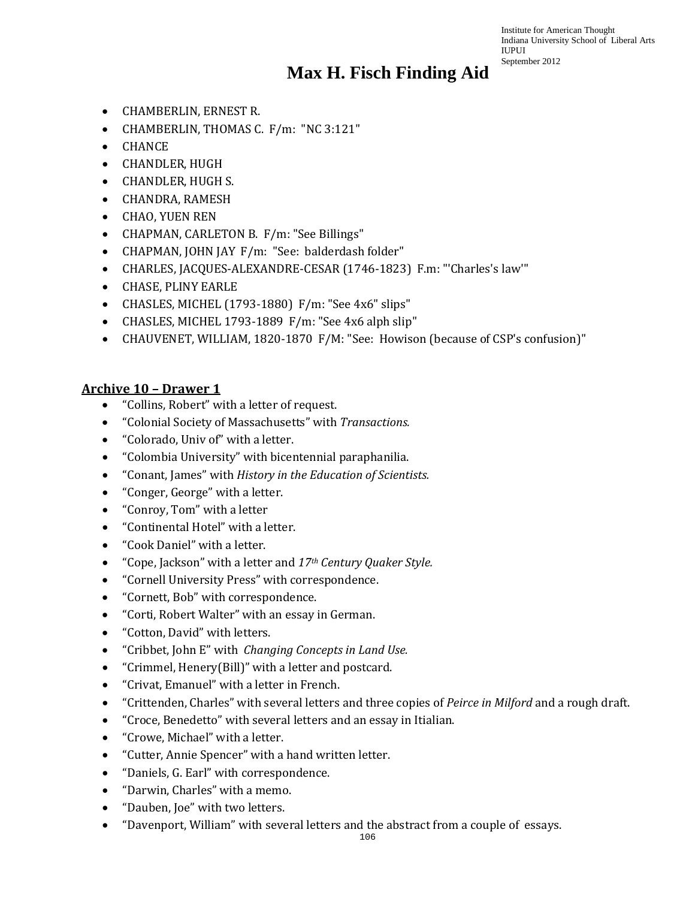- CHAMBERLIN, ERNEST R.
- CHAMBERLIN, THOMAS C. F/m: "NC 3:121"
- CHANCE
- CHANDLER, HUGH
- CHANDLER, HUGH S.
- CHANDRA, RAMESH
- CHAO, YUEN REN
- CHAPMAN, CARLETON B. F/m: "See Billings"
- CHAPMAN, JOHN JAY F/m: "See: balderdash folder"
- CHARLES, JACQUES-ALEXANDRE-CESAR (1746-1823) F.m: "'Charles's law'"
- CHASE, PLINY EARLE
- CHASLES, MICHEL (1793-1880) F/m: "See 4x6" slips"
- CHASLES, MICHEL 1793-1889 F/m: "See 4x6 alph slip"
- CHAUVENET, WILLIAM, 1820-1870 F/M: "See: Howison (because of CSP's confusion)"

## Archive 10 – Drawer 1

- "Collins, Robert" with a letter of request.
- "Colonial Society of Massachusetts" with *Transactions.*
- "Colorado, Univ of" with a letter.
- "Colombia University" with bicentennial paraphanilia.
- "Conant, James" with *History in the Education of Scientists.*
- "Conger, George" with a letter.
- "Conroy, Tom" with a letter
- "Continental Hotel" with a letter.
- "Cook Daniel" with a letter.
- "Cope, Jackson" with a letter and *17th Century Quaker Style.*
- "Cornell University Press" with correspondence.
- "Cornett, Bob" with correspondence.
- "Corti, Robert Walter" with an essay in German.
- "Cotton, David" with letters.
- "Cribbet, John E" with *Changing Concepts in Land Use.*
- "Crimmel, Henery(Bill)" with a letter and postcard.
- "Crivat, Emanuel" with a letter in French.
- "Crittenden, Charles" with several letters and three copies of *Peirce in Milford* and a rough draft.
- "Croce, Benedetto" with several letters and an essay in Itialian.
- "Crowe, Michael" with a letter.
- "Cutter, Annie Spencer" with a hand written letter.
- "Daniels, G. Earl" with correspondence.
- "Darwin, Charles" with a memo.
- "Dauben, Joe" with two letters.
- "Davenport, William" with several letters and the abstract from a couple of essays.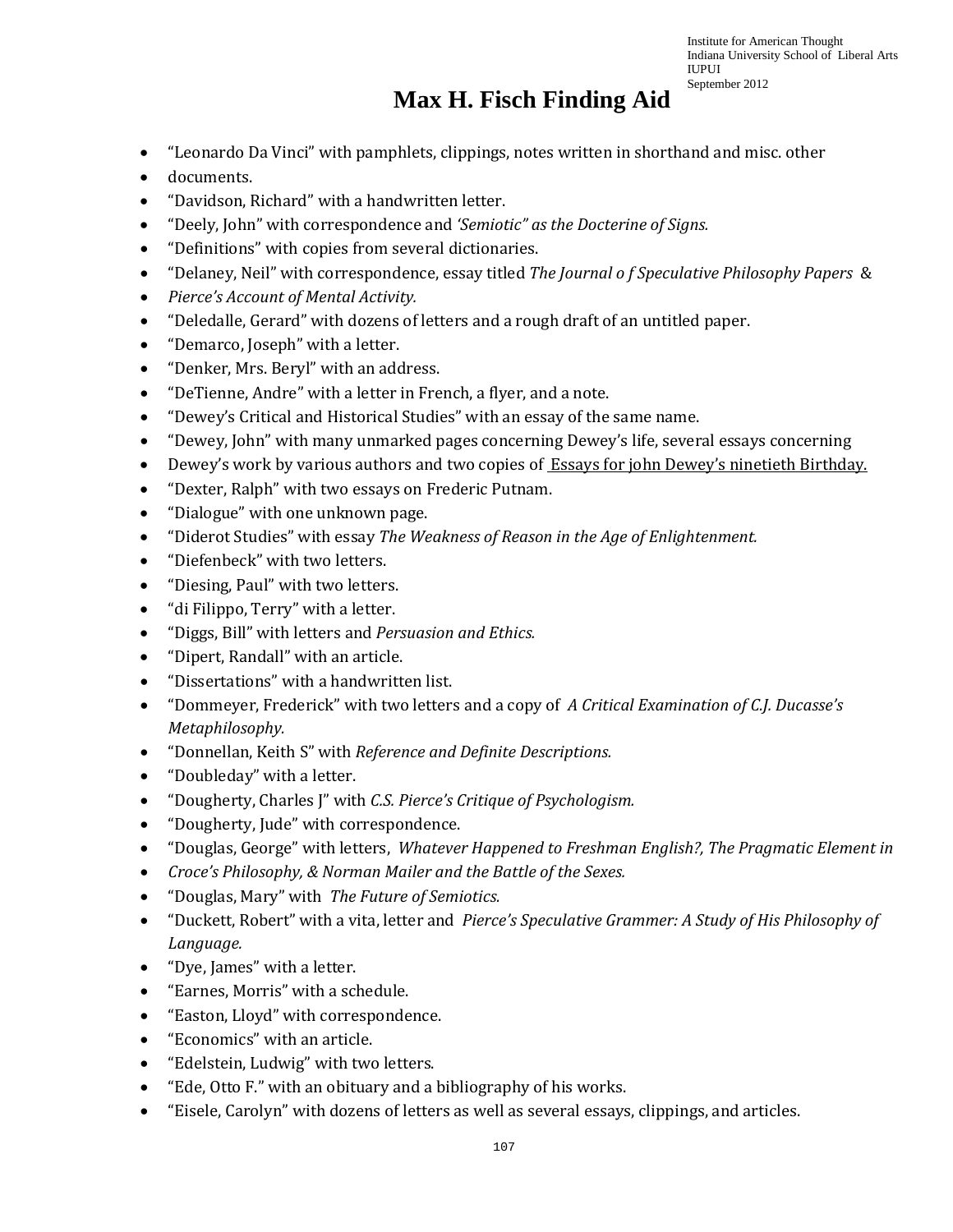# Max H. Fisch Finding Aid

- "Leonardo Da Vinci" with pamphlets, clippings, notes written in shorthand and misc. other
- documents.
- "Davidson, Richard" with a handwritten letter.
- "Deely, John" with correspondence and *'Semiotic" as the Docterine of Signs.*
- "Definitions" with copies from several dictionaries.
- "Delaney, Neil" with correspondence, essay titled *The Journal o f Speculative Philosophy Papers* &
- *Pierce's Account of Mental Activity.*
- "Deledalle, Gerard" with dozens of letters and a rough draft of an untitled paper.
- "Demarco, Joseph" with a letter.
- "Denker, Mrs. Beryl" with an address.
- "DeTienne, Andre" with a letter in French, a flyer, and a note.
- "Dewey's Critical and Historical Studies" with an essay of the same name.
- "Dewey, John" with many unmarked pages concerning Dewey's life, several essays concerning
- Dewey's work by various authors and two copies of Essays for john Dewey's ninetieth Birthday.
- "Dexter, Ralph" with two essays on Frederic Putnam.
- "Dialogue" with one unknown page.
- "Diderot Studies" with essay *The Weakness of Reason in the Age of Enlightenment.*
- "Diefenbeck" with two letters.
- "Diesing, Paul" with two letters.
- "di Filippo, Terry" with a letter.
- "Diggs, Bill" with letters and *Persuasion and Ethics.*
- "Dipert, Randall" with an article.
- "Dissertations" with a handwritten list.
- "Dommeyer, Frederick" with two letters and a copy of *A Critical Examination of C.J. Ducasse's Metaphilosophy.*
- "Donnellan, Keith S" with *Reference and Definite Descriptions.*
- "Doubleday" with a letter.
- "Dougherty, Charles J" with *C.S. Pierce's Critique of Psychologism.*
- "Dougherty, Jude" with correspondence.
- "Douglas, George" with letters, *Whatever Happened to Freshman English?, The Pragmatic Element in*
- *Croce's Philosophy, & Norman Mailer and the Battle of the Sexes.*
- "Douglas, Mary" with *The Future of Semiotics.*
- "Duckett, Robert" with a vita, letter and *Pierce's Speculative Grammer: A Study of His Philosophy of Language.*
- "Dye, James" with a letter.
- "Earnes, Morris" with a schedule.
- "Easton, Lloyd" with correspondence.
- "Economics" with an article.
- "Edelstein, Ludwig" with two letters.
- "Ede, Otto F." with an obituary and a bibliography of his works.
- "Eisele, Carolyn" with dozens of letters as well as several essays, clippings, and articles.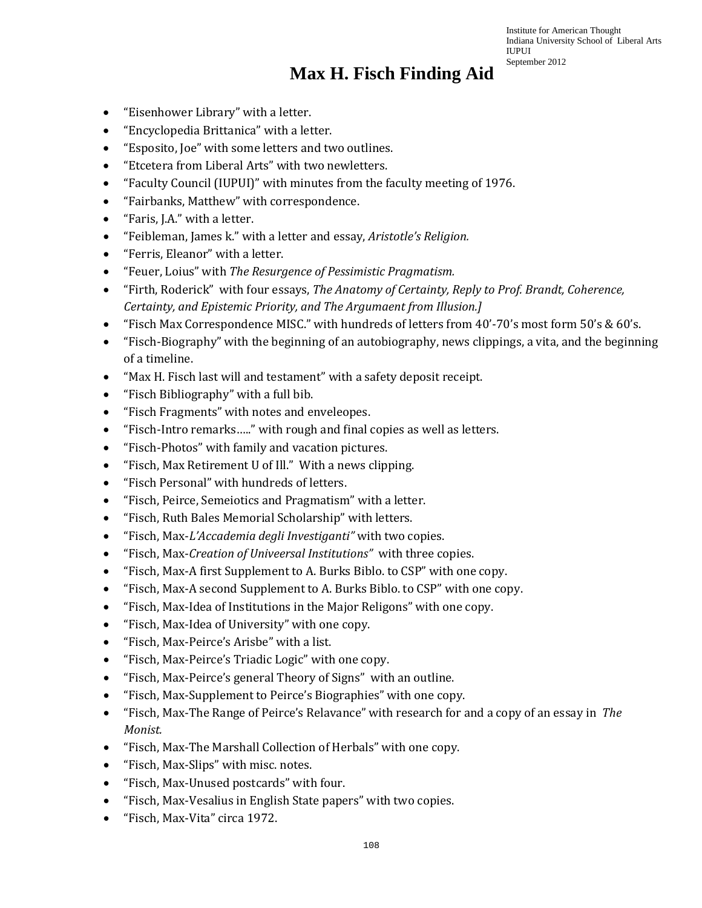# Max H. Fisch Finding Aid

- "Eisenhower Library" with a letter.
- "Encyclopedia Brittanica" with a letter.
- "Esposito, Joe" with some letters and two outlines.
- "Etcetera from Liberal Arts" with two newletters.
- "Faculty Council (IUPUI)" with minutes from the faculty meeting of 1976.
- "Fairbanks, Matthew" with correspondence.
- "Faris, J.A." with a letter.
- "Feibleman, James k." with a letter and essay, *Aristotle's Religion.*
- "Ferris, Eleanor" with a letter.
- "Feuer, Loius" with *The Resurgence of Pessimistic Pragmatism.*
- "Firth, Roderick" with four essays, *The Anatomy of Certainty, Reply to Prof. Brandt, Coherence, Certainty, and Epistemic Priority, and The Argumaent from Illusion.]*
- "Fisch Max Correspondence MISC." with hundreds of letters from 40'-70's most form 50's & 60's.
- "Fisch-Biography" with the beginning of an autobiography, news clippings, a vita, and the beginning of a timeline.
- "Max H. Fisch last will and testament" with a safety deposit receipt.
- "Fisch Bibliography" with a full bib.
- "Fisch Fragments" with notes and enveleopes.
- "Fisch-Intro remarks….." with rough and final copies as well as letters.
- "Fisch-Photos" with family and vacation pictures.
- "Fisch, Max Retirement U of Ill." With a news clipping.
- "Fisch Personal" with hundreds of letters.
- "Fisch, Peirce, Semeiotics and Pragmatism" with a letter.
- "Fisch, Ruth Bales Memorial Scholarship" with letters.
- "Fisch, Max-*L'Accademia degli Investiganti"* with two copies.
- "Fisch, Max-*Creation of Univeersal Institutions"* with three copies.
- "Fisch, Max-A first Supplement to A. Burks Biblo. to CSP" with one copy.
- "Fisch, Max-A second Supplement to A. Burks Biblo. to CSP" with one copy.
- "Fisch, Max-Idea of Institutions in the Major Religons" with one copy.
- "Fisch, Max-Idea of University" with one copy.
- "Fisch, Max-Peirce's Arisbe" with a list.
- "Fisch, Max-Peirce's Triadic Logic" with one copy.
- "Fisch, Max-Peirce's general Theory of Signs" with an outline.
- "Fisch, Max-Supplement to Peirce's Biographies" with one copy.
- "Fisch, Max-The Range of Peirce's Relavance" with research for and a copy of an essay in *The Monist.*
- "Fisch, Max-The Marshall Collection of Herbals" with one copy.
- "Fisch, Max-Slips" with misc. notes.
- "Fisch, Max-Unused postcards" with four.
- "Fisch, Max-Vesalius in English State papers" with two copies.
- "Fisch, Max-Vita" circa 1972.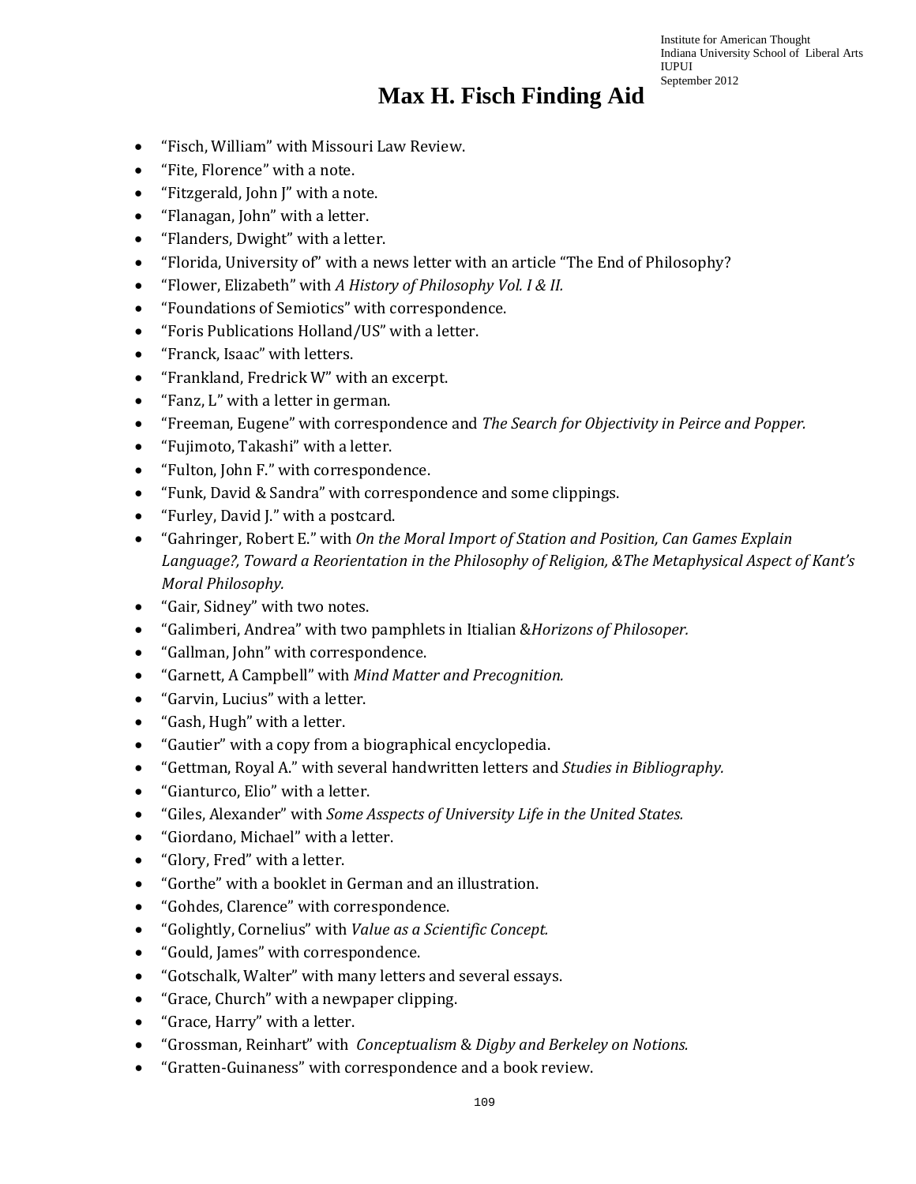# Max H. Fisch Finding Aid

- "Fisch, William" with Missouri Law Review.
- "Fite, Florence" with a note.
- "Fitzgerald, John J" with a note.
- "Flanagan, John" with a letter.
- "Flanders, Dwight" with a letter.
- "Florida, University of" with a news letter with an article "The End of Philosophy?
- "Flower, Elizabeth" with *A History of Philosophy Vol. I & II.*
- "Foundations of Semiotics" with correspondence.
- "Foris Publications Holland/US" with a letter.
- "Franck, Isaac" with letters.
- "Frankland, Fredrick W" with an excerpt.
- "Fanz, L" with a letter in german.
- "Freeman, Eugene" with correspondence and *The Search for Objectivity in Peirce and Popper.*
- "Fujimoto, Takashi" with a letter.
- "Fulton, John F." with correspondence.
- "Funk, David & Sandra" with correspondence and some clippings.
- "Furley, David J." with a postcard.
- "Gahringer, Robert E." with *On the Moral Import of Station and Position, Can Games Explain Language?, Toward a Reorientation in the Philosophy of Religion, &The Metaphysical Aspect of Kant's Moral Philosophy.*
- "Gair, Sidney" with two notes.
- "Galimberi, Andrea" with two pamphlets in Itialian &*Horizons of Philosoper.*
- "Gallman, John" with correspondence.
- "Garnett, A Campbell" with *Mind Matter and Precognition.*
- "Garvin, Lucius" with a letter.
- "Gash, Hugh" with a letter.
- "Gautier" with a copy from a biographical encyclopedia.
- "Gettman, Royal A." with several handwritten letters and *Studies in Bibliography.*
- "Gianturco, Elio" with a letter.
- "Giles, Alexander" with *Some Asspects of University Life in the United States.*
- "Giordano, Michael" with a letter.
- "Glory, Fred" with a letter.
- "Gorthe" with a booklet in German and an illustration.
- "Gohdes, Clarence" with correspondence.
- "Golightly, Cornelius" with *Value as a Scientific Concept.*
- "Gould, James" with correspondence.
- "Gotschalk, Walter" with many letters and several essays.
- "Grace, Church" with a newpaper clipping.
- "Grace, Harry" with a letter.
- "Grossman, Reinhart" with *Conceptualism* & *Digby and Berkeley on Notions.*
- "Gratten-Guinaness" with correspondence and a book review.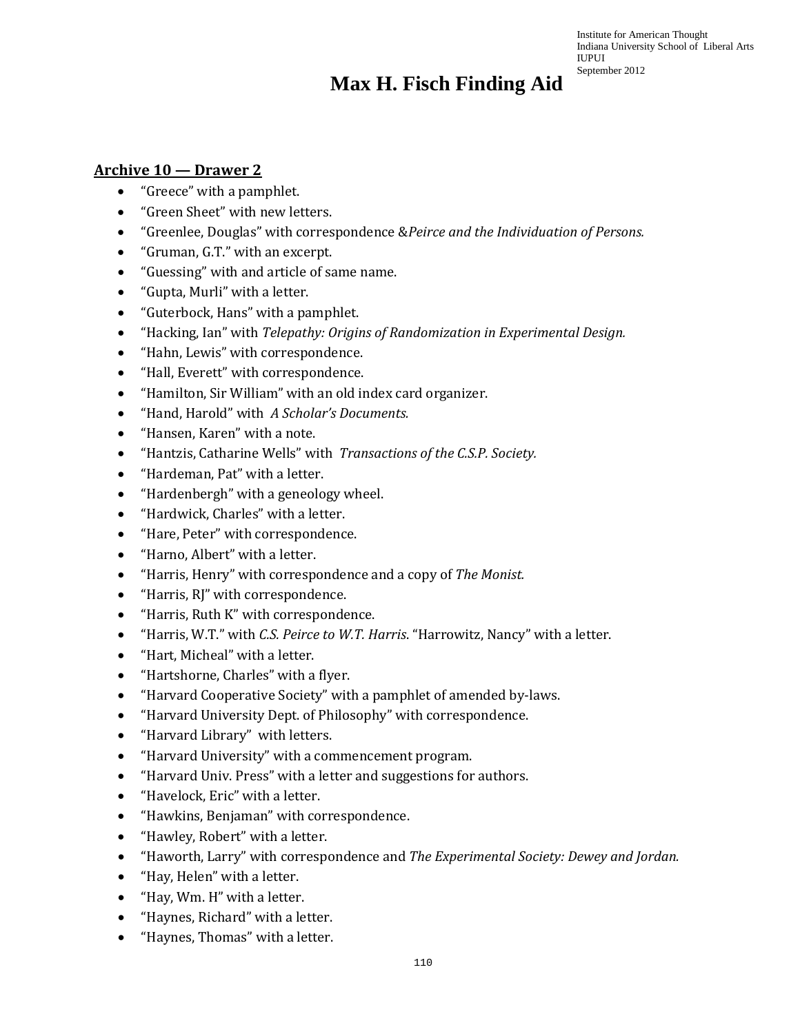# Max H. Fisch Finding Aid

## Archive 10 — Drawer 2

- "Greece" with a pamphlet.
- "Green Sheet" with new letters.
- "Greenlee, Douglas" with correspondence &*Peirce and the Individuation of Persons.*
- "Gruman, G.T." with an excerpt.
- "Guessing" with and article of same name.
- "Gupta, Murli" with a letter.
- "Guterbock, Hans" with a pamphlet.
- "Hacking, Ian" with *Telepathy: Origins of Randomization in Experimental Design.*
- "Hahn, Lewis" with correspondence.
- "Hall, Everett" with correspondence.
- "Hamilton, Sir William" with an old index card organizer.
- "Hand, Harold" with *A Scholar's Documents.*
- "Hansen, Karen" with a note.
- "Hantzis, Catharine Wells" with *Transactions of the C.S.P. Society.*
- "Hardeman, Pat" with a letter.
- "Hardenbergh" with a geneology wheel.
- "Hardwick, Charles" with a letter.
- "Hare, Peter" with correspondence.
- "Harno, Albert" with a letter.
- "Harris, Henry" with correspondence and a copy of *The Monist.*
- "Harris, RJ" with correspondence.
- "Harris, Ruth K" with correspondence.
- "Harris, W.T." with *C.S. Peirce to W.T. Harris*. "Harrowitz, Nancy" with a letter.
- "Hart, Micheal" with a letter.
- "Hartshorne, Charles" with a flyer.
- "Harvard Cooperative Society" with a pamphlet of amended by-laws.
- "Harvard University Dept. of Philosophy" with correspondence.
- "Harvard Library" with letters.
- "Harvard University" with a commencement program.
- "Harvard Univ. Press" with a letter and suggestions for authors.
- "Havelock, Eric" with a letter.
- "Hawkins, Benjaman" with correspondence.
- "Hawley, Robert" with a letter.
- "Haworth, Larry" with correspondence and *The Experimental Society: Dewey and Jordan.*
- "Hay, Helen" with a letter.
- "Hay, Wm. H" with a letter.
- "Haynes, Richard" with a letter.
- "Haynes, Thomas" with a letter.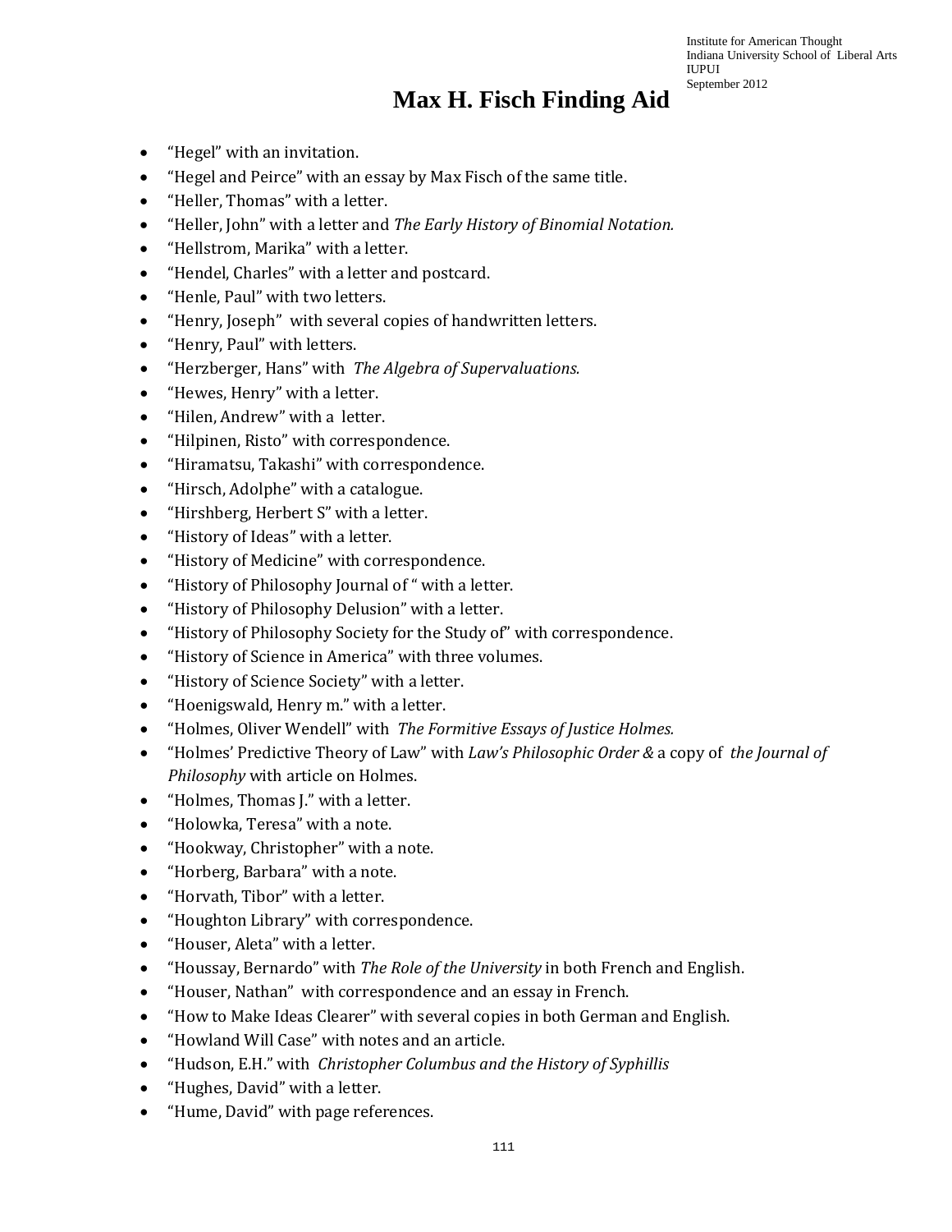# Max H. Fisch Finding Aid

- "Hegel" with an invitation.
- "Hegel and Peirce" with an essay by Max Fisch of the same title.
- "Heller, Thomas" with a letter.
- "Heller, John" with a letter and *The Early History of Binomial Notation.*
- "Hellstrom, Marika" with a letter.
- "Hendel, Charles" with a letter and postcard.
- "Henle, Paul" with two letters.
- "Henry, Joseph" with several copies of handwritten letters.
- "Henry, Paul" with letters.
- "Herzberger, Hans" with *The Algebra of Supervaluations.*
- "Hewes, Henry" with a letter.
- "Hilen, Andrew" with a letter.
- "Hilpinen, Risto" with correspondence.
- "Hiramatsu, Takashi" with correspondence.
- "Hirsch, Adolphe" with a catalogue.
- "Hirshberg, Herbert S" with a letter.
- "History of Ideas" with a letter.
- "History of Medicine" with correspondence.
- "History of Philosophy Journal of " with a letter.
- "History of Philosophy Delusion" with a letter.
- "History of Philosophy Society for the Study of" with correspondence.
- "History of Science in America" with three volumes.
- "History of Science Society" with a letter.
- "Hoenigswald, Henry m." with a letter.
- "Holmes, Oliver Wendell" with *The Formitive Essays of Justice Holmes.*
- "Holmes' Predictive Theory of Law" with *Law's Philosophic Order &* a copy of *the Journal of Philosophy* with article on Holmes.
- "Holmes, Thomas J." with a letter.
- "Holowka, Teresa" with a note.
- "Hookway, Christopher" with a note.
- "Horberg, Barbara" with a note.
- "Horvath, Tibor" with a letter.
- "Houghton Library" with correspondence.
- "Houser, Aleta" with a letter.
- "Houssay, Bernardo" with *The Role of the University* in both French and English.
- "Houser, Nathan" with correspondence and an essay in French.
- "How to Make Ideas Clearer" with several copies in both German and English.
- "Howland Will Case" with notes and an article.
- "Hudson, E.H." with *Christopher Columbus and the History of Syphillis*
- "Hughes, David" with a letter.
- "Hume, David" with page references.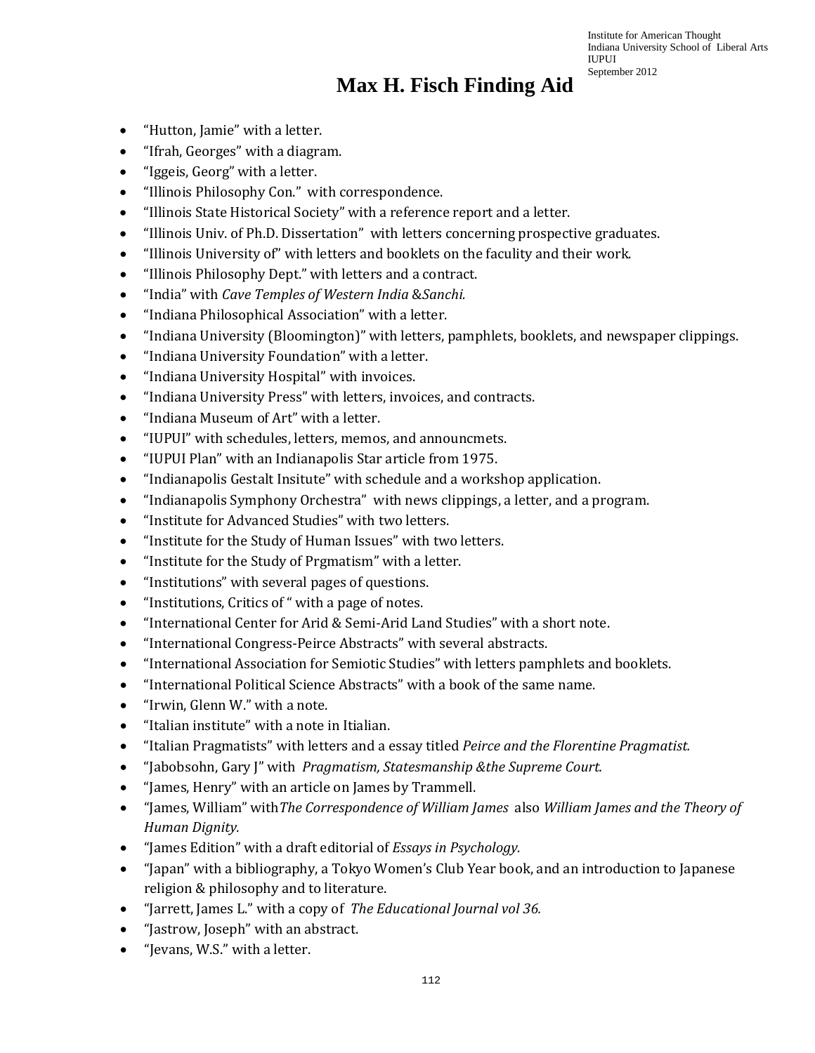# Max H. Fisch Finding Aid

- "Hutton, Jamie" with a letter.
- "Ifrah, Georges" with a diagram.
- "Iggeis, Georg" with a letter.
- "Illinois Philosophy Con." with correspondence.
- "Illinois State Historical Society" with a reference report and a letter.
- "Illinois Univ. of Ph.D. Dissertation" with letters concerning prospective graduates.
- "Illinois University of" with letters and booklets on the faculty and their work.
- "Illinois Philosophy Dept." with letters and a contract.
- "India" with *Cave Temples of Western India &Sanchi.*
- "Indiana Philosophical Association" with a letter.
- "Indiana University (Bloomington)" with letters, pamphlets, booklets, and newspaper clippings.
- "Indiana University Foundation" with a letter.
- "Indiana University Hospital" with invoices.
- "Indiana University Press" with letters, invoices, and contracts.
- "Indiana Museum of Art" with a letter.
- "IUPUI" with schedules, letters, memos, and announcmets.
- "IUPUI Plan" with an Indianapolis Star article from 1975.
- "Indianapolis Gestalt Insitute" with schedule and a workshop application.
- "Indianapolis Symphony Orchestra" with news clippings, a letter, and a program.
- "Institute for Advanced Studies" with two letters.
- "Institute for the Study of Human Issues" with two letters.
- "Institute for the Study of Prgmatism" with a letter.
- "Institutions" with several pages of questions.
- "Institutions, Critics of " with a page of notes.
- "International Center for Arid & Semi-Arid Land Studies" with a short note.
- "International Congress-Peirce Abstracts" with several abstracts.
- "International Association for Semiotic Studies" with letters pamphlets and booklets.
- "International Political Science Abstracts" with a book of the same name.
- "Irwin, Glenn W." with a note.
- "Italian institute" with a note in Itialian.
- "Italian Pragmatists" with letters and a essay titled *Peirce and the Florentine Pragmatist.*
- "Jabobsohn, Gary J" with *Pragmatism, Statesmanship &the Supreme Court.*
- "James, Henry" with an article on James by Trammell.
- "James, William" with*The Correspondence of William James* also *William James and the Theory of Human Dignity.*
- "James Edition" with a draft editorial of *Essays in Psychology.*
- "Japan" with a bibliography, a Tokyo Women's Club Year book, and an introduction to Japanese religion & philosophy and to literature.
- "Jarrett, James L." with a copy of *The Educational Journal vol 36.*
- "Jastrow, Joseph" with an abstract.
- "Jevans, W.S." with a letter.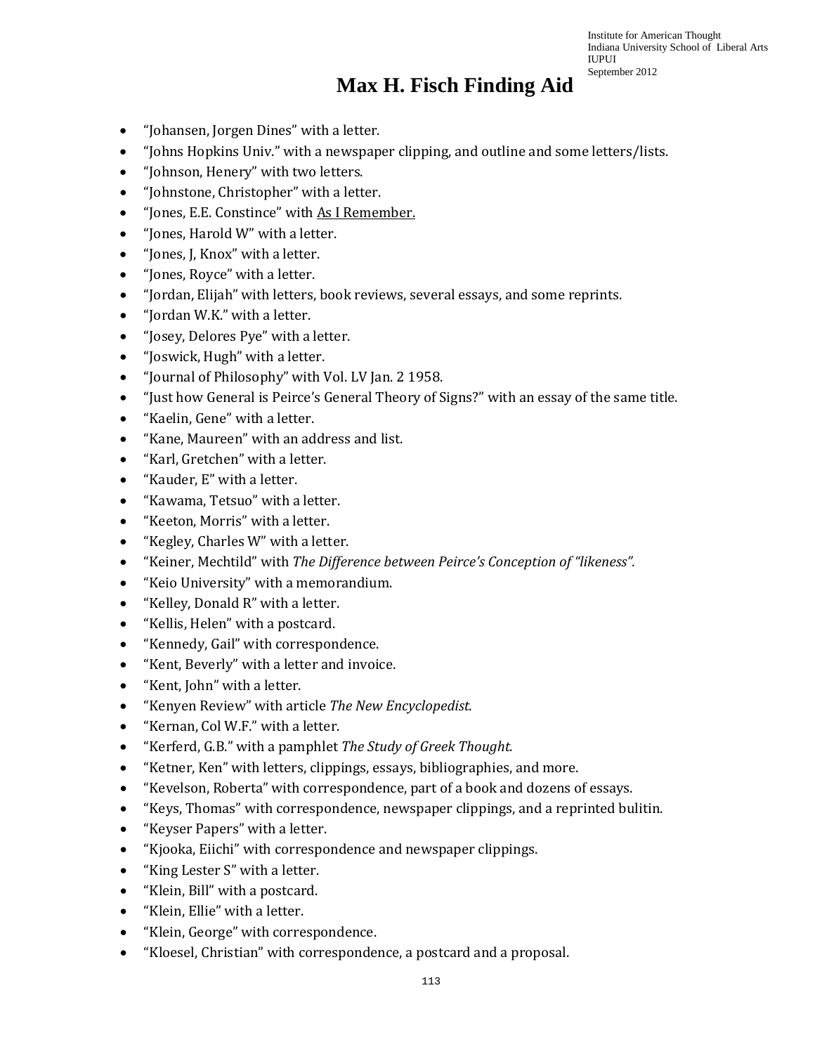# Max H. Fisch Finding Aid

- "Johansen, Jorgen Dines" with a letter.
- "Johns Hopkins Univ." with a newspaper clipping, and outline and some letters/lists.
- "Johnson, Henery" with two letters.
- "Johnstone, Christopher" with a letter.
- "Jones, E.E. Constince" with As I Remember.
- "Jones, Harold W" with a letter.
- "Jones, J, Knox" with a letter.
- "Jones, Royce" with a letter.
- "Jordan, Elijah" with letters, book reviews, several essays, and some reprints.
- "Jordan W.K." with a letter.
- "Josey, Delores Pye" with a letter.
- "Joswick, Hugh" with a letter.
- "Journal of Philosophy" with Vol. LV Jan. 2 1958.
- "Just how General is Peirce's General Theory of Signs?" with an essay of the same title.
- "Kaelin, Gene" with a letter.
- "Kane, Maureen" with an address and list.
- "Karl, Gretchen" with a letter.
- "Kauder, E" with a letter.
- "Kawama, Tetsuo" with a letter.
- "Keeton, Morris" with a letter.
- "Kegley, Charles W" with a letter.
- "Keiner, Mechtild" with *The Difference between Peirce's Conception of "likeness".*
- "Keio University" with a memorandium.
- "Kelley, Donald R" with a letter.
- "Kellis, Helen" with a postcard.
- "Kennedy, Gail" with correspondence.
- "Kent, Beverly" with a letter and invoice.
- "Kent, John" with a letter.
- "Kenyen Review" with article *The New Encyclopedist.*
- "Kernan, Col W.F." with a letter.
- "Kerferd, G.B." with a pamphlet *The Study of Greek Thought.*
- "Ketner, Ken" with letters, clippings, essays, bibliographies, and more.
- "Kevelson, Roberta" with correspondence, part of a book and dozens of essays.
- "Keys, Thomas" with correspondence, newspaper clippings, and a reprinted bulitin.
- "Keyser Papers" with a letter.
- "Kjooka, Eiichi" with correspondence and newspaper clippings.
- "King Lester S" with a letter.
- "Klein, Bill" with a postcard.
- "Klein, Ellie" with a letter.
- "Klein, George" with correspondence.
- "Kloesel, Christian" with correspondence, a postcard and a proposal.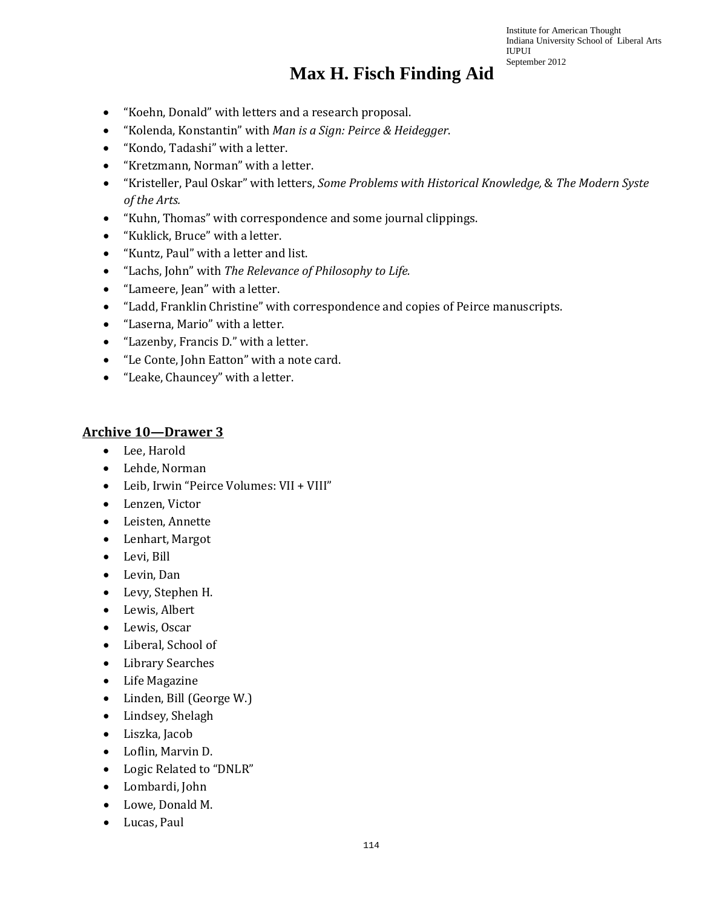- “Koehn, Donald” with letters and a research proposal.
- “Kolenda, Konstantin” with *Man is a Sign: Peirce & Heidegger*.
- “Kondo, Tadashi” with a letter.
- “Kretzmann, Norman” with a letter.
- “Kristeller, Paul Oskar” with letters, *Some Problems with Historical Knowledge,* & *The Modern Syste of the Arts.*
- “Kuhn, Thomas” with correspondence and some journal clippings.
- “Kuklick, Bruce” with a letter.
- “Kuntz, Paul” with a letter and list.
- “Lachs, John” with *The Relevance of Philosophy to Life.*
- “Lameere, Jean” with a letter.
- “Ladd, Franklin Christine” with correspondence and copies of Peirce manuscripts.
- “Laserna, Mario” with a letter.
- “Lazenby, Francis D.” with a letter.
- “Le Conte, John Eatton” with a note card.
- “Leake, Chauncey” with a letter.

## Archive 10—Drawer 3

- Lee, Harold
- Lehde, Norman
- Leib, Irwin “Peirce Volumes: VII + VIII”
- Lenzen, Victor
- Leisten, Annette
- Lenhart, Margot
- Levi, Bill
- Levin, Dan
- Levy, Stephen H.
- Lewis, Albert
- Lewis, Oscar
- Liberal, School of
- Library Searches
- Life Magazine
- Linden, Bill (George W.)
- Lindsey, Shelagh
- Liszka, Jacob
- Loflin, Marvin D.
- Logic Related to “DNLR”
- Lombardi, John
- Lowe, Donald M.
- Lucas, Paul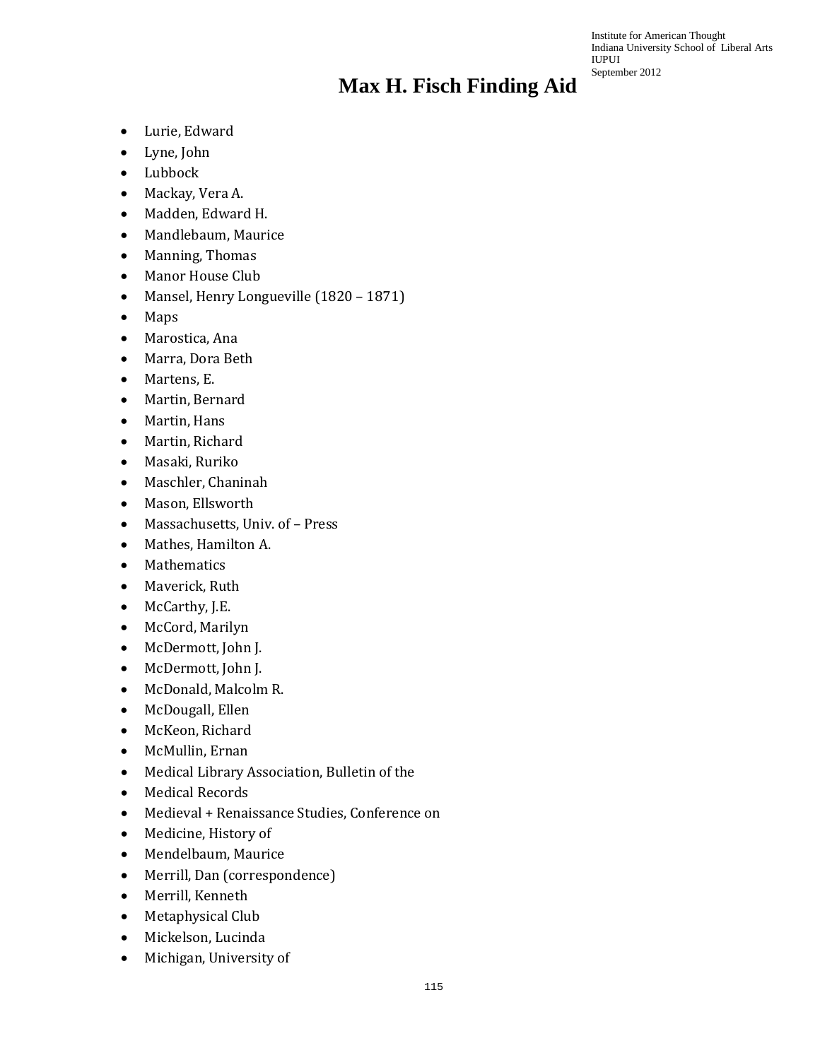# Max H. Fisch Finding Aid

- Lurie, Edward
- Lyne, John
- Lubbock
- Mackay, Vera A.
- Madden, Edward H.
- Mandlebaum, Maurice
- Manning, Thomas
- Manor House Club
- Mansel, Henry Longueville (1820 – 1871)
- Maps
- Marostica, Ana
- Marra, Dora Beth
- Martens, E.
- Martin, Bernard
- Martin, Hans
- Martin, Richard
- Masaki, Ruriko
- Maschler, Chaninah
- Mason, Ellsworth
- Massachusetts, Univ. of – Press
- Mathes, Hamilton A.
- Mathematics
- Maverick, Ruth
- McCarthy, J.E.
- McCord, Marilyn
- McDermott, John J.
- McDermott, John J.
- McDonald, Malcolm R.
- McDougall, Ellen
- McKeon, Richard
- McMullin, Ernan
- Medical Library Association, Bulletin of the
- Medical Records
- Medieval + Renaissance Studies, Conference on
- Medicine, History of
- Mendelbaum, Maurice
- Merrill, Dan (correspondence)
- Merrill, Kenneth
- Metaphysical Club
- Mickelson, Lucinda
- Michigan, University of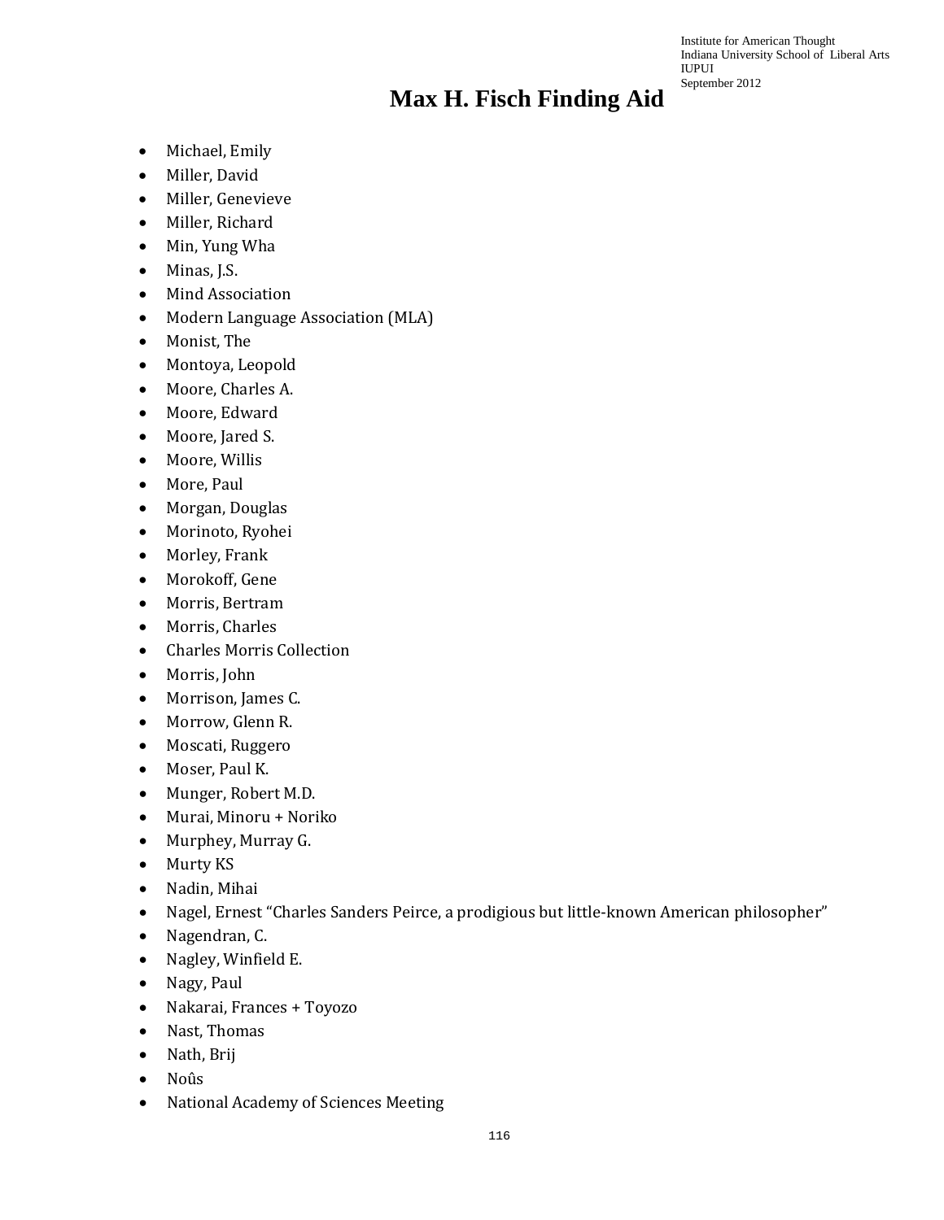# Max H. Fisch Finding Aid

- Michael, Emily
- Miller, David
- Miller, Genevieve
- Miller, Richard
- Min, Yung Wha
- Minas, J.S.
- Mind Association
- Modern Language Association (MLA)
- Monist, The
- Montoya, Leopold
- Moore, Charles A.
- Moore, Edward
- Moore, Jared S.
- Moore, Willis
- More, Paul
- Morgan, Douglas
- Morinoto, Ryohei
- Morley, Frank
- Morokoff, Gene
- Morris, Bertram
- Morris, Charles
- Charles Morris Collection
- Morris, John
- Morrison, James C.
- Morrow, Glenn R.
- Moscati, Ruggero
- Moser, Paul K.
- Munger, Robert M.D.
- Murai, Minoru + Noriko
- Murphey, Murray G.
- Murty KS
- Nadin, Mihai
- Nagel, Ernest "Charles Sanders Peirce, a prodigious but little-known American philosopher"
- Nagendran, C.
- Nagley, Winfield E.
- Nagy, Paul
- Nakarai, Frances + Toyozo
- Nast, Thomas
- Nath, Brij
- Noûs
- National Academy of Sciences Meeting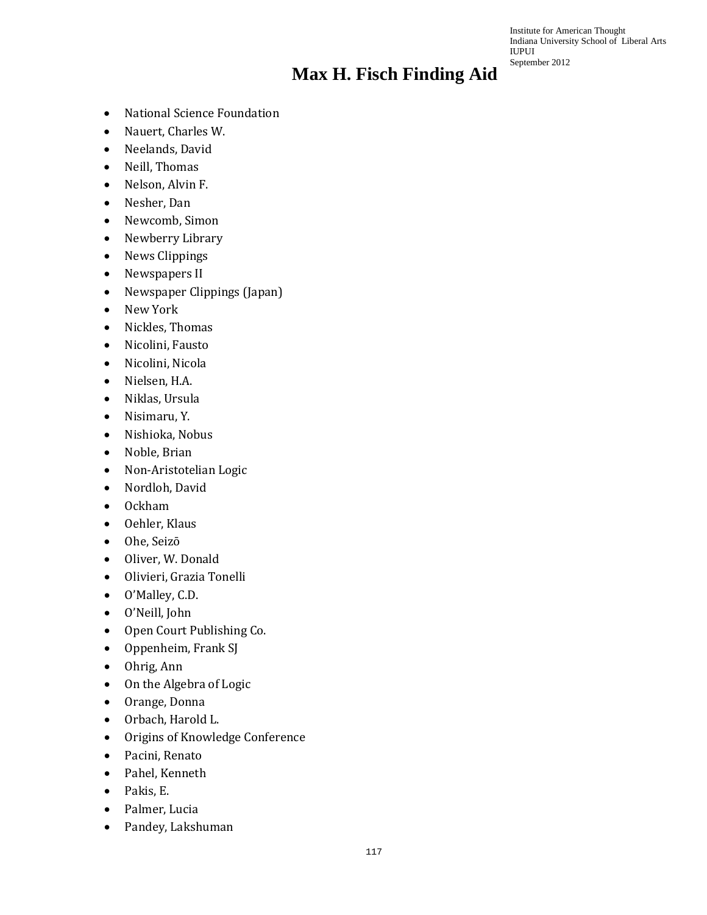- National Science Foundation
- Nauert, Charles W.
- Neelands, David
- Neill, Thomas
- Nelson, Alvin F.
- Nesher, Dan
- Newcomb, Simon
- Newberry Library
- News Clippings
- Newspapers II
- Newspaper Clippings (Japan)
- New York
- Nickles, Thomas
- Nicolini, Fausto
- Nicolini, Nicola
- Nielsen, H.A.
- Niklas, Ursula
- Nisimaru, Y.
- Nishioka, Nobus
- Noble, Brian
- Non-Aristotelian Logic
- Nordloh, David
- Ockham
- Oehler, Klaus
- Ohe, Seizō
- Oliver, W. Donald
- Olivieri, Grazia Tonelli
- O'Malley, C.D.
- O'Neill, John
- Open Court Publishing Co.
- Oppenheim, Frank SJ
- Ohrig, Ann
- On the Algebra of Logic
- Orange, Donna
- Orbach, Harold L.
- Origins of Knowledge Conference
- Pacini, Renato
- Pahel, Kenneth
- Pakis, E.
- Palmer, Lucia
- Pandey, Lakshuman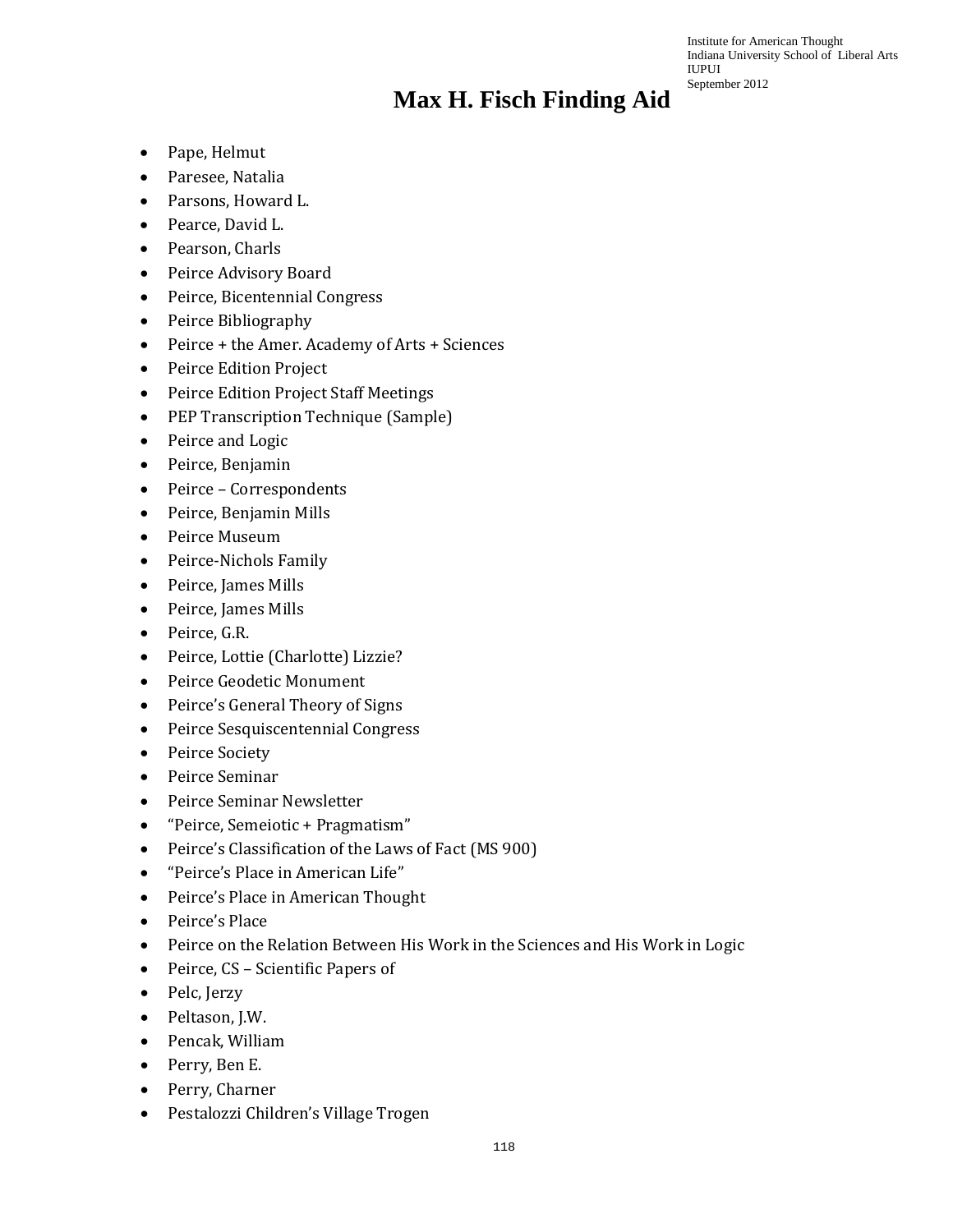# Max H. Fisch Finding Aid

- Pape, Helmut
- Paresee, Natalia
- Parsons, Howard L.
- Pearce, David L.
- Pearson, Charls
- Peirce Advisory Board
- Peirce, Bicentennial Congress
- Peirce Bibliography
- Peirce + the Amer. Academy of Arts + Sciences
- Peirce Edition Project
- Peirce Edition Project Staff Meetings
- PEP Transcription Technique (Sample)
- Peirce and Logic
- Peirce, Benjamin
- Peirce – Correspondents
- Peirce, Benjamin Mills
- Peirce Museum
- Peirce-Nichols Family
- Peirce, James Mills
- Peirce, James Mills
- Peirce, G.R.
- Peirce, Lottie (Charlotte) Lizzie?
- Peirce Geodetic Monument
- Peirce's General Theory of Signs
- Peirce Sesquiscentennial Congress
- Peirce Society
- Peirce Seminar
- Peirce Seminar Newsletter
- "Peirce, Semeiotic + Pragmatism"
- Peirce's Classification of the Laws of Fact (MS 900)
- "Peirce's Place in American Life"
- Peirce's Place in American Thought
- Peirce's Place
- Peirce on the Relation Between His Work in the Sciences and His Work in Logic
- Peirce, CS – Scientific Papers of
- Pelc, Jerzy
- Peltason, J.W.
- Pencak, William
- Perry, Ben E.
- Perry, Charner
- Pestalozzi Children's Village Trogen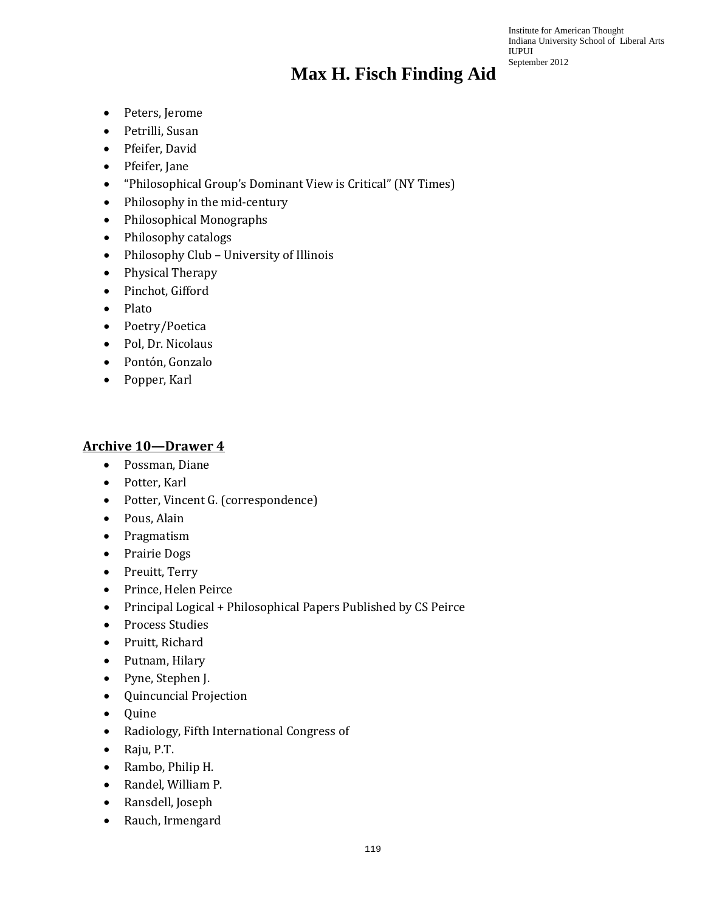- Peters, Jerome
- Petrilli, Susan
- Pfeifer, David
- Pfeifer, Jane
- "Philosophical Group's Dominant View is Critical" (NY Times)
- Philosophy in the mid-century
- Philosophical Monographs
- Philosophy catalogs
- Philosophy Club – University of Illinois
- Physical Therapy
- Pinchot, Gifford
- Plato
- Poetry/Poetica
- Pol, Dr. Nicolaus
- Pontón, Gonzalo
- Popper, Karl

**Archive 10—Drawer 4**

- Possman, Diane
- Potter, Karl
- Potter, Vincent G. (correspondence)
- Pous, Alain
- Pragmatism
- Prairie Dogs
- Preuitt, Terry
- Prince, Helen Peirce
- Principal Logical + Philosophical Papers Published by CS Peirce
- Process Studies
- Pruitt, Richard
- Putnam, Hilary
- Pyne, Stephen J.
- Quincuncial Projection
- Quine
- Radiology, Fifth International Congress of
- Raju, P.T.
- Rambo, Philip H.
- Randel, William P.
- Ransdell, Joseph
- Rauch, Irmengard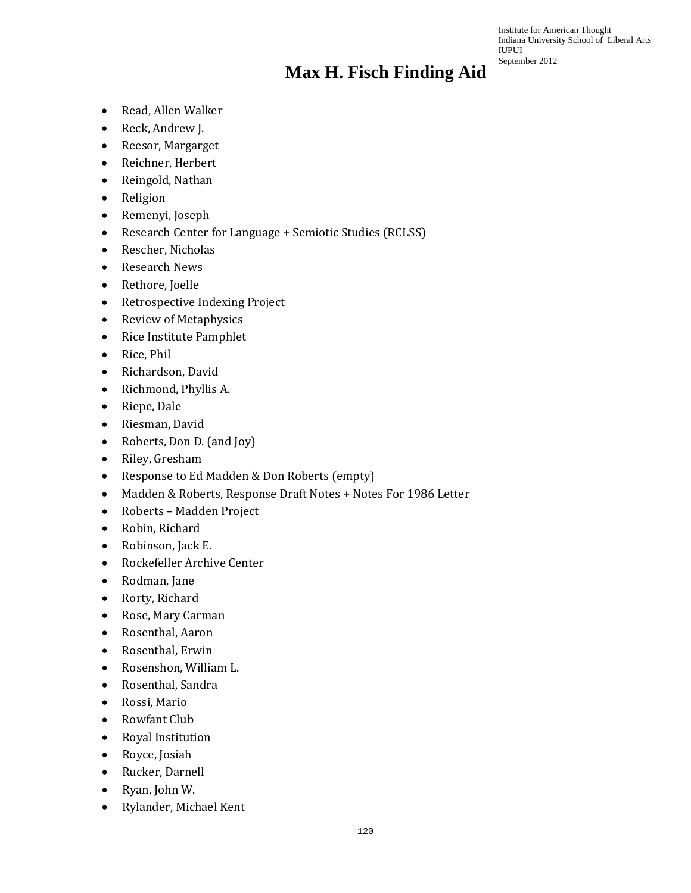# Max H. Fisch Finding Aid

- Read, Allen Walker
- Reck, Andrew J.
- Reesor, Margarget
- Reichner, Herbert
- Reingold, Nathan
- Religion
- Remenyi, Joseph
- Research Center for Language + Semiotic Studies (RCLSS)
- Rescher, Nicholas
- Research News
- Rethore, Joelle
- Retrospective Indexing Project
- Review of Metaphysics
- Rice Institute Pamphlet
- Rice, Phil
- Richardson, David
- Richmond, Phyllis A.
- Riepe, Dale
- Riesman, David
- Roberts, Don D. (and Joy)
- Riley, Gresham
- Response to Ed Madden & Don Roberts (empty)
- Madden & Roberts, Response Draft Notes + Notes For 1986 Letter
- Roberts – Madden Project
- Robin, Richard
- Robinson, Jack E.
- Rockefeller Archive Center
- Rodman, Jane
- Rorty, Richard
- Rose, Mary Carman
- Rosenthal, Aaron
- Rosenthal, Erwin
- Rosenshon, William L.
- Rosenthal, Sandra
- Rossi, Mario
- Rowfant Club
- Royal Institution
- Royce, Josiah
- Rucker, Darnell
- Ryan, John W.
- Rylander, Michael Kent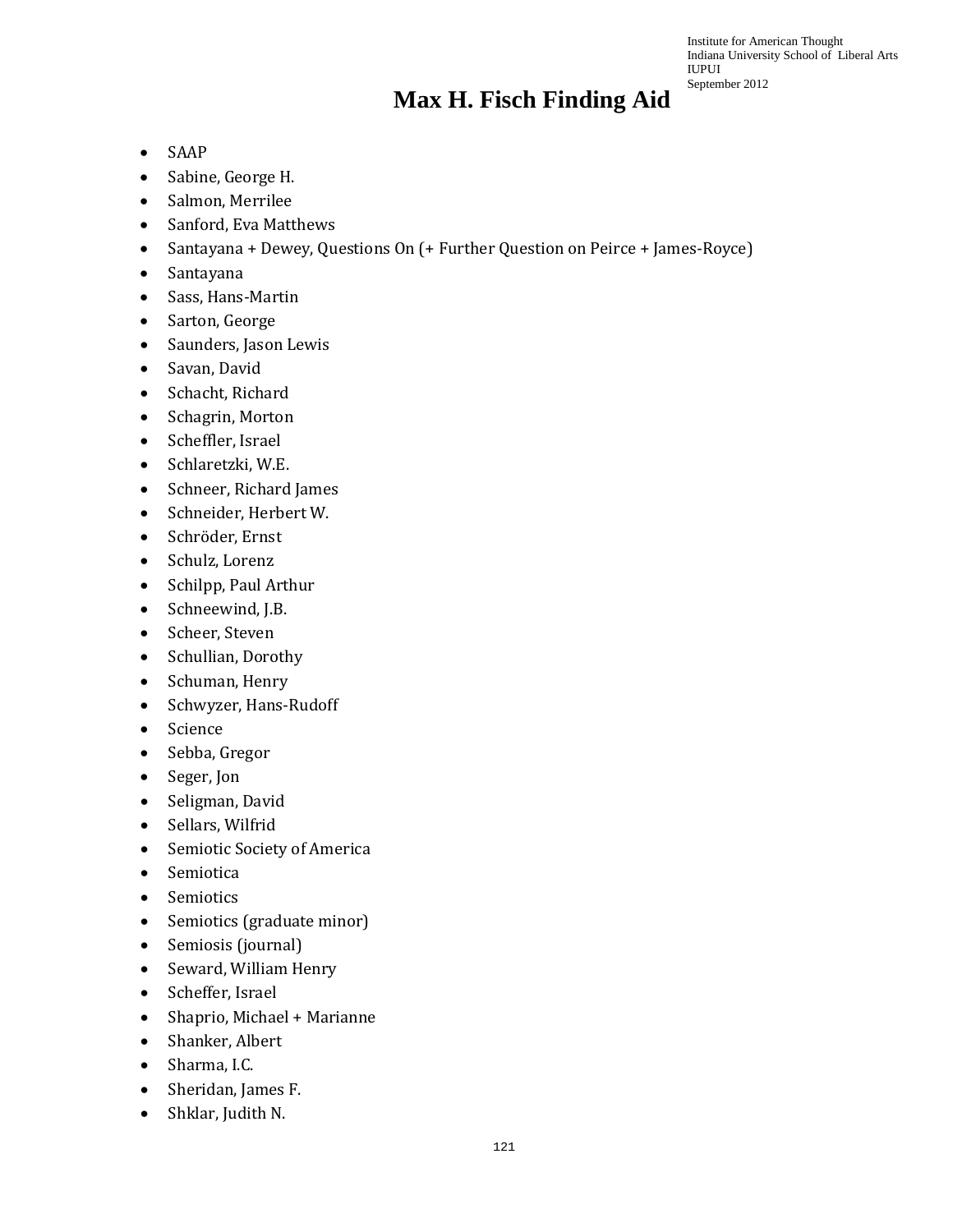# Max H. Fisch Finding Aid

- SAAP
- Sabine, George H.
- Salmon, Merrilee
- Sanford, Eva Matthews
- Santayana + Dewey, Questions On (+ Further Question on Peirce + James-Royce)
- Santayana
- Sass, Hans-Martin
- Sarton, George
- Saunders, Jason Lewis
- Savan, David
- Schacht, Richard
- Schagrin, Morton
- Scheffler, Israel
- Schlaretzki, W.E.
- Schneer, Richard James
- Schneider, Herbert W.
- Schröder, Ernst
- Schulz, Lorenz
- Schilpp, Paul Arthur
- Schneewind, J.B.
- Scheer, Steven
- Schullian, Dorothy
- Schuman, Henry
- Schwyzer, Hans-Rudoff
- Science
- Sebba, Gregor
- Seger, Jon
- Seligman, David
- Sellars, Wilfrid
- Semiotic Society of America
- Semiotica
- Semiotics
- Semiotics (graduate minor)
- Semiosis (journal)
- Seward, William Henry
- Scheffer, Israel
- Shaprio, Michael + Marianne
- Shanker, Albert
- Sharma, I.C.
- Sheridan, James F.
- Shklar, Judith N.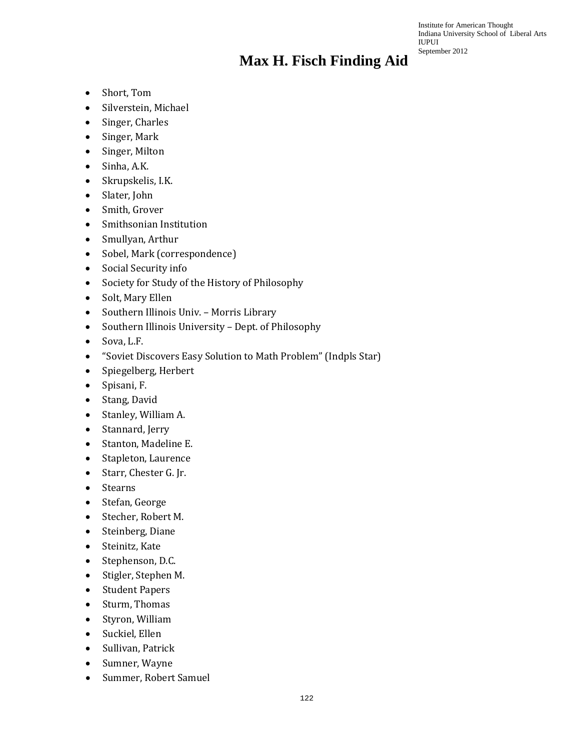# Max H. Fisch Finding Aid

- Short, Tom
- Silverstein, Michael
- Singer, Charles
- Singer, Mark
- Singer, Milton
- Sinha, A.K.
- Skrupskelis, I.K.
- Slater, John
- Smith, Grover
- Smithsonian Institution
- Smullyan, Arthur
- Sobel, Mark (correspondence)
- Social Security info
- Society for Study of the History of Philosophy
- Solt, Mary Ellen
- Southern Illinois Univ. – Morris Library
- Southern Illinois University – Dept. of Philosophy
- Sova, L.F.
- "Soviet Discovers Easy Solution to Math Problem" (Indpls Star)
- Spiegelberg, Herbert
- Spisani, F.
- Stang, David
- Stanley, William A.
- Stannard, Jerry
- Stanton, Madeline E.
- Stapleton, Laurence
- Starr, Chester G. Jr.
- Stearns
- Stefan, George
- Stecher, Robert M.
- Steinberg, Diane
- Steinitz, Kate
- Stephenson, D.C.
- Stigler, Stephen M.
- Student Papers
- Sturm, Thomas
- Styron, William
- Suckiel, Ellen
- Sullivan, Patrick
- Sumner, Wayne
- Summer, Robert Samuel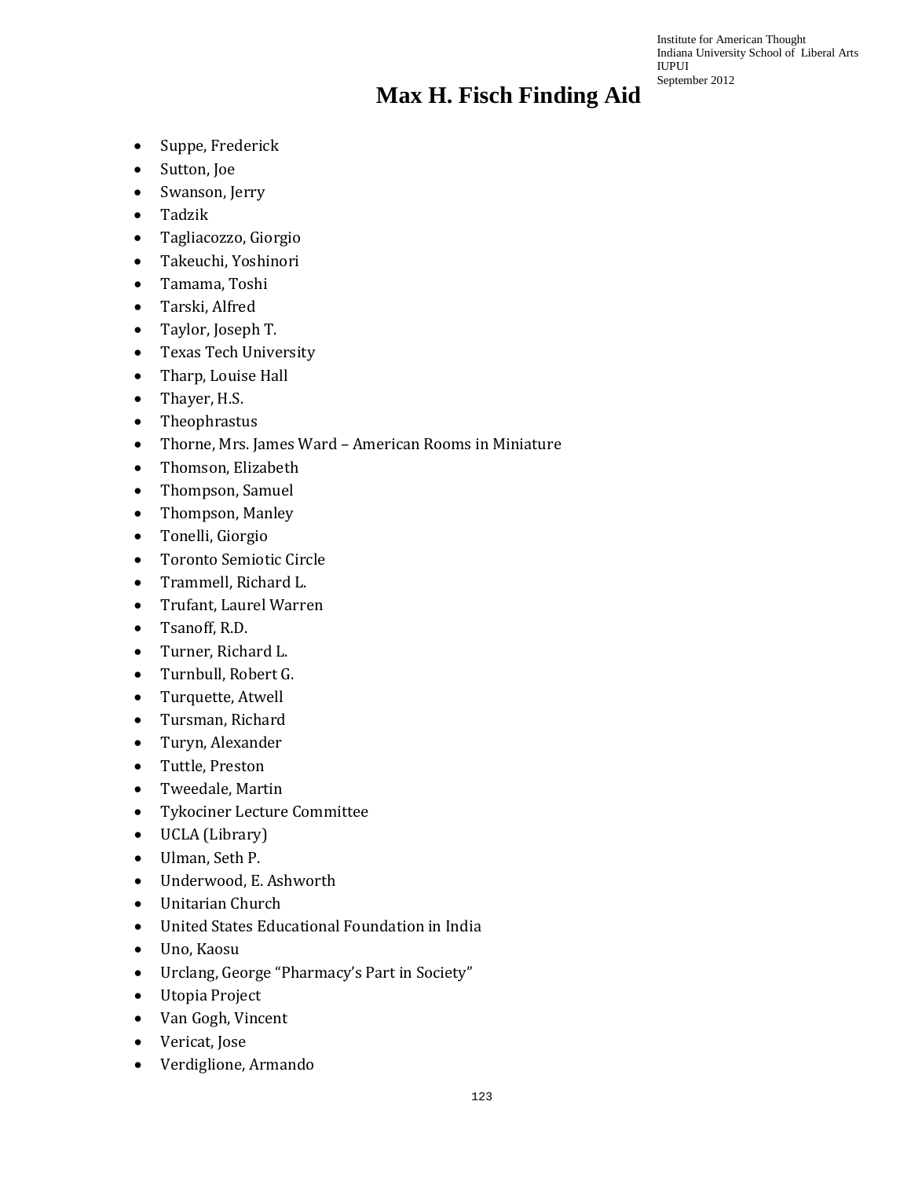- Suppe, Frederick
- Sutton, Joe
- Swanson, Jerry
- Tadzik
- Tagliacozzo, Giorgio
- Takeuchi, Yoshinori
- Tamama, Toshi
- Tarski, Alfred
- Taylor, Joseph T.
- Texas Tech University
- Tharp, Louise Hall
- Thayer, H.S.
- Theophrastus
- Thorne, Mrs. James Ward – American Rooms in Miniature
- Thomson, Elizabeth
- Thompson, Samuel
- Thompson, Manley
- Tonelli, Giorgio
- Toronto Semiotic Circle
- Trammell, Richard L.
- Trufant, Laurel Warren
- Tsanoff, R.D.
- Turner, Richard L.
- Turnbull, Robert G.
- Turquette, Atwell
- Tursman, Richard
- Turyn, Alexander
- Tuttle, Preston
- Tweedale, Martin
- Tykociner Lecture Committee
- UCLA (Library)
- Ulman, Seth P.
- Underwood, E. Ashworth
- Unitarian Church
- United States Educational Foundation in India
- Uno, Kaosu
- Urclang, George "Pharmacy's Part in Society"
- Utopia Project
- Van Gogh, Vincent
- Vericat, Jose
- Verdiglione, Armando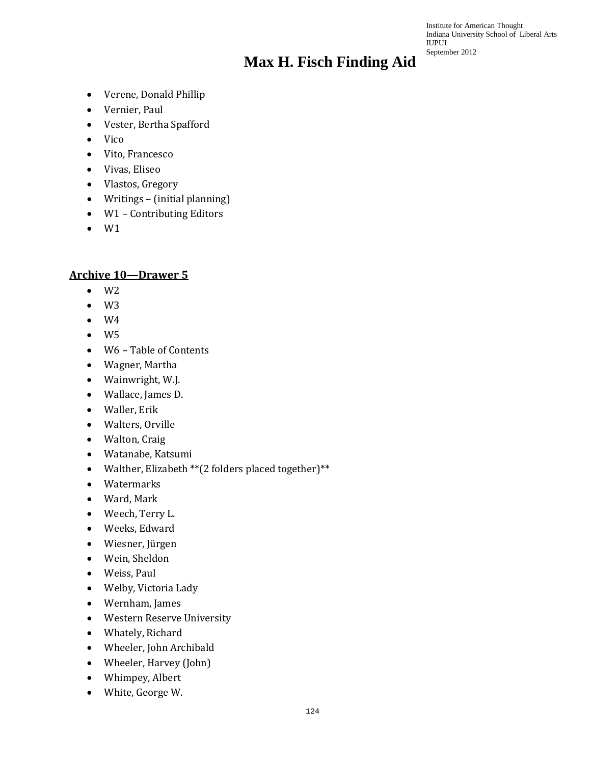- Verene, Donald Phillip
- Vernier, Paul
- Vester, Bertha Spafford
- Vico
- Vito, Francesco
- Vivas, Eliseo
- Vlastos, Gregory
- Writings – (initial planning)
- W1 – Contributing Editors
- W1

## Archive 10—Drawer 5

- W2
- W3
- W4
- W5
- W6 – Table of Contents
- Wagner, Martha
- Wainwright, W.J.
- Wallace, James D.
- Waller, Erik
- Walters, Orville
- Walton, Craig
- Watanabe, Katsumi
- Walther, Elizabeth **(2 folders placed together)**
- Watermarks
- Ward, Mark
- Weech, Terry L.
- Weeks, Edward
- Wiesner, Jürgen
- Wein, Sheldon
- Weiss, Paul
- Welby, Victoria Lady
- Wernham, James
- Western Reserve University
- Whately, Richard
- Wheeler, John Archibald
- Wheeler, Harvey (John)
- Whimpey, Albert
- White, George W.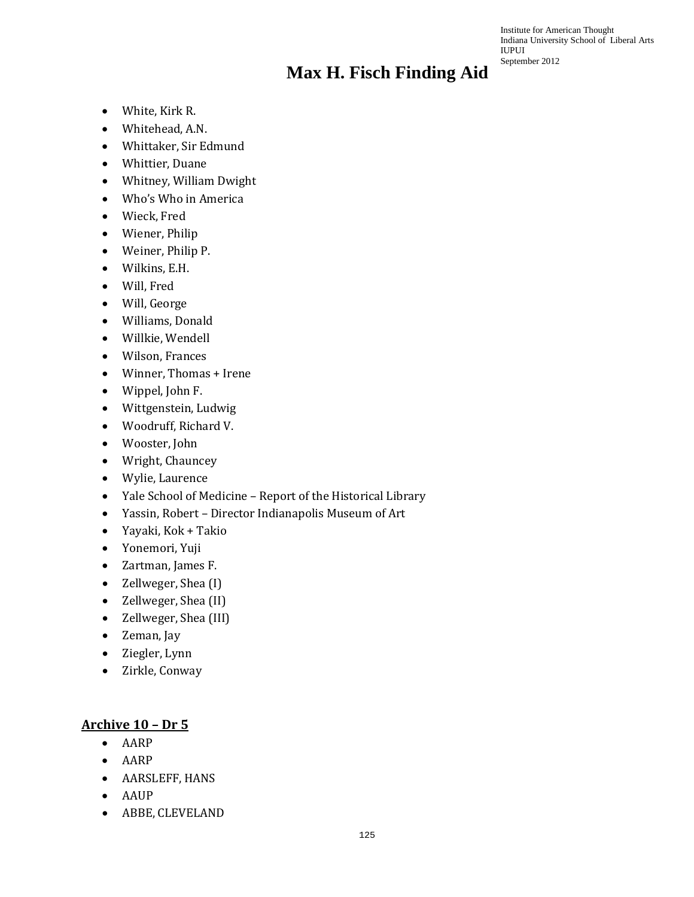- White, Kirk R.
- Whitehead, A.N.
- Whittaker, Sir Edmund
- Whittier, Duane
- Whitney, William Dwight
- Who's Who in America
- Wieck, Fred
- Wiener, Philip
- Weiner, Philip P.
- Wilkins, E.H.
- Will, Fred
- Will, George
- Williams, Donald
- Willkie, Wendell
- Wilson, Frances
- Winner, Thomas + Irene
- Wippel, John F.
- Wittgenstein, Ludwig
- Woodruff, Richard V.
- Wooster, John
- Wright, Chauncey
- Wylie, Laurence
- Yale School of Medicine – Report of the Historical Library
- Yassin, Robert – Director Indianapolis Museum of Art
- Yayaki, Kok + Takio
- Yonemori, Yuji
- Zartman, James F.
- Zellweger, Shea (I)
- Zellweger, Shea (II)
- Zellweger, Shea (III)
- Zeman, Jay
- Ziegler, Lynn
- Zirkle, Conway

## Archive 10 – Dr 5

- AARP
- AARP
- AARSLEFF, HANS
- AAUP
- ABBE, CLEVELAND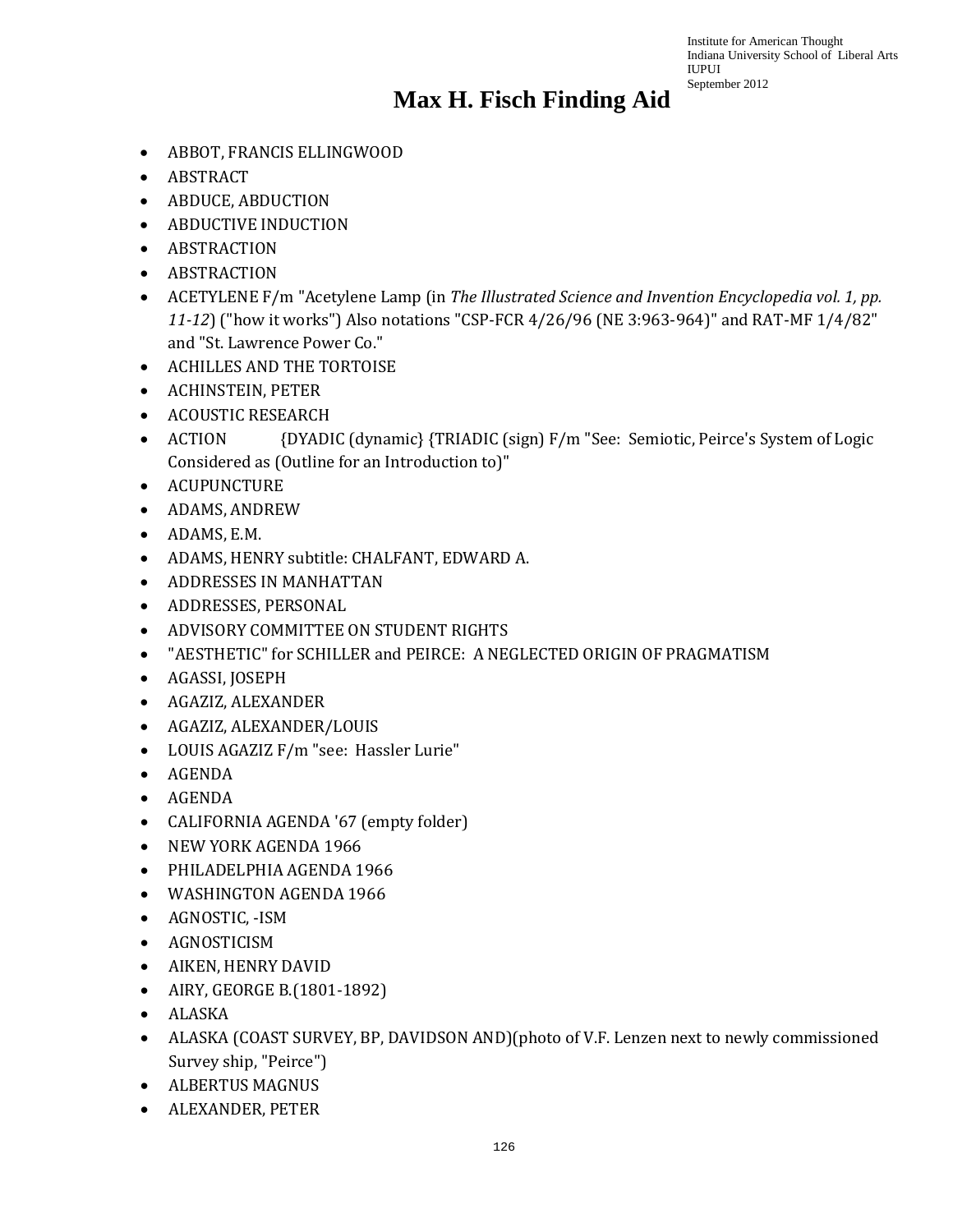# Max H. Fisch Finding Aid

- ABBOT, FRANCIS ELLINGWOOD
- ABSTRACT
- ABDUCE, ABDUCTION
- ABDUCTIVE INDUCTION
- ABSTRACTION
- ABSTRACTION
- ACETYLENE F/m "Acetylene Lamp (in *The Illustrated Science and Invention Encyclopedia vol. 1, pp. 11-12*) ("how it works") Also notations "CSP-FCR 4/26/96 (NE 3:963-964)" and RAT-MF 1/4/82" and "St. Lawrence Power Co."
- ACHILLES AND THE TORTOISE
- ACHINSTEIN, PETER
- ACOUSTIC RESEARCH
- ACTION {DYADIC (dynamic} {TRIADIC (sign) F/m "See: Semiotic, Peirce's System of Logic Considered as (Outline for an Introduction to)"
- ACUPUNCTURE
- ADAMS, ANDREW
- ADAMS, E.M.
- ADAMS, HENRY subtitle: CHALFANT, EDWARD A.
- ADDRESSES IN MANHATTAN
- ADDRESSES, PERSONAL
- ADVISORY COMMITTEE ON STUDENT RIGHTS
- "AESTHETIC" for SCHILLER and PEIRCE: A NEGLECTED ORIGIN OF PRAGMATISM
- AGASSI, JOSEPH
- AGAZIZ, ALEXANDER
- AGAZIZ, ALEXANDER/LOUIS
- LOUIS AGAZIZ F/m "see: Hassler Lurie"
- AGENDA
- AGENDA
- CALIFORNIA AGENDA '67 (empty folder)
- NEW YORK AGENDA 1966
- PHILADELPHIA AGENDA 1966
- WASHINGTON AGENDA 1966
- AGNOSTIC, -ISM
- AGNOSTICISM
- AIKEN, HENRY DAVID
- AIRY, GEORGE B.(1801-1892)
- ALASKA
- ALASKA (COAST SURVEY, BP, DAVIDSON AND)(photo of V.F. Lenzen next to newly commissioned Survey ship, "Peirce")
- ALBERTUS MAGNUS
- ALEXANDER, PETER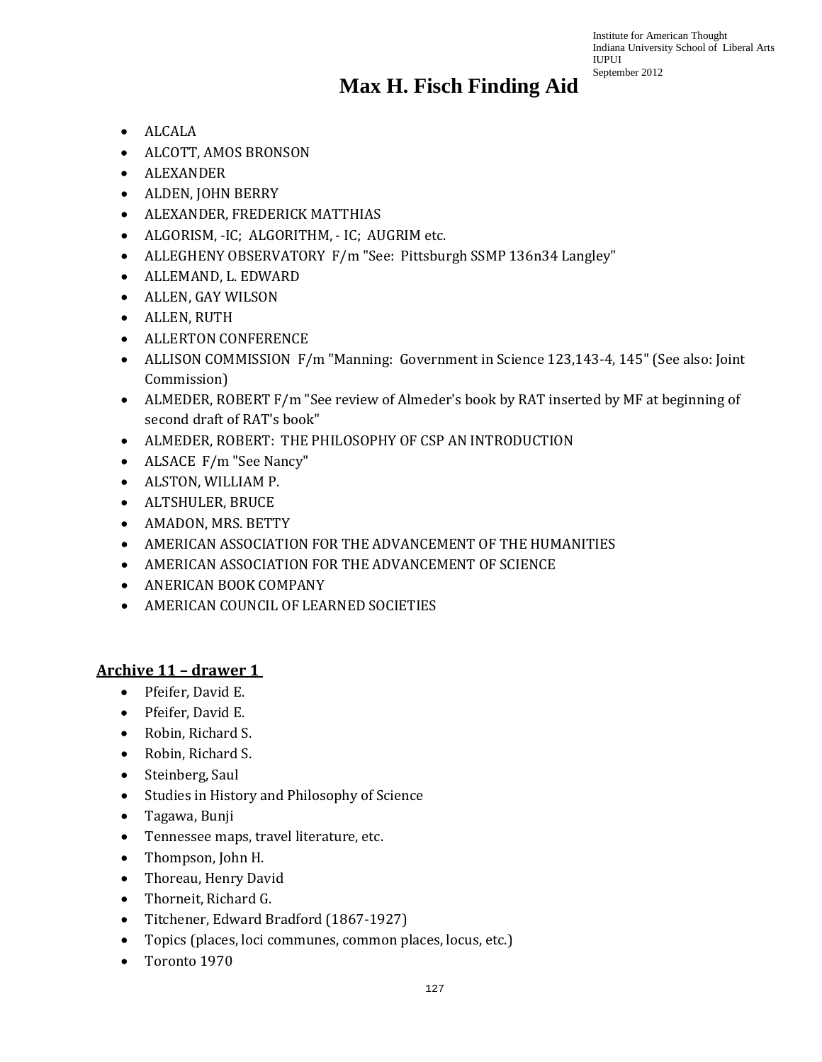- ALCALA
- ALCOTT, AMOS BRONSON
- ALEXANDER
- ALDEN, JOHN BERRY
- ALEXANDER, FREDERICK MATTHIAS
- ALGORISM, -IC; ALGORITHM, - IC; AUGRIM etc.
- ALLEGHENY OBSERVATORY F/m "See: Pittsburgh SSMP 136n34 Langley"
- ALLEMAND, L. EDWARD
- ALLEN, GAY WILSON
- ALLEN, RUTH
- ALLERTON CONFERENCE
- ALLISON COMMISSION F/m "Manning: Government in Science 123,143-4, 145" (See also: Joint Commission)
- ALMEDER, ROBERT F/m "See review of Almeder's book by RAT inserted by MF at beginning of second draft of RAT's book"
- ALMEDER, ROBERT: THE PHILOSOPHY OF CSP AN INTRODUCTION
- ALSACE F/m "See Nancy"
- ALSTON, WILLIAM P.
- ALTSHULER, BRUCE
- AMADON, MRS. BETTY
- AMERICAN ASSOCIATION FOR THE ADVANCEMENT OF THE HUMANITIES
- AMERICAN ASSOCIATION FOR THE ADVANCEMENT OF SCIENCE
- ANERICAN BOOK COMPANY
- AMERICAN COUNCIL OF LEARNED SOCIETIES

## Archive 11 – drawer 1

- Pfeifer, David E.
- Pfeifer, David E.
- Robin, Richard S.
- Robin, Richard S.
- Steinberg, Saul
- Studies in History and Philosophy of Science
- Tagawa, Bunji
- Tennessee maps, travel literature, etc.
- Thompson, John H.
- Thoreau, Henry David
- Thorneit, Richard G.
- Titchener, Edward Bradford (1867-1927)
- Topics (places, loci communes, common places, locus, etc.)
- Toronto 1970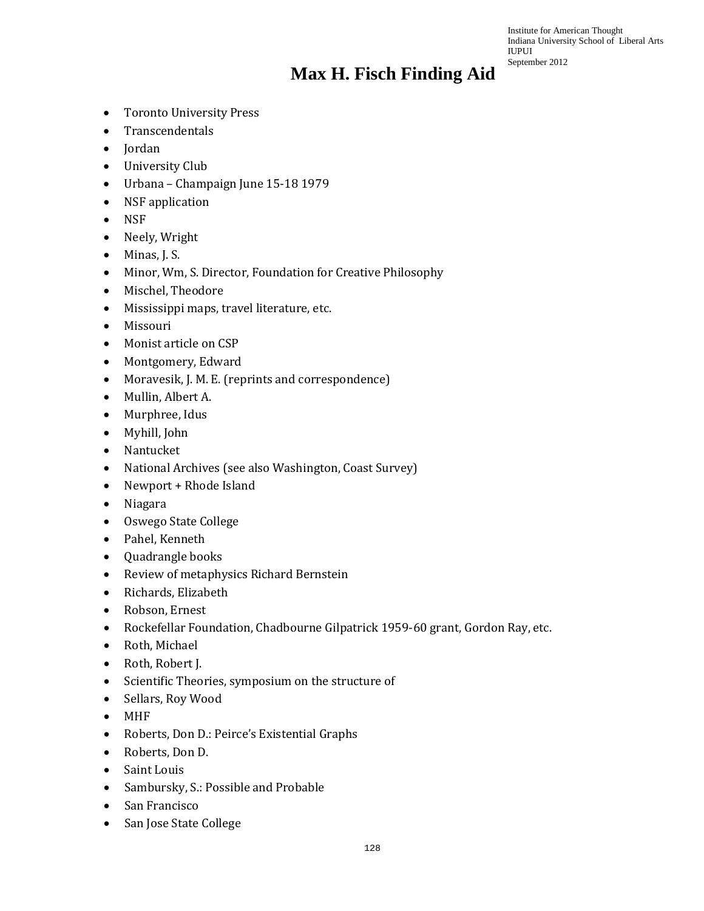# Max H. Fisch Finding Aid

- Toronto University Press
- Transcendentals
- Jordan
- University Club
- Urbana – Champaign June 15-18 1979
- NSF application
- NSF
- Neely, Wright
- Minas, J. S.
- Minor, Wm, S. Director, Foundation for Creative Philosophy
- Mischel, Theodore
- Mississippi maps, travel literature, etc.
- Missouri
- Monist article on CSP
- Montgomery, Edward
- Moravesik, J. M. E. (reprints and correspondence)
- Mullin, Albert A.
- Murphree, Idus
- Myhill, John
- Nantucket
- National Archives (see also Washington, Coast Survey)
- Newport + Rhode Island
- Niagara
- Oswego State College
- Pahel, Kenneth
- Quadrangle books
- Review of metaphysics Richard Bernstein
- Richards, Elizabeth
- Robson, Ernest
- Rockefellar Foundation, Chadbourne Gilpatrick 1959-60 grant, Gordon Ray, etc.
- Roth, Michael
- Roth, Robert J.
- Scientific Theories, symposium on the structure of
- Sellars, Roy Wood
- MHF
- Roberts, Don D.: Peirce's Existential Graphs
- Roberts, Don D.
- Saint Louis
- Sambursky, S.: Possible and Probable
- San Francisco
- San Jose State College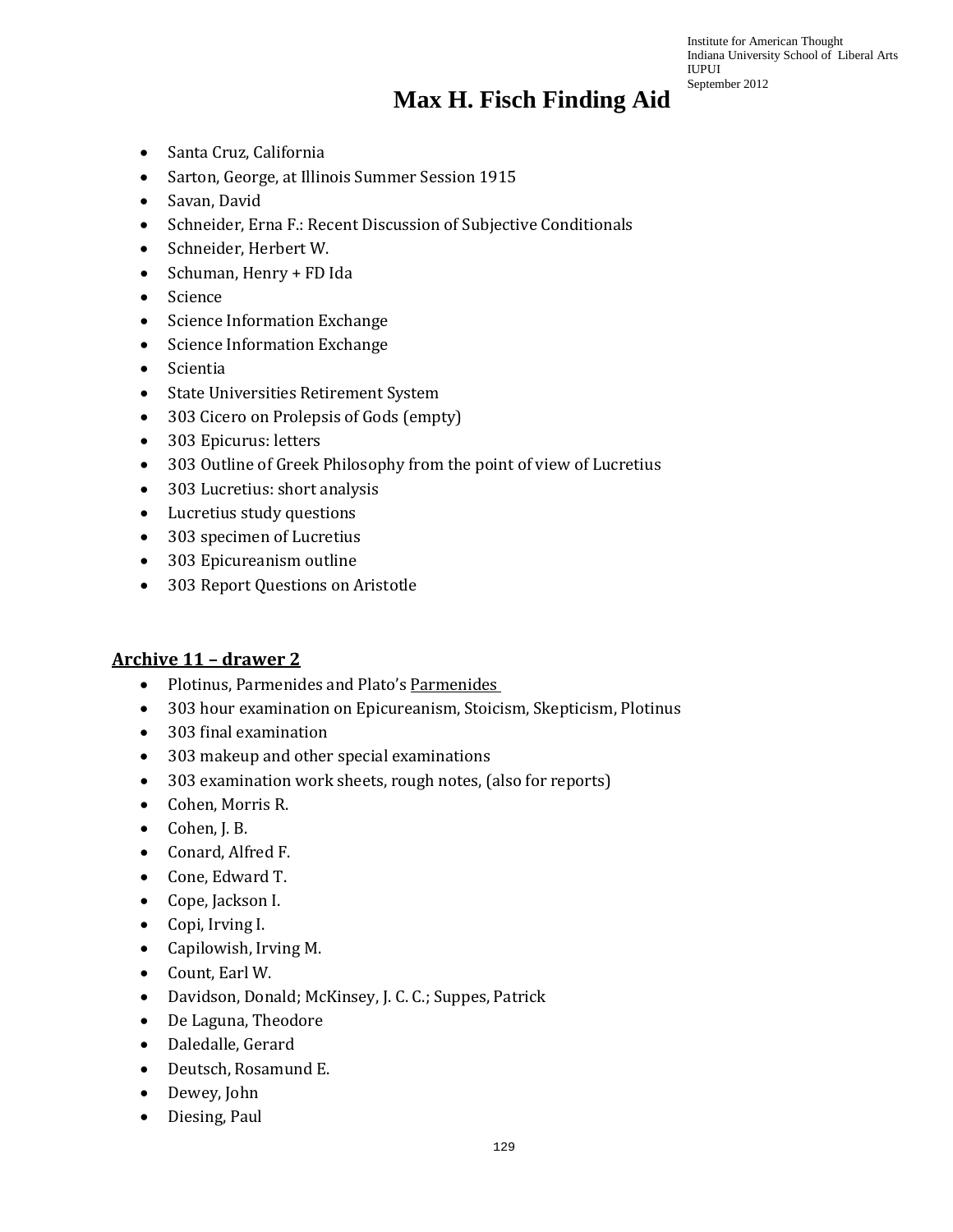- Santa Cruz, California
- Sarton, George, at Illinois Summer Session 1915
- Savan, David
- Schneider, Erna F.: Recent Discussion of Subjective Conditionals
- Schneider, Herbert W.
- Schuman, Henry + FD Ida
- Science
- Science Information Exchange
- Science Information Exchange
- Scientia
- State Universities Retirement System
- 303 Cicero on Prolepsis of Gods (empty)
- 303 Epicurus: letters
- 303 Outline of Greek Philosophy from the point of view of Lucretius
- 303 Lucretius: short analysis
- Lucretius study questions
- 303 specimen of Lucretius
- 303 Epicureanism outline
- 303 Report Questions on Aristotle

## Archive 11 – drawer 2

- Plotinus, Parmenides and Plato's Parmenides
- 303 hour examination on Epicureanism, Stoicism, Skepticism, Plotinus
- 303 final examination
- 303 makeup and other special examinations
- 303 examination work sheets, rough notes, (also for reports)
- Cohen, Morris R.
- Cohen, J. B.
- Conard, Alfred F.
- Cone, Edward T.
- Cope, Jackson I.
- Copi, Irving I.
- Capilowish, Irving M.
- Count, Earl W.
- Davidson, Donald; McKinsey, J. C. C.; Suppes, Patrick
- De Laguna, Theodore
- Daledalle, Gerard
- Deutsch, Rosamund E.
- Dewey, John
- Diesing, Paul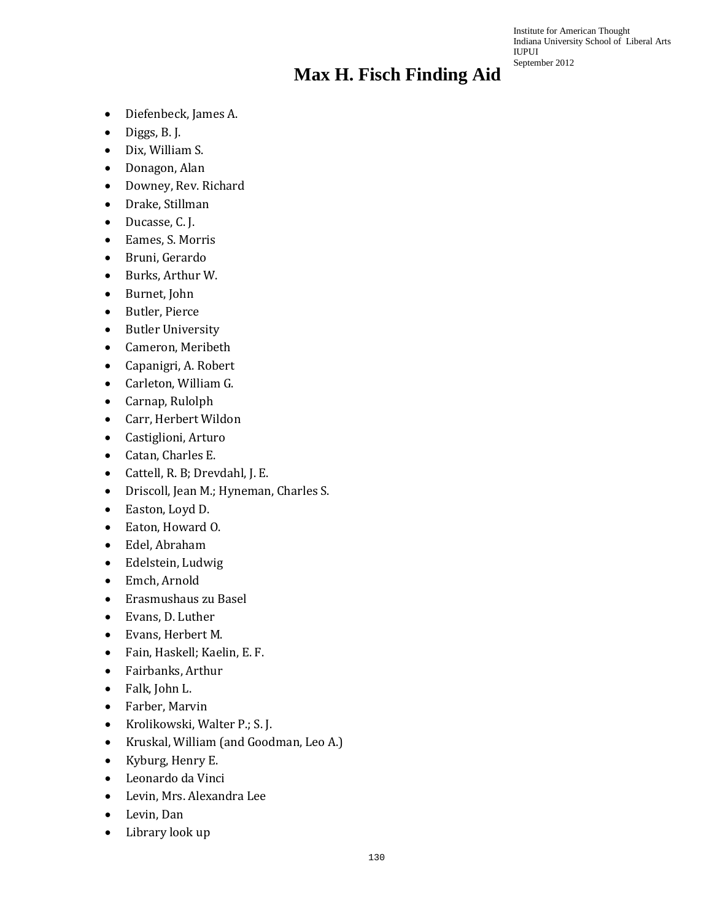# Max H. Fisch Finding Aid

- Diefenbeck, James A.
- Diggs, B. J.
- Dix, William S.
- Donagon, Alan
- Downey, Rev. Richard
- Drake, Stillman
- Ducasse, C. J.
- Eames, S. Morris
- Bruni, Gerardo
- Burks, Arthur W.
- Burnet, John
- Butler, Pierce
- Butler University
- Cameron, Meribeth
- Capanigri, A. Robert
- Carleton, William G.
- Carnap, Rulolph
- Carr, Herbert Wildon
- Castiglioni, Arturo
- Catan, Charles E.
- Cattell, R. B; Drevdahl, J. E.
- Driscoll, Jean M.; Hyneman, Charles S.
- Easton, Loyd D.
- Eaton, Howard O.
- Edel, Abraham
- Edelstein, Ludwig
- Emch, Arnold
- Erasmushaus zu Basel
- Evans, D. Luther
- Evans, Herbert M.
- Fain, Haskell; Kaelin, E. F.
- Fairbanks, Arthur
- Falk, John L.
- Farber, Marvin
- Krolikowski, Walter P.; S. J.
- Kruskal, William (and Goodman, Leo A.)
- Kyburg, Henry E.
- Leonardo da Vinci
- Levin, Mrs. Alexandra Lee
- Levin, Dan
- Library look up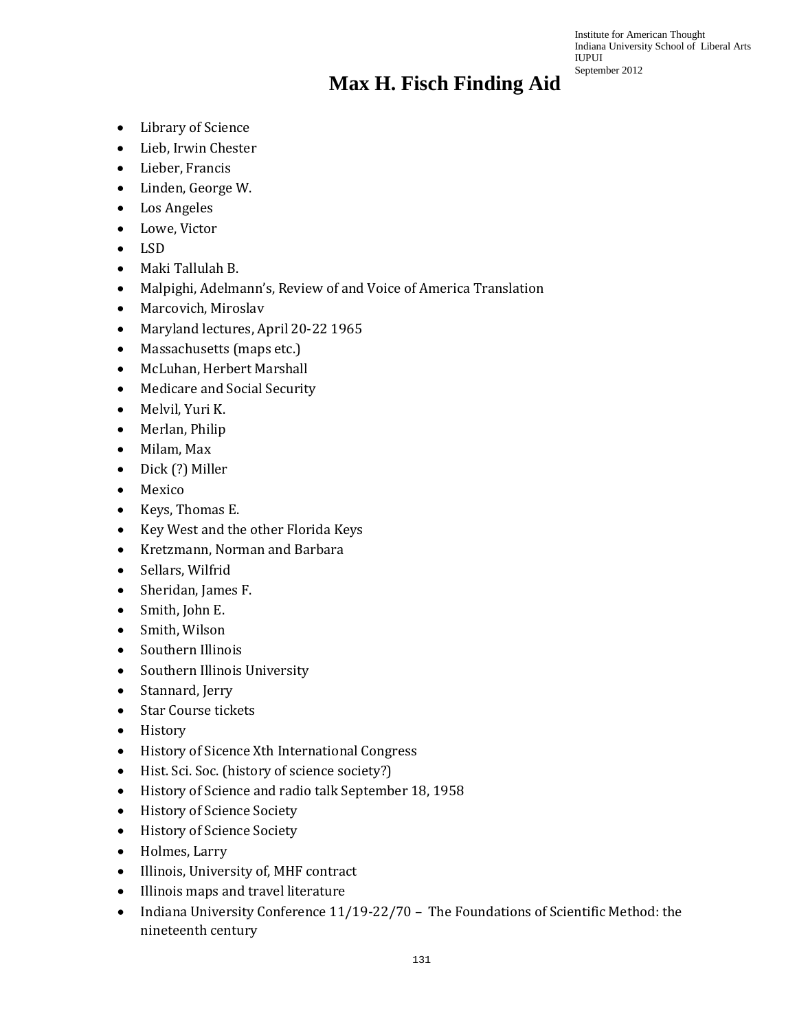# Max H. Fisch Finding Aid

- Library of Science
- Lieb, Irwin Chester
- Lieber, Francis
- Linden, George W.
- Los Angeles
- Lowe, Victor
- LSD
- Maki Tallulah B.
- Malpighi, Adelmann's, Review of and Voice of America Translation
- Marcovich, Miroslav
- Maryland lectures, April 20-22 1965
- Massachusetts (maps etc.)
- McLuhan, Herbert Marshall
- Medicare and Social Security
- Melvil, Yuri K.
- Merlan, Philip
- Milam, Max
- Dick (?) Miller
- Mexico
- Keys, Thomas E.
- Key West and the other Florida Keys
- Kretzmann, Norman and Barbara
- Sellars, Wilfrid
- Sheridan, James F.
- Smith, John E.
- Smith, Wilson
- Southern Illinois
- Southern Illinois University
- Stannard, Jerry
- Star Course tickets
- History
- History of Sicence Xth International Congress
- Hist. Sci. Soc. (history of science society?)
- History of Science and radio talk September 18, 1958
- History of Science Society
- History of Science Society
- Holmes, Larry
- Illinois, University of, MHF contract
- Illinois maps and travel literature
- Indiana University Conference 11/19-22/70 – The Foundations of Scientific Method: the nineteenth century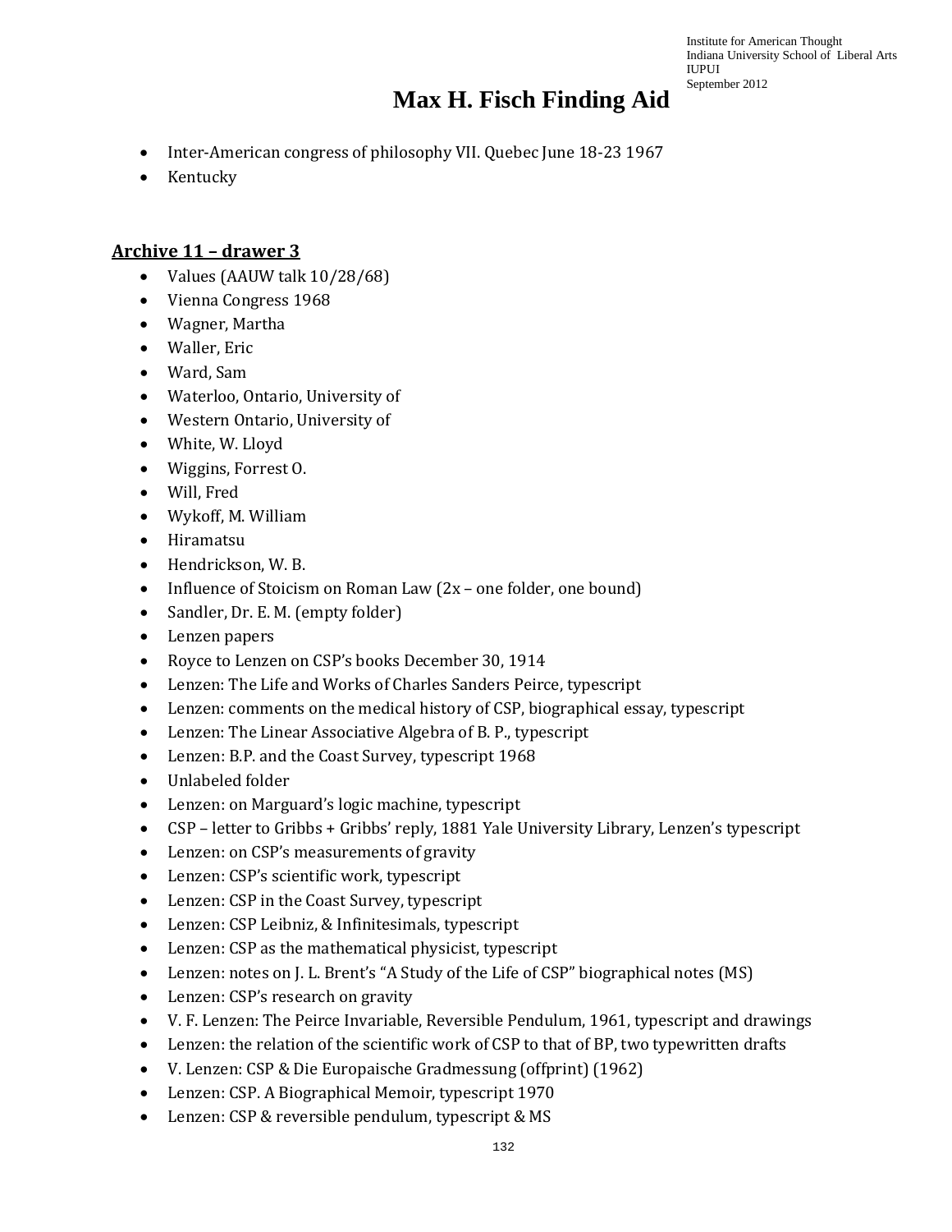- Inter-American congress of philosophy VII. Quebec June 18-23 1967
- Kentucky

## Archive 11 – drawer 3

- Values (AAUW talk 10/28/68)
- Vienna Congress 1968
- Wagner, Martha
- Waller, Eric
- Ward, Sam
- Waterloo, Ontario, University of
- Western Ontario, University of
- White, W. Lloyd
- Wiggins, Forrest O.
- Will, Fred
- Wykoff, M. William
- Hiramatsu
- Hendrickson, W. B.
- Influence of Stoicism on Roman Law (2x – one folder, one bound)
- Sandler, Dr. E. M. (empty folder)
- Lenzen papers
- Royce to Lenzen on CSP's books December 30, 1914
- Lenzen: The Life and Works of Charles Sanders Peirce, typescript
- Lenzen: comments on the medical history of CSP, biographical essay, typescript
- Lenzen: The Linear Associative Algebra of B. P., typescript
- Lenzen: B.P. and the Coast Survey, typescript 1968
- Unlabeled folder
- Lenzen: on Marguard's logic machine, typescript
- CSP – letter to Gribbs + Gribbs' reply, 1881 Yale University Library, Lenzen's typescript
- Lenzen: on CSP's measurements of gravity
- Lenzen: CSP's scientific work, typescript
- Lenzen: CSP in the Coast Survey, typescript
- Lenzen: CSP Leibniz, & Infinitesimals, typescript
- Lenzen: CSP as the mathematical physicist, typescript
- Lenzen: notes on J. L. Brent's "A Study of the Life of CSP" biographical notes (MS)
- Lenzen: CSP's research on gravity
- V. F. Lenzen: The Peirce Invariable, Reversible Pendulum, 1961, typescript and drawings
- Lenzen: the relation of the scientific work of CSP to that of BP, two typewritten drafts
- V. Lenzen: CSP & Die Europaische Gradmessung (offprint) (1962)
- Lenzen: CSP. A Biographical Memoir, typescript 1970
- Lenzen: CSP & reversible pendulum, typescript & MS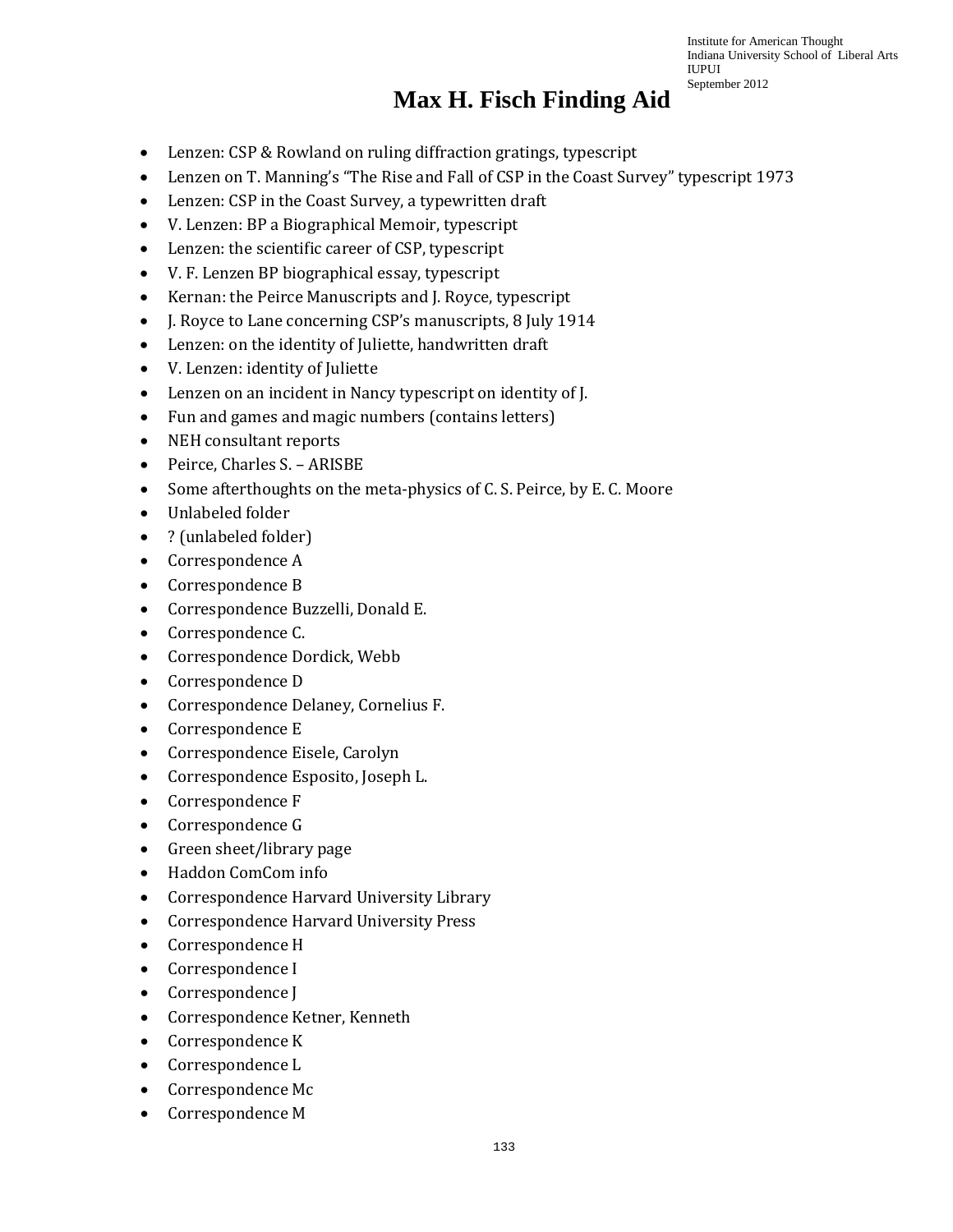# Max H. Fisch Finding Aid

- Lenzen: CSP & Rowland on ruling diffraction gratings, typescript
- Lenzen on T. Manning's "The Rise and Fall of CSP in the Coast Survey" typescript 1973
- Lenzen: CSP in the Coast Survey, a typewritten draft
- V. Lenzen: BP a Biographical Memoir, typescript
- Lenzen: the scientific career of CSP, typescript
- V. F. Lenzen BP biographical essay, typescript
- Kernan: the Peirce Manuscripts and J. Royce, typescript
- J. Royce to Lane concerning CSP's manuscripts, 8 July 1914
- Lenzen: on the identity of Juliette, handwritten draft
- V. Lenzen: identity of Juliette
- Lenzen on an incident in Nancy typescript on identity of J.
- Fun and games and magic numbers (contains letters)
- NEH consultant reports
- Peirce, Charles S. – ARISBE
- Some afterthoughts on the meta-physics of C. S. Peirce, by E. C. Moore
- Unlabeled folder
- ? (unlabeled folder)
- Correspondence A
- Correspondence B
- Correspondence Buzzelli, Donald E.
- Correspondence C.
- Correspondence Dordick, Webb
- Correspondence D
- Correspondence Delaney, Cornelius F.
- Correspondence E
- Correspondence Eisele, Carolyn
- Correspondence Esposito, Joseph L.
- Correspondence F
- Correspondence G
- Green sheet/library page
- Haddon ComCom info
- Correspondence Harvard University Library
- Correspondence Harvard University Press
- Correspondence H
- Correspondence I
- Correspondence J
- Correspondence Ketner, Kenneth
- Correspondence K
- Correspondence L
- Correspondence Mc
- Correspondence M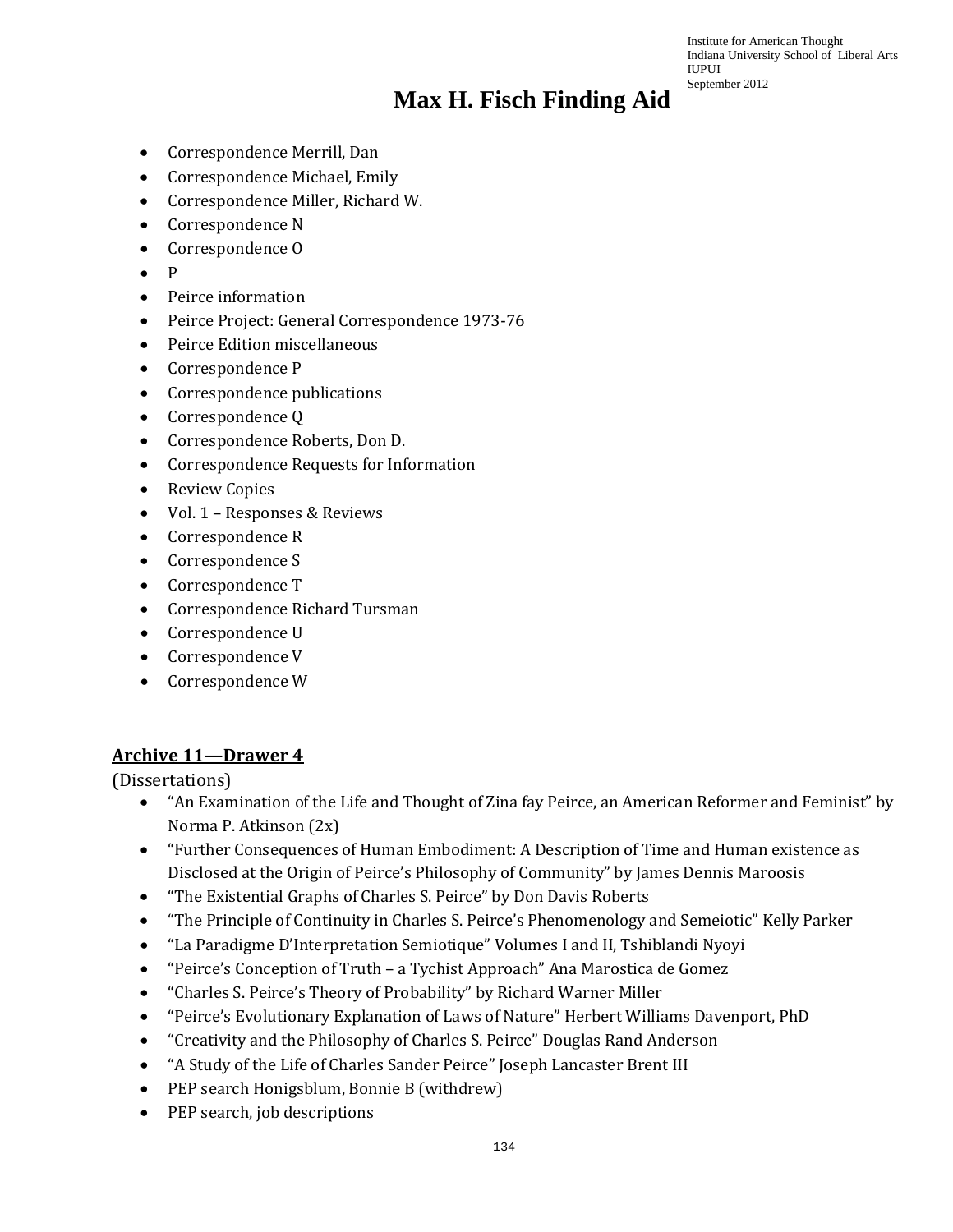- Correspondence Merrill, Dan
- Correspondence Michael, Emily
- Correspondence Miller, Richard W.
- Correspondence N
- Correspondence O
- P
- Peirce information
- Peirce Project: General Correspondence 1973-76
- Peirce Edition miscellaneous
- Correspondence P
- Correspondence publications
- Correspondence Q
- Correspondence Roberts, Don D.
- Correspondence Requests for Information
- Review Copies
- Vol. 1 – Responses & Reviews
- Correspondence R
- Correspondence S
- Correspondence T
- Correspondence Richard Tursman
- Correspondence U
- Correspondence V
- Correspondence W

**<u>Archive 11—Drawer 4</u>**

(Dissertations)

- “An Examination of the Life and Thought of Zina fay Peirce, an American Reformer and Feminist” by Norma P. Atkinson (2x)
- “Further Consequences of Human Embodiment: A Description of Time and Human existence as Disclosed at the Origin of Peirce’s Philosophy of Community” by James Dennis Maroosis
- “The Existential Graphs of Charles S. Peirce” by Don Davis Roberts
- “The Principle of Continuity in Charles S. Peirce’s Phenomenology and Semeiotic” Kelly Parker
- “La Paradigme D’Interpretation Semiotique” Volumes I and II, Tshiblandi Nyoyi
- “Peirce’s Conception of Truth – a Tychist Approach” Ana Marostica de Gomez
- “Charles S. Peirce’s Theory of Probability” by Richard Warner Miller
- “Peirce’s Evolutionary Explanation of Laws of Nature” Herbert Williams Davenport, PhD
- “Creativity and the Philosophy of Charles S. Peirce” Douglas Rand Anderson
- “A Study of the Life of Charles Sander Peirce” Joseph Lancaster Brent III
- PEP search Honigsblum, Bonnie B (withdrew)
- PEP search, job descriptions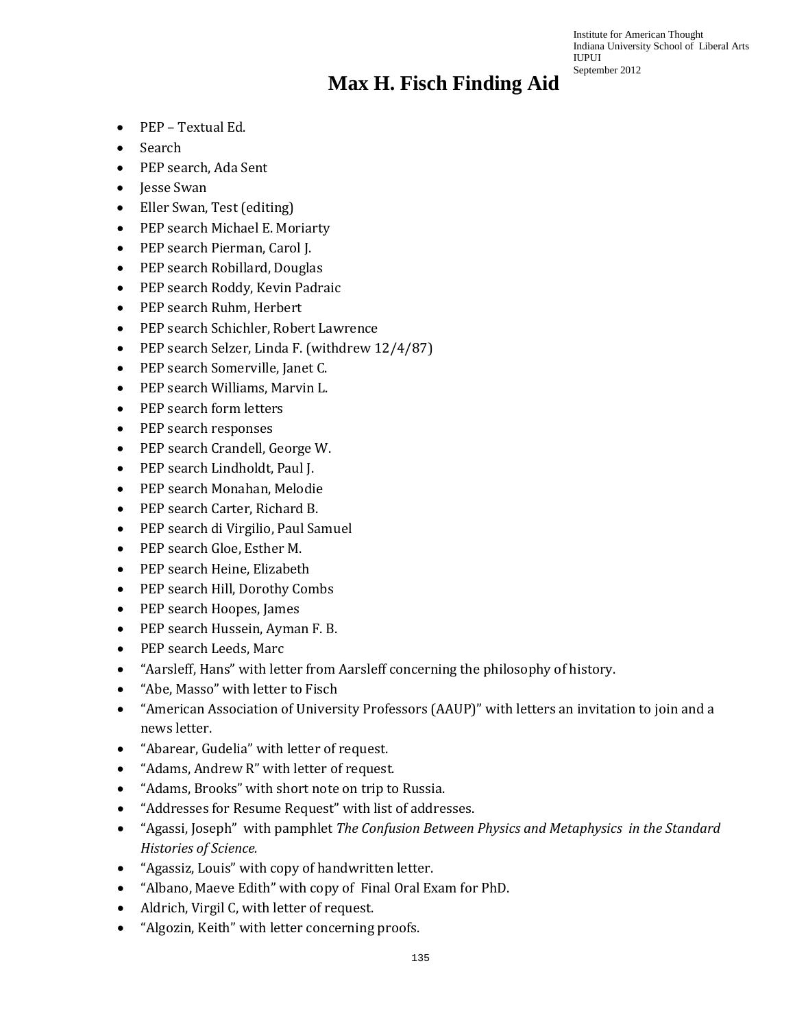# Max H. Fisch Finding Aid

- PEP – Textual Ed.
- Search
- PEP search, Ada Sent
- Jesse Swan
- Eller Swan, Test (editing)
- PEP search Michael E. Moriarty
- PEP search Pierman, Carol J.
- PEP search Robillard, Douglas
- PEP search Roddy, Kevin Padraic
- PEP search Ruhm, Herbert
- PEP search Schichler, Robert Lawrence
- PEP search Selzer, Linda F. (withdrew 12/4/87)
- PEP search Somerville, Janet C.
- PEP search Williams, Marvin L.
- PEP search form letters
- PEP search responses
- PEP search Crandell, George W.
- PEP search Lindholdt, Paul J.
- PEP search Monahan, Melodie
- PEP search Carter, Richard B.
- PEP search di Virgilio, Paul Samuel
- PEP search Gloe, Esther M.
- PEP search Heine, Elizabeth
- PEP search Hill, Dorothy Combs
- PEP search Hoopes, James
- PEP search Hussein, Ayman F. B.
- PEP search Leeds, Marc
- "Aarsleff, Hans" with letter from Aarsleff concerning the philosophy of history.
- "Abe, Masso" with letter to Fisch
- "American Association of University Professors (AAUP)" with letters an invitation to join and a news letter.
- "Abarear, Gudelia" with letter of request.
- "Adams, Andrew R" with letter of request.
- "Adams, Brooks" with short note on trip to Russia.
- "Addresses for Resume Request" with list of addresses.
- "Agassi, Joseph" with pamphlet *The Confusion Between Physics and Metaphysics in the Standard Histories of Science.*
- "Agassiz, Louis" with copy of handwritten letter.
- "Albano, Maeve Edith" with copy of Final Oral Exam for PhD.
- Aldrich, Virgil C, with letter of request.
- "Algozin, Keith" with letter concerning proofs.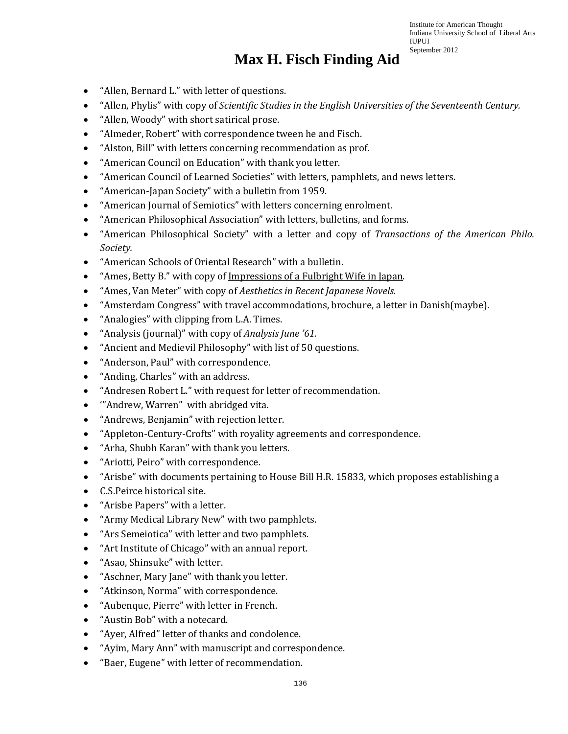# Max H. Fisch Finding Aid

- “Allen, Bernard L.” with letter of questions.
- “Allen, Phylis” with copy of *Scientific Studies in the English Universities of the Seventeenth Century.*
- “Allen, Woody” with short satirical prose.
- “Almeder, Robert” with correspondence tween he and Fisch.
- “Alston, Bill” with letters concerning recommendation as prof.
- “American Council on Education” with thank you letter.
- “American Council of Learned Societies” with letters, pamphlets, and news letters.
- “American-Japan Society” with a bulletin from 1959.
- “American Journal of Semiotics” with letters concerning enrolment.
- “American Philosophical Association” with letters, bulletins, and forms.
- “American Philosophical Society” with a letter and copy of *Transactions of the American Philo. Society.*
- “American Schools of Oriental Research” with a bulletin.
- “Ames, Betty B.” with copy of <u>Impressions of a Fulbright Wife in Japan</u>.
- “Ames, Van Meter” with copy of *Aesthetics in Recent Japanese Novels.*
- “Amsterdam Congress” with travel accommodations, brochure, a letter in Danish(maybe).
- “Analogies” with clipping from L.A. Times.
- “Analysis (journal)” with copy of *Analysis June ’61.*
- “Ancient and Medievil Philosophy” with list of 50 questions.
- “Anderson, Paul” with correspondence.
- “Anding, Charles” with an address.
- “Andresen Robert L.” with request for letter of recommendation.
- ‘”Andrew, Warren” with abridged vita.
- “Andrews, Benjamin” with rejection letter.
- “Appleton-Century-Crofts” with royality agreements and correspondence.
- “Arha, Shubh Karan” with thank you letters.
- “Ariotti, Peiro” with correspondence.
- “Arisbe” with documents pertaining to House Bill H.R. 15833, which proposes establishing a
- C.S.Peirce historical site.
- “Arisbe Papers” with a letter.
- “Army Medical Library New” with two pamphlets.
- “Ars Semeiotica” with letter and two pamphlets.
- “Art Institute of Chicago” with an annual report.
- “Asao, Shinsuke” with letter.
- “Aschner, Mary Jane” with thank you letter.
- “Atkinson, Norma” with correspondence.
- “Aubenque, Pierre” with letter in French.
- “Austin Bob” with a notecard.
- “Ayer, Alfred” letter of thanks and condolence.
- “Ayim, Mary Ann” with manuscript and correspondence.
- “Baer, Eugene” with letter of recommendation.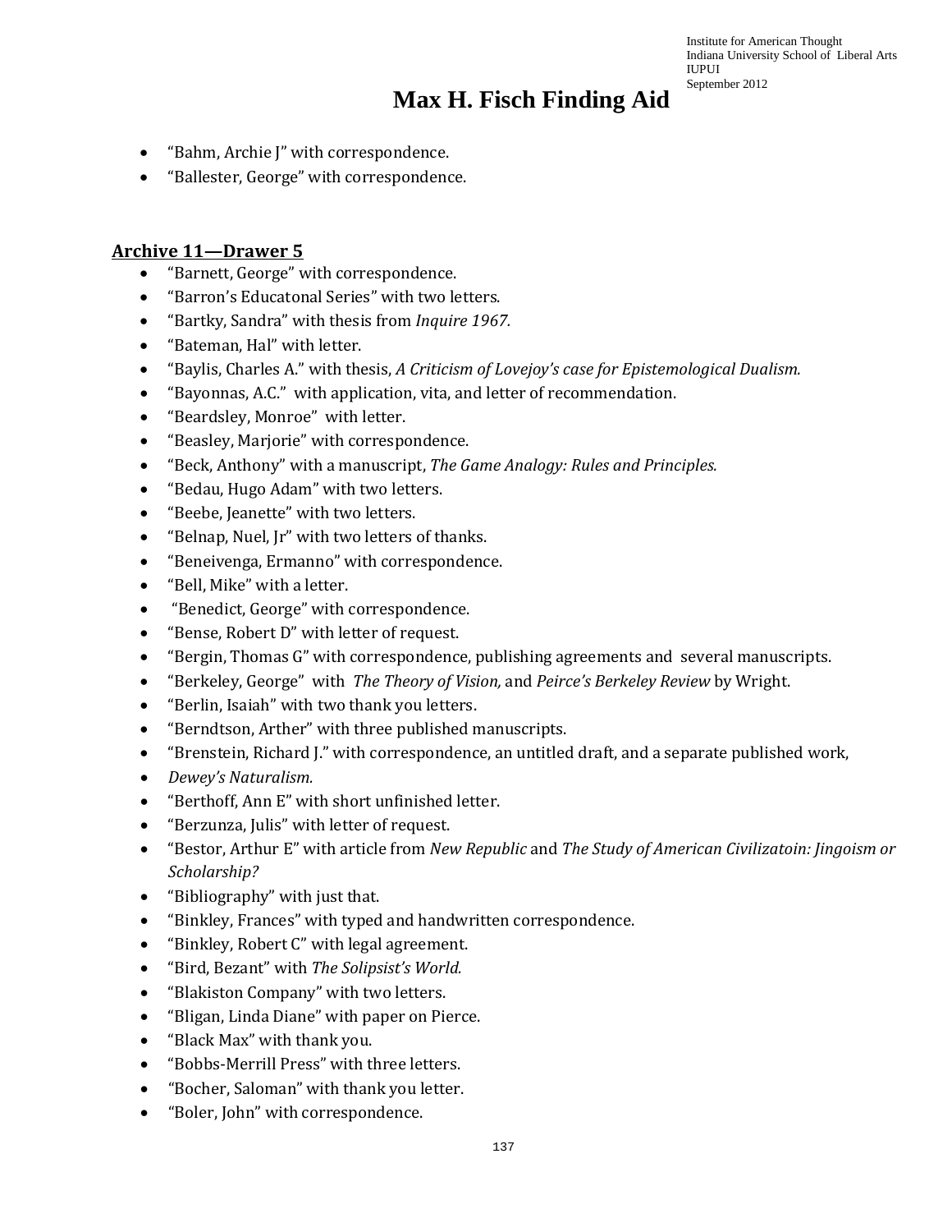- "Bahm, Archie J" with correspondence.
- "Ballester, George" with correspondence.

## Archive 11—Drawer 5

- "Barnett, George" with correspondence.
- "Barron's Educatonal Series" with two letters.
- "Bartky, Sandra" with thesis from *Inquire 1967.*
- "Bateman, Hal" with letter.
- "Baylis, Charles A." with thesis, *A Criticism of Lovejoy's case for Epistemological Dualism.*
- "Bayonnas, A.C." with application, vita, and letter of recommendation.
- "Beardsley, Monroe" with letter.
- "Beasley, Marjorie" with correspondence.
- "Beck, Anthony" with a manuscript, *The Game Analogy: Rules and Principles.*
- "Bedau, Hugo Adam" with two letters.
- "Beebe, Jeanette" with two letters.
- "Belnap, Nuel, Jr" with two letters of thanks.
- "Beneivenga, Ermanno" with correspondence.
- "Bell, Mike" with a letter.
- "Benedict, George" with correspondence.
- "Bense, Robert D" with letter of request.
- "Bergin, Thomas G" with correspondence, publishing agreements and several manuscripts.
- "Berkeley, George" with *The Theory of Vision,* and *Peirce's Berkeley Review* by Wright.
- "Berlin, Isaiah" with two thank you letters.
- "Berndtson, Arther" with three published manuscripts.
- "Brenstein, Richard J." with correspondence, an untitled draft, and a separate published work,
- *Dewey's Naturalism.*
- "Berthoff, Ann E" with short unfinished letter.
- "Berzunza, Julis" with letter of request.
- "Bestor, Arthur E" with article from *New Republic* and *The Study of American Civilizatoin: Jingoism or Scholarship?*
- "Bibliography" with just that.
- "Binkley, Frances" with typed and handwritten correspondence.
- "Binkley, Robert C" with legal agreement.
- "Bird, Bezant" with *The Solipsist's World.*
- "Blakiston Company" with two letters.
- "Bligan, Linda Diane" with paper on Pierce.
- "Black Max" with thank you.
- "Bobbs-Merrill Press" with three letters.
- "Bocher, Saloman" with thank you letter.
- "Boler, John" with correspondence.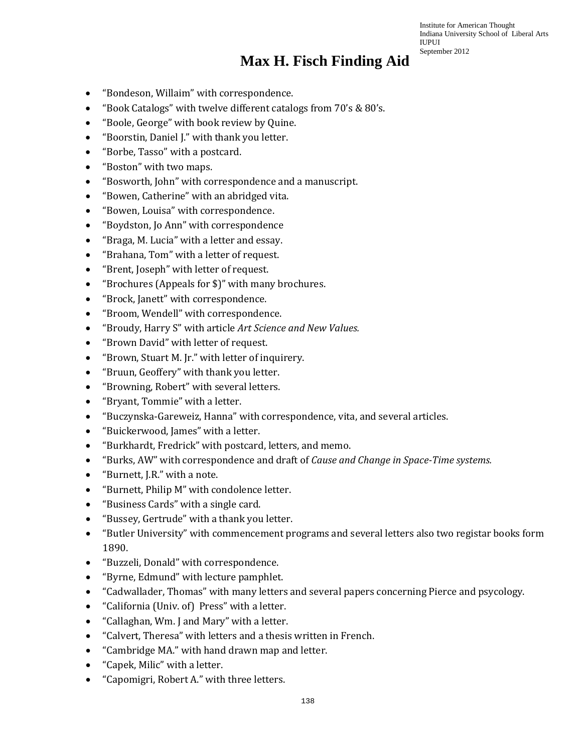# Max H. Fisch Finding Aid

- “Bondeson, Willaim” with correspondence.
- “Book Catalogs” with twelve different catalogs from 70’s & 80’s.
- “Boole, George” with book review by Quine.
- “Boorstin, Daniel J.” with thank you letter.
- “Borbe, Tasso” with a postcard.
- “Boston” with two maps.
- “Bosworth, John” with correspondence and a manuscript.
- “Bowen, Catherine” with an abridged vita.
- “Bowen, Louisa” with correspondence.
- “Boydston, Jo Ann” with correspondence
- “Braga, M. Lucia” with a letter and essay.
- “Brahana, Tom” with a letter of request.
- “Brent, Joseph” with letter of request.
- “Brochures (Appeals for $)” with many brochures.
- “Brock, Janett” with correspondence.
- “Broom, Wendell” with correspondence.
- “Broudy, Harry S” with article *Art Science and New Values.*
- “Brown David” with letter of request.
- “Brown, Stuart M. Jr.” with letter of inquirery.
- “Bruun, Geoffery” with thank you letter.
- “Browning, Robert” with several letters.
- “Bryant, Tommie” with a letter.
- “Buczynska-Gareweiz, Hanna” with correspondence, vita, and several articles.
- “Buickerwood, James” with a letter.
- “Burkhardt, Fredrick” with postcard, letters, and memo.
- “Burks, AW” with correspondence and draft of *Cause and Change in Space-Time systems.*
- “Burnett, J.R.” with a note.
- “Burnett, Philip M” with condolence letter.
- “Business Cards” with a single card.
- “Bussey, Gertrude” with a thank you letter.
- “Butler University” with commencement programs and several letters also two registar books form 1890.
- “Buzzeli, Donald” with correspondence.
- “Byrne, Edmund” with lecture pamphlet.
- “Cadwallader, Thomas” with many letters and several papers concerning Pierce and psycology.
- “California (Univ. of) Press” with a letter.
- “Callaghan, Wm. J and Mary” with a letter.
- “Calvert, Theresa” with letters and a thesis written in French.
- “Cambridge MA.” with hand drawn map and letter.
- “Capek, Milic” with a letter.
- “Capomigri, Robert A.” with three letters.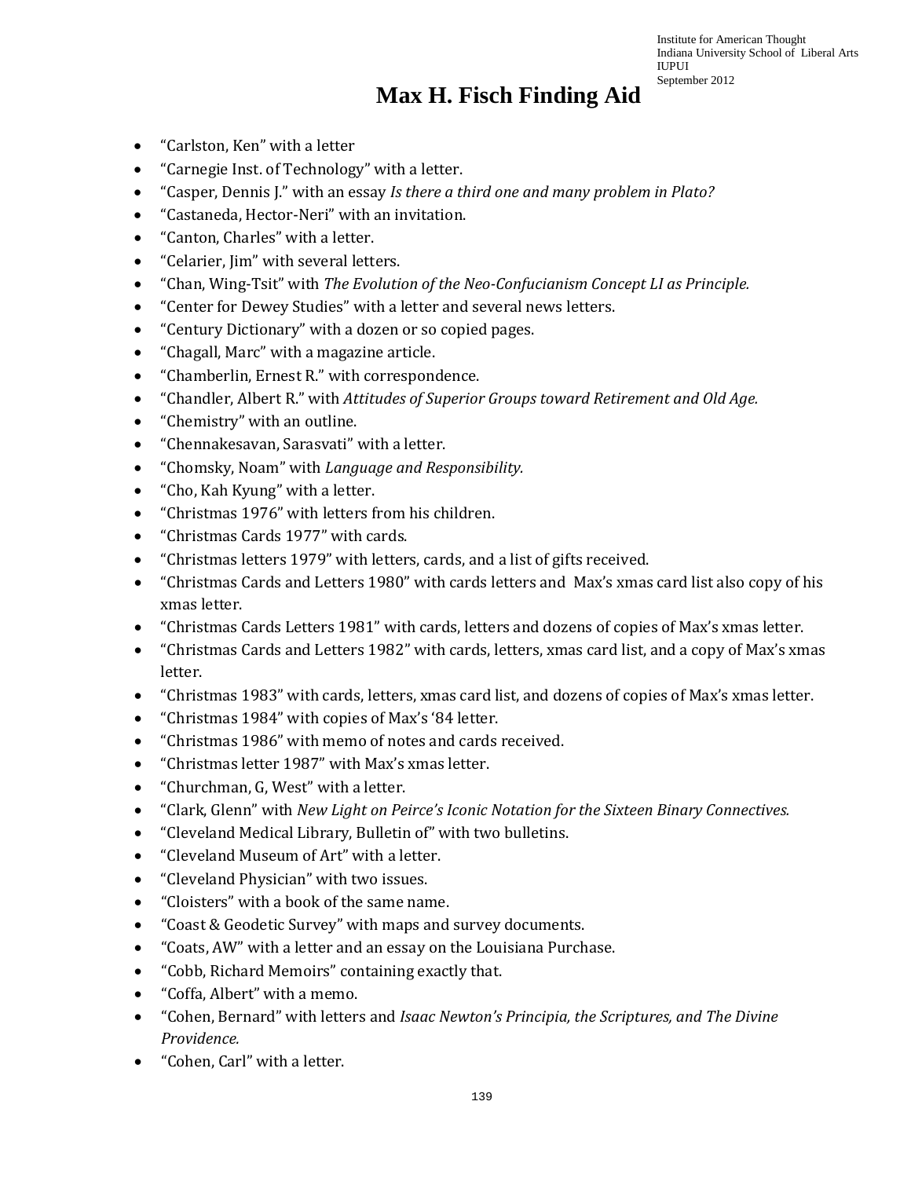# Max H. Fisch Finding Aid

- “Carlston, Ken” with a letter
- “Carnegie Inst. of Technology” with a letter.
- “Casper, Dennis J.” with an essay *Is there a third one and many problem in Plato?*
- “Castaneda, Hector-Neri” with an invitation.
- “Canton, Charles” with a letter.
- “Celarier, Jim” with several letters.
- “Chan, Wing-Tsit” with *The Evolution of the Neo-Confucianism Concept LI as Principle.*
- “Center for Dewey Studies” with a letter and several news letters.
- “Century Dictionary” with a dozen or so copied pages.
- “Chagall, Marc” with a magazine article.
- “Chamberlin, Ernest R.” with correspondence.
- “Chandler, Albert R.” with *Attitudes of Superior Groups toward Retirement and Old Age.*
- “Chemistry” with an outline.
- “Chennakesavan, Sarasvati” with a letter.
- “Chomsky, Noam” with *Language and Responsibility.*
- “Cho, Kah Kyung” with a letter.
- “Christmas 1976” with letters from his children.
- “Christmas Cards 1977” with cards.
- “Christmas letters 1979” with letters, cards, and a list of gifts received.
- “Christmas Cards and Letters 1980” with cards letters and Max’s xmas card list also copy of his xmas letter.
- “Christmas Cards Letters 1981” with cards, letters and dozens of copies of Max’s xmas letter.
- “Christmas Cards and Letters 1982” with cards, letters, xmas card list, and a copy of Max’s xmas letter.
- “Christmas 1983” with cards, letters, xmas card list, and dozens of copies of Max’s xmas letter.
- “Christmas 1984” with copies of Max’s ‘84 letter.
- “Christmas 1986” with memo of notes and cards received.
- “Christmas letter 1987” with Max’s xmas letter.
- “Churchman, G, West” with a letter.
- “Clark, Glenn” with *New Light on Peirce’s Iconic Notation for the Sixteen Binary Connectives.*
- “Cleveland Medical Library, Bulletin of” with two bulletins.
- “Cleveland Museum of Art” with a letter.
- “Cleveland Physician” with two issues.
- “Cloisters” with a book of the same name.
- “Coast & Geodetic Survey” with maps and survey documents.
- “Coats, AW” with a letter and an essay on the Louisiana Purchase.
- “Cobb, Richard Memoirs” containing exactly that.
- “Coffa, Albert” with a memo.
- “Cohen, Bernard” with letters and *Isaac Newton’s Principia, the Scriptures, and The Divine Providence.*
- “Cohen, Carl” with a letter.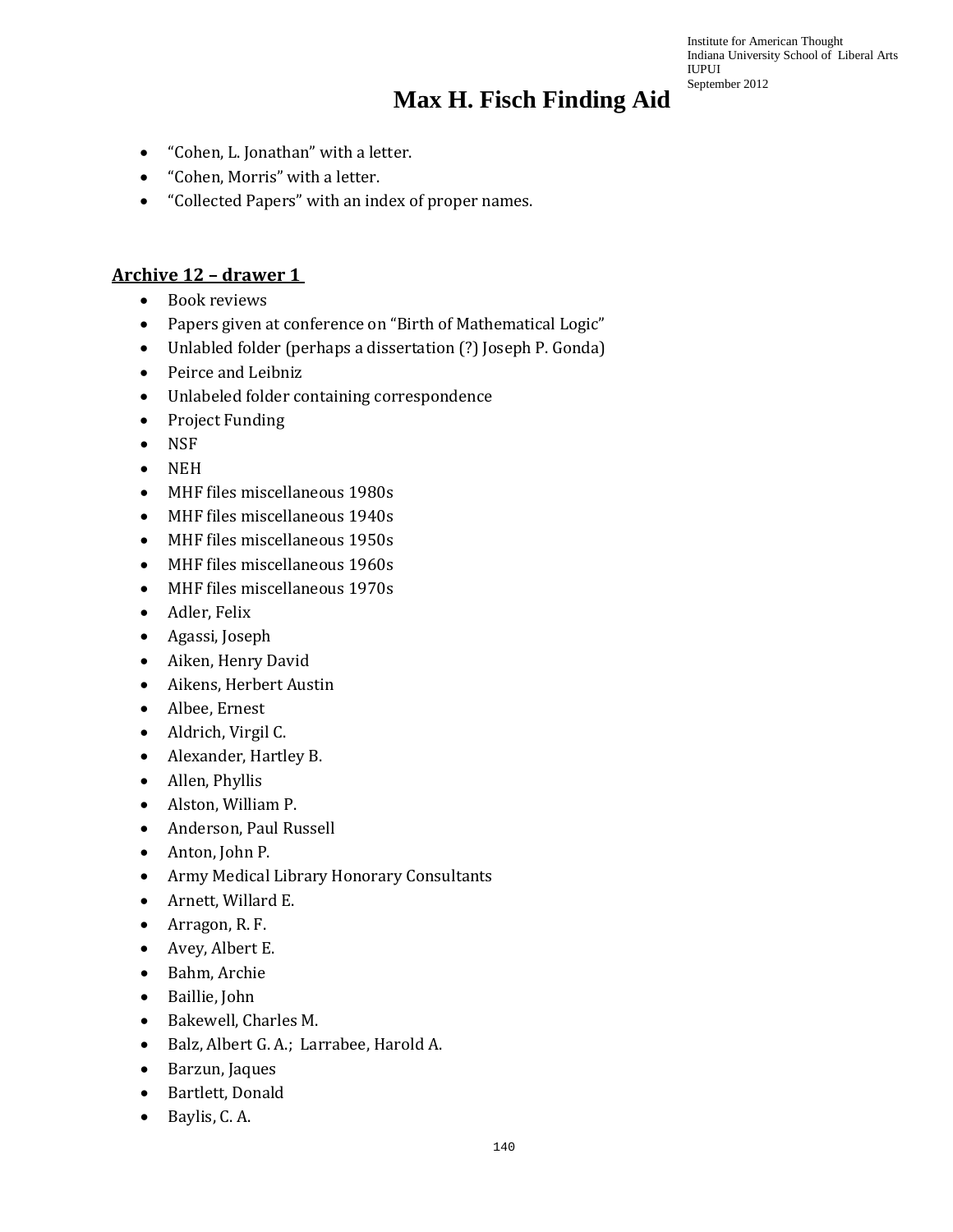- "Cohen, L. Jonathan" with a letter.
- "Cohen, Morris" with a letter.
- "Collected Papers" with an index of proper names.

**Archive 12 – drawer 1**

- Book reviews
- Papers given at conference on "Birth of Mathematical Logic"
- Unlabled folder (perhaps a dissertation (?) Joseph P. Gonda)
- Peirce and Leibniz
- Unlabeled folder containing correspondence
- Project Funding
- NSF
- NEH
- MHF files miscellaneous 1980s
- MHF files miscellaneous 1940s
- MHF files miscellaneous 1950s
- MHF files miscellaneous 1960s
- MHF files miscellaneous 1970s
- Adler, Felix
- Agassi, Joseph
- Aiken, Henry David
- Aikens, Herbert Austin
- Albee, Ernest
- Aldrich, Virgil C.
- Alexander, Hartley B.
- Allen, Phyllis
- Alston, William P.
- Anderson, Paul Russell
- Anton, John P.
- Army Medical Library Honorary Consultants
- Arnett, Willard E.
- Arragon, R. F.
- Avey, Albert E.
- Bahm, Archie
- Baillie, John
- Bakewell, Charles M.
- Balz, Albert G. A.; Larrabee, Harold A.
- Barzun, Jaques
- Bartlett, Donald
- Baylis, C. A.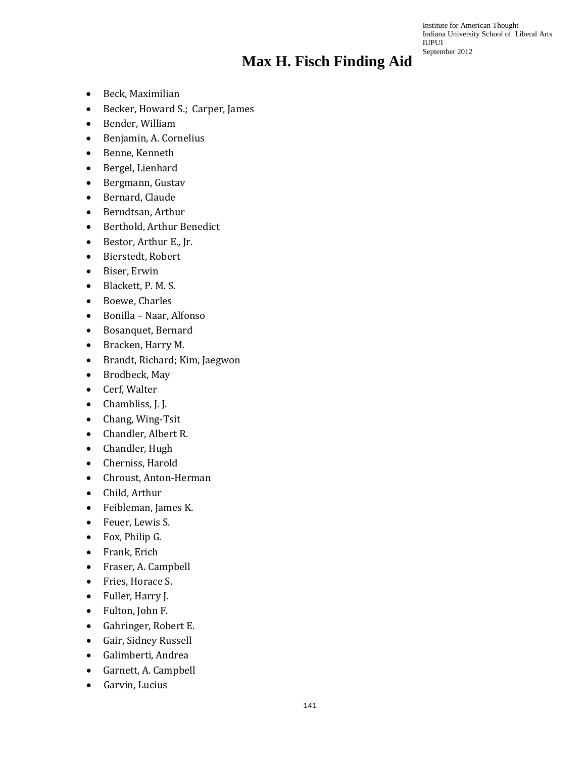# Max H. Fisch Finding Aid

- Beck, Maximilian
- Becker, Howard S.; Carper, James
- Bender, William
- Benjamin, A. Cornelius
- Benne, Kenneth
- Bergel, Lienhard
- Bergmann, Gustav
- Bernard, Claude
- Berndtsan, Arthur
- Berthold, Arthur Benedict
- Bestor, Arthur E., Jr.
- Bierstedt, Robert
- Biser, Erwin
- Blackett, P. M. S.
- Boewe, Charles
- Bonilla – Naar, Alfonso
- Bosanquet, Bernard
- Bracken, Harry M.
- Brandt, Richard; Kim, Jaegwon
- Brodbeck, May
- Cerf, Walter
- Chambliss, J. J.
- Chang, Wing-Tsit
- Chandler, Albert R.
- Chandler, Hugh
- Cherniss, Harold
- Chroust, Anton-Herman
- Child, Arthur
- Feibleman, James K.
- Feuer, Lewis S.
- Fox, Philip G.
- Frank, Erich
- Fraser, A. Campbell
- Fries, Horace S.
- Fuller, Harry J.
- Fulton, John F.
- Gahringer, Robert E.
- Gair, Sidney Russell
- Galimberti, Andrea
- Garnett, A. Campbell
- Garvin, Lucius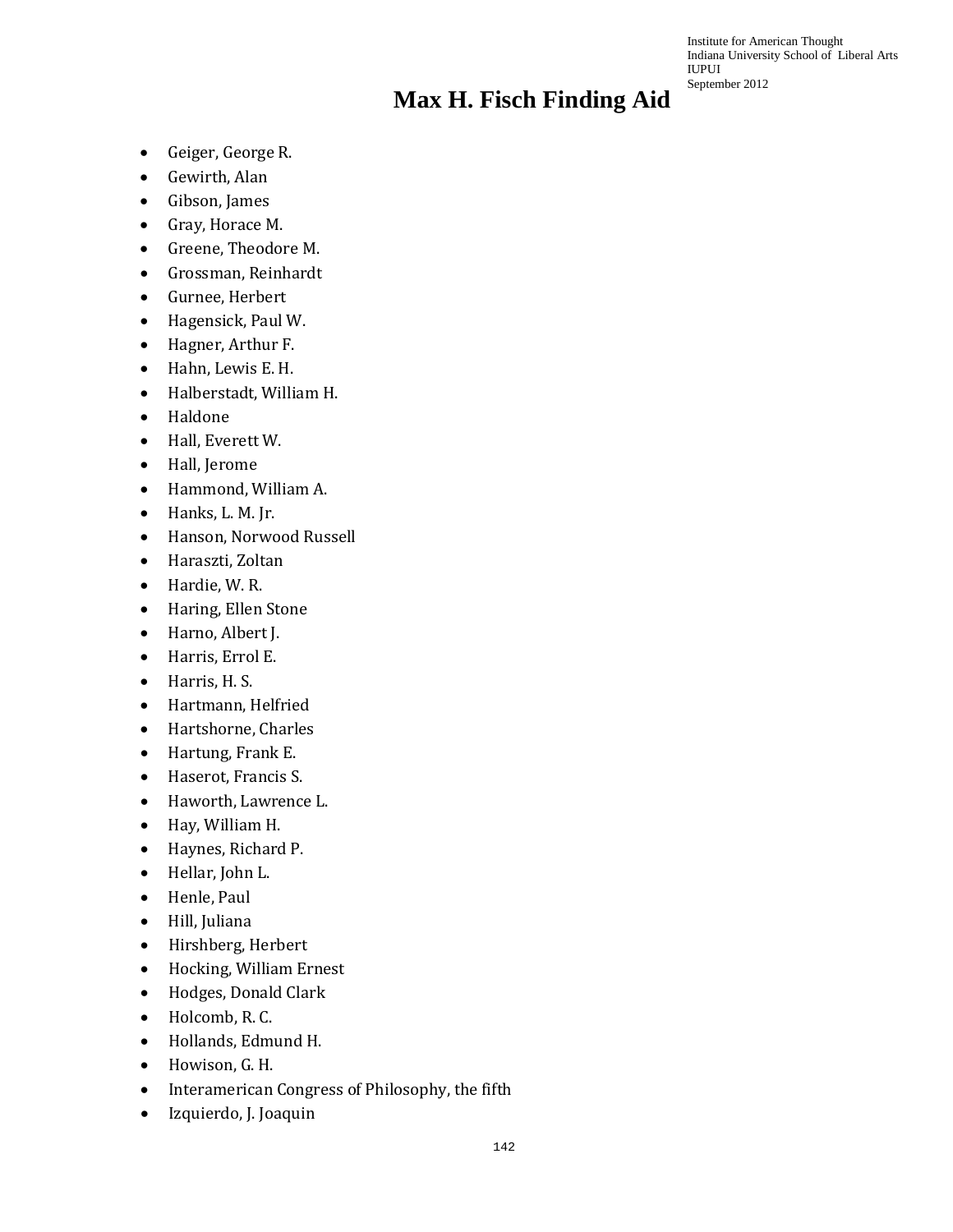- Geiger, George R.
- Gewirth, Alan
- Gibson, James
- Gray, Horace M.
- Greene, Theodore M.
- Grossman, Reinhardt
- Gurnee, Herbert
- Hagensick, Paul W.
- Hagner, Arthur F.
- Hahn, Lewis E. H.
- Halberstadt, William H.
- Haldone
- Hall, Everett W.
- Hall, Jerome
- Hammond, William A.
- Hanks, L. M. Jr.
- Hanson, Norwood Russell
- Haraszti, Zoltan
- Hardie, W. R.
- Haring, Ellen Stone
- Harno, Albert J.
- Harris, Errol E.
- Harris, H. S.
- Hartmann, Helfried
- Hartshorne, Charles
- Hartung, Frank E.
- Haserot, Francis S.
- Haworth, Lawrence L.
- Hay, William H.
- Haynes, Richard P.
- Hellar, John L.
- Henle, Paul
- Hill, Juliana
- Hirshberg, Herbert
- Hocking, William Ernest
- Hodges, Donald Clark
- Holcomb, R. C.
- Hollands, Edmund H.
- Howison, G. H.
- Interamerican Congress of Philosophy, the fifth
- Izquierdo, J. Joaquin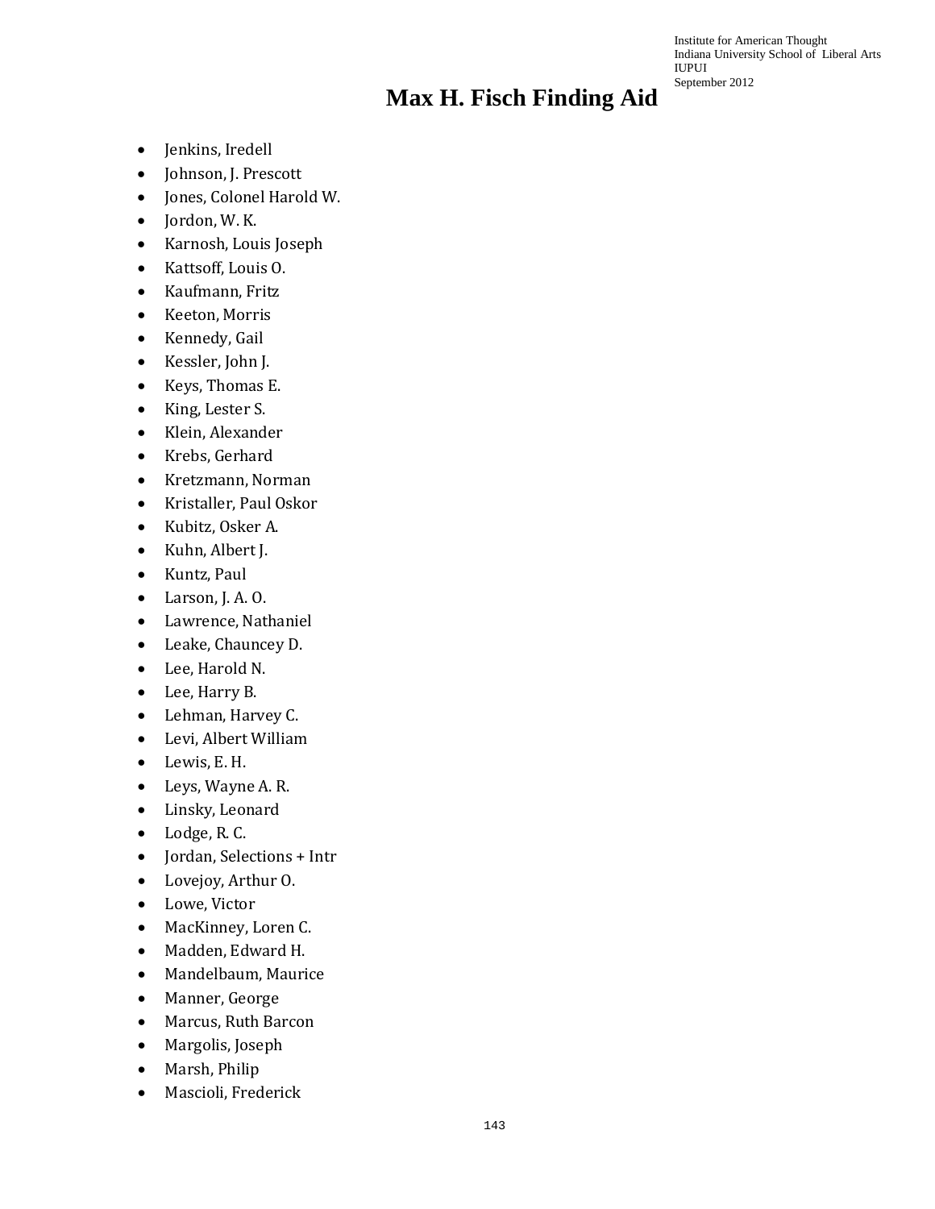- Jenkins, Iredell
- Johnson, J. Prescott
- Jones, Colonel Harold W.
- Jordon, W. K.
- Karnosh, Louis Joseph
- Kattsoff, Louis O.
- Kaufmann, Fritz
- Keeton, Morris
- Kennedy, Gail
- Kessler, John J.
- Keys, Thomas E.
- King, Lester S.
- Klein, Alexander
- Krebs, Gerhard
- Kretzmann, Norman
- Kristaller, Paul Oskor
- Kubitz, Osker A.
- Kuhn, Albert J.
- Kuntz, Paul
- Larson, J. A. O.
- Lawrence, Nathaniel
- Leake, Chauncey D.
- Lee, Harold N.
- Lee, Harry B.
- Lehman, Harvey C.
- Levi, Albert William
- Lewis, E. H.
- Leys, Wayne A. R.
- Linsky, Leonard
- Lodge, R. C.
- Jordan, Selections + Intr
- Lovejoy, Arthur O.
- Lowe, Victor
- MacKinney, Loren C.
- Madden, Edward H.
- Mandelbaum, Maurice
- Manner, George
- Marcus, Ruth Barcon
- Margolis, Joseph
- Marsh, Philip
- Mascioli, Frederick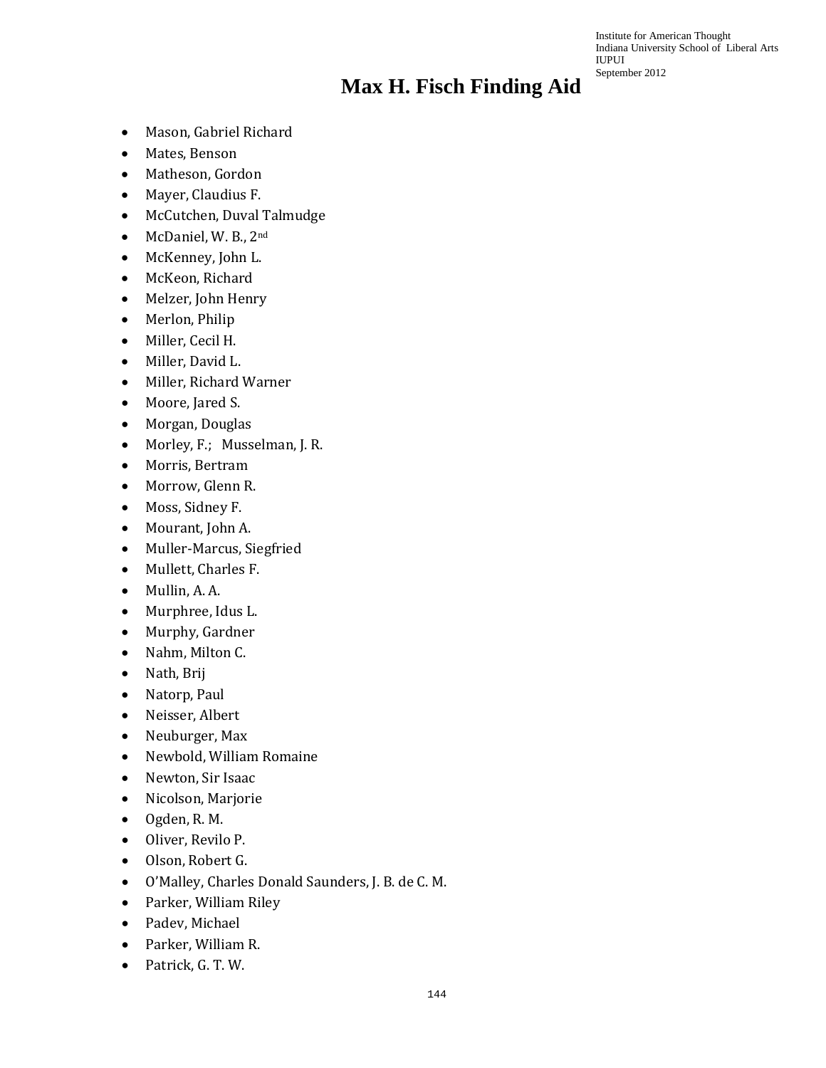# Max H. Fisch Finding Aid

- Mason, Gabriel Richard
- Mates, Benson
- Matheson, Gordon
- Mayer, Claudius F.
- McCutchen, Duval Talmudge
- McDaniel, W. B., 2nd
- McKenney, John L.
- McKeon, Richard
- Melzer, John Henry
- Merlon, Philip
- Miller, Cecil H.
- Miller, David L.
- Miller, Richard Warner
- Moore, Jared S.
- Morgan, Douglas
- Morley, F.; Musselman, J. R.
- Morris, Bertram
- Morrow, Glenn R.
- Moss, Sidney F.
- Mourant, John A.
- Muller-Marcus, Siegfried
- Mullett, Charles F.
- Mullin, A. A.
- Murphree, Idus L.
- Murphy, Gardner
- Nahm, Milton C.
- Nath, Brij
- Natorp, Paul
- Neisser, Albert
- Neuburger, Max
- Newbold, William Romaine
- Newton, Sir Isaac
- Nicolson, Marjorie
- Ogden, R. M.
- Oliver, Revilo P.
- Olson, Robert G.
- O'Malley, Charles Donald Saunders, J. B. de C. M.
- Parker, William Riley
- Padev, Michael
- Parker, William R.
- Patrick, G. T. W.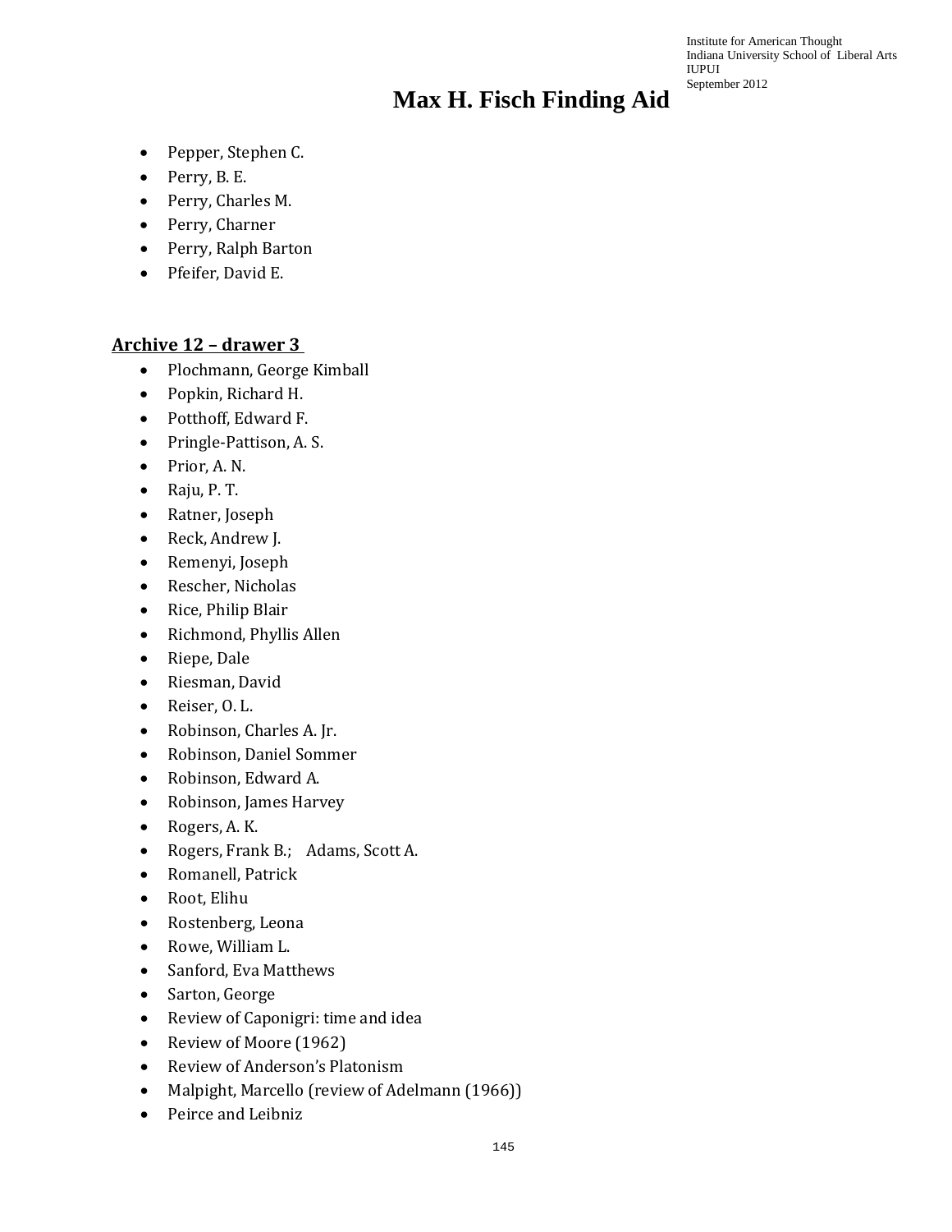- Pepper, Stephen C.
- Perry, B. E.
- Perry, Charles M.
- Perry, Charner
- Perry, Ralph Barton
- Pfeifer, David E.

**Archive 12 – drawer 3**

- Plochmann, George Kimball
- Popkin, Richard H.
- Potthoff, Edward F.
- Pringle-Pattison, A. S.
- Prior, A. N.
- Raju, P. T.
- Ratner, Joseph
- Reck, Andrew J.
- Remenyi, Joseph
- Rescher, Nicholas
- Rice, Philip Blair
- Richmond, Phyllis Allen
- Riepe, Dale
- Riesman, David
- Reiser, O. L.
- Robinson, Charles A. Jr.
- Robinson, Daniel Sommer
- Robinson, Edward A.
- Robinson, James Harvey
- Rogers, A. K.
- Rogers, Frank B.; Adams, Scott A.
- Romanell, Patrick
- Root, Elihu
- Rostenberg, Leona
- Rowe, William L.
- Sanford, Eva Matthews
- Sarton, George
- Review of Caponigri: time and idea
- Review of Moore (1962)
- Review of Anderson's Platonism
- Malpight, Marcello (review of Adelmann (1966))
- Peirce and Leibniz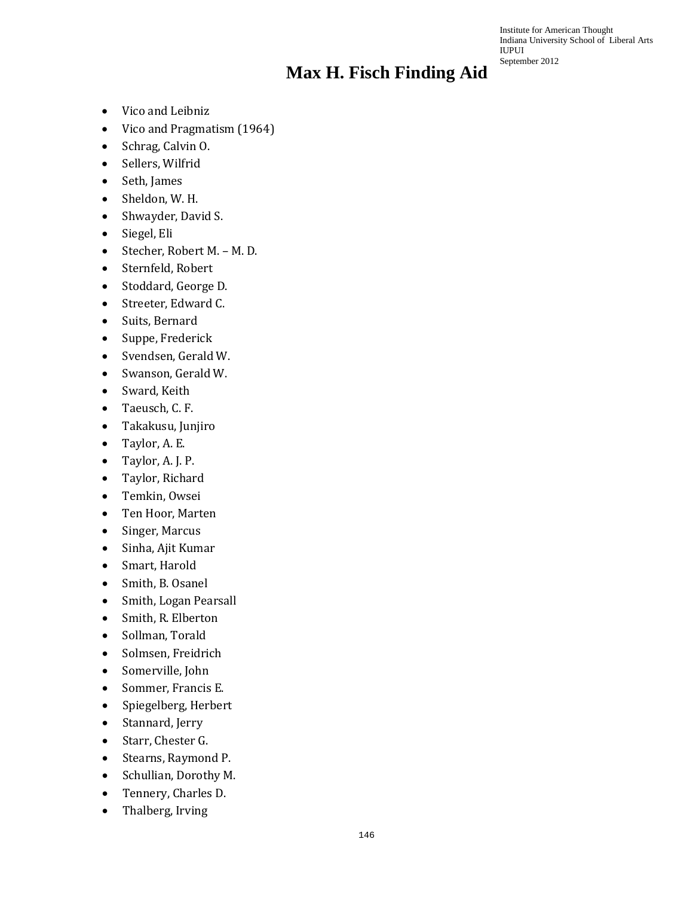- Vico and Leibniz
- Vico and Pragmatism (1964)
- Schrag, Calvin O.
- Sellers, Wilfrid
- Seth, James
- Sheldon, W. H.
- Shwayder, David S.
- Siegel, Eli
- Stecher, Robert M. – M. D.
- Sternfeld, Robert
- Stoddard, George D.
- Streeter, Edward C.
- Suits, Bernard
- Suppe, Frederick
- Svendsen, Gerald W.
- Swanson, Gerald W.
- Sward, Keith
- Taeusch, C. F.
- Takakusu, Junjiro
- Taylor, A. E.
- Taylor, A. J. P.
- Taylor, Richard
- Temkin, Owsei
- Ten Hoor, Marten
- Singer, Marcus
- Sinha, Ajit Kumar
- Smart, Harold
- Smith, B. Osanel
- Smith, Logan Pearsall
- Smith, R. Elberton
- Sollman, Torald
- Solmsen, Freidrich
- Somerville, John
- Sommer, Francis E.
- Spiegelberg, Herbert
- Stannard, Jerry
- Starr, Chester G.
- Stearns, Raymond P.
- Schullian, Dorothy M.
- Tennery, Charles D.
- Thalberg, Irving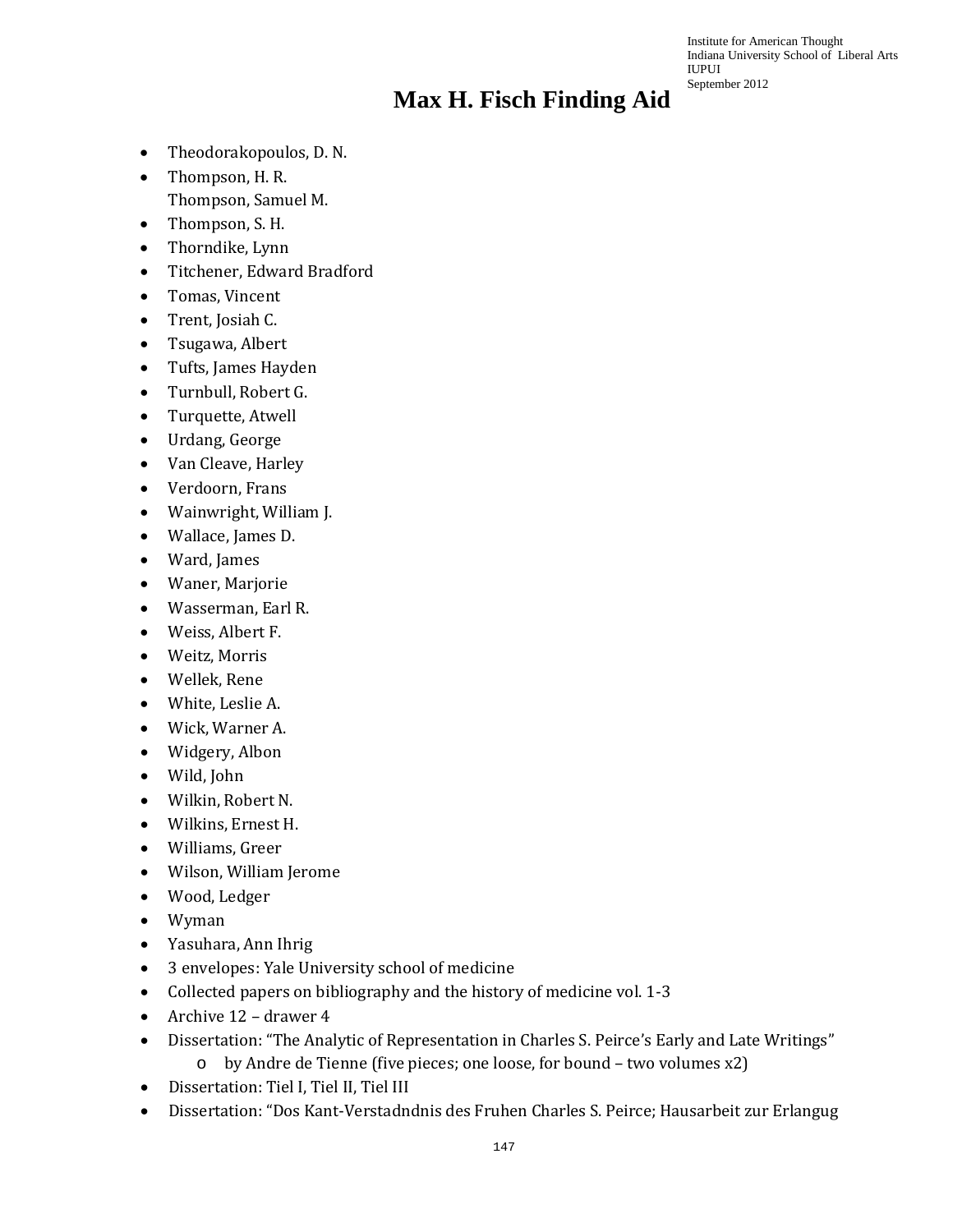- Theodorakopoulos, D. N.
- Thompson, H. R.
  Thompson, Samuel M.
- Thompson, S. H.
- Thorndike, Lynn
- Titchener, Edward Bradford
- Tomas, Vincent
- Trent, Josiah C.
- Tsugawa, Albert
- Tufts, James Hayden
- Turnbull, Robert G.
- Turquette, Atwell
- Urdang, George
- Van Cleave, Harley
- Verdoorn, Frans
- Wainwright, William J.
- Wallace, James D.
- Ward, James
- Waner, Marjorie
- Wasserman, Earl R.
- Weiss, Albert F.
- Weitz, Morris
- Wellek, Rene
- White, Leslie A.
- Wick, Warner A.
- Widgery, Albon
- Wild, John
- Wilkin, Robert N.
- Wilkins, Ernest H.
- Williams, Greer
- Wilson, William Jerome
- Wood, Ledger
- Wyman
- Yasuhara, Ann Ihrig
- 3 envelopes: Yale University school of medicine
- Collected papers on bibliography and the history of medicine vol. 1-3
- Archive 12 – drawer 4
- Dissertation: "The Analytic of Representation in Charles S. Peirce's Early and Late Writings"
  - by Andre de Tienne (five pieces; one loose, for bound – two volumes x2)
- Dissertation: Tiel I, Tiel II, Tiel III
- Dissertation: "Dos Kant-Verstadndnis des Fruhen Charles S. Peirce; Hausarbeit zur Erlangug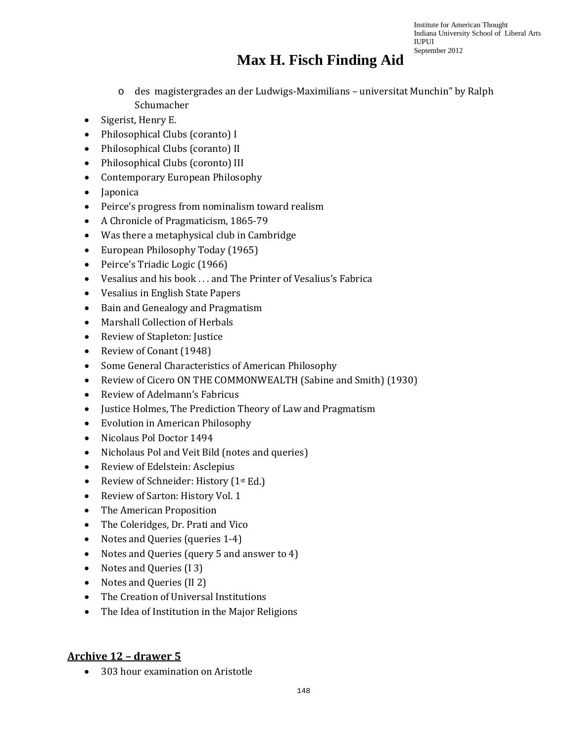- des magistergrades an der Ludwigs-Maximilians – universitat Munchin" by Ralph Schumacher

- Sigerist, Henry E.
- Philosophical Clubs (coranto) I
- Philosophical Clubs (coranto) II
- Philosophical Clubs (coronto) III
- Contemporary European Philosophy
- Japonica
- Peirce's progress from nominalism toward realism
- A Chronicle of Pragmaticism, 1865-79
- Was there a metaphysical club in Cambridge
- European Philosophy Today (1965)
- Peirce's Triadic Logic (1966)
- Vesalius and his book . . . and The Printer of Vesalius's Fabrica
- Vesalius in English State Papers
- Bain and Genealogy and Pragmatism
- Marshall Collection of Herbals
- Review of Stapleton: Justice
- Review of Conant (1948)
- Some General Characteristics of American Philosophy
- Review of Cicero ON THE COMMONWEALTH (Sabine and Smith) (1930)
- Review of Adelmann's Fabricus
- Justice Holmes, The Prediction Theory of Law and Pragmatism
- Evolution in American Philosophy
- Nicolaus Pol Doctor 1494
- Nicholaus Pol and Veit Bild (notes and queries)
- Review of Edelstein: Asclepius
- Review of Schneider: History (1st Ed.)
- Review of Sarton: History Vol. 1
- The American Proposition
- The Coleridges, Dr. Prati and Vico
- Notes and Queries (queries 1-4)
- Notes and Queries (query 5 and answer to 4)
- Notes and Queries (I 3)
- Notes and Queries (II 2)
- The Creation of Universal Institutions
- The Idea of Institution in the Major Religions

## Archive 12 – drawer 5

- 303 hour examination on Aristotle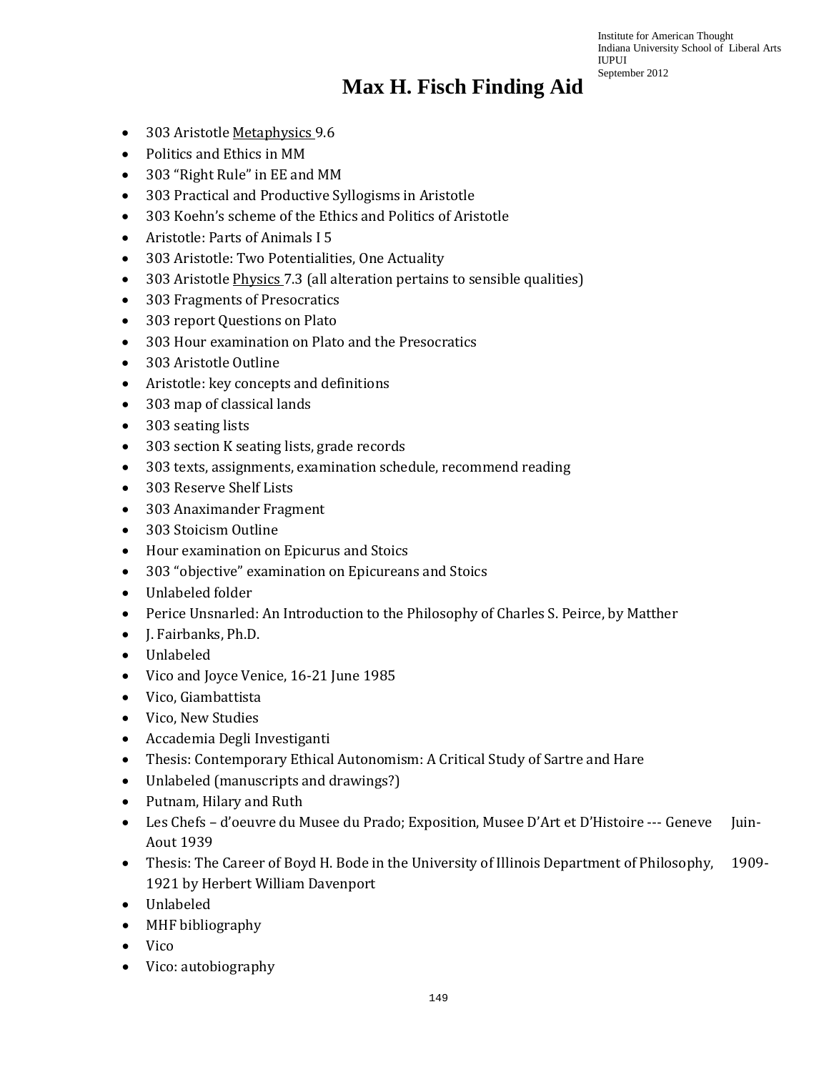# Max H. Fisch Finding Aid

- 303 Aristotle Metaphysics 9.6
- Politics and Ethics in MM
- 303 "Right Rule" in EE and MM
- 303 Practical and Productive Syllogisms in Aristotle
- 303 Koehn's scheme of the Ethics and Politics of Aristotle
- Aristotle: Parts of Animals I 5
- 303 Aristotle: Two Potentialities, One Actuality
- 303 Aristotle Physics 7.3 (all alteration pertains to sensible qualities)
- 303 Fragments of Presocratics
- 303 report Questions on Plato
- 303 Hour examination on Plato and the Presocratics
- 303 Aristotle Outline
- Aristotle: key concepts and definitions
- 303 map of classical lands
- 303 seating lists
- 303 section K seating lists, grade records
- 303 texts, assignments, examination schedule, recommend reading
- 303 Reserve Shelf Lists
- 303 Anaximander Fragment
- 303 Stoicism Outline
- Hour examination on Epicurus and Stoics
- 303 "objective" examination on Epicureans and Stoics
- Unlabeled folder
- Perice Unsnarled: An Introduction to the Philosophy of Charles S. Peirce, by Matther
- J. Fairbanks, Ph.D.
- Unlabeled
- Vico and Joyce Venice, 16-21 June 1985
- Vico, Giambattista
- Vico, New Studies
- Accademia Degli Investiganti
- Thesis: Contemporary Ethical Autonomism: A Critical Study of Sartre and Hare
- Unlabeled (manuscripts and drawings?)
- Putnam, Hilary and Ruth
- Les Chefs – d'oeuvre du Musee du Prado; Exposition, Musee D'Art et D'Histoire --- Geneve Juin-Aout 1939
- Thesis: The Career of Boyd H. Bode in the University of Illinois Department of Philosophy, 1909-1921 by Herbert William Davenport
- Unlabeled
- MHF bibliography
- Vico
- Vico: autobiography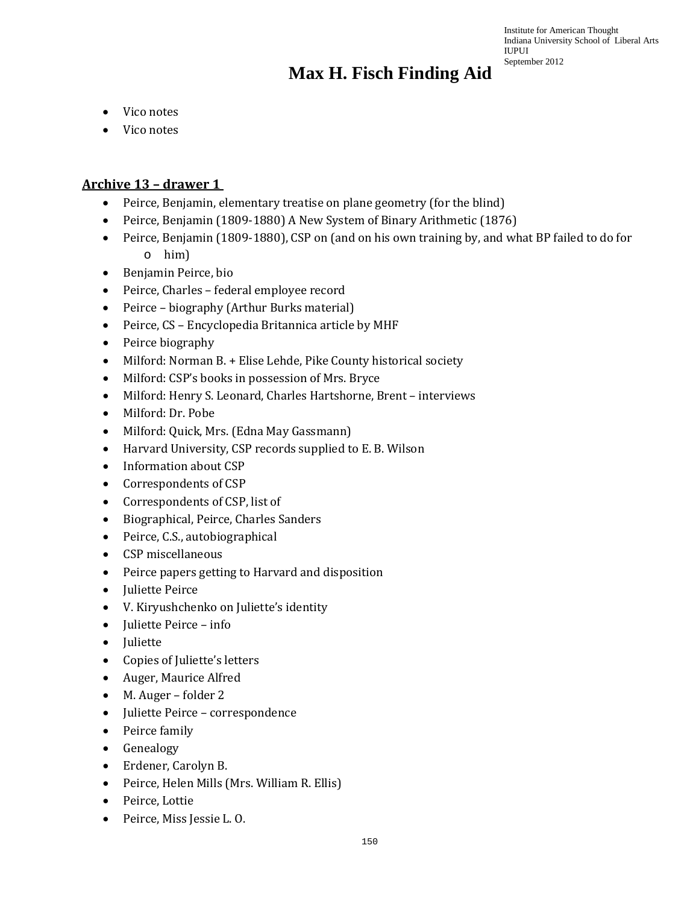- Vico notes
- Vico notes

## Archive 13 – drawer 1

- Peirce, Benjamin, elementary treatise on plane geometry (for the blind)
- Peirce, Benjamin (1809-1880) A New System of Binary Arithmetic (1876)
- Peirce, Benjamin (1809-1880), CSP on (and on his own training by, and what BP failed to do for
    - him)
- Benjamin Peirce, bio
- Peirce, Charles – federal employee record
- Peirce – biography (Arthur Burks material)
- Peirce, CS – Encyclopedia Britannica article by MHF
- Peirce biography
- Milford: Norman B. + Elise Lehde, Pike County historical society
- Milford: CSP's books in possession of Mrs. Bryce
- Milford: Henry S. Leonard, Charles Hartshorne, Brent – interviews
- Milford: Dr. Pobe
- Milford: Quick, Mrs. (Edna May Gassmann)
- Harvard University, CSP records supplied to E. B. Wilson
- Information about CSP
- Correspondents of CSP
- Correspondents of CSP, list of
- Biographical, Peirce, Charles Sanders
- Peirce, C.S., autobiographical
- CSP miscellaneous
- Peirce papers getting to Harvard and disposition
- Juliette Peirce
- V. Kiryushchenko on Juliette's identity
- Juliette Peirce – info
- Juliette
- Copies of Juliette's letters
- Auger, Maurice Alfred
- M. Auger – folder 2
- Juliette Peirce – correspondence
- Peirce family
- Genealogy
- Erdener, Carolyn B.
- Peirce, Helen Mills (Mrs. William R. Ellis)
- Peirce, Lottie
- Peirce, Miss Jessie L. O.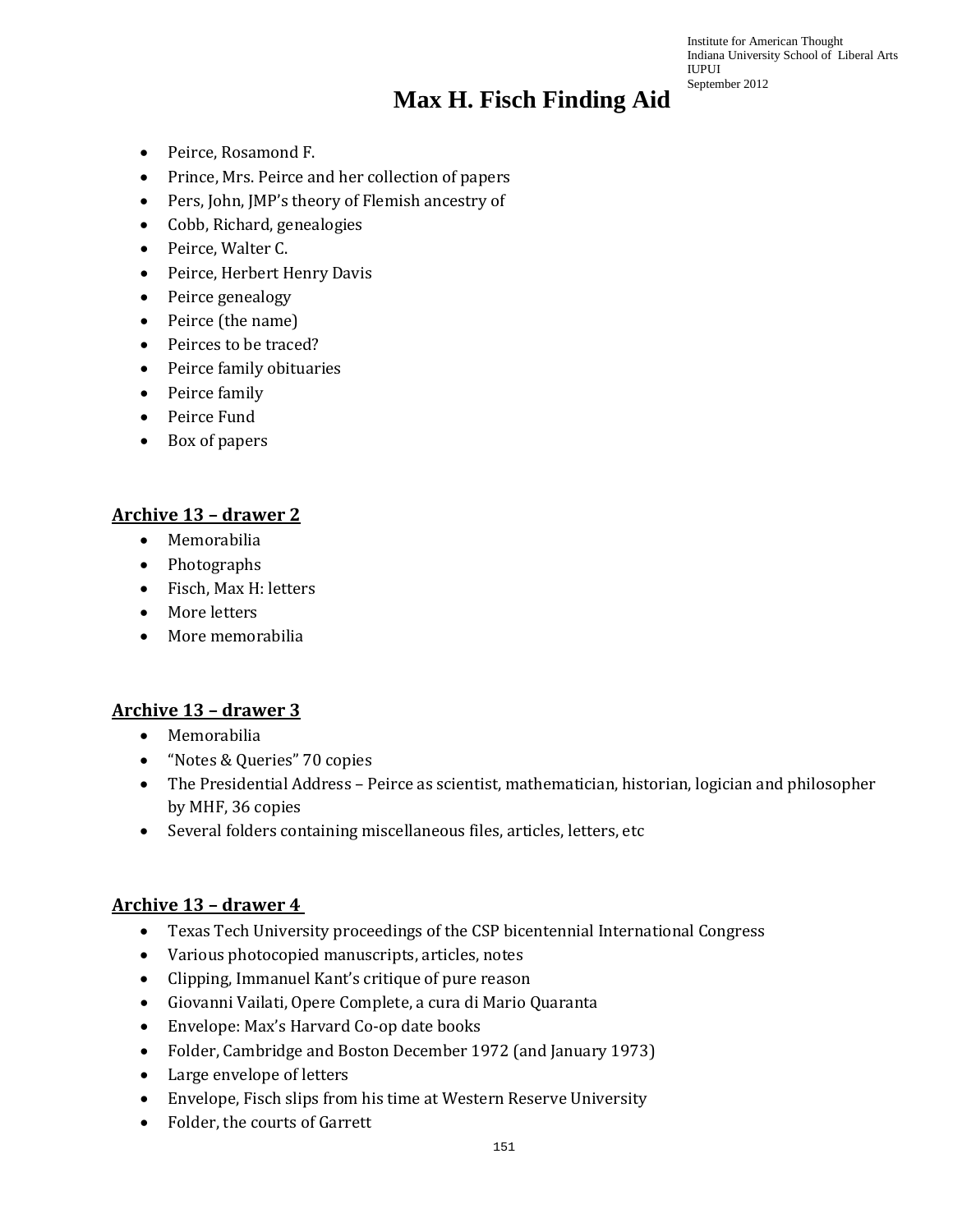- Peirce, Rosamond F.
- Prince, Mrs. Peirce and her collection of papers
- Pers, John, JMP's theory of Flemish ancestry of
- Cobb, Richard, genealogies
- Peirce, Walter C.
- Peirce, Herbert Henry Davis
- Peirce genealogy
- Peirce (the name)
- Peirces to be traced?
- Peirce family obituaries
- Peirce family
- Peirce Fund
- Box of papers

## Archive 13 – drawer 2

- Memorabilia
- Photographs
- Fisch, Max H: letters
- More letters
- More memorabilia

## Archive 13 – drawer 3

- Memorabilia
- "Notes & Queries" 70 copies
- The Presidential Address – Peirce as scientist, mathematician, historian, logician and philosopher by MHF, 36 copies
- Several folders containing miscellaneous files, articles, letters, etc

## Archive 13 – drawer 4

- Texas Tech University proceedings of the CSP bicentennial International Congress
- Various photocopied manuscripts, articles, notes
- Clipping, Immanuel Kant's critique of pure reason
- Giovanni Vailati, Opere Complete, a cura di Mario Quaranta
- Envelope: Max's Harvard Co-op date books
- Folder, Cambridge and Boston December 1972 (and January 1973)
- Large envelope of letters
- Envelope, Fisch slips from his time at Western Reserve University
- Folder, the courts of Garrett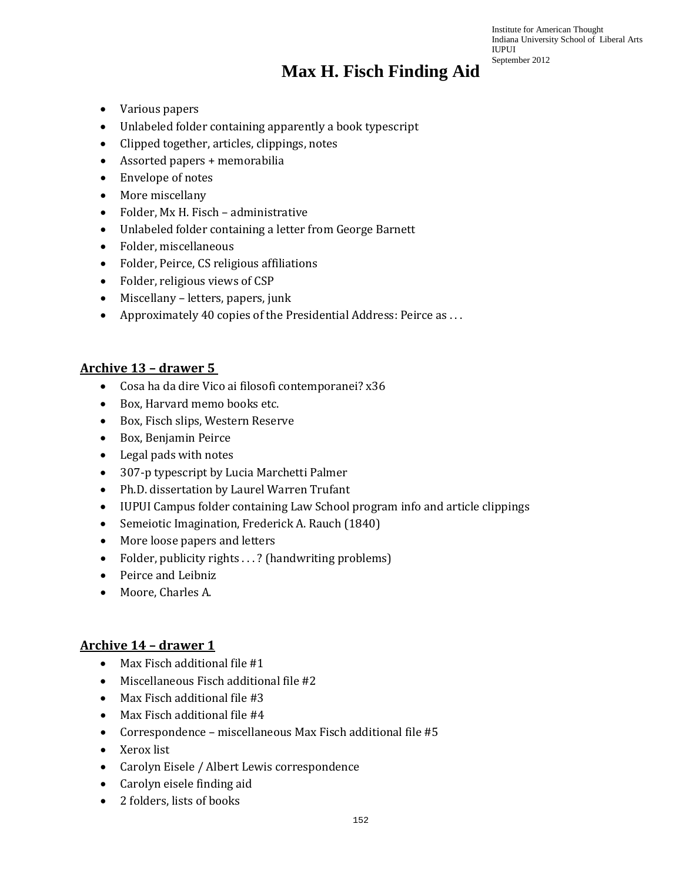- Various papers
- Unlabeled folder containing apparently a book typescript
- Clipped together, articles, clippings, notes
- Assorted papers + memorabilia
- Envelope of notes
- More miscellany
- Folder, Mx H. Fisch – administrative
- Unlabeled folder containing a letter from George Barnett
- Folder, miscellaneous
- Folder, Peirce, CS religious affiliations
- Folder, religious views of CSP
- Miscellany – letters, papers, junk
- Approximately 40 copies of the Presidential Address: Peirce as . . .

## Archive 13 – drawer 5

- Cosa ha da dire Vico ai filosofi contemporanei? x36
- Box, Harvard memo books etc.
- Box, Fisch slips, Western Reserve
- Box, Benjamin Peirce
- Legal pads with notes
- 307-p typescript by Lucia Marchetti Palmer
- Ph.D. dissertation by Laurel Warren Trufant
- IUPUI Campus folder containing Law School program info and article clippings
- Semeiotic Imagination, Frederick A. Rauch (1840)
- More loose papers and letters
- Folder, publicity rights . . . ? (handwriting problems)
- Peirce and Leibniz
- Moore, Charles A.

## Archive 14 – drawer 1

- Max Fisch additional file #1
- Miscellaneous Fisch additional file #2
- Max Fisch additional file #3
- Max Fisch additional file #4
- Correspondence – miscellaneous Max Fisch additional file #5
- Xerox list
- Carolyn Eisele / Albert Lewis correspondence
- Carolyn eisele finding aid
- 2 folders, lists of books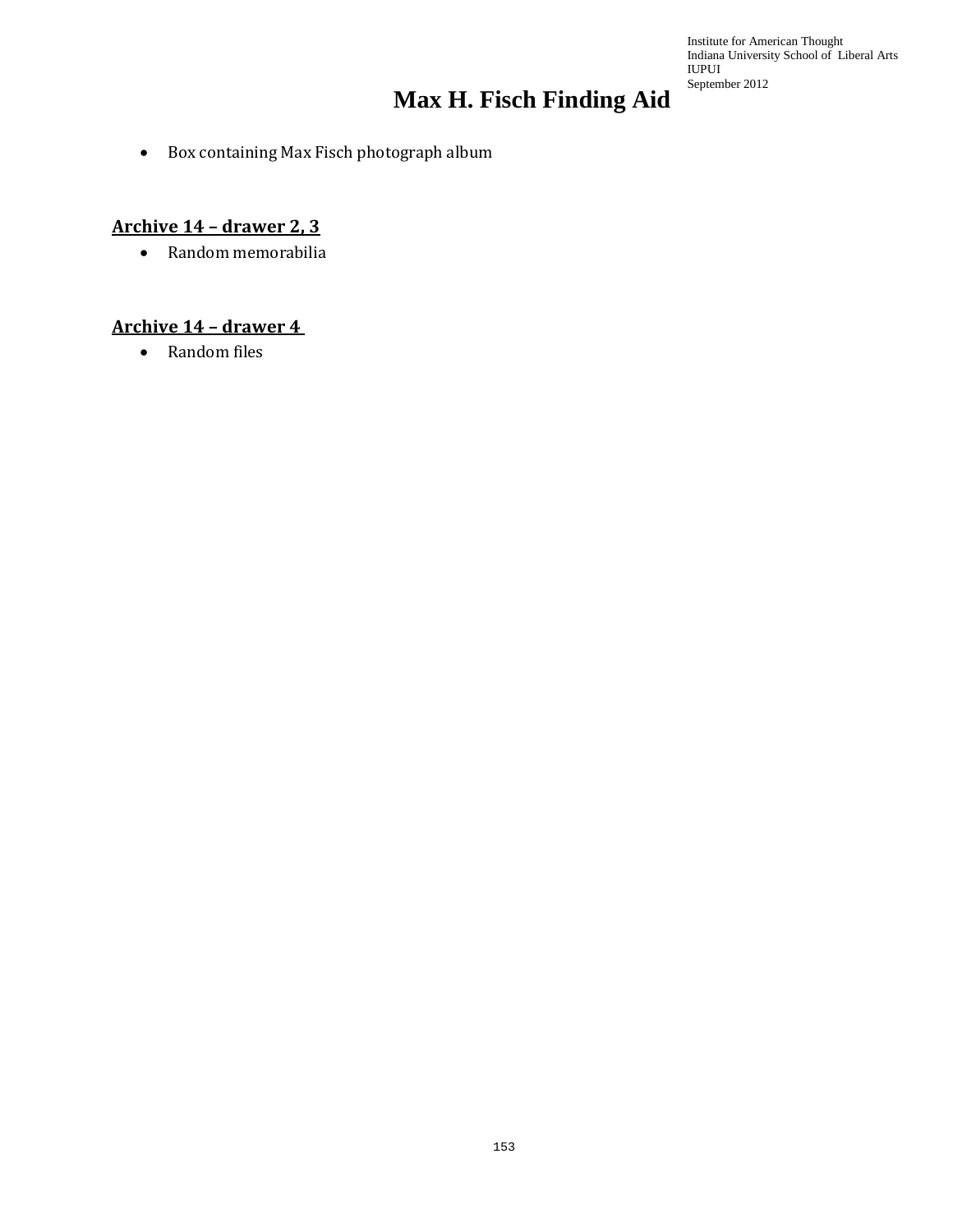- Box containing Max Fisch photograph album

**Archive 14 – drawer 2, 3**

- Random memorabilia

**Archive 14 – drawer 4**

- Random files